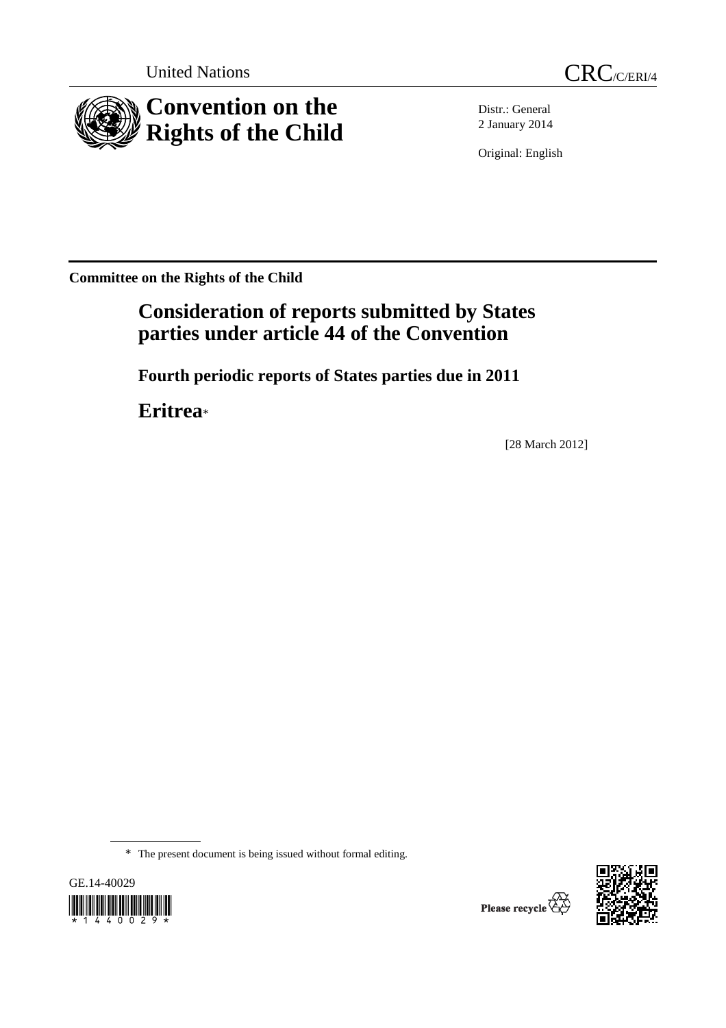United Nations CRC/C/ERI/4

# Convention on the Rights of the Child

Distr.: General
2 January 2014

Original: English

**Committee on the Rights of the Child**

## Consideration of reports submitted by States parties under article 44 of the Convention

### Fourth periodic reports of States parties due in 2011

## Eritrea*

[28 March 2012]

* The present document is being issued without formal editing.

GE.14-40029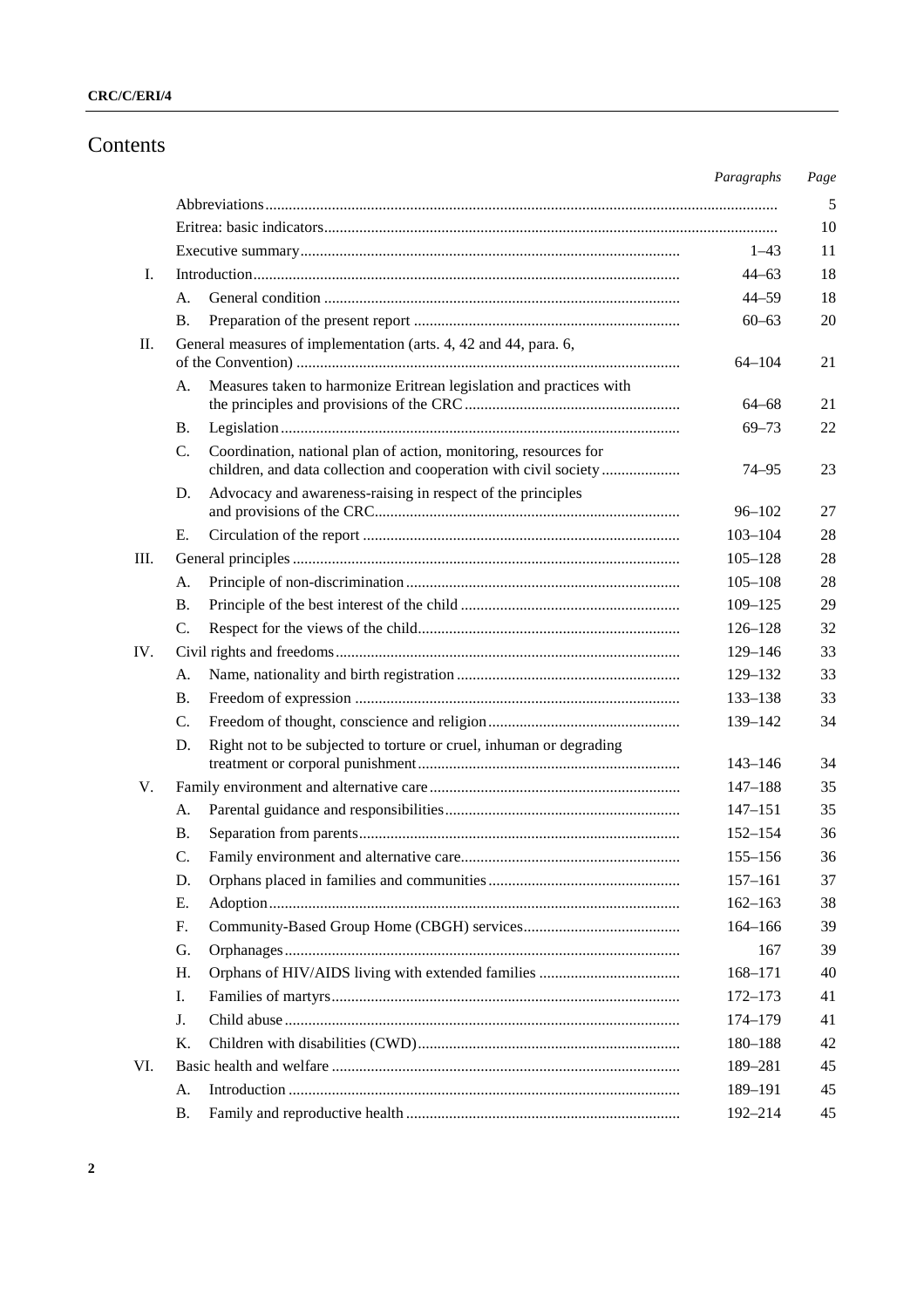# Contents

| | | | Paragraphs | Page |
|---|---|---|---|---|
| | Abbreviations | | | 5 |
| | Eritrea: basic indicators | | | 10 |
| | Executive summary | | 1–43 | 11 |
| I. | Introduction | | 44–63 | 18 |
| | A. | General condition | 44–59 | 18 |
| | B. | Preparation of the present report | 60–63 | 20 |
| II. | General measures of implementation (arts. 4, 42 and 44, para. 6, of the Convention) | | 64–104 | 21 |
| | A. | Measures taken to harmonize Eritrean legislation and practices with the principles and provisions of the CRC | 64–68 | 21 |
| | B. | Legislation | 69–73 | 22 |
| | C. | Coordination, national plan of action, monitoring, resources for children, and data collection and cooperation with civil society | 74–95 | 23 |
| | D. | Advocacy and awareness-raising in respect of the principles and provisions of the CRC | 96–102 | 27 |
| | E. | Circulation of the report | 103–104 | 28 |
| III. | General principles | | 105–128 | 28 |
| | A. | Principle of non-discrimination | 105–108 | 28 |
| | B. | Principle of the best interest of the child | 109–125 | 29 |
| | C. | Respect for the views of the child | 126–128 | 32 |
| IV. | Civil rights and freedoms | | 129–146 | 33 |
| | A. | Name, nationality and birth registration | 129–132 | 33 |
| | B. | Freedom of expression | 133–138 | 33 |
| | C. | Freedom of thought, conscience and religion | 139–142 | 34 |
| | D. | Right not to be subjected to torture or cruel, inhuman or degrading treatment or corporal punishment | 143–146 | 34 |
| V. | Family environment and alternative care | | 147–188 | 35 |
| | A. | Parental guidance and responsibilities | 147–151 | 35 |
| | B. | Separation from parents | 152–154 | 36 |
| | C. | Family environment and alternative care | 155–156 | 36 |
| | D. | Orphans placed in families and communities | 157–161 | 37 |
| | E. | Adoption | 162–163 | 38 |
| | F. | Community-Based Group Home (CBGH) services | 164–166 | 39 |
| | G. | Orphanages | 167 | 39 |
| | H. | Orphans of HIV/AIDS living with extended families | 168–171 | 40 |
| | I. | Families of martyrs | 172–173 | 41 |
| | J. | Child abuse | 174–179 | 41 |
| | K. | Children with disabilities (CWD) | 180–188 | 42 |
| VI. | Basic health and welfare | | 189–281 | 45 |
| | A. | Introduction | 189–191 | 45 |
| | B. | Family and reproductive health | 192–214 | 45 |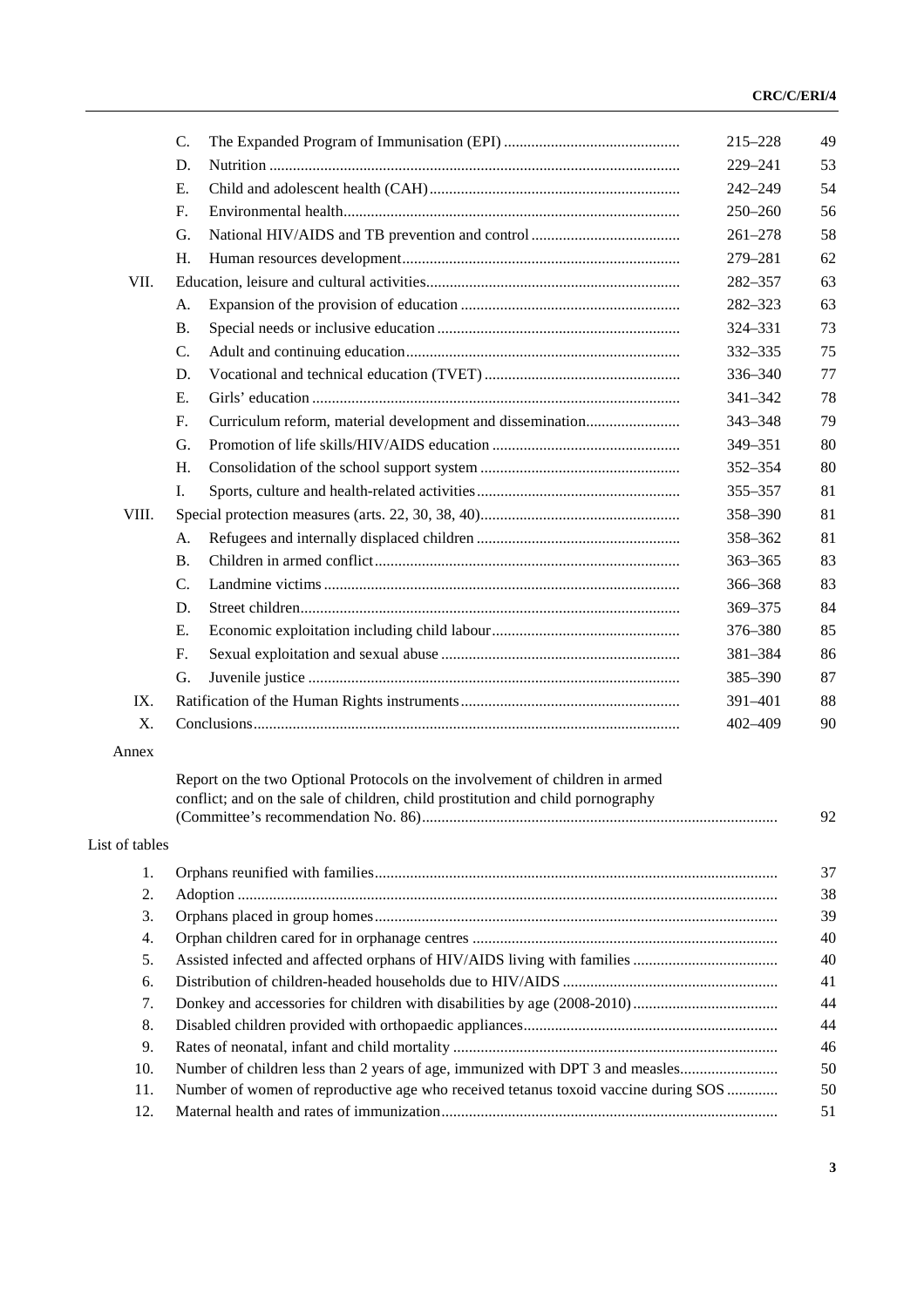| | | | | |
|---|---|---|---|---|
| | C. | The Expanded Program of Immunisation (EPI) | 215–228 | 49 |
| | D. | Nutrition | 229–241 | 53 |
| | E. | Child and adolescent health (CAH) | 242–249 | 54 |
| | F. | Environmental health | 250–260 | 56 |
| | G. | National HIV/AIDS and TB prevention and control | 261–278 | 58 |
| | H. | Human resources development | 279–281 | 62 |
| VII. | | Education, leisure and cultural activities | 282–357 | 63 |
| | A. | Expansion of the provision of education | 282–323 | 63 |
| | B. | Special needs or inclusive education | 324–331 | 73 |
| | C. | Adult and continuing education | 332–335 | 75 |
| | D. | Vocational and technical education (TVET) | 336–340 | 77 |
| | E. | Girls' education | 341–342 | 78 |
| | F. | Curriculum reform, material development and dissemination | 343–348 | 79 |
| | G. | Promotion of life skills/HIV/AIDS education | 349–351 | 80 |
| | H. | Consolidation of the school support system | 352–354 | 80 |
| | I. | Sports, culture and health-related activities | 355–357 | 81 |
| VIII. | | Special protection measures (arts. 22, 30, 38, 40) | 358–390 | 81 |
| | A. | Refugees and internally displaced children | 358–362 | 81 |
| | B. | Children in armed conflict | 363–365 | 83 |
| | C. | Landmine victims | 366–368 | 83 |
| | D. | Street children | 369–375 | 84 |
| | E. | Economic exploitation including child labour | 376–380 | 85 |
| | F. | Sexual exploitation and sexual abuse | 381–384 | 86 |
| | G. | Juvenile justice | 385–390 | 87 |
| IX. | | Ratification of the Human Rights instruments | 391–401 | 88 |
| X. | | Conclusions | 402–409 | 90 |

Annex

| | |
|---|---|
| Report on the two Optional Protocols on the involvement of children in armed conflict; and on the sale of children, child prostitution and child pornography (Committee's recommendation No. 86) | 92 |

List of tables

| | | |
|---|---|---|
| 1. | Orphans reunified with families | 37 |
| 2. | Adoption | 38 |
| 3. | Orphans placed in group homes | 39 |
| 4. | Orphan children cared for in orphanage centres | 40 |
| 5. | Assisted infected and affected orphans of HIV/AIDS living with families | 40 |
| 6. | Distribution of children-headed households due to HIV/AIDS | 41 |
| 7. | Donkey and accessories for children with disabilities by age (2008-2010) | 44 |
| 8. | Disabled children provided with orthopaedic appliances | 44 |
| 9. | Rates of neonatal, infant and child mortality | 46 |
| 10. | Number of children less than 2 years of age, immunized with DPT 3 and measles | 50 |
| 11. | Number of women of reproductive age who received tetanus toxoid vaccine during SOS | 50 |
| 12. | Maternal health and rates of immunization | 51 |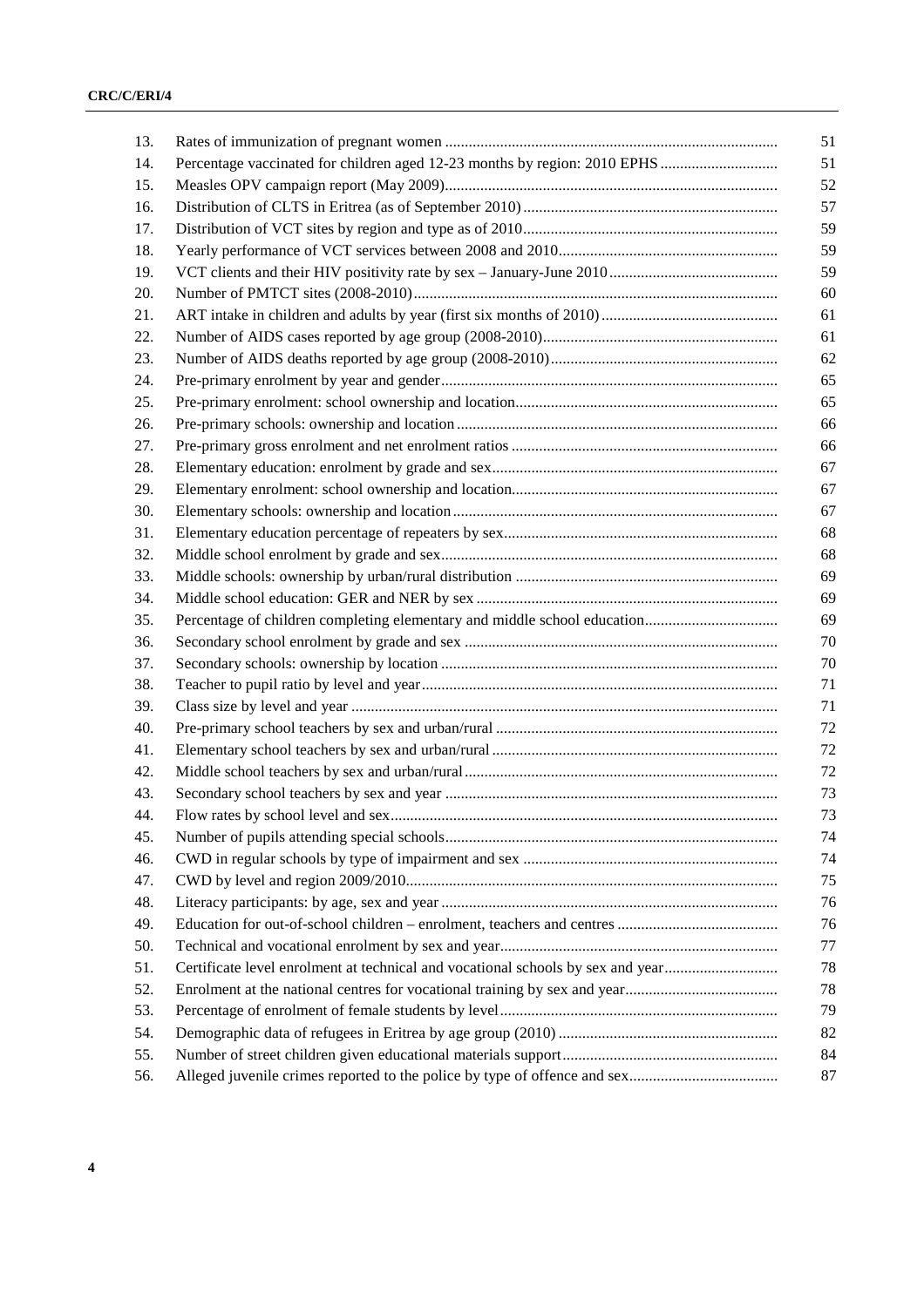| | | |
|---|---|---|
| 13. | Rates of immunization of pregnant women | 51 |
| 14. | Percentage vaccinated for children aged 12-23 months by region: 2010 EPHS | 51 |
| 15. | Measles OPV campaign report (May 2009) | 52 |
| 16. | Distribution of CLTS in Eritrea (as of September 2010) | 57 |
| 17. | Distribution of VCT sites by region and type as of 2010 | 59 |
| 18. | Yearly performance of VCT services between 2008 and 2010 | 59 |
| 19. | VCT clients and their HIV positivity rate by sex – January-June 2010 | 59 |
| 20. | Number of PMTCT sites (2008-2010) | 60 |
| 21. | ART intake in children and adults by year (first six months of 2010) | 61 |
| 22. | Number of AIDS cases reported by age group (2008-2010) | 61 |
| 23. | Number of AIDS deaths reported by age group (2008-2010) | 62 |
| 24. | Pre-primary enrolment by year and gender | 65 |
| 25. | Pre-primary enrolment: school ownership and location | 65 |
| 26. | Pre-primary schools: ownership and location | 66 |
| 27. | Pre-primary gross enrolment and net enrolment ratios | 66 |
| 28. | Elementary education: enrolment by grade and sex | 67 |
| 29. | Elementary enrolment: school ownership and location | 67 |
| 30. | Elementary schools: ownership and location | 67 |
| 31. | Elementary education percentage of repeaters by sex | 68 |
| 32. | Middle school enrolment by grade and sex | 68 |
| 33. | Middle schools: ownership by urban/rural distribution | 69 |
| 34. | Middle school education: GER and NER by sex | 69 |
| 35. | Percentage of children completing elementary and middle school education | 69 |
| 36. | Secondary school enrolment by grade and sex | 70 |
| 37. | Secondary schools: ownership by location | 70 |
| 38. | Teacher to pupil ratio by level and year | 71 |
| 39. | Class size by level and year | 71 |
| 40. | Pre-primary school teachers by sex and urban/rural | 72 |
| 41. | Elementary school teachers by sex and urban/rural | 72 |
| 42. | Middle school teachers by sex and urban/rural | 72 |
| 43. | Secondary school teachers by sex and year | 73 |
| 44. | Flow rates by school level and sex | 73 |
| 45. | Number of pupils attending special schools | 74 |
| 46. | CWD in regular schools by type of impairment and sex | 74 |
| 47. | CWD by level and region 2009/2010 | 75 |
| 48. | Literacy participants: by age, sex and year | 76 |
| 49. | Education for out-of-school children – enrolment, teachers and centres | 76 |
| 50. | Technical and vocational enrolment by sex and year | 77 |
| 51. | Certificate level enrolment at technical and vocational schools by sex and year | 78 |
| 52. | Enrolment at the national centres for vocational training by sex and year | 78 |
| 53. | Percentage of enrolment of female students by level | 79 |
| 54. | Demographic data of refugees in Eritrea by age group (2010) | 82 |
| 55. | Number of street children given educational materials support | 84 |
| 56. | Alleged juvenile crimes reported to the police by type of offence and sex | 87 |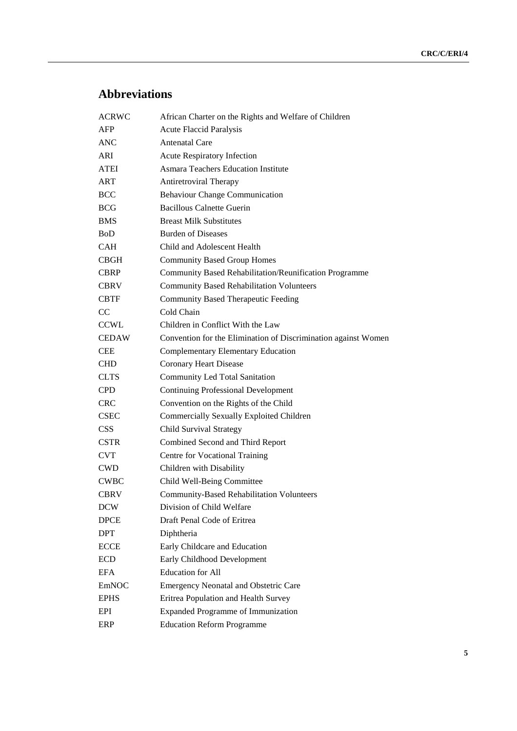## Abbreviations

| | |
|---|---|
| ACRWC | African Charter on the Rights and Welfare of Children |
| AFP | Acute Flaccid Paralysis |
| ANC | Antenatal Care |
| ARI | Acute Respiratory Infection |
| ATEI | Asmara Teachers Education Institute |
| ART | Antiretroviral Therapy |
| BCC | Behaviour Change Communication |
| BCG | Bacillous Calnette Guerin |
| BMS | Breast Milk Substitutes |
| BoD | Burden of Diseases |
| CAH | Child and Adolescent Health |
| CBGH | Community Based Group Homes |
| CBRP | Community Based Rehabilitation/Reunification Programme |
| CBRV | Community Based Rehabilitation Volunteers |
| CBTF | Community Based Therapeutic Feeding |
| CC | Cold Chain |
| CCWL | Children in Conflict With the Law |
| CEDAW | Convention for the Elimination of Discrimination against Women |
| CEE | Complementary Elementary Education |
| CHD | Coronary Heart Disease |
| CLTS | Community Led Total Sanitation |
| CPD | Continuing Professional Development |
| CRC | Convention on the Rights of the Child |
| CSEC | Commercially Sexually Exploited Children |
| CSS | Child Survival Strategy |
| CSTR | Combined Second and Third Report |
| CVT | Centre for Vocational Training |
| CWD | Children with Disability |
| CWBC | Child Well-Being Committee |
| CBRV | Community-Based Rehabilitation Volunteers |
| DCW | Division of Child Welfare |
| DPCE | Draft Penal Code of Eritrea |
| DPT | Diphtheria |
| ECCE | Early Childcare and Education |
| ECD | Early Childhood Development |
| EFA | Education for All |
| EmNOC | Emergency Neonatal and Obstetric Care |
| EPHS | Eritrea Population and Health Survey |
| EPI | Expanded Programme of Immunization |
| ERP | Education Reform Programme |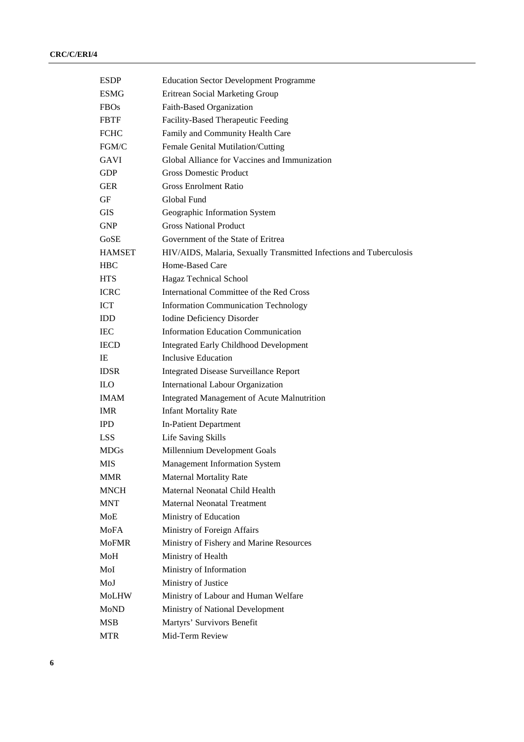| | |
|---|---|
| ESDP | Education Sector Development Programme |
| ESMG | Eritrean Social Marketing Group |
| FBOs | Faith-Based Organization |
| FBTF | Facility-Based Therapeutic Feeding |
| FCHC | Family and Community Health Care |
| FGM/C | Female Genital Mutilation/Cutting |
| GAVI | Global Alliance for Vaccines and Immunization |
| GDP | Gross Domestic Product |
| GER | Gross Enrolment Ratio |
| GF | Global Fund |
| GIS | Geographic Information System |
| GNP | Gross National Product |
| GoSE | Government of the State of Eritrea |
| HAMSET | HIV/AIDS, Malaria, Sexually Transmitted Infections and Tuberculosis |
| HBC | Home-Based Care |
| HTS | Hagaz Technical School |
| ICRC | International Committee of the Red Cross |
| ICT | Information Communication Technology |
| IDD | Iodine Deficiency Disorder |
| IEC | Information Education Communication |
| IECD | Integrated Early Childhood Development |
| IE | Inclusive Education |
| IDSR | Integrated Disease Surveillance Report |
| ILO | International Labour Organization |
| IMAM | Integrated Management of Acute Malnutrition |
| IMR | Infant Mortality Rate |
| IPD | In-Patient Department |
| LSS | Life Saving Skills |
| MDGs | Millennium Development Goals |
| MIS | Management Information System |
| MMR | Maternal Mortality Rate |
| MNCH | Maternal Neonatal Child Health |
| MNT | Maternal Neonatal Treatment |
| MoE | Ministry of Education |
| MoFA | Ministry of Foreign Affairs |
| MoFMR | Ministry of Fishery and Marine Resources |
| MoH | Ministry of Health |
| MoI | Ministry of Information |
| MoJ | Ministry of Justice |
| MoLHW | Ministry of Labour and Human Welfare |
| MoND | Ministry of National Development |
| MSB | Martyrs' Survivors Benefit |
| MTR | Mid-Term Review |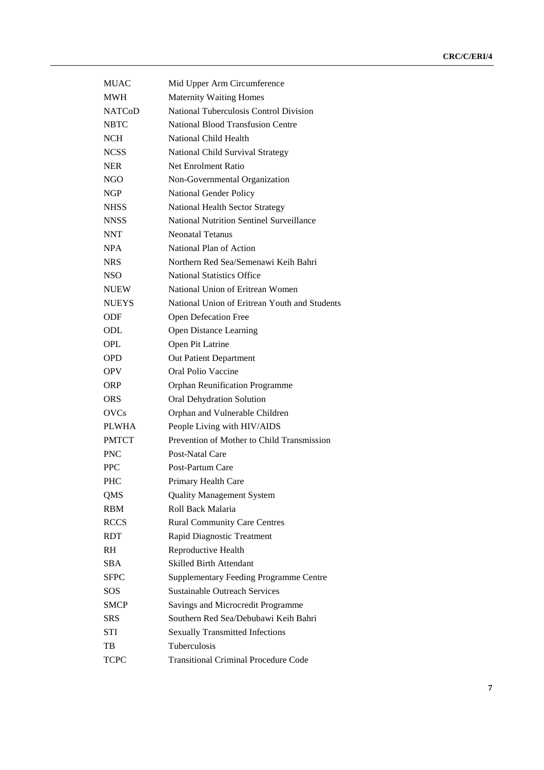| | |
|---|---|
| MUAC | Mid Upper Arm Circumference |
| MWH | Maternity Waiting Homes |
| NATCoD | National Tuberculosis Control Division |
| NBTC | National Blood Transfusion Centre |
| NCH | National Child Health |
| NCSS | National Child Survival Strategy |
| NER | Net Enrolment Ratio |
| NGO | Non-Governmental Organization |
| NGP | National Gender Policy |
| NHSS | National Health Sector Strategy |
| NNSS | National Nutrition Sentinel Surveillance |
| NNT | Neonatal Tetanus |
| NPA | National Plan of Action |
| NRS | Northern Red Sea/Semenawi Keih Bahri |
| NSO | National Statistics Office |
| NUEW | National Union of Eritrean Women |
| NUEYS | National Union of Eritrean Youth and Students |
| ODF | Open Defecation Free |
| ODL | Open Distance Learning |
| OPL | Open Pit Latrine |
| OPD | Out Patient Department |
| OPV | Oral Polio Vaccine |
| ORP | Orphan Reunification Programme |
| ORS | Oral Dehydration Solution |
| OVCs | Orphan and Vulnerable Children |
| PLWHA | People Living with HIV/AIDS |
| PMTCT | Prevention of Mother to Child Transmission |
| PNC | Post-Natal Care |
| PPC | Post-Partum Care |
| PHC | Primary Health Care |
| QMS | Quality Management System |
| RBM | Roll Back Malaria |
| RCCS | Rural Community Care Centres |
| RDT | Rapid Diagnostic Treatment |
| RH | Reproductive Health |
| SBA | Skilled Birth Attendant |
| SFPC | Supplementary Feeding Programme Centre |
| SOS | Sustainable Outreach Services |
| SMCP | Savings and Microcredit Programme |
| SRS | Southern Red Sea/Debubawi Keih Bahri |
| STI | Sexually Transmitted Infections |
| TB | Tuberculosis |
| TCPC | Transitional Criminal Procedure Code |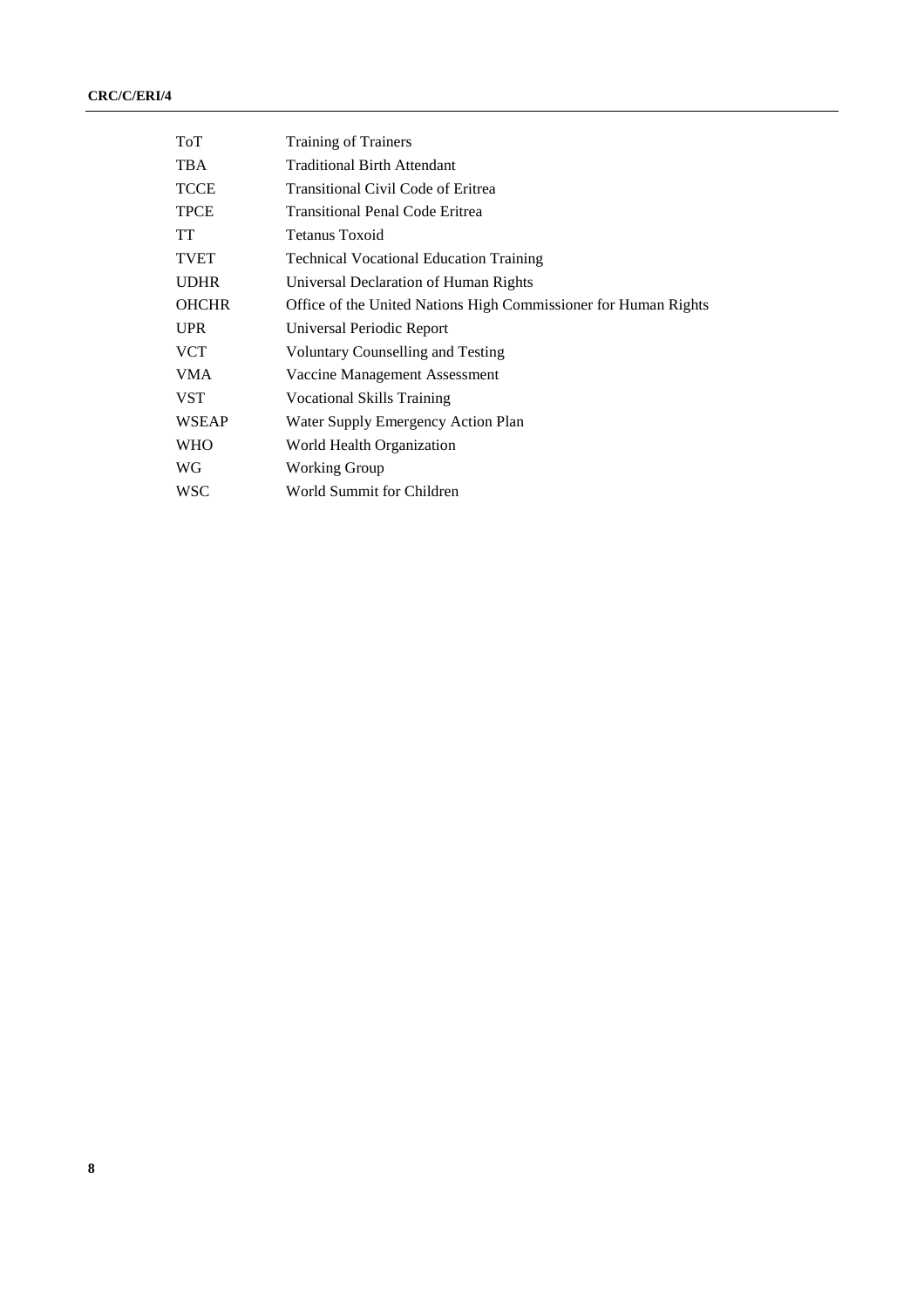| | |
|---|---|
| ToT | Training of Trainers |
| TBA | Traditional Birth Attendant |
| TCCE | Transitional Civil Code of Eritrea |
| TPCE | Transitional Penal Code Eritrea |
| TT | Tetanus Toxoid |
| TVET | Technical Vocational Education Training |
| UDHR | Universal Declaration of Human Rights |
| OHCHR | Office of the United Nations High Commissioner for Human Rights |
| UPR | Universal Periodic Report |
| VCT | Voluntary Counselling and Testing |
| VMA | Vaccine Management Assessment |
| VST | Vocational Skills Training |
| WSEAP | Water Supply Emergency Action Plan |
| WHO | World Health Organization |
| WG | Working Group |
| WSC | World Summit for Children |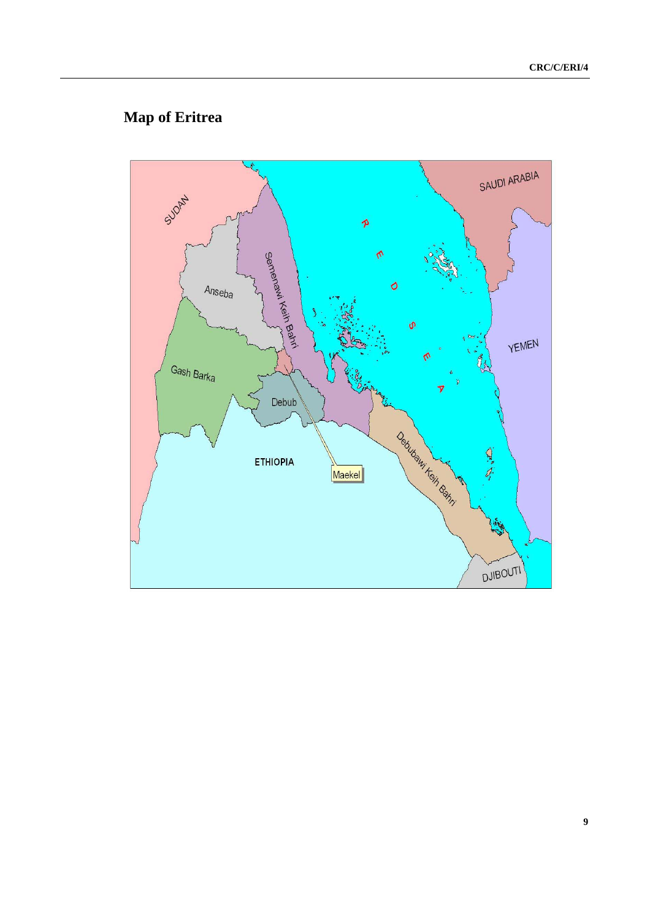# Map of Eritrea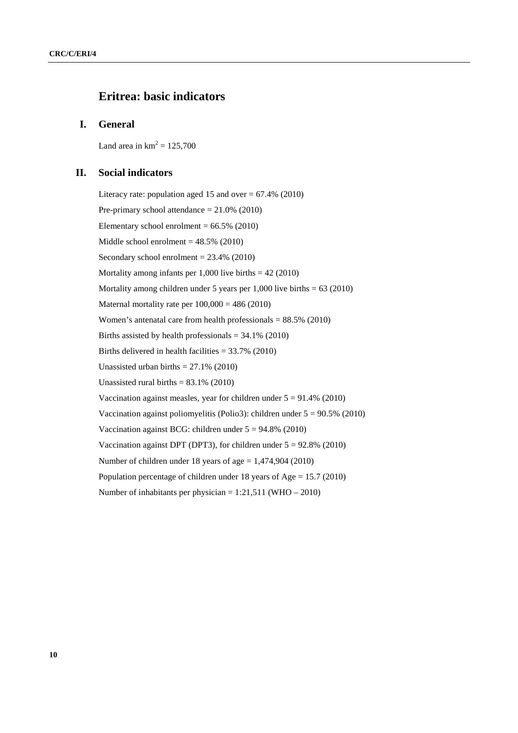# Eritrea: basic indicators

## I. General

Land area in $km^2$ = 125,700

## II. Social indicators

Literacy rate: population aged 15 and over = 67.4% (2010)

Pre-primary school attendance = 21.0% (2010)

Elementary school enrolment = 66.5% (2010)

Middle school enrolment = 48.5% (2010)

Secondary school enrolment = 23.4% (2010)

Mortality among infants per 1,000 live births = 42 (2010)

Mortality among children under 5 years per 1,000 live births = 63 (2010)

Maternal mortality rate per 100,000 = 486 (2010)

Women's antenatal care from health professionals = 88.5% (2010)

Births assisted by health professionals = 34.1% (2010)

Births delivered in health facilities = 33.7% (2010)

Unassisted urban births = 27.1% (2010)

Unassisted rural births = 83.1% (2010)

Vaccination against measles, year for children under 5 = 91.4% (2010)

Vaccination against poliomyelitis (Polio3): children under 5 = 90.5% (2010)

Vaccination against BCG: children under 5 = 94.8% (2010)

Vaccination against DPT (DPT3), for children under 5 = 92.8% (2010)

Number of children under 18 years of age = 1,474,904 (2010)

Population percentage of children under 18 years of Age = 15.7 (2010)

Number of inhabitants per physician = 1:21,511 (WHO – 2010)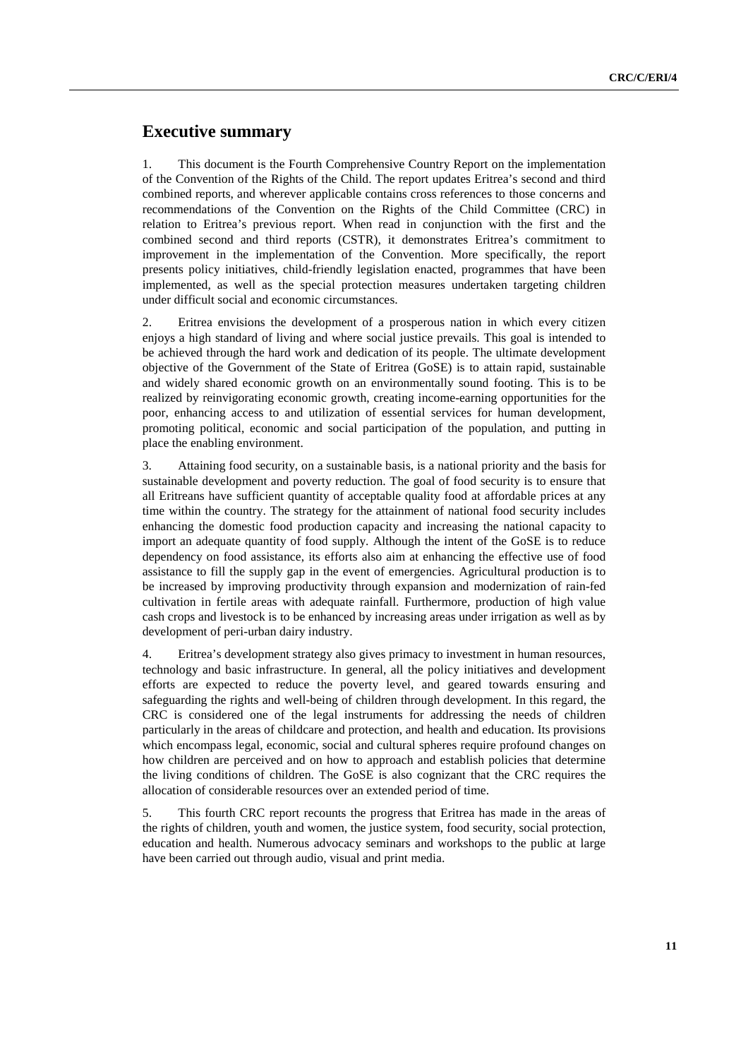## Executive summary

1. This document is the Fourth Comprehensive Country Report on the implementation of the Convention of the Rights of the Child. The report updates Eritrea's second and third combined reports, and wherever applicable contains cross references to those concerns and recommendations of the Convention on the Rights of the Child Committee (CRC) in relation to Eritrea's previous report. When read in conjunction with the first and the combined second and third reports (CSTR), it demonstrates Eritrea's commitment to improvement in the implementation of the Convention. More specifically, the report presents policy initiatives, child-friendly legislation enacted, programmes that have been implemented, as well as the special protection measures undertaken targeting children under difficult social and economic circumstances.

2. Eritrea envisions the development of a prosperous nation in which every citizen enjoys a high standard of living and where social justice prevails. This goal is intended to be achieved through the hard work and dedication of its people. The ultimate development objective of the Government of the State of Eritrea (GoSE) is to attain rapid, sustainable and widely shared economic growth on an environmentally sound footing. This is to be realized by reinvigorating economic growth, creating income-earning opportunities for the poor, enhancing access to and utilization of essential services for human development, promoting political, economic and social participation of the population, and putting in place the enabling environment.

3. Attaining food security, on a sustainable basis, is a national priority and the basis for sustainable development and poverty reduction. The goal of food security is to ensure that all Eritreans have sufficient quantity of acceptable quality food at affordable prices at any time within the country. The strategy for the attainment of national food security includes enhancing the domestic food production capacity and increasing the national capacity to import an adequate quantity of food supply. Although the intent of the GoSE is to reduce dependency on food assistance, its efforts also aim at enhancing the effective use of food assistance to fill the supply gap in the event of emergencies. Agricultural production is to be increased by improving productivity through expansion and modernization of rain-fed cultivation in fertile areas with adequate rainfall. Furthermore, production of high value cash crops and livestock is to be enhanced by increasing areas under irrigation as well as by development of peri-urban dairy industry.

4. Eritrea's development strategy also gives primacy to investment in human resources, technology and basic infrastructure. In general, all the policy initiatives and development efforts are expected to reduce the poverty level, and geared towards ensuring and safeguarding the rights and well-being of children through development. In this regard, the CRC is considered one of the legal instruments for addressing the needs of children particularly in the areas of childcare and protection, and health and education. Its provisions which encompass legal, economic, social and cultural spheres require profound changes on how children are perceived and on how to approach and establish policies that determine the living conditions of children. The GoSE is also cognizant that the CRC requires the allocation of considerable resources over an extended period of time.

5. This fourth CRC report recounts the progress that Eritrea has made in the areas of the rights of children, youth and women, the justice system, food security, social protection, education and health. Numerous advocacy seminars and workshops to the public at large have been carried out through audio, visual and print media.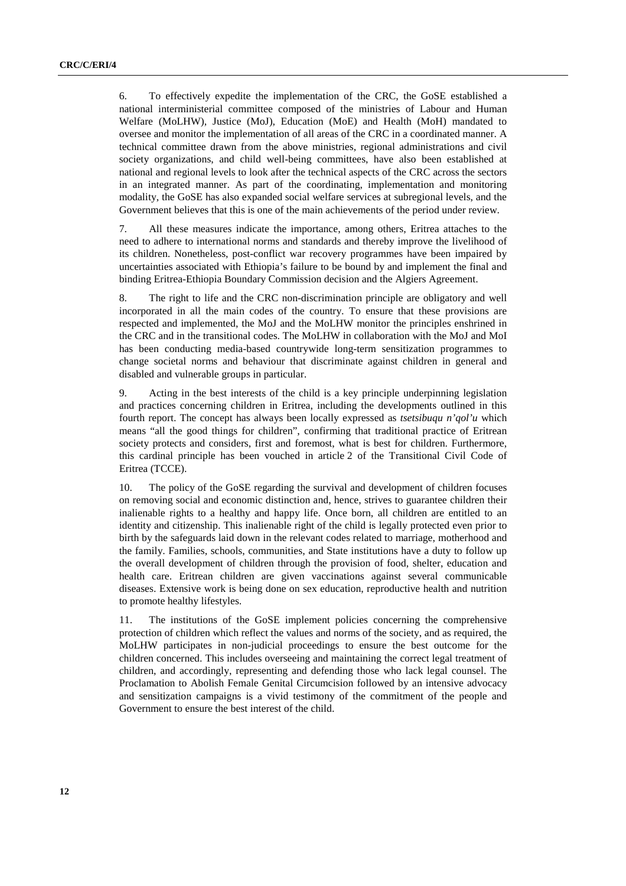6. To effectively expedite the implementation of the CRC, the GoSE established a national interministerial committee composed of the ministries of Labour and Human Welfare (MoLHW), Justice (MoJ), Education (MoE) and Health (MoH) mandated to oversee and monitor the implementation of all areas of the CRC in a coordinated manner. A technical committee drawn from the above ministries, regional administrations and civil society organizations, and child well-being committees, have also been established at national and regional levels to look after the technical aspects of the CRC across the sectors in an integrated manner. As part of the coordinating, implementation and monitoring modality, the GoSE has also expanded social welfare services at subregional levels, and the Government believes that this is one of the main achievements of the period under review.

7. All these measures indicate the importance, among others, Eritrea attaches to the need to adhere to international norms and standards and thereby improve the livelihood of its children. Nonetheless, post-conflict war recovery programmes have been impaired by uncertainties associated with Ethiopia's failure to be bound by and implement the final and binding Eritrea-Ethiopia Boundary Commission decision and the Algiers Agreement.

8. The right to life and the CRC non-discrimination principle are obligatory and well incorporated in all the main codes of the country. To ensure that these provisions are respected and implemented, the MoJ and the MoLHW monitor the principles enshrined in the CRC and in the transitional codes. The MoLHW in collaboration with the MoJ and MoI has been conducting media-based countrywide long-term sensitization programmes to change societal norms and behaviour that discriminate against children in general and disabled and vulnerable groups in particular.

9. Acting in the best interests of the child is a key principle underpinning legislation and practices concerning children in Eritrea, including the developments outlined in this fourth report. The concept has always been locally expressed as *tsetsibuqu n'qol'u* which means "all the good things for children", confirming that traditional practice of Eritrean society protects and considers, first and foremost, what is best for children. Furthermore, this cardinal principle has been vouched in article 2 of the Transitional Civil Code of Eritrea (TCCE).

10. The policy of the GoSE regarding the survival and development of children focuses on removing social and economic distinction and, hence, strives to guarantee children their inalienable rights to a healthy and happy life. Once born, all children are entitled to an identity and citizenship. This inalienable right of the child is legally protected even prior to birth by the safeguards laid down in the relevant codes related to marriage, motherhood and the family. Families, schools, communities, and State institutions have a duty to follow up the overall development of children through the provision of food, shelter, education and health care. Eritrean children are given vaccinations against several communicable diseases. Extensive work is being done on sex education, reproductive health and nutrition to promote healthy lifestyles.

11. The institutions of the GoSE implement policies concerning the comprehensive protection of children which reflect the values and norms of the society, and as required, the MoLHW participates in non-judicial proceedings to ensure the best outcome for the children concerned. This includes overseeing and maintaining the correct legal treatment of children, and accordingly, representing and defending those who lack legal counsel. The Proclamation to Abolish Female Genital Circumcision followed by an intensive advocacy and sensitization campaigns is a vivid testimony of the commitment of the people and Government to ensure the best interest of the child.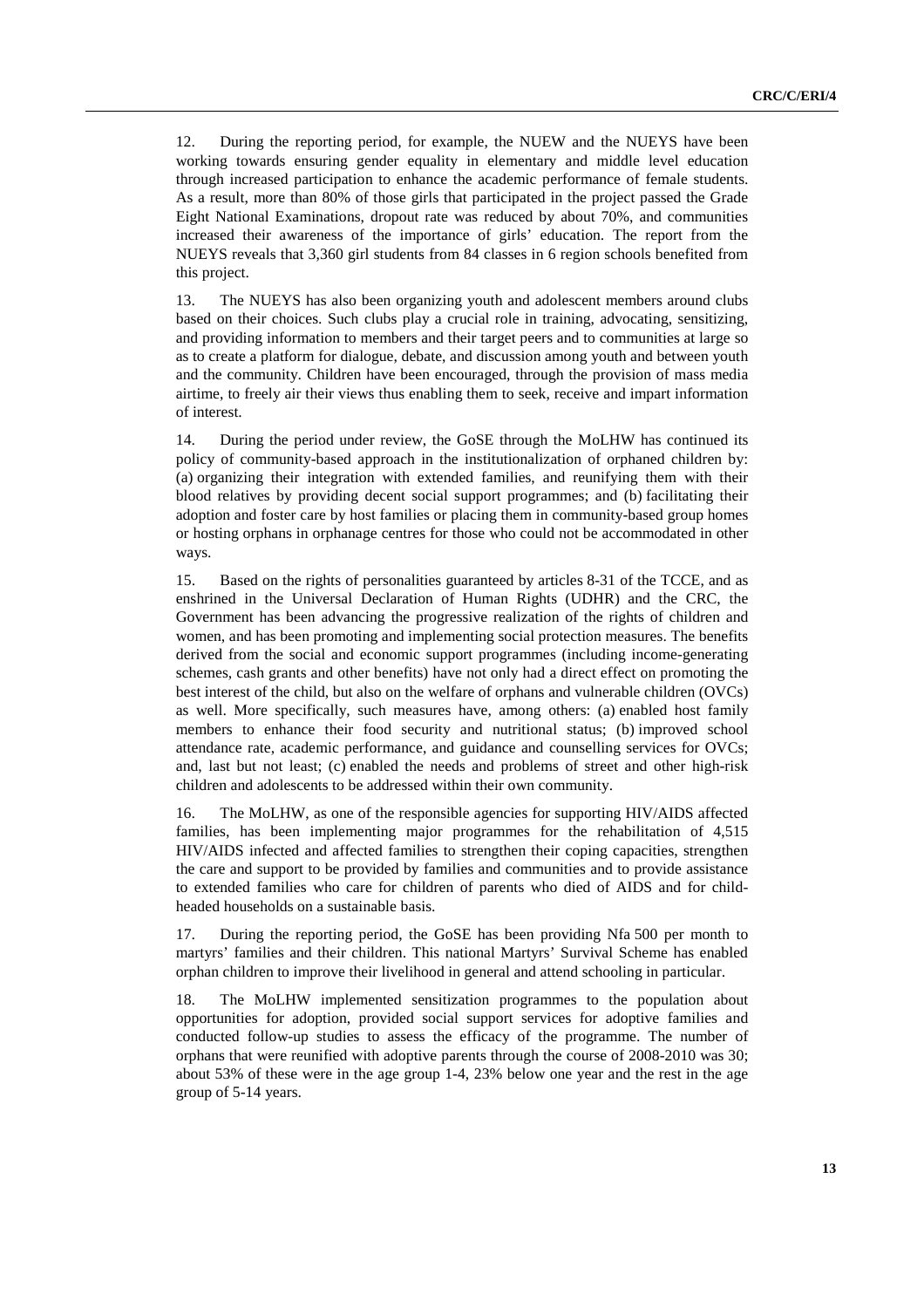12. During the reporting period, for example, the NUEW and the NUEYS have been working towards ensuring gender equality in elementary and middle level education through increased participation to enhance the academic performance of female students. As a result, more than 80% of those girls that participated in the project passed the Grade Eight National Examinations, dropout rate was reduced by about 70%, and communities increased their awareness of the importance of girls' education. The report from the NUEYS reveals that 3,360 girl students from 84 classes in 6 region schools benefited from this project.

13. The NUEYS has also been organizing youth and adolescent members around clubs based on their choices. Such clubs play a crucial role in training, advocating, sensitizing, and providing information to members and their target peers and to communities at large so as to create a platform for dialogue, debate, and discussion among youth and between youth and the community. Children have been encouraged, through the provision of mass media airtime, to freely air their views thus enabling them to seek, receive and impart information of interest.

14. During the period under review, the GoSE through the MoLHW has continued its policy of community-based approach in the institutionalization of orphaned children by: (a) organizing their integration with extended families, and reunifying them with their blood relatives by providing decent social support programmes; and (b) facilitating their adoption and foster care by host families or placing them in community-based group homes or hosting orphans in orphanage centres for those who could not be accommodated in other ways.

15. Based on the rights of personalities guaranteed by articles 8-31 of the TCCE, and as enshrined in the Universal Declaration of Human Rights (UDHR) and the CRC, the Government has been advancing the progressive realization of the rights of children and women, and has been promoting and implementing social protection measures. The benefits derived from the social and economic support programmes (including income-generating schemes, cash grants and other benefits) have not only had a direct effect on promoting the best interest of the child, but also on the welfare of orphans and vulnerable children (OVCs) as well. More specifically, such measures have, among others: (a) enabled host family members to enhance their food security and nutritional status; (b) improved school attendance rate, academic performance, and guidance and counselling services for OVCs; and, last but not least; (c) enabled the needs and problems of street and other high-risk children and adolescents to be addressed within their own community.

16. The MoLHW, as one of the responsible agencies for supporting HIV/AIDS affected families, has been implementing major programmes for the rehabilitation of 4,515 HIV/AIDS infected and affected families to strengthen their coping capacities, strengthen the care and support to be provided by families and communities and to provide assistance to extended families who care for children of parents who died of AIDS and for child-headed households on a sustainable basis.

17. During the reporting period, the GoSE has been providing Nfa 500 per month to martyrs' families and their children. This national Martyrs' Survival Scheme has enabled orphan children to improve their livelihood in general and attend schooling in particular.

18. The MoLHW implemented sensitization programmes to the population about opportunities for adoption, provided social support services for adoptive families and conducted follow-up studies to assess the efficacy of the programme. The number of orphans that were reunified with adoptive parents through the course of 2008-2010 was 30; about 53% of these were in the age group 1-4, 23% below one year and the rest in the age group of 5-14 years.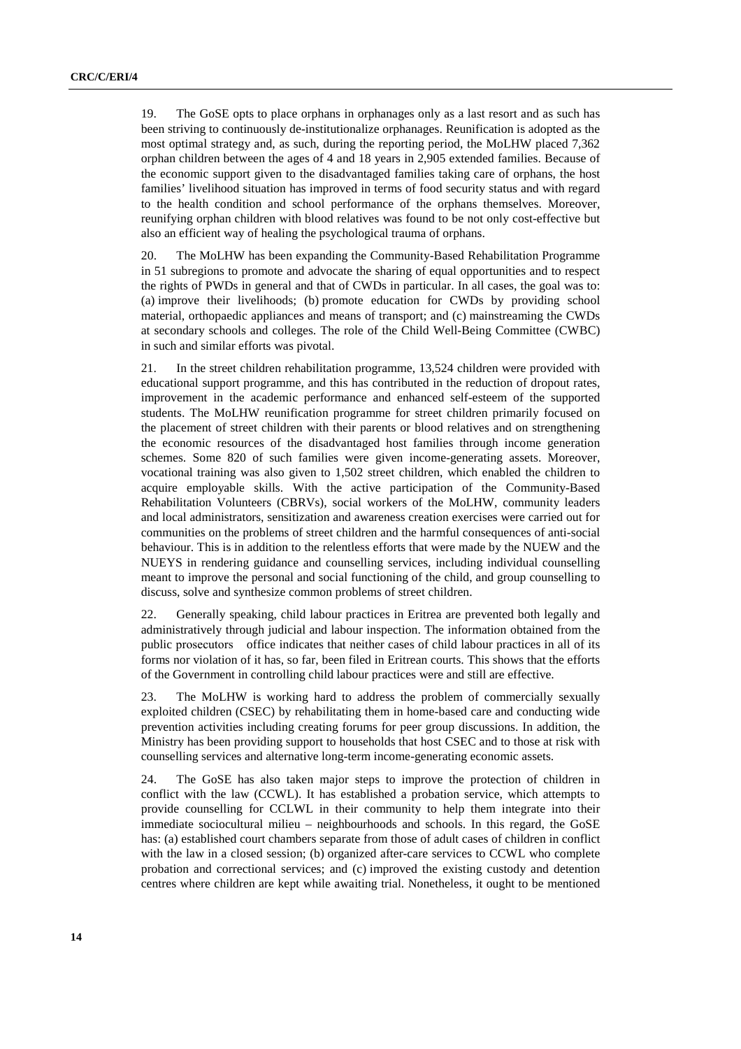19. The GoSE opts to place orphans in orphanages only as a last resort and as such has been striving to continuously de-institutionalize orphanages. Reunification is adopted as the most optimal strategy and, as such, during the reporting period, the MoLHW placed 7,362 orphan children between the ages of 4 and 18 years in 2,905 extended families. Because of the economic support given to the disadvantaged families taking care of orphans, the host families' livelihood situation has improved in terms of food security status and with regard to the health condition and school performance of the orphans themselves. Moreover, reunifying orphan children with blood relatives was found to be not only cost-effective but also an efficient way of healing the psychological trauma of orphans.

20. The MoLHW has been expanding the Community-Based Rehabilitation Programme in 51 subregions to promote and advocate the sharing of equal opportunities and to respect the rights of PWDs in general and that of CWDs in particular. In all cases, the goal was to: (a) improve their livelihoods; (b) promote education for CWDs by providing school material, orthopaedic appliances and means of transport; and (c) mainstreaming the CWDs at secondary schools and colleges. The role of the Child Well-Being Committee (CWBC) in such and similar efforts was pivotal.

21. In the street children rehabilitation programme, 13,524 children were provided with educational support programme, and this has contributed in the reduction of dropout rates, improvement in the academic performance and enhanced self-esteem of the supported students. The MoLHW reunification programme for street children primarily focused on the placement of street children with their parents or blood relatives and on strengthening the economic resources of the disadvantaged host families through income generation schemes. Some 820 of such families were given income-generating assets. Moreover, vocational training was also given to 1,502 street children, which enabled the children to acquire employable skills. With the active participation of the Community-Based Rehabilitation Volunteers (CBRVs), social workers of the MoLHW, community leaders and local administrators, sensitization and awareness creation exercises were carried out for communities on the problems of street children and the harmful consequences of anti-social behaviour. This is in addition to the relentless efforts that were made by the NUEW and the NUEYS in rendering guidance and counselling services, including individual counselling meant to improve the personal and social functioning of the child, and group counselling to discuss, solve and synthesize common problems of street children.

22. Generally speaking, child labour practices in Eritrea are prevented both legally and administratively through judicial and labour inspection. The information obtained from the public prosecutors office indicates that neither cases of child labour practices in all of its forms nor violation of it has, so far, been filed in Eritrean courts. This shows that the efforts of the Government in controlling child labour practices were and still are effective.

23. The MoLHW is working hard to address the problem of commercially sexually exploited children (CSEC) by rehabilitating them in home-based care and conducting wide prevention activities including creating forums for peer group discussions. In addition, the Ministry has been providing support to households that host CSEC and to those at risk with counselling services and alternative long-term income-generating economic assets.

24. The GoSE has also taken major steps to improve the protection of children in conflict with the law (CCWL). It has established a probation service, which attempts to provide counselling for CCLWL in their community to help them integrate into their immediate sociocultural milieu – neighbourhoods and schools. In this regard, the GoSE has: (a) established court chambers separate from those of adult cases of children in conflict with the law in a closed session; (b) organized after-care services to CCWL who complete probation and correctional services; and (c) improved the existing custody and detention centres where children are kept while awaiting trial. Nonetheless, it ought to be mentioned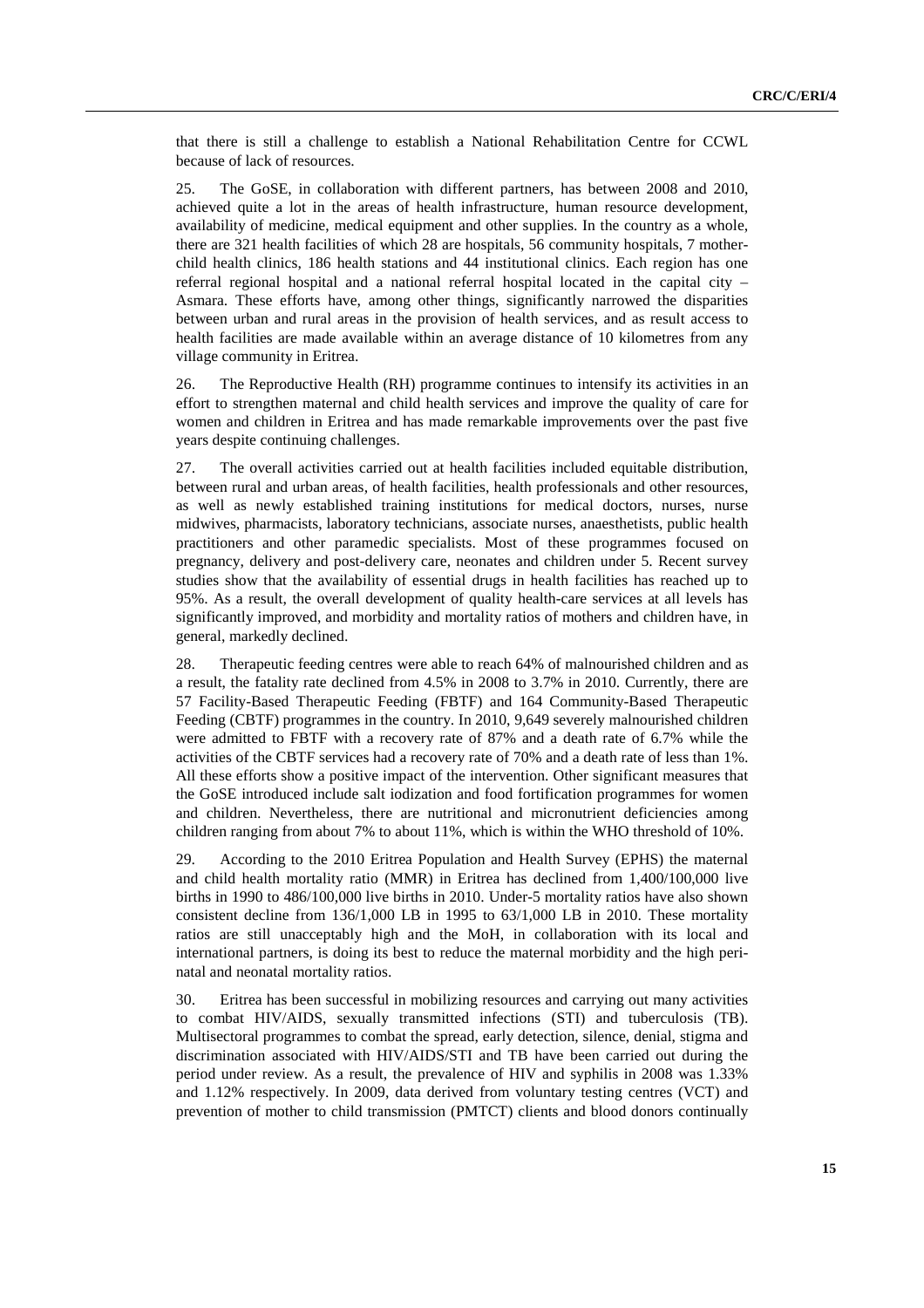that there is still a challenge to establish a National Rehabilitation Centre for CCWL because of lack of resources.

25. The GoSE, in collaboration with different partners, has between 2008 and 2010, achieved quite a lot in the areas of health infrastructure, human resource development, availability of medicine, medical equipment and other supplies. In the country as a whole, there are 321 health facilities of which 28 are hospitals, 56 community hospitals, 7 mother-child health clinics, 186 health stations and 44 institutional clinics. Each region has one referral regional hospital and a national referral hospital located in the capital city – Asmara. These efforts have, among other things, significantly narrowed the disparities between urban and rural areas in the provision of health services, and as result access to health facilities are made available within an average distance of 10 kilometres from any village community in Eritrea.

26. The Reproductive Health (RH) programme continues to intensify its activities in an effort to strengthen maternal and child health services and improve the quality of care for women and children in Eritrea and has made remarkable improvements over the past five years despite continuing challenges.

27. The overall activities carried out at health facilities included equitable distribution, between rural and urban areas, of health facilities, health professionals and other resources, as well as newly established training institutions for medical doctors, nurses, nurse midwives, pharmacists, laboratory technicians, associate nurses, anaesthetists, public health practitioners and other paramedic specialists. Most of these programmes focused on pregnancy, delivery and post-delivery care, neonates and children under 5. Recent survey studies show that the availability of essential drugs in health facilities has reached up to 95%. As a result, the overall development of quality health-care services at all levels has significantly improved, and morbidity and mortality ratios of mothers and children have, in general, markedly declined.

28. Therapeutic feeding centres were able to reach 64% of malnourished children and as a result, the fatality rate declined from 4.5% in 2008 to 3.7% in 2010. Currently, there are 57 Facility-Based Therapeutic Feeding (FBTF) and 164 Community-Based Therapeutic Feeding (CBTF) programmes in the country. In 2010, 9,649 severely malnourished children were admitted to FBTF with a recovery rate of 87% and a death rate of 6.7% while the activities of the CBTF services had a recovery rate of 70% and a death rate of less than 1%. All these efforts show a positive impact of the intervention. Other significant measures that the GoSE introduced include salt iodization and food fortification programmes for women and children. Nevertheless, there are nutritional and micronutrient deficiencies among children ranging from about 7% to about 11%, which is within the WHO threshold of 10%.

29. According to the 2010 Eritrea Population and Health Survey (EPHS) the maternal and child health mortality ratio (MMR) in Eritrea has declined from 1,400/100,000 live births in 1990 to 486/100,000 live births in 2010. Under-5 mortality ratios have also shown consistent decline from 136/1,000 LB in 1995 to 63/1,000 LB in 2010. These mortality ratios are still unacceptably high and the MoH, in collaboration with its local and international partners, is doing its best to reduce the maternal morbidity and the high peri-natal and neonatal mortality ratios.

30. Eritrea has been successful in mobilizing resources and carrying out many activities to combat HIV/AIDS, sexually transmitted infections (STI) and tuberculosis (TB). Multisectoral programmes to combat the spread, early detection, silence, denial, stigma and discrimination associated with HIV/AIDS/STI and TB have been carried out during the period under review. As a result, the prevalence of HIV and syphilis in 2008 was 1.33% and 1.12% respectively. In 2009, data derived from voluntary testing centres (VCT) and prevention of mother to child transmission (PMTCT) clients and blood donors continually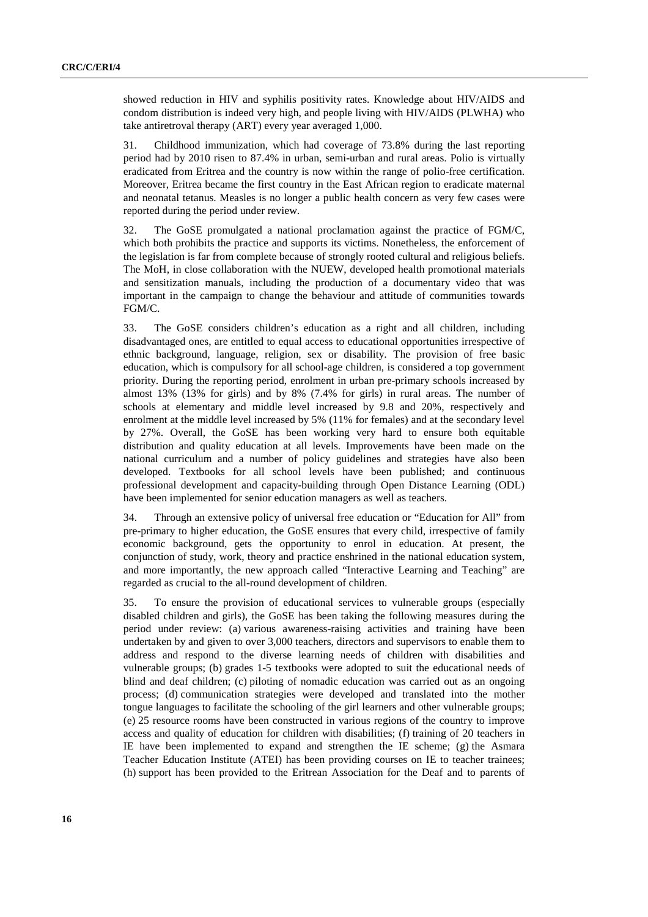showed reduction in HIV and syphilis positivity rates. Knowledge about HIV/AIDS and condom distribution is indeed very high, and people living with HIV/AIDS (PLWHA) who take antiretroval therapy (ART) every year averaged 1,000.

31. Childhood immunization, which had coverage of 73.8% during the last reporting period had by 2010 risen to 87.4% in urban, semi-urban and rural areas. Polio is virtually eradicated from Eritrea and the country is now within the range of polio-free certification. Moreover, Eritrea became the first country in the East African region to eradicate maternal and neonatal tetanus. Measles is no longer a public health concern as very few cases were reported during the period under review.

32. The GoSE promulgated a national proclamation against the practice of FGM/C, which both prohibits the practice and supports its victims. Nonetheless, the enforcement of the legislation is far from complete because of strongly rooted cultural and religious beliefs. The MoH, in close collaboration with the NUEW, developed health promotional materials and sensitization manuals, including the production of a documentary video that was important in the campaign to change the behaviour and attitude of communities towards FGM/C.

33. The GoSE considers children's education as a right and all children, including disadvantaged ones, are entitled to equal access to educational opportunities irrespective of ethnic background, language, religion, sex or disability. The provision of free basic education, which is compulsory for all school-age children, is considered a top government priority. During the reporting period, enrolment in urban pre-primary schools increased by almost 13% (13% for girls) and by 8% (7.4% for girls) in rural areas. The number of schools at elementary and middle level increased by 9.8 and 20%, respectively and enrolment at the middle level increased by 5% (11% for females) and at the secondary level by 27%. Overall, the GoSE has been working very hard to ensure both equitable distribution and quality education at all levels. Improvements have been made on the national curriculum and a number of policy guidelines and strategies have also been developed. Textbooks for all school levels have been published; and continuous professional development and capacity-building through Open Distance Learning (ODL) have been implemented for senior education managers as well as teachers.

34. Through an extensive policy of universal free education or "Education for All" from pre-primary to higher education, the GoSE ensures that every child, irrespective of family economic background, gets the opportunity to enrol in education. At present, the conjunction of study, work, theory and practice enshrined in the national education system, and more importantly, the new approach called "Interactive Learning and Teaching" are regarded as crucial to the all-round development of children.

35. To ensure the provision of educational services to vulnerable groups (especially disabled children and girls), the GoSE has been taking the following measures during the period under review: (a) various awareness-raising activities and training have been undertaken by and given to over 3,000 teachers, directors and supervisors to enable them to address and respond to the diverse learning needs of children with disabilities and vulnerable groups; (b) grades 1-5 textbooks were adopted to suit the educational needs of blind and deaf children; (c) piloting of nomadic education was carried out as an ongoing process; (d) communication strategies were developed and translated into the mother tongue languages to facilitate the schooling of the girl learners and other vulnerable groups; (e) 25 resource rooms have been constructed in various regions of the country to improve access and quality of education for children with disabilities; (f) training of 20 teachers in IE have been implemented to expand and strengthen the IE scheme; (g) the Asmara Teacher Education Institute (ATEI) has been providing courses on IE to teacher trainees; (h) support has been provided to the Eritrean Association for the Deaf and to parents of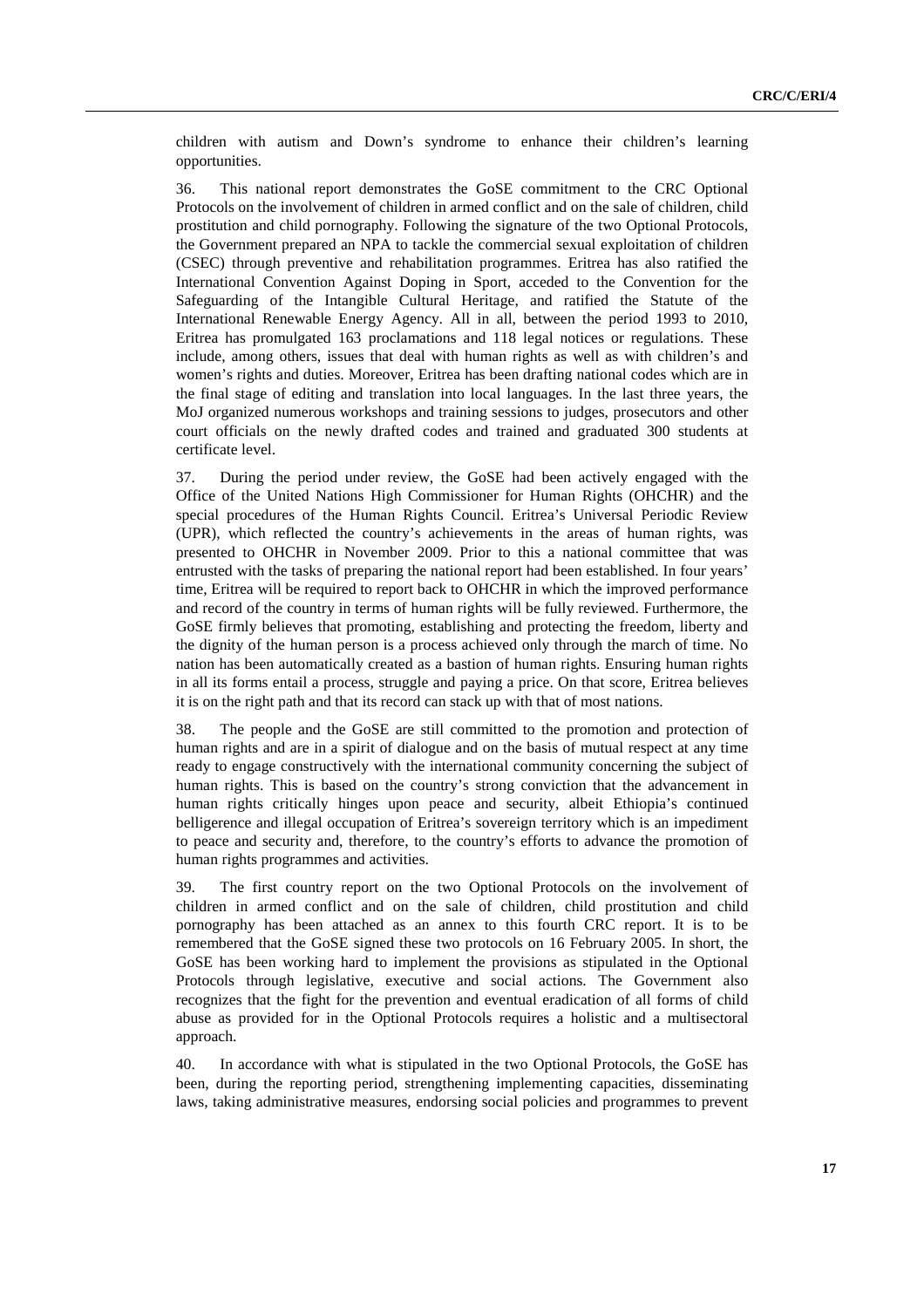children with autism and Down's syndrome to enhance their children's learning opportunities.

36. This national report demonstrates the GoSE commitment to the CRC Optional Protocols on the involvement of children in armed conflict and on the sale of children, child prostitution and child pornography. Following the signature of the two Optional Protocols, the Government prepared an NPA to tackle the commercial sexual exploitation of children (CSEC) through preventive and rehabilitation programmes. Eritrea has also ratified the International Convention Against Doping in Sport, acceded to the Convention for the Safeguarding of the Intangible Cultural Heritage, and ratified the Statute of the International Renewable Energy Agency. All in all, between the period 1993 to 2010, Eritrea has promulgated 163 proclamations and 118 legal notices or regulations. These include, among others, issues that deal with human rights as well as with children's and women's rights and duties. Moreover, Eritrea has been drafting national codes which are in the final stage of editing and translation into local languages. In the last three years, the MoJ organized numerous workshops and training sessions to judges, prosecutors and other court officials on the newly drafted codes and trained and graduated 300 students at certificate level.

37. During the period under review, the GoSE had been actively engaged with the Office of the United Nations High Commissioner for Human Rights (OHCHR) and the special procedures of the Human Rights Council. Eritrea's Universal Periodic Review (UPR), which reflected the country's achievements in the areas of human rights, was presented to OHCHR in November 2009. Prior to this a national committee that was entrusted with the tasks of preparing the national report had been established. In four years' time, Eritrea will be required to report back to OHCHR in which the improved performance and record of the country in terms of human rights will be fully reviewed. Furthermore, the GoSE firmly believes that promoting, establishing and protecting the freedom, liberty and the dignity of the human person is a process achieved only through the march of time. No nation has been automatically created as a bastion of human rights. Ensuring human rights in all its forms entail a process, struggle and paying a price. On that score, Eritrea believes it is on the right path and that its record can stack up with that of most nations.

38. The people and the GoSE are still committed to the promotion and protection of human rights and are in a spirit of dialogue and on the basis of mutual respect at any time ready to engage constructively with the international community concerning the subject of human rights. This is based on the country's strong conviction that the advancement in human rights critically hinges upon peace and security, albeit Ethiopia's continued belligerence and illegal occupation of Eritrea's sovereign territory which is an impediment to peace and security and, therefore, to the country's efforts to advance the promotion of human rights programmes and activities.

39. The first country report on the two Optional Protocols on the involvement of children in armed conflict and on the sale of children, child prostitution and child pornography has been attached as an annex to this fourth CRC report. It is to be remembered that the GoSE signed these two protocols on 16 February 2005. In short, the GoSE has been working hard to implement the provisions as stipulated in the Optional Protocols through legislative, executive and social actions. The Government also recognizes that the fight for the prevention and eventual eradication of all forms of child abuse as provided for in the Optional Protocols requires a holistic and a multisectoral approach.

40. In accordance with what is stipulated in the two Optional Protocols, the GoSE has been, during the reporting period, strengthening implementing capacities, disseminating laws, taking administrative measures, endorsing social policies and programmes to prevent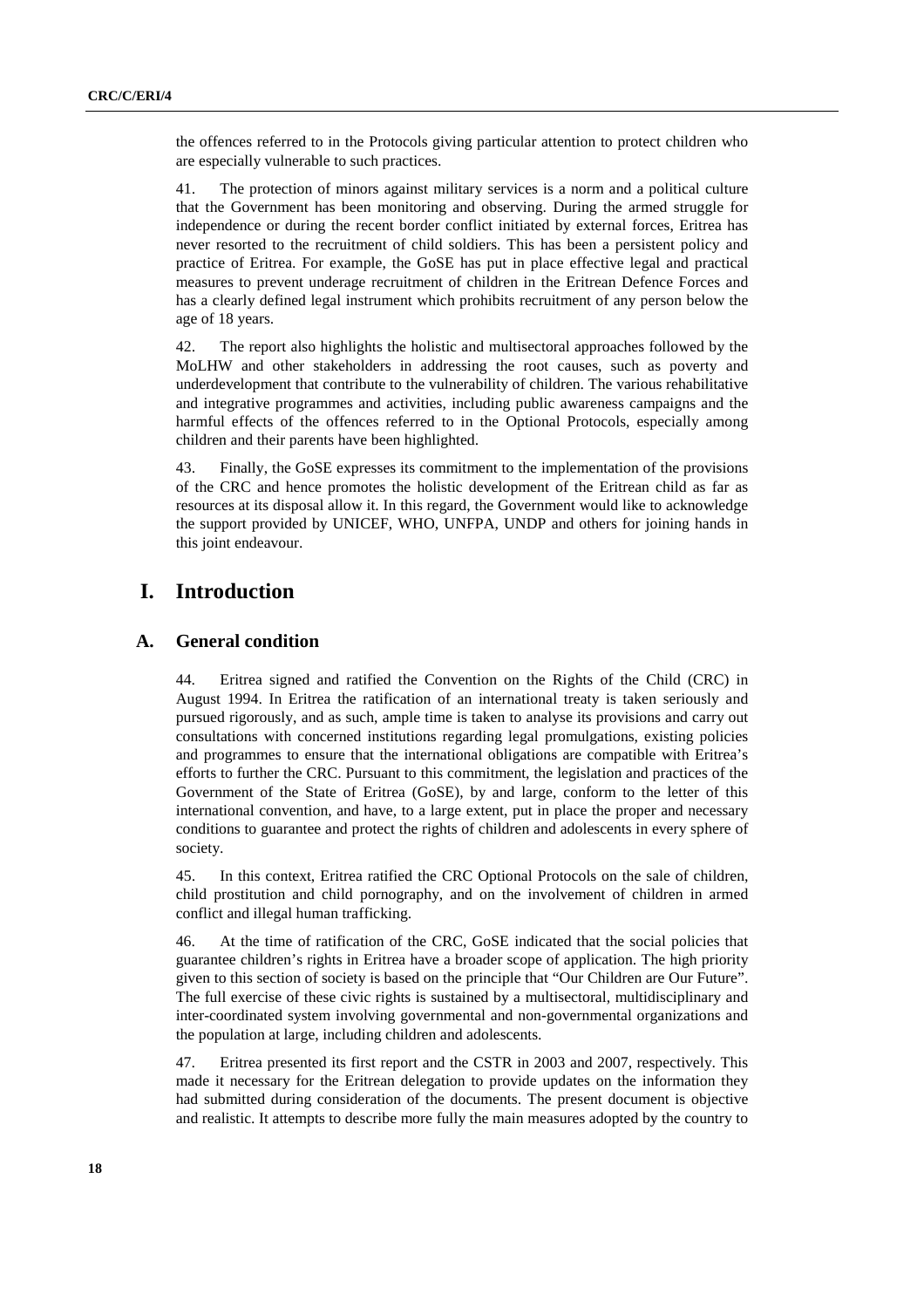the offences referred to in the Protocols giving particular attention to protect children who are especially vulnerable to such practices.

41. The protection of minors against military services is a norm and a political culture that the Government has been monitoring and observing. During the armed struggle for independence or during the recent border conflict initiated by external forces, Eritrea has never resorted to the recruitment of child soldiers. This has been a persistent policy and practice of Eritrea. For example, the GoSE has put in place effective legal and practical measures to prevent underage recruitment of children in the Eritrean Defence Forces and has a clearly defined legal instrument which prohibits recruitment of any person below the age of 18 years.

42. The report also highlights the holistic and multisectoral approaches followed by the MoLHW and other stakeholders in addressing the root causes, such as poverty and underdevelopment that contribute to the vulnerability of children. The various rehabilitative and integrative programmes and activities, including public awareness campaigns and the harmful effects of the offences referred to in the Optional Protocols, especially among children and their parents have been highlighted.

43. Finally, the GoSE expresses its commitment to the implementation of the provisions of the CRC and hence promotes the holistic development of the Eritrean child as far as resources at its disposal allow it. In this regard, the Government would like to acknowledge the support provided by UNICEF, WHO, UNFPA, UNDP and others for joining hands in this joint endeavour.

# I. Introduction

## A. General condition

44. Eritrea signed and ratified the Convention on the Rights of the Child (CRC) in August 1994. In Eritrea the ratification of an international treaty is taken seriously and pursued rigorously, and as such, ample time is taken to analyse its provisions and carry out consultations with concerned institutions regarding legal promulgations, existing policies and programmes to ensure that the international obligations are compatible with Eritrea's efforts to further the CRC. Pursuant to this commitment, the legislation and practices of the Government of the State of Eritrea (GoSE), by and large, conform to the letter of this international convention, and have, to a large extent, put in place the proper and necessary conditions to guarantee and protect the rights of children and adolescents in every sphere of society.

45. In this context, Eritrea ratified the CRC Optional Protocols on the sale of children, child prostitution and child pornography, and on the involvement of children in armed conflict and illegal human trafficking.

46. At the time of ratification of the CRC, GoSE indicated that the social policies that guarantee children's rights in Eritrea have a broader scope of application. The high priority given to this section of society is based on the principle that "Our Children are Our Future". The full exercise of these civic rights is sustained by a multisectoral, multidisciplinary and inter-coordinated system involving governmental and non-governmental organizations and the population at large, including children and adolescents.

47. Eritrea presented its first report and the CSTR in 2003 and 2007, respectively. This made it necessary for the Eritrean delegation to provide updates on the information they had submitted during consideration of the documents. The present document is objective and realistic. It attempts to describe more fully the main measures adopted by the country to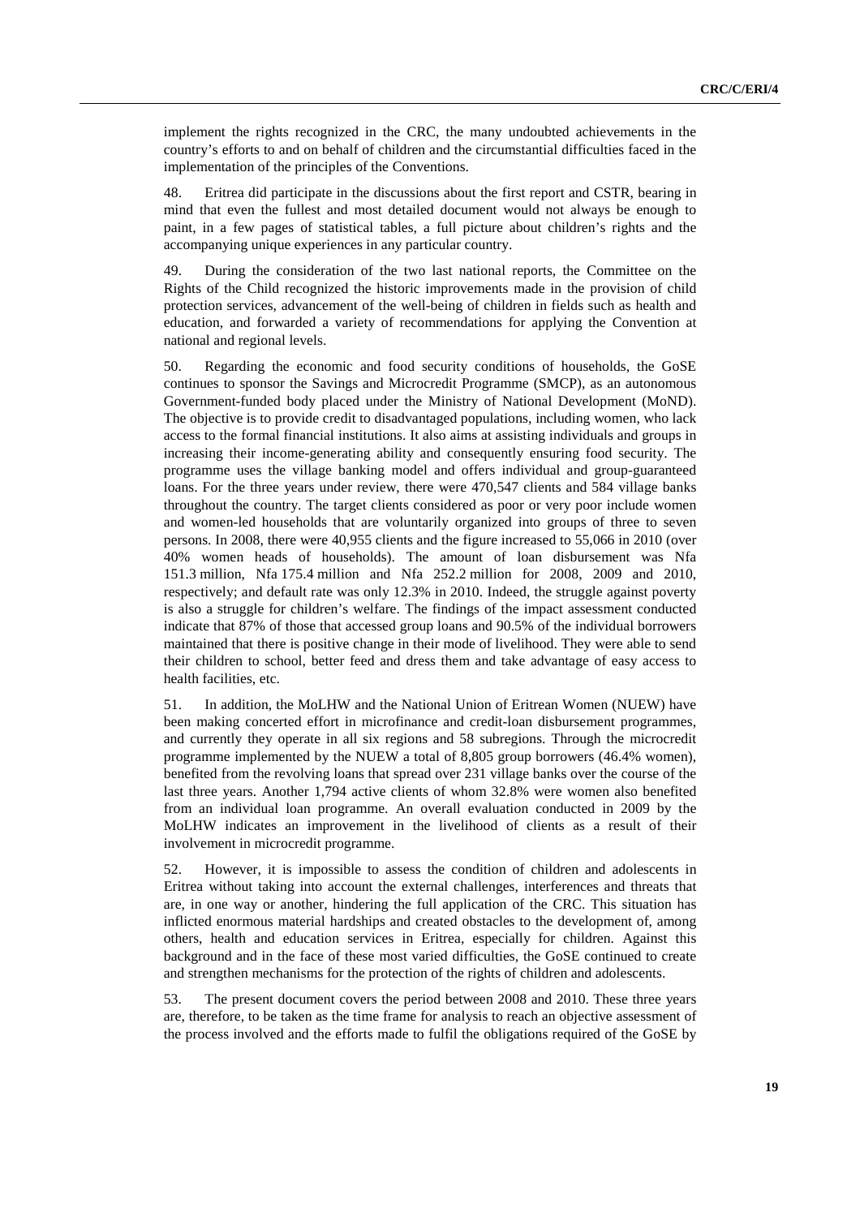implement the rights recognized in the CRC, the many undoubted achievements in the country's efforts to and on behalf of children and the circumstantial difficulties faced in the implementation of the principles of the Conventions.

48. Eritrea did participate in the discussions about the first report and CSTR, bearing in mind that even the fullest and most detailed document would not always be enough to paint, in a few pages of statistical tables, a full picture about children's rights and the accompanying unique experiences in any particular country.

49. During the consideration of the two last national reports, the Committee on the Rights of the Child recognized the historic improvements made in the provision of child protection services, advancement of the well-being of children in fields such as health and education, and forwarded a variety of recommendations for applying the Convention at national and regional levels.

50. Regarding the economic and food security conditions of households, the GoSE continues to sponsor the Savings and Microcredit Programme (SMCP), as an autonomous Government-funded body placed under the Ministry of National Development (MoND). The objective is to provide credit to disadvantaged populations, including women, who lack access to the formal financial institutions. It also aims at assisting individuals and groups in increasing their income-generating ability and consequently ensuring food security. The programme uses the village banking model and offers individual and group-guaranteed loans. For the three years under review, there were 470,547 clients and 584 village banks throughout the country. The target clients considered as poor or very poor include women and women-led households that are voluntarily organized into groups of three to seven persons. In 2008, there were 40,955 clients and the figure increased to 55,066 in 2010 (over 40% women heads of households). The amount of loan disbursement was Nfa 151.3 million, Nfa 175.4 million and Nfa 252.2 million for 2008, 2009 and 2010, respectively; and default rate was only 12.3% in 2010. Indeed, the struggle against poverty is also a struggle for children's welfare. The findings of the impact assessment conducted indicate that 87% of those that accessed group loans and 90.5% of the individual borrowers maintained that there is positive change in their mode of livelihood. They were able to send their children to school, better feed and dress them and take advantage of easy access to health facilities, etc.

51. In addition, the MoLHW and the National Union of Eritrean Women (NUEW) have been making concerted effort in microfinance and credit-loan disbursement programmes, and currently they operate in all six regions and 58 subregions. Through the microcredit programme implemented by the NUEW a total of 8,805 group borrowers (46.4% women), benefited from the revolving loans that spread over 231 village banks over the course of the last three years. Another 1,794 active clients of whom 32.8% were women also benefited from an individual loan programme. An overall evaluation conducted in 2009 by the MoLHW indicates an improvement in the livelihood of clients as a result of their involvement in microcredit programme.

52. However, it is impossible to assess the condition of children and adolescents in Eritrea without taking into account the external challenges, interferences and threats that are, in one way or another, hindering the full application of the CRC. This situation has inflicted enormous material hardships and created obstacles to the development of, among others, health and education services in Eritrea, especially for children. Against this background and in the face of these most varied difficulties, the GoSE continued to create and strengthen mechanisms for the protection of the rights of children and adolescents.

53. The present document covers the period between 2008 and 2010. These three years are, therefore, to be taken as the time frame for analysis to reach an objective assessment of the process involved and the efforts made to fulfil the obligations required of the GoSE by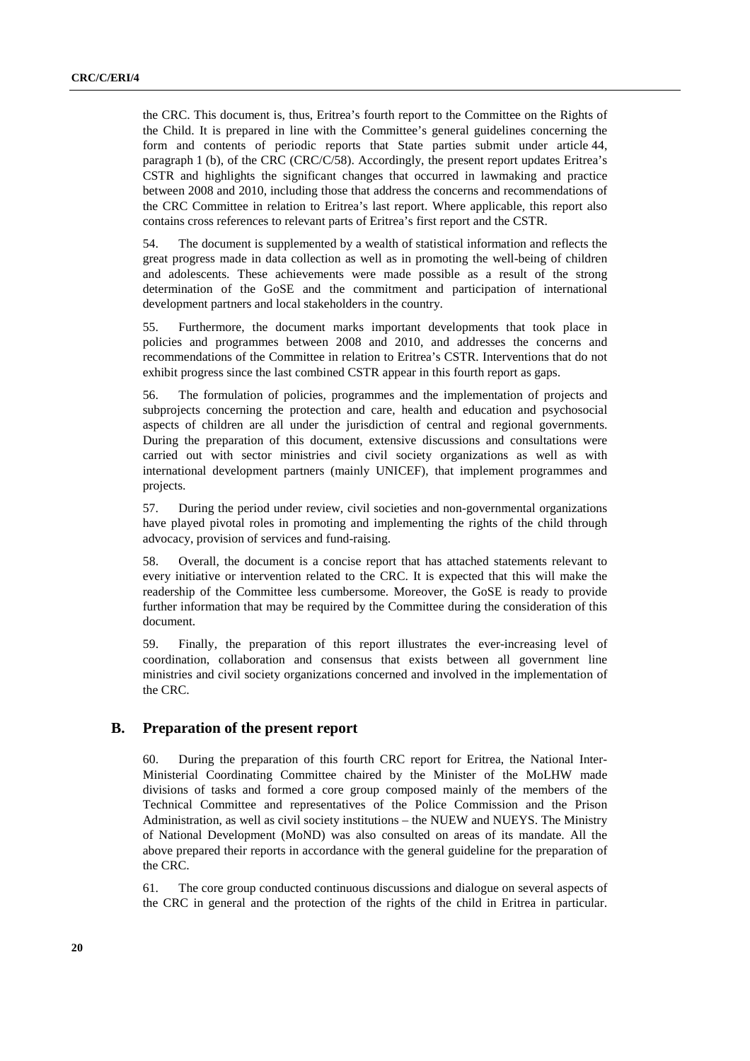the CRC. This document is, thus, Eritrea's fourth report to the Committee on the Rights of the Child. It is prepared in line with the Committee's general guidelines concerning the form and contents of periodic reports that State parties submit under article 44, paragraph 1 (b), of the CRC (CRC/C/58). Accordingly, the present report updates Eritrea's CSTR and highlights the significant changes that occurred in lawmaking and practice between 2008 and 2010, including those that address the concerns and recommendations of the CRC Committee in relation to Eritrea's last report. Where applicable, this report also contains cross references to relevant parts of Eritrea's first report and the CSTR.

54. The document is supplemented by a wealth of statistical information and reflects the great progress made in data collection as well as in promoting the well-being of children and adolescents. These achievements were made possible as a result of the strong determination of the GoSE and the commitment and participation of international development partners and local stakeholders in the country.

55. Furthermore, the document marks important developments that took place in policies and programmes between 2008 and 2010, and addresses the concerns and recommendations of the Committee in relation to Eritrea's CSTR. Interventions that do not exhibit progress since the last combined CSTR appear in this fourth report as gaps.

56. The formulation of policies, programmes and the implementation of projects and subprojects concerning the protection and care, health and education and psychosocial aspects of children are all under the jurisdiction of central and regional governments. During the preparation of this document, extensive discussions and consultations were carried out with sector ministries and civil society organizations as well as with international development partners (mainly UNICEF), that implement programmes and projects.

57. During the period under review, civil societies and non-governmental organizations have played pivotal roles in promoting and implementing the rights of the child through advocacy, provision of services and fund-raising.

58. Overall, the document is a concise report that has attached statements relevant to every initiative or intervention related to the CRC. It is expected that this will make the readership of the Committee less cumbersome. Moreover, the GoSE is ready to provide further information that may be required by the Committee during the consideration of this document.

59. Finally, the preparation of this report illustrates the ever-increasing level of coordination, collaboration and consensus that exists between all government line ministries and civil society organizations concerned and involved in the implementation of the CRC.

## B. Preparation of the present report

60. During the preparation of this fourth CRC report for Eritrea, the National Inter-Ministerial Coordinating Committee chaired by the Minister of the MoLHW made divisions of tasks and formed a core group composed mainly of the members of the Technical Committee and representatives of the Police Commission and the Prison Administration, as well as civil society institutions – the NUEW and NUEYS. The Ministry of National Development (MoND) was also consulted on areas of its mandate. All the above prepared their reports in accordance with the general guideline for the preparation of the CRC.

61. The core group conducted continuous discussions and dialogue on several aspects of the CRC in general and the protection of the rights of the child in Eritrea in particular.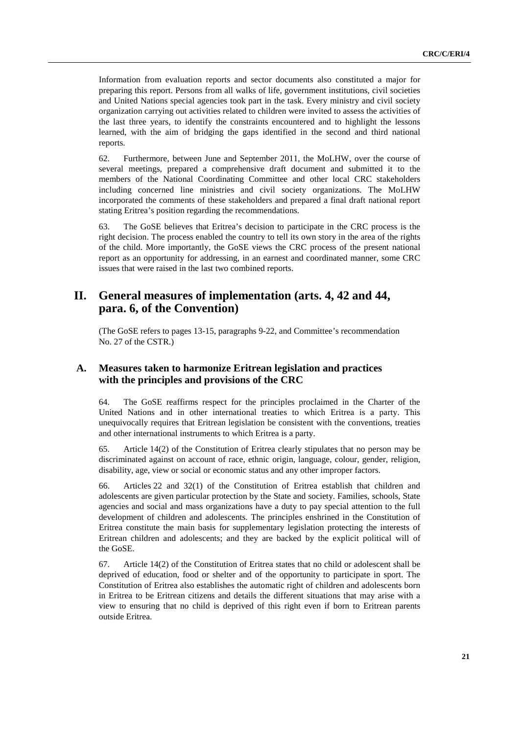Information from evaluation reports and sector documents also constituted a major for preparing this report. Persons from all walks of life, government institutions, civil societies and United Nations special agencies took part in the task. Every ministry and civil society organization carrying out activities related to children were invited to assess the activities of the last three years, to identify the constraints encountered and to highlight the lessons learned, with the aim of bridging the gaps identified in the second and third national reports.

62. Furthermore, between June and September 2011, the MoLHW, over the course of several meetings, prepared a comprehensive draft document and submitted it to the members of the National Coordinating Committee and other local CRC stakeholders including concerned line ministries and civil society organizations. The MoLHW incorporated the comments of these stakeholders and prepared a final draft national report stating Eritrea's position regarding the recommendations.

63. The GoSE believes that Eritrea's decision to participate in the CRC process is the right decision. The process enabled the country to tell its own story in the area of the rights of the child. More importantly, the GoSE views the CRC process of the present national report as an opportunity for addressing, in an earnest and coordinated manner, some CRC issues that were raised in the last two combined reports.

# II. General measures of implementation (arts. 4, 42 and 44, para. 6, of the Convention)

(The GoSE refers to pages 13-15, paragraphs 9-22, and Committee's recommendation No. 27 of the CSTR.)

## A. Measures taken to harmonize Eritrean legislation and practices with the principles and provisions of the CRC

64. The GoSE reaffirms respect for the principles proclaimed in the Charter of the United Nations and in other international treaties to which Eritrea is a party. This unequivocally requires that Eritrean legislation be consistent with the conventions, treaties and other international instruments to which Eritrea is a party.

65. Article 14(2) of the Constitution of Eritrea clearly stipulates that no person may be discriminated against on account of race, ethnic origin, language, colour, gender, religion, disability, age, view or social or economic status and any other improper factors.

66. Articles 22 and 32(1) of the Constitution of Eritrea establish that children and adolescents are given particular protection by the State and society. Families, schools, State agencies and social and mass organizations have a duty to pay special attention to the full development of children and adolescents. The principles enshrined in the Constitution of Eritrea constitute the main basis for supplementary legislation protecting the interests of Eritrean children and adolescents; and they are backed by the explicit political will of the GoSE.

67. Article 14(2) of the Constitution of Eritrea states that no child or adolescent shall be deprived of education, food or shelter and of the opportunity to participate in sport. The Constitution of Eritrea also establishes the automatic right of children and adolescents born in Eritrea to be Eritrean citizens and details the different situations that may arise with a view to ensuring that no child is deprived of this right even if born to Eritrean parents outside Eritrea.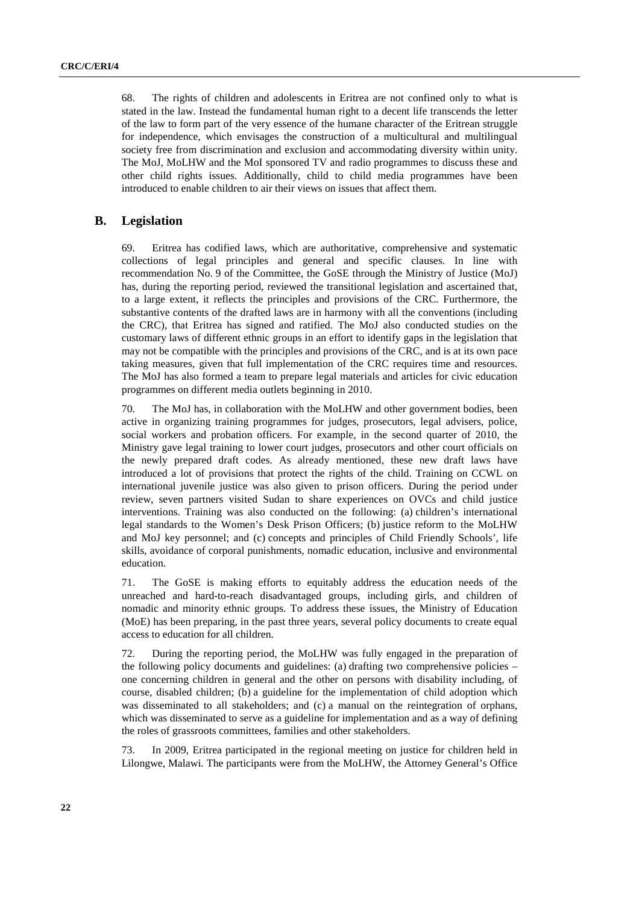68. The rights of children and adolescents in Eritrea are not confined only to what is stated in the law. Instead the fundamental human right to a decent life transcends the letter of the law to form part of the very essence of the humane character of the Eritrean struggle for independence, which envisages the construction of a multicultural and multilingual society free from discrimination and exclusion and accommodating diversity within unity. The MoJ, MoLHW and the MoI sponsored TV and radio programmes to discuss these and other child rights issues. Additionally, child to child media programmes have been introduced to enable children to air their views on issues that affect them.

## B. Legislation

69. Eritrea has codified laws, which are authoritative, comprehensive and systematic collections of legal principles and general and specific clauses. In line with recommendation No. 9 of the Committee, the GoSE through the Ministry of Justice (MoJ) has, during the reporting period, reviewed the transitional legislation and ascertained that, to a large extent, it reflects the principles and provisions of the CRC. Furthermore, the substantive contents of the drafted laws are in harmony with all the conventions (including the CRC), that Eritrea has signed and ratified. The MoJ also conducted studies on the customary laws of different ethnic groups in an effort to identify gaps in the legislation that may not be compatible with the principles and provisions of the CRC, and is at its own pace taking measures, given that full implementation of the CRC requires time and resources. The MoJ has also formed a team to prepare legal materials and articles for civic education programmes on different media outlets beginning in 2010.

70. The MoJ has, in collaboration with the MoLHW and other government bodies, been active in organizing training programmes for judges, prosecutors, legal advisers, police, social workers and probation officers. For example, in the second quarter of 2010, the Ministry gave legal training to lower court judges, prosecutors and other court officials on the newly prepared draft codes. As already mentioned, these new draft laws have introduced a lot of provisions that protect the rights of the child. Training on CCWL on international juvenile justice was also given to prison officers. During the period under review, seven partners visited Sudan to share experiences on OVCs and child justice interventions. Training was also conducted on the following: (a) children's international legal standards to the Women's Desk Prison Officers; (b) justice reform to the MoLHW and MoJ key personnel; and (c) concepts and principles of Child Friendly Schools', life skills, avoidance of corporal punishments, nomadic education, inclusive and environmental education.

71. The GoSE is making efforts to equitably address the education needs of the unreached and hard-to-reach disadvantaged groups, including girls, and children of nomadic and minority ethnic groups. To address these issues, the Ministry of Education (MoE) has been preparing, in the past three years, several policy documents to create equal access to education for all children.

72. During the reporting period, the MoLHW was fully engaged in the preparation of the following policy documents and guidelines: (a) drafting two comprehensive policies – one concerning children in general and the other on persons with disability including, of course, disabled children; (b) a guideline for the implementation of child adoption which was disseminated to all stakeholders; and (c) a manual on the reintegration of orphans, which was disseminated to serve as a guideline for implementation and as a way of defining the roles of grassroots committees, families and other stakeholders.

73. In 2009, Eritrea participated in the regional meeting on justice for children held in Lilongwe, Malawi. The participants were from the MoLHW, the Attorney General's Office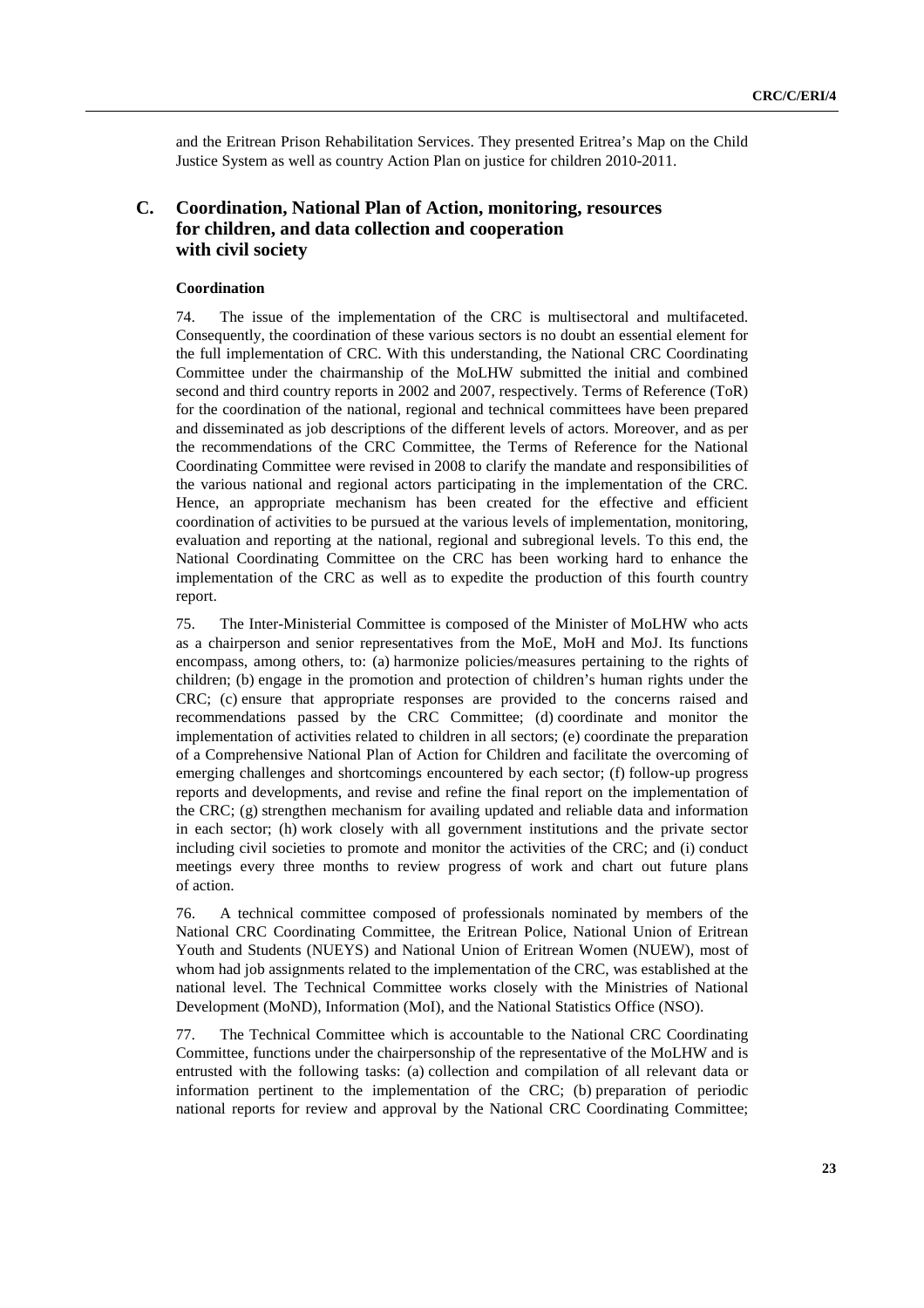and the Eritrean Prison Rehabilitation Services. They presented Eritrea's Map on the Child Justice System as well as country Action Plan on justice for children 2010-2011.

## C. Coordination, National Plan of Action, monitoring, resources for children, and data collection and cooperation with civil society

### Coordination

74. The issue of the implementation of the CRC is multisectoral and multifaceted. Consequently, the coordination of these various sectors is no doubt an essential element for the full implementation of CRC. With this understanding, the National CRC Coordinating Committee under the chairmanship of the MoLHW submitted the initial and combined second and third country reports in 2002 and 2007, respectively. Terms of Reference (ToR) for the coordination of the national, regional and technical committees have been prepared and disseminated as job descriptions of the different levels of actors. Moreover, and as per the recommendations of the CRC Committee, the Terms of Reference for the National Coordinating Committee were revised in 2008 to clarify the mandate and responsibilities of the various national and regional actors participating in the implementation of the CRC. Hence, an appropriate mechanism has been created for the effective and efficient coordination of activities to be pursued at the various levels of implementation, monitoring, evaluation and reporting at the national, regional and subregional levels. To this end, the National Coordinating Committee on the CRC has been working hard to enhance the implementation of the CRC as well as to expedite the production of this fourth country report.

75. The Inter-Ministerial Committee is composed of the Minister of MoLHW who acts as a chairperson and senior representatives from the MoE, MoH and MoJ. Its functions encompass, among others, to: (a) harmonize policies/measures pertaining to the rights of children; (b) engage in the promotion and protection of children's human rights under the CRC; (c) ensure that appropriate responses are provided to the concerns raised and recommendations passed by the CRC Committee; (d) coordinate and monitor the implementation of activities related to children in all sectors; (e) coordinate the preparation of a Comprehensive National Plan of Action for Children and facilitate the overcoming of emerging challenges and shortcomings encountered by each sector; (f) follow-up progress reports and developments, and revise and refine the final report on the implementation of the CRC; (g) strengthen mechanism for availing updated and reliable data and information in each sector; (h) work closely with all government institutions and the private sector including civil societies to promote and monitor the activities of the CRC; and (i) conduct meetings every three months to review progress of work and chart out future plans of action.

76. A technical committee composed of professionals nominated by members of the National CRC Coordinating Committee, the Eritrean Police, National Union of Eritrean Youth and Students (NUEYS) and National Union of Eritrean Women (NUEW), most of whom had job assignments related to the implementation of the CRC, was established at the national level. The Technical Committee works closely with the Ministries of National Development (MoND), Information (MoI), and the National Statistics Office (NSO).

77. The Technical Committee which is accountable to the National CRC Coordinating Committee, functions under the chairpersonship of the representative of the MoLHW and is entrusted with the following tasks: (a) collection and compilation of all relevant data or information pertinent to the implementation of the CRC; (b) preparation of periodic national reports for review and approval by the National CRC Coordinating Committee;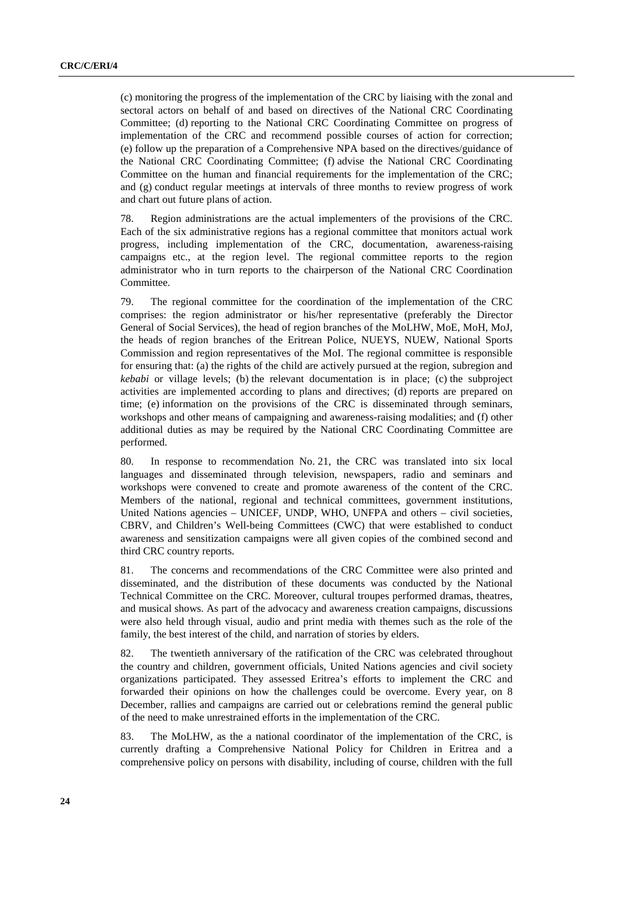(c) monitoring the progress of the implementation of the CRC by liaising with the zonal and sectoral actors on behalf of and based on directives of the National CRC Coordinating Committee; (d) reporting to the National CRC Coordinating Committee on progress of implementation of the CRC and recommend possible courses of action for correction; (e) follow up the preparation of a Comprehensive NPA based on the directives/guidance of the National CRC Coordinating Committee; (f) advise the National CRC Coordinating Committee on the human and financial requirements for the implementation of the CRC; and (g) conduct regular meetings at intervals of three months to review progress of work and chart out future plans of action.

78. Region administrations are the actual implementers of the provisions of the CRC. Each of the six administrative regions has a regional committee that monitors actual work progress, including implementation of the CRC, documentation, awareness-raising campaigns etc., at the region level. The regional committee reports to the region administrator who in turn reports to the chairperson of the National CRC Coordination Committee.

79. The regional committee for the coordination of the implementation of the CRC comprises: the region administrator or his/her representative (preferably the Director General of Social Services), the head of region branches of the MoLHW, MoE, MoH, MoJ, the heads of region branches of the Eritrean Police, NUEYS, NUEW, National Sports Commission and region representatives of the MoI. The regional committee is responsible for ensuring that: (a) the rights of the child are actively pursued at the region, subregion and *kebabi* or village levels; (b) the relevant documentation is in place; (c) the subproject activities are implemented according to plans and directives; (d) reports are prepared on time; (e) information on the provisions of the CRC is disseminated through seminars, workshops and other means of campaigning and awareness-raising modalities; and (f) other additional duties as may be required by the National CRC Coordinating Committee are performed.

80. In response to recommendation No. 21, the CRC was translated into six local languages and disseminated through television, newspapers, radio and seminars and workshops were convened to create and promote awareness of the content of the CRC. Members of the national, regional and technical committees, government institutions, United Nations agencies – UNICEF, UNDP, WHO, UNFPA and others – civil societies, CBRV, and Children's Well-being Committees (CWC) that were established to conduct awareness and sensitization campaigns were all given copies of the combined second and third CRC country reports.

81. The concerns and recommendations of the CRC Committee were also printed and disseminated, and the distribution of these documents was conducted by the National Technical Committee on the CRC. Moreover, cultural troupes performed dramas, theatres, and musical shows. As part of the advocacy and awareness creation campaigns, discussions were also held through visual, audio and print media with themes such as the role of the family, the best interest of the child, and narration of stories by elders.

82. The twentieth anniversary of the ratification of the CRC was celebrated throughout the country and children, government officials, United Nations agencies and civil society organizations participated. They assessed Eritrea's efforts to implement the CRC and forwarded their opinions on how the challenges could be overcome. Every year, on 8 December, rallies and campaigns are carried out or celebrations remind the general public of the need to make unrestrained efforts in the implementation of the CRC.

83. The MoLHW, as the a national coordinator of the implementation of the CRC, is currently drafting a Comprehensive National Policy for Children in Eritrea and a comprehensive policy on persons with disability, including of course, children with the full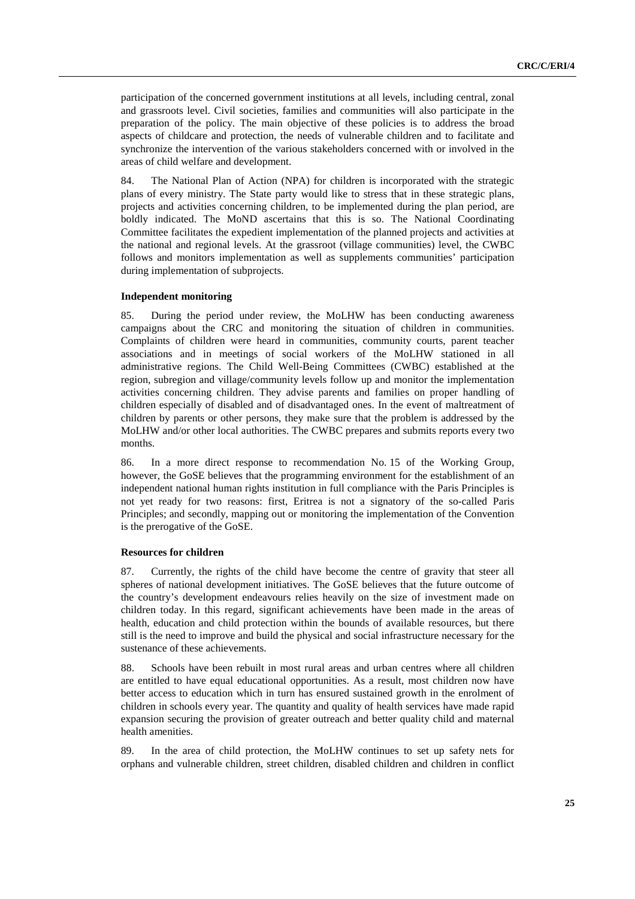participation of the concerned government institutions at all levels, including central, zonal and grassroots level. Civil societies, families and communities will also participate in the preparation of the policy. The main objective of these policies is to address the broad aspects of childcare and protection, the needs of vulnerable children and to facilitate and synchronize the intervention of the various stakeholders concerned with or involved in the areas of child welfare and development.

84. The National Plan of Action (NPA) for children is incorporated with the strategic plans of every ministry. The State party would like to stress that in these strategic plans, projects and activities concerning children, to be implemented during the plan period, are boldly indicated. The MoND ascertains that this is so. The National Coordinating Committee facilitates the expedient implementation of the planned projects and activities at the national and regional levels. At the grassroot (village communities) level, the CWBC follows and monitors implementation as well as supplements communities' participation during implementation of subprojects.

#### Independent monitoring

85. During the period under review, the MoLHW has been conducting awareness campaigns about the CRC and monitoring the situation of children in communities. Complaints of children were heard in communities, community courts, parent teacher associations and in meetings of social workers of the MoLHW stationed in all administrative regions. The Child Well-Being Committees (CWBC) established at the region, subregion and village/community levels follow up and monitor the implementation activities concerning children. They advise parents and families on proper handling of children especially of disabled and of disadvantaged ones. In the event of maltreatment of children by parents or other persons, they make sure that the problem is addressed by the MoLHW and/or other local authorities. The CWBC prepares and submits reports every two months.

86. In a more direct response to recommendation No. 15 of the Working Group, however, the GoSE believes that the programming environment for the establishment of an independent national human rights institution in full compliance with the Paris Principles is not yet ready for two reasons: first, Eritrea is not a signatory of the so-called Paris Principles; and secondly, mapping out or monitoring the implementation of the Convention is the prerogative of the GoSE.

#### Resources for children

87. Currently, the rights of the child have become the centre of gravity that steer all spheres of national development initiatives. The GoSE believes that the future outcome of the country's development endeavours relies heavily on the size of investment made on children today. In this regard, significant achievements have been made in the areas of health, education and child protection within the bounds of available resources, but there still is the need to improve and build the physical and social infrastructure necessary for the sustenance of these achievements.

88. Schools have been rebuilt in most rural areas and urban centres where all children are entitled to have equal educational opportunities. As a result, most children now have better access to education which in turn has ensured sustained growth in the enrolment of children in schools every year. The quantity and quality of health services have made rapid expansion securing the provision of greater outreach and better quality child and maternal health amenities.

89. In the area of child protection, the MoLHW continues to set up safety nets for orphans and vulnerable children, street children, disabled children and children in conflict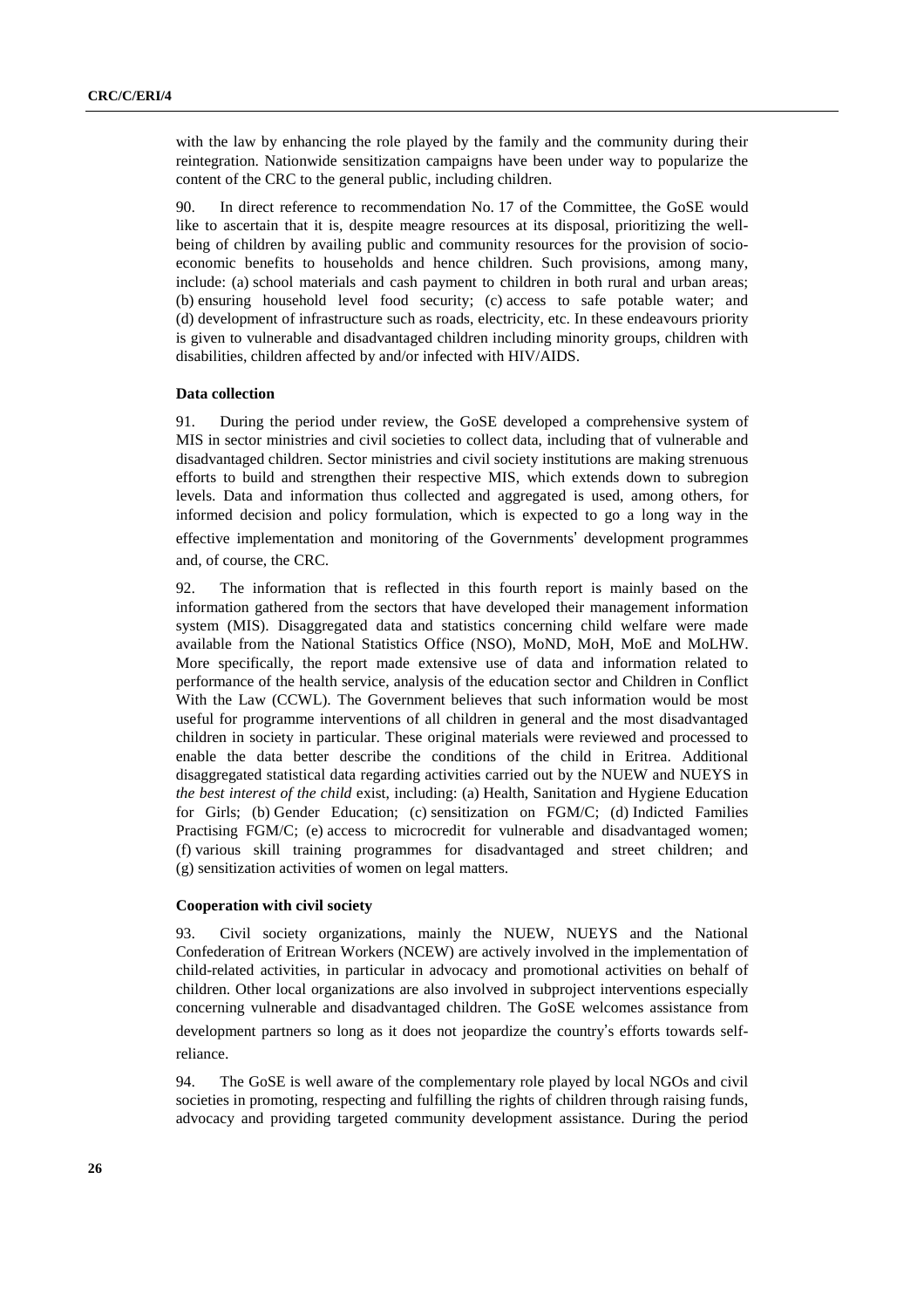with the law by enhancing the role played by the family and the community during their reintegration. Nationwide sensitization campaigns have been under way to popularize the content of the CRC to the general public, including children.

90. In direct reference to recommendation No. 17 of the Committee, the GoSE would like to ascertain that it is, despite meagre resources at its disposal, prioritizing the well-being of children by availing public and community resources for the provision of socio-economic benefits to households and hence children. Such provisions, among many, include: (a) school materials and cash payment to children in both rural and urban areas; (b) ensuring household level food security; (c) access to safe potable water; and (d) development of infrastructure such as roads, electricity, etc. In these endeavours priority is given to vulnerable and disadvantaged children including minority groups, children with disabilities, children affected by and/or infected with HIV/AIDS.

#### Data collection

91. During the period under review, the GoSE developed a comprehensive system of MIS in sector ministries and civil societies to collect data, including that of vulnerable and disadvantaged children. Sector ministries and civil society institutions are making strenuous efforts to build and strengthen their respective MIS, which extends down to subregion levels. Data and information thus collected and aggregated is used, among others, for informed decision and policy formulation, which is expected to go a long way in the effective implementation and monitoring of the Governments' development programmes and, of course, the CRC.

92. The information that is reflected in this fourth report is mainly based on the information gathered from the sectors that have developed their management information system (MIS). Disaggregated data and statistics concerning child welfare were made available from the National Statistics Office (NSO), MoND, MoH, MoE and MoLHW. More specifically, the report made extensive use of data and information related to performance of the health service, analysis of the education sector and Children in Conflict With the Law (CCWL). The Government believes that such information would be most useful for programme interventions of all children in general and the most disadvantaged children in society in particular. These original materials were reviewed and processed to enable the data better describe the conditions of the child in Eritrea. Additional disaggregated statistical data regarding activities carried out by the NUEW and NUEYS in *the best interest of the child* exist, including: (a) Health, Sanitation and Hygiene Education for Girls; (b) Gender Education; (c) sensitization on FGM/C; (d) Indicted Families Practising FGM/C; (e) access to microcredit for vulnerable and disadvantaged women; (f) various skill training programmes for disadvantaged and street children; and (g) sensitization activities of women on legal matters.

#### Cooperation with civil society

93. Civil society organizations, mainly the NUEW, NUEYS and the National Confederation of Eritrean Workers (NCEW) are actively involved in the implementation of child-related activities, in particular in advocacy and promotional activities on behalf of children. Other local organizations are also involved in subproject interventions especially concerning vulnerable and disadvantaged children. The GoSE welcomes assistance from development partners so long as it does not jeopardize the country's efforts towards self-reliance.

94. The GoSE is well aware of the complementary role played by local NGOs and civil societies in promoting, respecting and fulfilling the rights of children through raising funds, advocacy and providing targeted community development assistance. During the period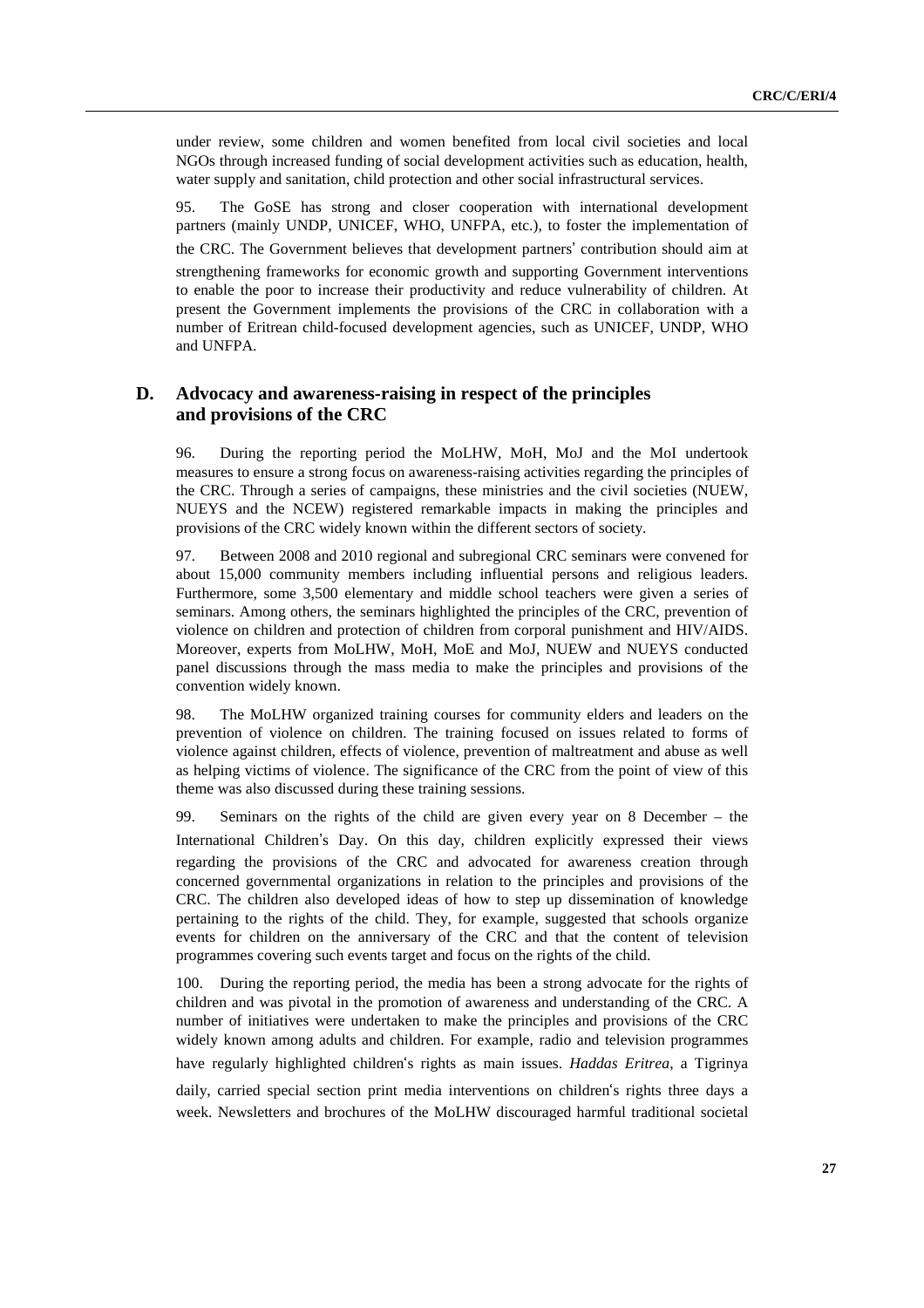under review, some children and women benefited from local civil societies and local NGOs through increased funding of social development activities such as education, health, water supply and sanitation, child protection and other social infrastructural services.

95. The GoSE has strong and closer cooperation with international development partners (mainly UNDP, UNICEF, WHO, UNFPA, etc.), to foster the implementation of the CRC. The Government believes that development partners' contribution should aim at strengthening frameworks for economic growth and supporting Government interventions to enable the poor to increase their productivity and reduce vulnerability of children. At present the Government implements the provisions of the CRC in collaboration with a number of Eritrean child-focused development agencies, such as UNICEF, UNDP, WHO and UNFPA.

## D. Advocacy and awareness-raising in respect of the principles and provisions of the CRC

96. During the reporting period the MoLHW, MoH, MoJ and the MoI undertook measures to ensure a strong focus on awareness-raising activities regarding the principles of the CRC. Through a series of campaigns, these ministries and the civil societies (NUEW, NUEYS and the NCEW) registered remarkable impacts in making the principles and provisions of the CRC widely known within the different sectors of society.

97. Between 2008 and 2010 regional and subregional CRC seminars were convened for about 15,000 community members including influential persons and religious leaders. Furthermore, some 3,500 elementary and middle school teachers were given a series of seminars. Among others, the seminars highlighted the principles of the CRC, prevention of violence on children and protection of children from corporal punishment and HIV/AIDS. Moreover, experts from MoLHW, MoH, MoE and MoJ, NUEW and NUEYS conducted panel discussions through the mass media to make the principles and provisions of the convention widely known.

98. The MoLHW organized training courses for community elders and leaders on the prevention of violence on children. The training focused on issues related to forms of violence against children, effects of violence, prevention of maltreatment and abuse as well as helping victims of violence. The significance of the CRC from the point of view of this theme was also discussed during these training sessions.

99. Seminars on the rights of the child are given every year on 8 December – the International Children's Day. On this day, children explicitly expressed their views regarding the provisions of the CRC and advocated for awareness creation through concerned governmental organizations in relation to the principles and provisions of the CRC. The children also developed ideas of how to step up dissemination of knowledge pertaining to the rights of the child. They, for example, suggested that schools organize events for children on the anniversary of the CRC and that the content of television programmes covering such events target and focus on the rights of the child.

100. During the reporting period, the media has been a strong advocate for the rights of children and was pivotal in the promotion of awareness and understanding of the CRC. A number of initiatives were undertaken to make the principles and provisions of the CRC widely known among adults and children. For example, radio and television programmes have regularly highlighted children's rights as main issues. *Haddas Eritrea*, a Tigrinya daily, carried special section print media interventions on children's rights three days a week. Newsletters and brochures of the MoLHW discouraged harmful traditional societal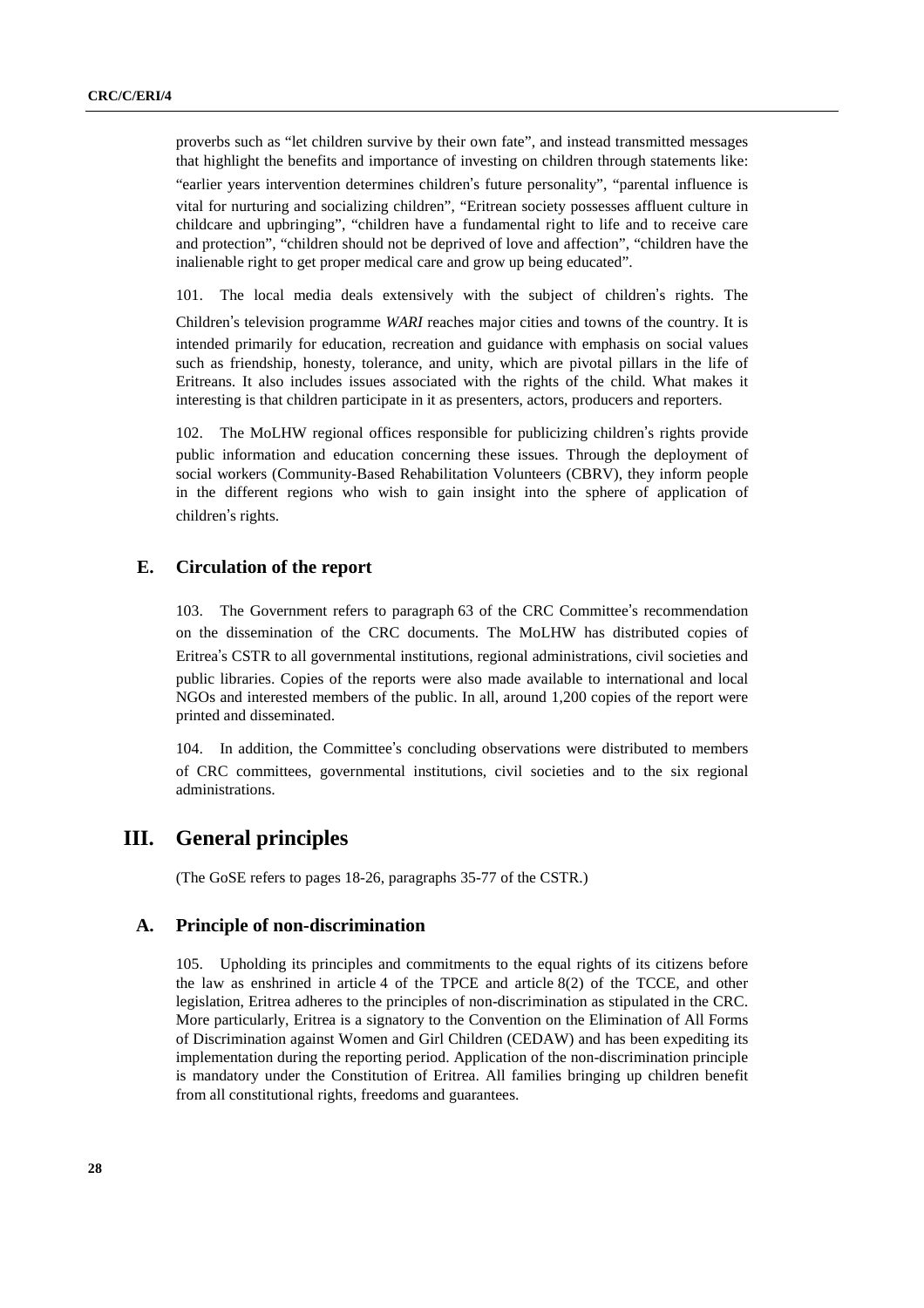proverbs such as "let children survive by their own fate", and instead transmitted messages that highlight the benefits and importance of investing on children through statements like: "earlier years intervention determines children's future personality", "parental influence is vital for nurturing and socializing children", "Eritrean society possesses affluent culture in childcare and upbringing", "children have a fundamental right to life and to receive care and protection", "children should not be deprived of love and affection", "children have the inalienable right to get proper medical care and grow up being educated".

101. The local media deals extensively with the subject of children's rights. The Children's television programme *WARI* reaches major cities and towns of the country. It is intended primarily for education, recreation and guidance with emphasis on social values such as friendship, honesty, tolerance, and unity, which are pivotal pillars in the life of Eritreans. It also includes issues associated with the rights of the child. What makes it interesting is that children participate in it as presenters, actors, producers and reporters.

102. The MoLHW regional offices responsible for publicizing children's rights provide public information and education concerning these issues. Through the deployment of social workers (Community-Based Rehabilitation Volunteers (CBRV), they inform people in the different regions who wish to gain insight into the sphere of application of children's rights.

## E. Circulation of the report

103. The Government refers to paragraph 63 of the CRC Committee's recommendation on the dissemination of the CRC documents. The MoLHW has distributed copies of Eritrea's CSTR to all governmental institutions, regional administrations, civil societies and public libraries. Copies of the reports were also made available to international and local NGOs and interested members of the public. In all, around 1,200 copies of the report were printed and disseminated.

104. In addition, the Committee's concluding observations were distributed to members of CRC committees, governmental institutions, civil societies and to the six regional administrations.

# III. General principles

(The GoSE refers to pages 18-26, paragraphs 35-77 of the CSTR.)

## A. Principle of non-discrimination

105. Upholding its principles and commitments to the equal rights of its citizens before the law as enshrined in article 4 of the TPCE and article 8(2) of the TCCE, and other legislation, Eritrea adheres to the principles of non-discrimination as stipulated in the CRC. More particularly, Eritrea is a signatory to the Convention on the Elimination of All Forms of Discrimination against Women and Girl Children (CEDAW) and has been expediting its implementation during the reporting period. Application of the non-discrimination principle is mandatory under the Constitution of Eritrea. All families bringing up children benefit from all constitutional rights, freedoms and guarantees.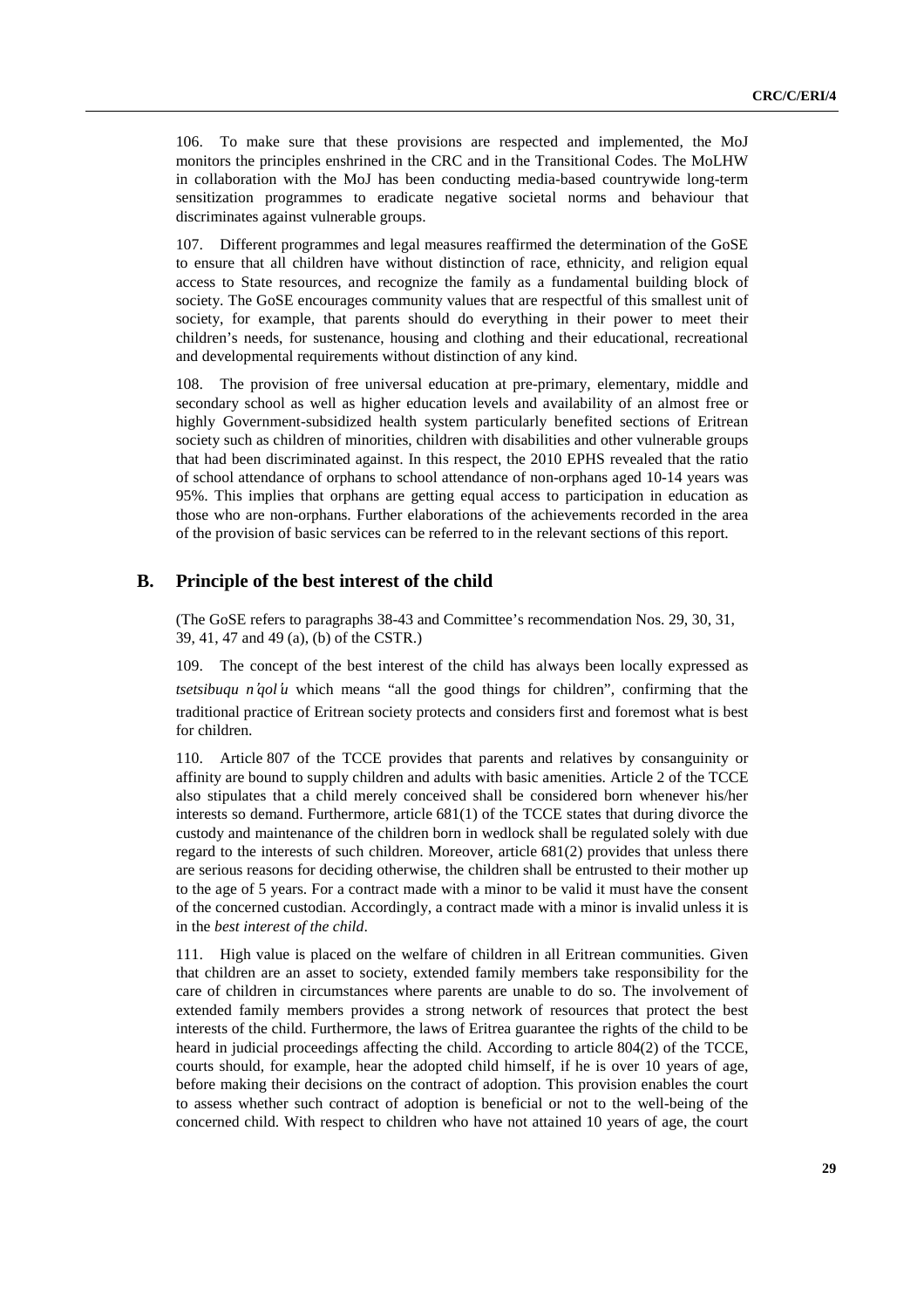106. To make sure that these provisions are respected and implemented, the MoJ monitors the principles enshrined in the CRC and in the Transitional Codes. The MoLHW in collaboration with the MoJ has been conducting media-based countrywide long-term sensitization programmes to eradicate negative societal norms and behaviour that discriminates against vulnerable groups.

107. Different programmes and legal measures reaffirmed the determination of the GoSE to ensure that all children have without distinction of race, ethnicity, and religion equal access to State resources, and recognize the family as a fundamental building block of society. The GoSE encourages community values that are respectful of this smallest unit of society, for example, that parents should do everything in their power to meet their children's needs, for sustenance, housing and clothing and their educational, recreational and developmental requirements without distinction of any kind.

108. The provision of free universal education at pre-primary, elementary, middle and secondary school as well as higher education levels and availability of an almost free or highly Government-subsidized health system particularly benefited sections of Eritrean society such as children of minorities, children with disabilities and other vulnerable groups that had been discriminated against. In this respect, the 2010 EPHS revealed that the ratio of school attendance of orphans to school attendance of non-orphans aged 10-14 years was 95%. This implies that orphans are getting equal access to participation in education as those who are non-orphans. Further elaborations of the achievements recorded in the area of the provision of basic services can be referred to in the relevant sections of this report.

## B. Principle of the best interest of the child

(The GoSE refers to paragraphs 38-43 and Committee's recommendation Nos. 29, 30, 31, 39, 41, 47 and 49 (a), (b) of the CSTR.)

109. The concept of the best interest of the child has always been locally expressed as *tsetsibuqu n'qol'u* which means "all the good things for children", confirming that the traditional practice of Eritrean society protects and considers first and foremost what is best for children.

110. Article 807 of the TCCE provides that parents and relatives by consanguinity or affinity are bound to supply children and adults with basic amenities. Article 2 of the TCCE also stipulates that a child merely conceived shall be considered born whenever his/her interests so demand. Furthermore, article 681(1) of the TCCE states that during divorce the custody and maintenance of the children born in wedlock shall be regulated solely with due regard to the interests of such children. Moreover, article 681(2) provides that unless there are serious reasons for deciding otherwise, the children shall be entrusted to their mother up to the age of 5 years. For a contract made with a minor to be valid it must have the consent of the concerned custodian. Accordingly, a contract made with a minor is invalid unless it is in the *best interest of the child*.

111. High value is placed on the welfare of children in all Eritrean communities. Given that children are an asset to society, extended family members take responsibility for the care of children in circumstances where parents are unable to do so. The involvement of extended family members provides a strong network of resources that protect the best interests of the child. Furthermore, the laws of Eritrea guarantee the rights of the child to be heard in judicial proceedings affecting the child. According to article 804(2) of the TCCE, courts should, for example, hear the adopted child himself, if he is over 10 years of age, before making their decisions on the contract of adoption. This provision enables the court to assess whether such contract of adoption is beneficial or not to the well-being of the concerned child. With respect to children who have not attained 10 years of age, the court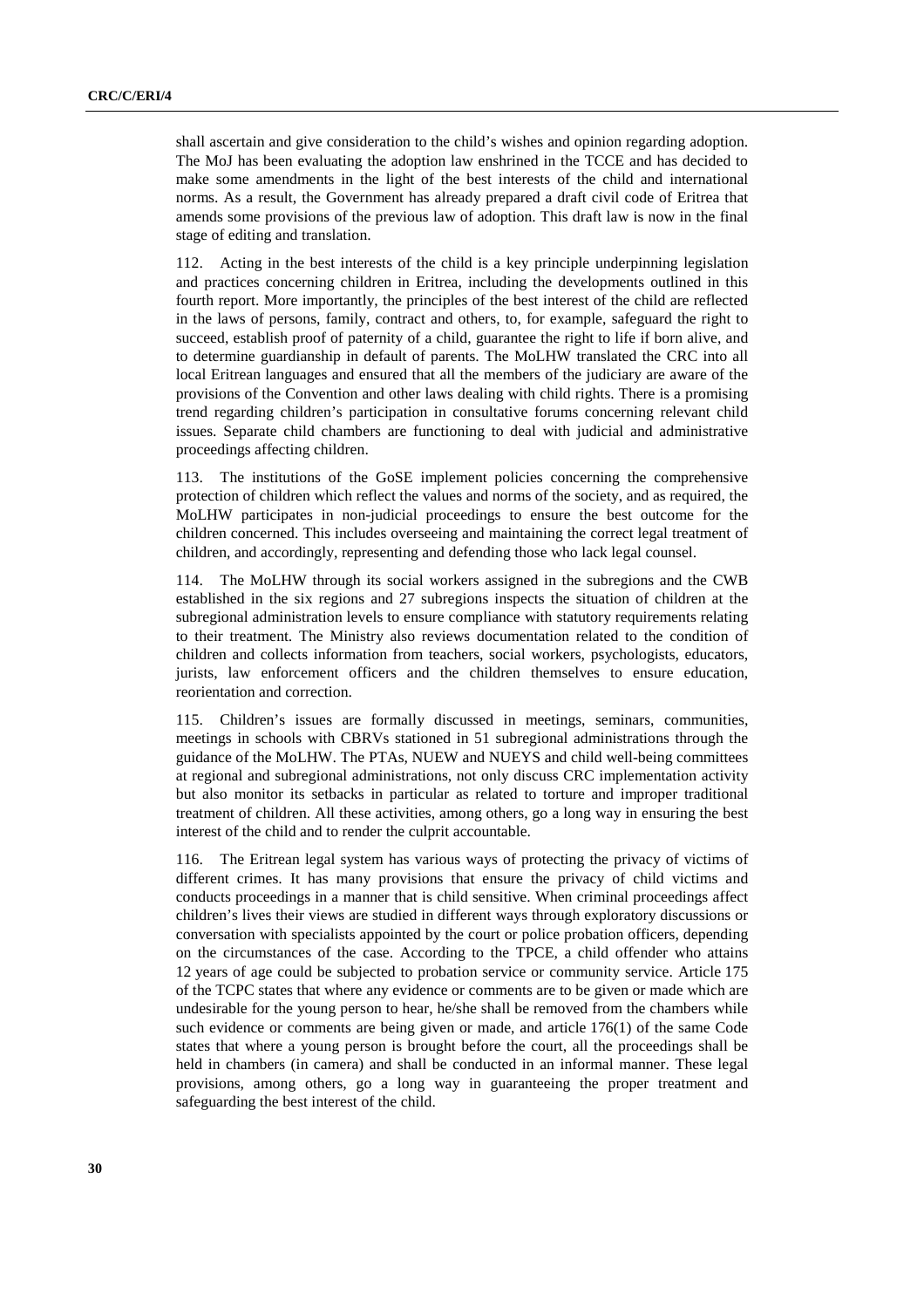shall ascertain and give consideration to the child's wishes and opinion regarding adoption. The MoJ has been evaluating the adoption law enshrined in the TCCE and has decided to make some amendments in the light of the best interests of the child and international norms. As a result, the Government has already prepared a draft civil code of Eritrea that amends some provisions of the previous law of adoption. This draft law is now in the final stage of editing and translation.

112. Acting in the best interests of the child is a key principle underpinning legislation and practices concerning children in Eritrea, including the developments outlined in this fourth report. More importantly, the principles of the best interest of the child are reflected in the laws of persons, family, contract and others, to, for example, safeguard the right to succeed, establish proof of paternity of a child, guarantee the right to life if born alive, and to determine guardianship in default of parents. The MoLHW translated the CRC into all local Eritrean languages and ensured that all the members of the judiciary are aware of the provisions of the Convention and other laws dealing with child rights. There is a promising trend regarding children's participation in consultative forums concerning relevant child issues. Separate child chambers are functioning to deal with judicial and administrative proceedings affecting children.

113. The institutions of the GoSE implement policies concerning the comprehensive protection of children which reflect the values and norms of the society, and as required, the MoLHW participates in non-judicial proceedings to ensure the best outcome for the children concerned. This includes overseeing and maintaining the correct legal treatment of children, and accordingly, representing and defending those who lack legal counsel.

114. The MoLHW through its social workers assigned in the subregions and the CWB established in the six regions and 27 subregions inspects the situation of children at the subregional administration levels to ensure compliance with statutory requirements relating to their treatment. The Ministry also reviews documentation related to the condition of children and collects information from teachers, social workers, psychologists, educators, jurists, law enforcement officers and the children themselves to ensure education, reorientation and correction.

115. Children's issues are formally discussed in meetings, seminars, communities, meetings in schools with CBRVs stationed in 51 subregional administrations through the guidance of the MoLHW. The PTAs, NUEW and NUEYS and child well-being committees at regional and subregional administrations, not only discuss CRC implementation activity but also monitor its setbacks in particular as related to torture and improper traditional treatment of children. All these activities, among others, go a long way in ensuring the best interest of the child and to render the culprit accountable.

116. The Eritrean legal system has various ways of protecting the privacy of victims of different crimes. It has many provisions that ensure the privacy of child victims and conducts proceedings in a manner that is child sensitive. When criminal proceedings affect children's lives their views are studied in different ways through exploratory discussions or conversation with specialists appointed by the court or police probation officers, depending on the circumstances of the case. According to the TPCE, a child offender who attains 12 years of age could be subjected to probation service or community service. Article 175 of the TCPC states that where any evidence or comments are to be given or made which are undesirable for the young person to hear, he/she shall be removed from the chambers while such evidence or comments are being given or made, and article 176(1) of the same Code states that where a young person is brought before the court, all the proceedings shall be held in chambers (in camera) and shall be conducted in an informal manner. These legal provisions, among others, go a long way in guaranteeing the proper treatment and safeguarding the best interest of the child.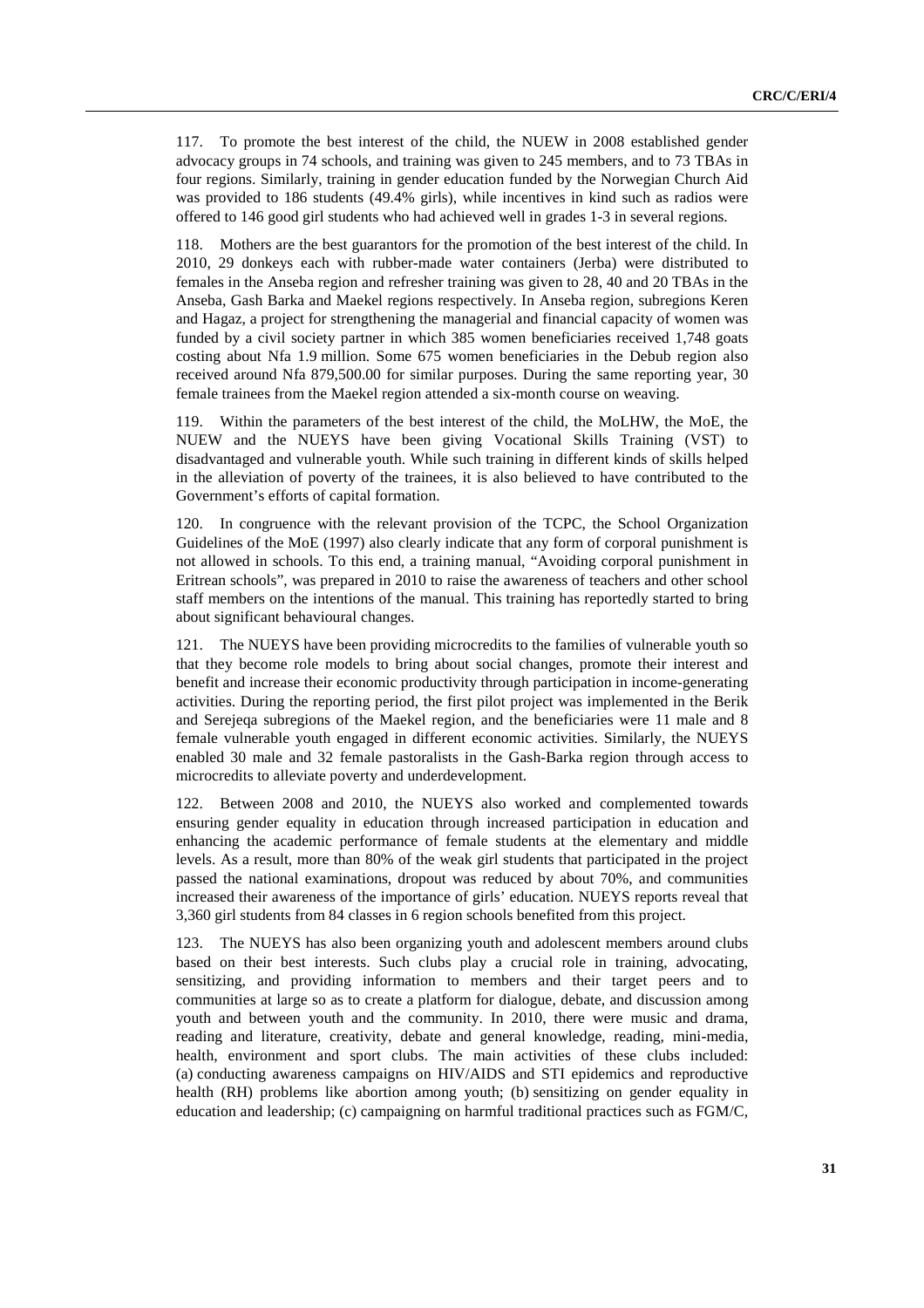117. To promote the best interest of the child, the NUEW in 2008 established gender advocacy groups in 74 schools, and training was given to 245 members, and to 73 TBAs in four regions. Similarly, training in gender education funded by the Norwegian Church Aid was provided to 186 students (49.4% girls), while incentives in kind such as radios were offered to 146 good girl students who had achieved well in grades 1-3 in several regions.

118. Mothers are the best guarantors for the promotion of the best interest of the child. In 2010, 29 donkeys each with rubber-made water containers (Jerba) were distributed to females in the Anseba region and refresher training was given to 28, 40 and 20 TBAs in the Anseba, Gash Barka and Maekel regions respectively. In Anseba region, subregions Keren and Hagaz, a project for strengthening the managerial and financial capacity of women was funded by a civil society partner in which 385 women beneficiaries received 1,748 goats costing about Nfa 1.9 million. Some 675 women beneficiaries in the Debub region also received around Nfa 879,500.00 for similar purposes. During the same reporting year, 30 female trainees from the Maekel region attended a six-month course on weaving.

119. Within the parameters of the best interest of the child, the MoLHW, the MoE, the NUEW and the NUEYS have been giving Vocational Skills Training (VST) to disadvantaged and vulnerable youth. While such training in different kinds of skills helped in the alleviation of poverty of the trainees, it is also believed to have contributed to the Government's efforts of capital formation.

120. In congruence with the relevant provision of the TCPC, the School Organization Guidelines of the MoE (1997) also clearly indicate that any form of corporal punishment is not allowed in schools. To this end, a training manual, "Avoiding corporal punishment in Eritrean schools", was prepared in 2010 to raise the awareness of teachers and other school staff members on the intentions of the manual. This training has reportedly started to bring about significant behavioural changes.

121. The NUEYS have been providing microcredits to the families of vulnerable youth so that they become role models to bring about social changes, promote their interest and benefit and increase their economic productivity through participation in income-generating activities. During the reporting period, the first pilot project was implemented in the Berik and Serejeqa subregions of the Maekel region, and the beneficiaries were 11 male and 8 female vulnerable youth engaged in different economic activities. Similarly, the NUEYS enabled 30 male and 32 female pastoralists in the Gash-Barka region through access to microcredits to alleviate poverty and underdevelopment.

122. Between 2008 and 2010, the NUEYS also worked and complemented towards ensuring gender equality in education through increased participation in education and enhancing the academic performance of female students at the elementary and middle levels. As a result, more than 80% of the weak girl students that participated in the project passed the national examinations, dropout was reduced by about 70%, and communities increased their awareness of the importance of girls' education. NUEYS reports reveal that 3,360 girl students from 84 classes in 6 region schools benefited from this project.

123. The NUEYS has also been organizing youth and adolescent members around clubs based on their best interests. Such clubs play a crucial role in training, advocating, sensitizing, and providing information to members and their target peers and to communities at large so as to create a platform for dialogue, debate, and discussion among youth and between youth and the community. In 2010, there were music and drama, reading and literature, creativity, debate and general knowledge, reading, mini-media, health, environment and sport clubs. The main activities of these clubs included: (a) conducting awareness campaigns on HIV/AIDS and STI epidemics and reproductive health (RH) problems like abortion among youth; (b) sensitizing on gender equality in education and leadership; (c) campaigning on harmful traditional practices such as FGM/C,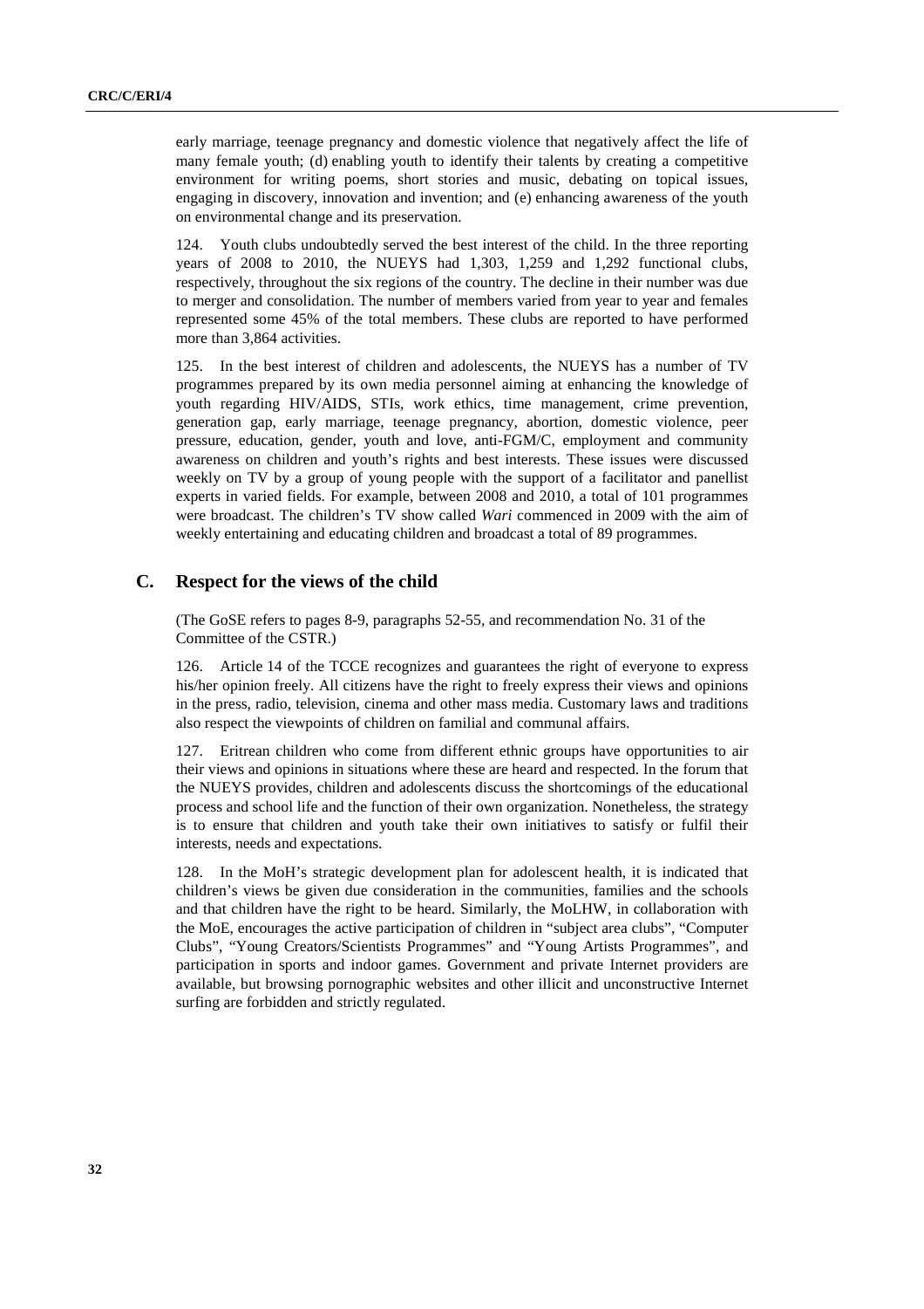early marriage, teenage pregnancy and domestic violence that negatively affect the life of many female youth; (d) enabling youth to identify their talents by creating a competitive environment for writing poems, short stories and music, debating on topical issues, engaging in discovery, innovation and invention; and (e) enhancing awareness of the youth on environmental change and its preservation.

124. Youth clubs undoubtedly served the best interest of the child. In the three reporting years of 2008 to 2010, the NUEYS had 1,303, 1,259 and 1,292 functional clubs, respectively, throughout the six regions of the country. The decline in their number was due to merger and consolidation. The number of members varied from year to year and females represented some 45% of the total members. These clubs are reported to have performed more than 3,864 activities.

125. In the best interest of children and adolescents, the NUEYS has a number of TV programmes prepared by its own media personnel aiming at enhancing the knowledge of youth regarding HIV/AIDS, STIs, work ethics, time management, crime prevention, generation gap, early marriage, teenage pregnancy, abortion, domestic violence, peer pressure, education, gender, youth and love, anti-FGM/C, employment and community awareness on children and youth's rights and best interests. These issues were discussed weekly on TV by a group of young people with the support of a facilitator and panellist experts in varied fields. For example, between 2008 and 2010, a total of 101 programmes were broadcast. The children's TV show called *Wari* commenced in 2009 with the aim of weekly entertaining and educating children and broadcast a total of 89 programmes.

## C. Respect for the views of the child

(The GoSE refers to pages 8-9, paragraphs 52-55, and recommendation No. 31 of the Committee of the CSTR.)

126. Article 14 of the TCCE recognizes and guarantees the right of everyone to express his/her opinion freely. All citizens have the right to freely express their views and opinions in the press, radio, television, cinema and other mass media. Customary laws and traditions also respect the viewpoints of children on familial and communal affairs.

127. Eritrean children who come from different ethnic groups have opportunities to air their views and opinions in situations where these are heard and respected. In the forum that the NUEYS provides, children and adolescents discuss the shortcomings of the educational process and school life and the function of their own organization. Nonetheless, the strategy is to ensure that children and youth take their own initiatives to satisfy or fulfil their interests, needs and expectations.

128. In the MoH's strategic development plan for adolescent health, it is indicated that children's views be given due consideration in the communities, families and the schools and that children have the right to be heard. Similarly, the MoLHW, in collaboration with the MoE, encourages the active participation of children in "subject area clubs", "Computer Clubs", "Young Creators/Scientists Programmes" and "Young Artists Programmes", and participation in sports and indoor games. Government and private Internet providers are available, but browsing pornographic websites and other illicit and unconstructive Internet surfing are forbidden and strictly regulated.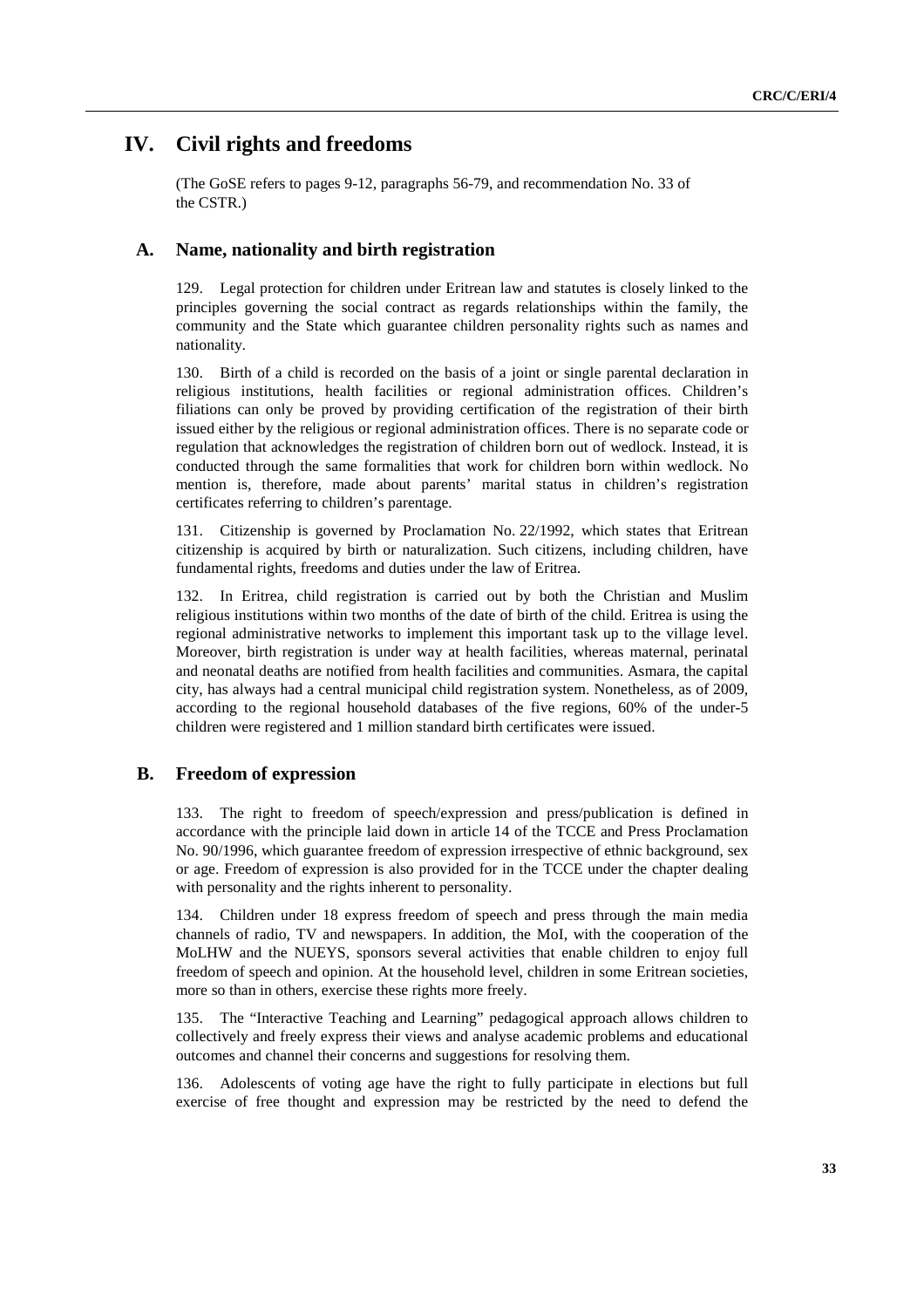# IV. Civil rights and freedoms

(The GoSE refers to pages 9-12, paragraphs 56-79, and recommendation No. 33 of the CSTR.)

## A. Name, nationality and birth registration

129. Legal protection for children under Eritrean law and statutes is closely linked to the principles governing the social contract as regards relationships within the family, the community and the State which guarantee children personality rights such as names and nationality.

130. Birth of a child is recorded on the basis of a joint or single parental declaration in religious institutions, health facilities or regional administration offices. Children's filiations can only be proved by providing certification of the registration of their birth issued either by the religious or regional administration offices. There is no separate code or regulation that acknowledges the registration of children born out of wedlock. Instead, it is conducted through the same formalities that work for children born within wedlock. No mention is, therefore, made about parents' marital status in children's registration certificates referring to children's parentage.

131. Citizenship is governed by Proclamation No. 22/1992, which states that Eritrean citizenship is acquired by birth or naturalization. Such citizens, including children, have fundamental rights, freedoms and duties under the law of Eritrea.

132. In Eritrea, child registration is carried out by both the Christian and Muslim religious institutions within two months of the date of birth of the child. Eritrea is using the regional administrative networks to implement this important task up to the village level. Moreover, birth registration is under way at health facilities, whereas maternal, perinatal and neonatal deaths are notified from health facilities and communities. Asmara, the capital city, has always had a central municipal child registration system. Nonetheless, as of 2009, according to the regional household databases of the five regions, 60% of the under-5 children were registered and 1 million standard birth certificates were issued.

## B. Freedom of expression

133. The right to freedom of speech/expression and press/publication is defined in accordance with the principle laid down in article 14 of the TCCE and Press Proclamation No. 90/1996, which guarantee freedom of expression irrespective of ethnic background, sex or age. Freedom of expression is also provided for in the TCCE under the chapter dealing with personality and the rights inherent to personality.

134. Children under 18 express freedom of speech and press through the main media channels of radio, TV and newspapers. In addition, the MoI, with the cooperation of the MoLHW and the NUEYS, sponsors several activities that enable children to enjoy full freedom of speech and opinion. At the household level, children in some Eritrean societies, more so than in others, exercise these rights more freely.

135. The "Interactive Teaching and Learning" pedagogical approach allows children to collectively and freely express their views and analyse academic problems and educational outcomes and channel their concerns and suggestions for resolving them.

136. Adolescents of voting age have the right to fully participate in elections but full exercise of free thought and expression may be restricted by the need to defend the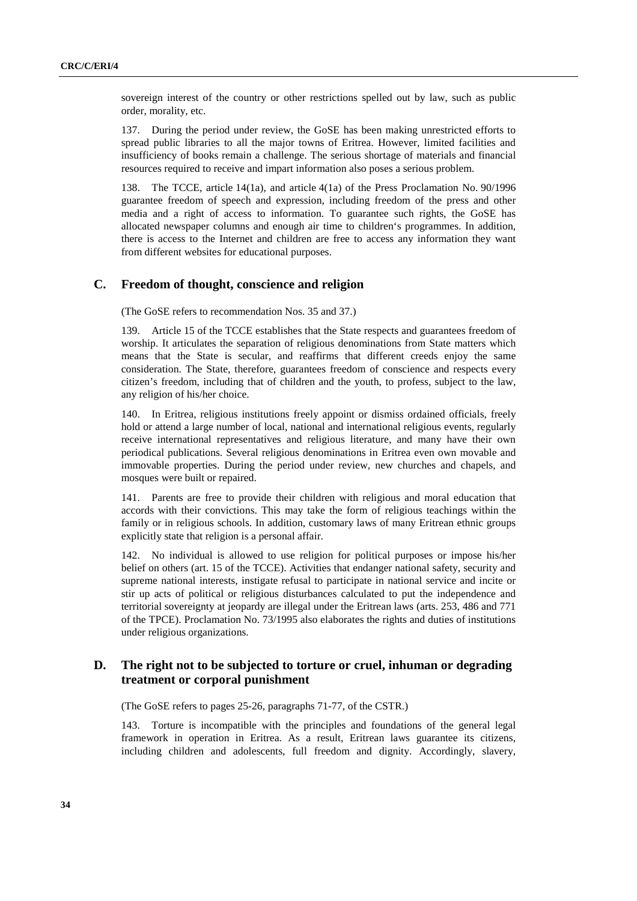sovereign interest of the country or other restrictions spelled out by law, such as public order, morality, etc.

137. During the period under review, the GoSE has been making unrestricted efforts to spread public libraries to all the major towns of Eritrea. However, limited facilities and insufficiency of books remain a challenge. The serious shortage of materials and financial resources required to receive and impart information also poses a serious problem.

138. The TCCE, article 14(1a), and article 4(1a) of the Press Proclamation No. 90/1996 guarantee freedom of speech and expression, including freedom of the press and other media and a right of access to information. To guarantee such rights, the GoSE has allocated newspaper columns and enough air time to children's programmes. In addition, there is access to the Internet and children are free to access any information they want from different websites for educational purposes.

## C. Freedom of thought, conscience and religion

(The GoSE refers to recommendation Nos. 35 and 37.)

139. Article 15 of the TCCE establishes that the State respects and guarantees freedom of worship. It articulates the separation of religious denominations from State matters which means that the State is secular, and reaffirms that different creeds enjoy the same consideration. The State, therefore, guarantees freedom of conscience and respects every citizen's freedom, including that of children and the youth, to profess, subject to the law, any religion of his/her choice.

140. In Eritrea, religious institutions freely appoint or dismiss ordained officials, freely hold or attend a large number of local, national and international religious events, regularly receive international representatives and religious literature, and many have their own periodical publications. Several religious denominations in Eritrea even own movable and immovable properties. During the period under review, new churches and chapels, and mosques were built or repaired.

141. Parents are free to provide their children with religious and moral education that accords with their convictions. This may take the form of religious teachings within the family or in religious schools. In addition, customary laws of many Eritrean ethnic groups explicitly state that religion is a personal affair.

142. No individual is allowed to use religion for political purposes or impose his/her belief on others (art. 15 of the TCCE). Activities that endanger national safety, security and supreme national interests, instigate refusal to participate in national service and incite or stir up acts of political or religious disturbances calculated to put the independence and territorial sovereignty at jeopardy are illegal under the Eritrean laws (arts. 253, 486 and 771 of the TPCE). Proclamation No. 73/1995 also elaborates the rights and duties of institutions under religious organizations.

## D. The right not to be subjected to torture or cruel, inhuman or degrading treatment or corporal punishment

(The GoSE refers to pages 25-26, paragraphs 71-77, of the CSTR.)

143. Torture is incompatible with the principles and foundations of the general legal framework in operation in Eritrea. As a result, Eritrean laws guarantee its citizens, including children and adolescents, full freedom and dignity. Accordingly, slavery,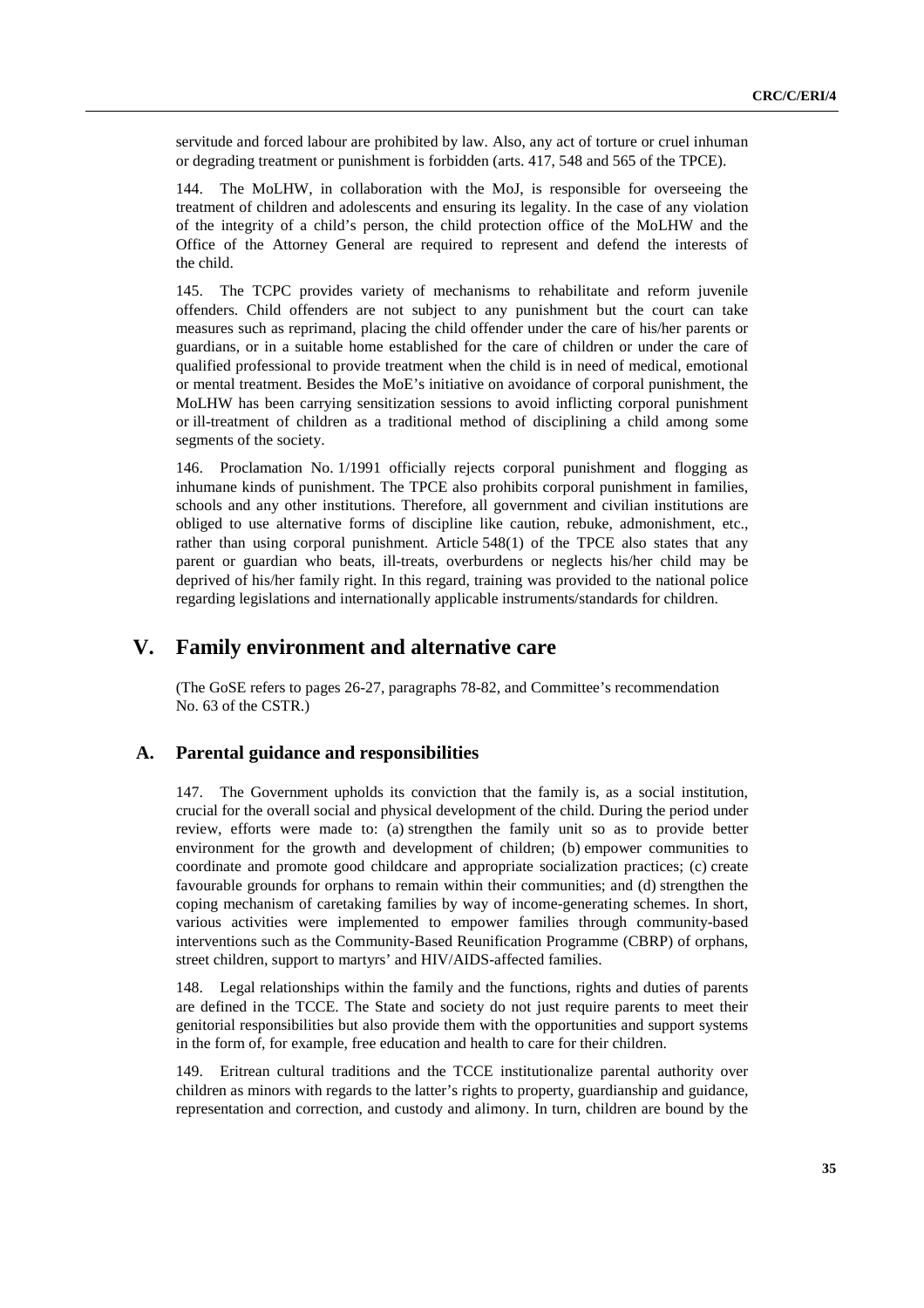servitude and forced labour are prohibited by law. Also, any act of torture or cruel inhuman or degrading treatment or punishment is forbidden (arts. 417, 548 and 565 of the TPCE).

144. The MoLHW, in collaboration with the MoJ, is responsible for overseeing the treatment of children and adolescents and ensuring its legality. In the case of any violation of the integrity of a child's person, the child protection office of the MoLHW and the Office of the Attorney General are required to represent and defend the interests of the child.

145. The TCPC provides variety of mechanisms to rehabilitate and reform juvenile offenders. Child offenders are not subject to any punishment but the court can take measures such as reprimand, placing the child offender under the care of his/her parents or guardians, or in a suitable home established for the care of children or under the care of qualified professional to provide treatment when the child is in need of medical, emotional or mental treatment. Besides the MoE's initiative on avoidance of corporal punishment, the MoLHW has been carrying sensitization sessions to avoid inflicting corporal punishment or ill-treatment of children as a traditional method of disciplining a child among some segments of the society.

146. Proclamation No. 1/1991 officially rejects corporal punishment and flogging as inhumane kinds of punishment. The TPCE also prohibits corporal punishment in families, schools and any other institutions. Therefore, all government and civilian institutions are obliged to use alternative forms of discipline like caution, rebuke, admonishment, etc., rather than using corporal punishment. Article 548(1) of the TPCE also states that any parent or guardian who beats, ill-treats, overburdens or neglects his/her child may be deprived of his/her family right. In this regard, training was provided to the national police regarding legislations and internationally applicable instruments/standards for children.

# V. Family environment and alternative care

(The GoSE refers to pages 26-27, paragraphs 78-82, and Committee's recommendation No. 63 of the CSTR.)

## A. Parental guidance and responsibilities

147. The Government upholds its conviction that the family is, as a social institution, crucial for the overall social and physical development of the child. During the period under review, efforts were made to: (a) strengthen the family unit so as to provide better environment for the growth and development of children; (b) empower communities to coordinate and promote good childcare and appropriate socialization practices; (c) create favourable grounds for orphans to remain within their communities; and (d) strengthen the coping mechanism of caretaking families by way of income-generating schemes. In short, various activities were implemented to empower families through community-based interventions such as the Community-Based Reunification Programme (CBRP) of orphans, street children, support to martyrs' and HIV/AIDS-affected families.

148. Legal relationships within the family and the functions, rights and duties of parents are defined in the TCCE. The State and society do not just require parents to meet their genitorial responsibilities but also provide them with the opportunities and support systems in the form of, for example, free education and health to care for their children.

149. Eritrean cultural traditions and the TCCE institutionalize parental authority over children as minors with regards to the latter's rights to property, guardianship and guidance, representation and correction, and custody and alimony. In turn, children are bound by the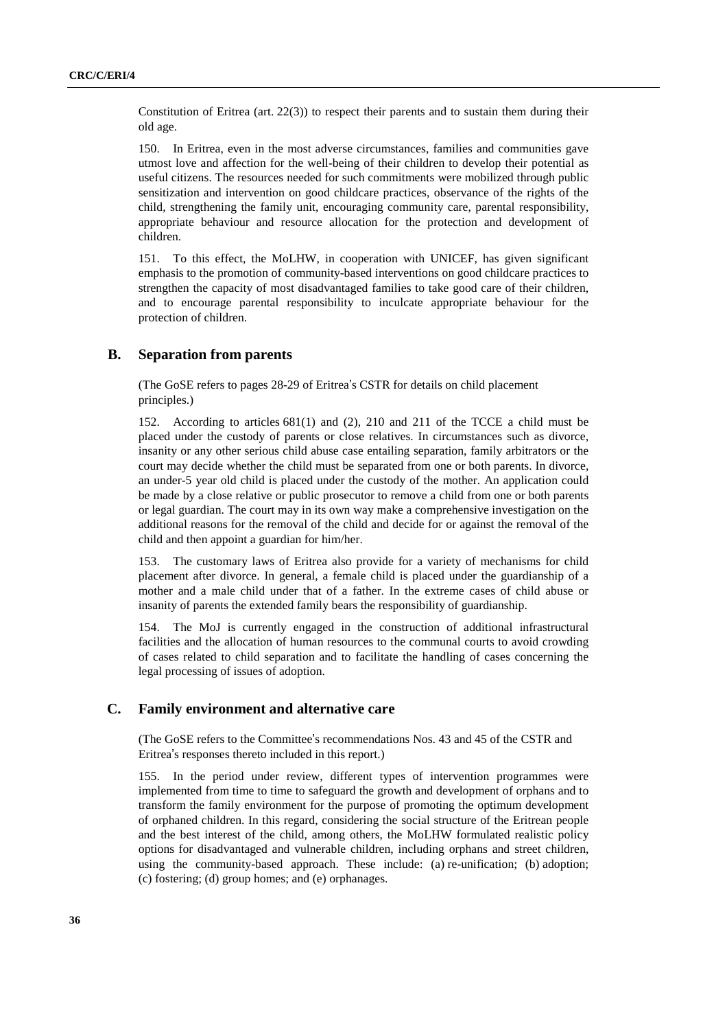Constitution of Eritrea (art. 22(3)) to respect their parents and to sustain them during their old age.

150. In Eritrea, even in the most adverse circumstances, families and communities gave utmost love and affection for the well-being of their children to develop their potential as useful citizens. The resources needed for such commitments were mobilized through public sensitization and intervention on good childcare practices, observance of the rights of the child, strengthening the family unit, encouraging community care, parental responsibility, appropriate behaviour and resource allocation for the protection and development of children.

151. To this effect, the MoLHW, in cooperation with UNICEF, has given significant emphasis to the promotion of community-based interventions on good childcare practices to strengthen the capacity of most disadvantaged families to take good care of their children, and to encourage parental responsibility to inculcate appropriate behaviour for the protection of children.

## B. Separation from parents

(The GoSE refers to pages 28-29 of Eritrea's CSTR for details on child placement principles.)

152. According to articles 681(1) and (2), 210 and 211 of the TCCE a child must be placed under the custody of parents or close relatives. In circumstances such as divorce, insanity or any other serious child abuse case entailing separation, family arbitrators or the court may decide whether the child must be separated from one or both parents. In divorce, an under-5 year old child is placed under the custody of the mother. An application could be made by a close relative or public prosecutor to remove a child from one or both parents or legal guardian. The court may in its own way make a comprehensive investigation on the additional reasons for the removal of the child and decide for or against the removal of the child and then appoint a guardian for him/her.

153. The customary laws of Eritrea also provide for a variety of mechanisms for child placement after divorce. In general, a female child is placed under the guardianship of a mother and a male child under that of a father. In the extreme cases of child abuse or insanity of parents the extended family bears the responsibility of guardianship.

154. The MoJ is currently engaged in the construction of additional infrastructural facilities and the allocation of human resources to the communal courts to avoid crowding of cases related to child separation and to facilitate the handling of cases concerning the legal processing of issues of adoption.

## C. Family environment and alternative care

(The GoSE refers to the Committee's recommendations Nos. 43 and 45 of the CSTR and Eritrea's responses thereto included in this report.)

155. In the period under review, different types of intervention programmes were implemented from time to time to safeguard the growth and development of orphans and to transform the family environment for the purpose of promoting the optimum development of orphaned children. In this regard, considering the social structure of the Eritrean people and the best interest of the child, among others, the MoLHW formulated realistic policy options for disadvantaged and vulnerable children, including orphans and street children, using the community-based approach. These include: (a) re-unification; (b) adoption; (c) fostering; (d) group homes; and (e) orphanages.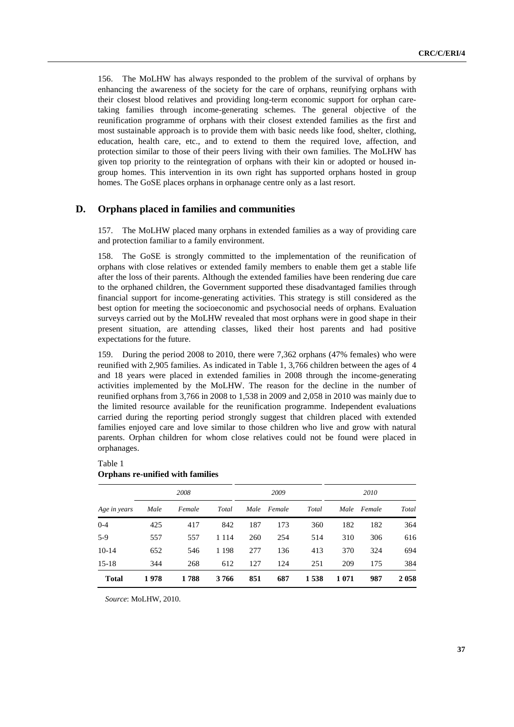156. The MoLHW has always responded to the problem of the survival of orphans by enhancing the awareness of the society for the care of orphans, reunifying orphans with their closest blood relatives and providing long-term economic support for orphan care-taking families through income-generating schemes. The general objective of the reunification programme of orphans with their closest extended families as the first and most sustainable approach is to provide them with basic needs like food, shelter, clothing, education, health care, etc., and to extend to them the required love, affection, and protection similar to those of their peers living with their own families. The MoLHW has given top priority to the reintegration of orphans with their kin or adopted or housed in-group homes. This intervention in its own right has supported orphans hosted in group homes. The GoSE places orphans in orphanage centre only as a last resort.

## D. Orphans placed in families and communities

157. The MoLHW placed many orphans in extended families as a way of providing care and protection familiar to a family environment.

158. The GoSE is strongly committed to the implementation of the reunification of orphans with close relatives or extended family members to enable them get a stable life after the loss of their parents. Although the extended families have been rendering due care to the orphaned children, the Government supported these disadvantaged families through financial support for income-generating activities. This strategy is still considered as the best option for meeting the socioeconomic and psychosocial needs of orphans. Evaluation surveys carried out by the MoLHW revealed that most orphans were in good shape in their present situation, are attending classes, liked their host parents and had positive expectations for the future.

159. During the period 2008 to 2010, there were 7,362 orphans (47% females) who were reunified with 2,905 families. As indicated in Table 1, 3,766 children between the ages of 4 and 18 years were placed in extended families in 2008 through the income-generating activities implemented by the MoLHW. The reason for the decline in the number of reunified orphans from 3,766 in 2008 to 1,538 in 2009 and 2,058 in 2010 was mainly due to the limited resource available for the reunification programme. Independent evaluations carried during the reporting period strongly suggest that children placed with extended families enjoyed care and love similar to those children who live and grow with natural parents. Orphan children for whom close relatives could not be found were placed in orphanages.

Table 1
**Orphans re-unified with families**

| | *2008* | | | *2009* | | | *2010* | | |
|---|---|---|---|---|---|---|---|---|---|
| *Age in years* | *Male* | *Female* | *Total* | *Male* | *Female* | *Total* | *Male* | *Female* | *Total* |
| 0-4 | 425 | 417 | 842 | 187 | 173 | 360 | 182 | 182 | 364 |
| 5-9 | 557 | 557 | 1 114 | 260 | 254 | 514 | 310 | 306 | 616 |
| 10-14 | 652 | 546 | 1 198 | 277 | 136 | 413 | 370 | 324 | 694 |
| 15-18 | 344 | 268 | 612 | 127 | 124 | 251 | 209 | 175 | 384 |
| **Total** | **1 978** | **1 788** | **3 766** | **851** | **687** | **1 538** | **1 071** | **987** | **2 058** |

*Source*: MoLHW, 2010.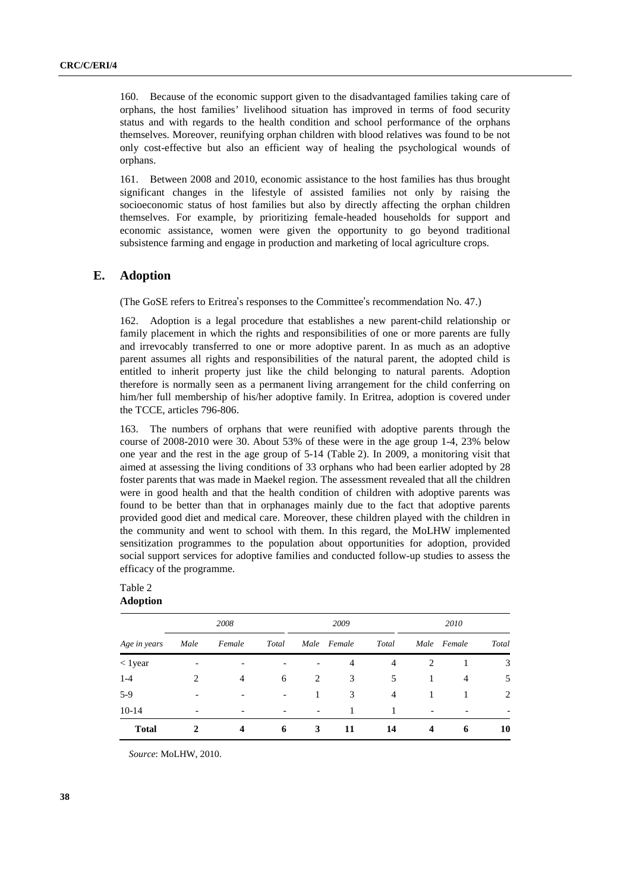160. Because of the economic support given to the disadvantaged families taking care of orphans, the host families' livelihood situation has improved in terms of food security status and with regards to the health condition and school performance of the orphans themselves. Moreover, reunifying orphan children with blood relatives was found to be not only cost-effective but also an efficient way of healing the psychological wounds of orphans.

161. Between 2008 and 2010, economic assistance to the host families has thus brought significant changes in the lifestyle of assisted families not only by raising the socioeconomic status of host families but also by directly affecting the orphan children themselves. For example, by prioritizing female-headed households for support and economic assistance, women were given the opportunity to go beyond traditional subsistence farming and engage in production and marketing of local agriculture crops.

## E. Adoption

(The GoSE refers to Eritrea's responses to the Committee's recommendation No. 47.)

162. Adoption is a legal procedure that establishes a new parent-child relationship or family placement in which the rights and responsibilities of one or more parents are fully and irrevocably transferred to one or more adoptive parent. In as much as an adoptive parent assumes all rights and responsibilities of the natural parent, the adopted child is entitled to inherit property just like the child belonging to natural parents. Adoption therefore is normally seen as a permanent living arrangement for the child conferring on him/her full membership of his/her adoptive family. In Eritrea, adoption is covered under the TCCE, articles 796-806.

163. The numbers of orphans that were reunified with adoptive parents through the course of 2008-2010 were 30. About 53% of these were in the age group 1-4, 23% below one year and the rest in the age group of 5-14 (Table 2). In 2009, a monitoring visit that aimed at assessing the living conditions of 33 orphans who had been earlier adopted by 28 foster parents that was made in Maekel region. The assessment revealed that all the children were in good health and that the health condition of children with adoptive parents was found to be better than that in orphanages mainly due to the fact that adoptive parents provided good diet and medical care. Moreover, these children played with the children in the community and went to school with them. In this regard, the MoLHW implemented sensitization programmes to the population about opportunities for adoption, provided social support services for adoptive families and conducted follow-up studies to assess the efficacy of the programme.

Table 2
**Adoption**

| | *2008* | | | *2009* | | | *2010* | | |
|---|---|---|---|---|---|---|---|---|---|
| *Age in years* | *Male* | *Female* | *Total* | *Male* | *Female* | *Total* | *Male* | *Female* | *Total* |
| < 1year | - | - | - | - | 4 | 4 | 2 | 1 | 3 |
| 1-4 | 2 | 4 | 6 | 2 | 3 | 5 | 1 | 4 | 5 |
| 5-9 | - | - | - | 1 | 3 | 4 | 1 | 1 | 2 |
| 10-14 | - | - | - | - | 1 | 1 | - | - | - |
| **Total** | **2** | **4** | **6** | **3** | **11** | **14** | **4** | **6** | **10** |

*Source*: MoLHW, 2010.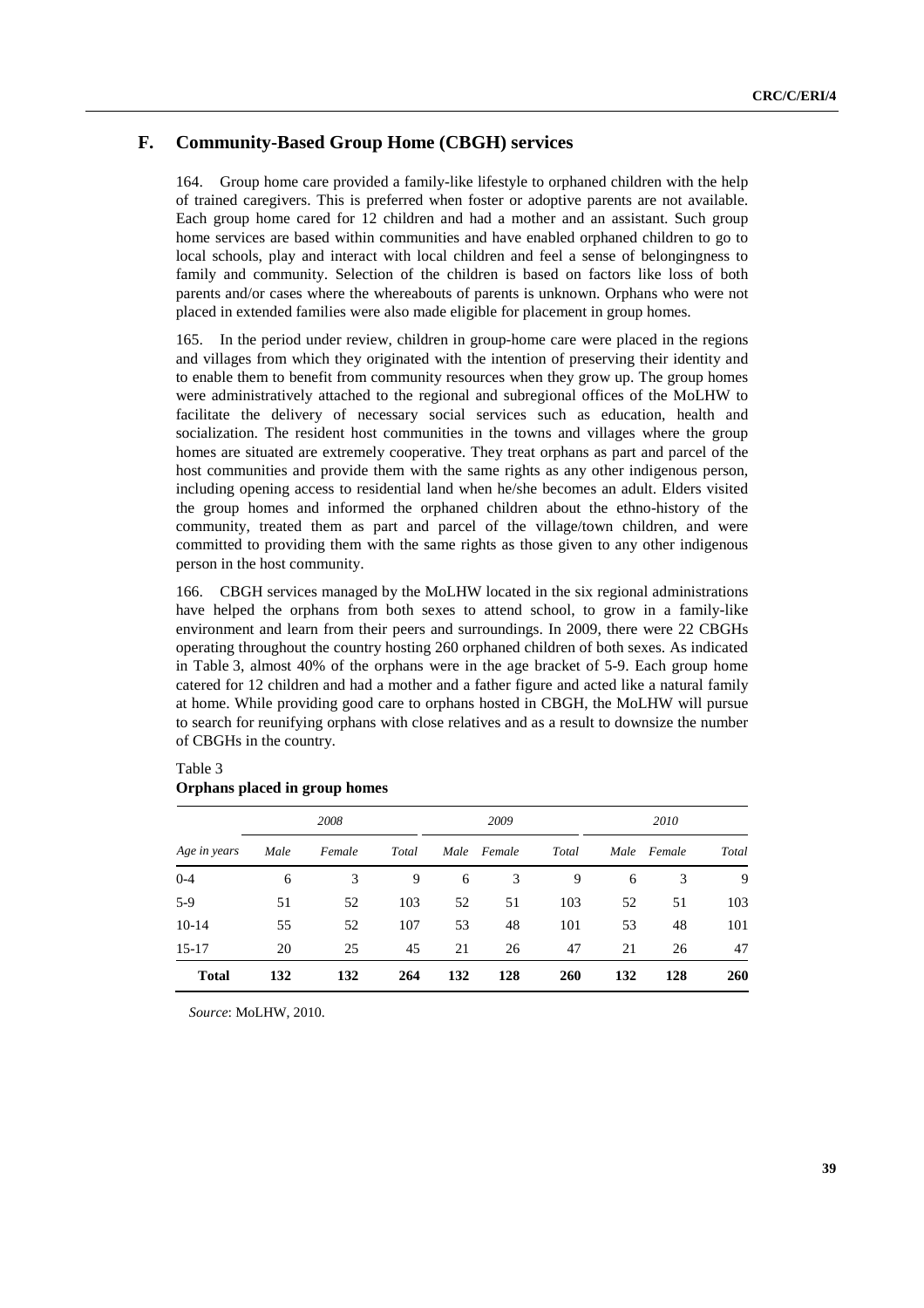## F. Community-Based Group Home (CBGH) services

164. Group home care provided a family-like lifestyle to orphaned children with the help of trained caregivers. This is preferred when foster or adoptive parents are not available. Each group home cared for 12 children and had a mother and an assistant. Such group home services are based within communities and have enabled orphaned children to go to local schools, play and interact with local children and feel a sense of belongingness to family and community. Selection of the children is based on factors like loss of both parents and/or cases where the whereabouts of parents is unknown. Orphans who were not placed in extended families were also made eligible for placement in group homes.

165. In the period under review, children in group-home care were placed in the regions and villages from which they originated with the intention of preserving their identity and to enable them to benefit from community resources when they grow up. The group homes were administratively attached to the regional and subregional offices of the MoLHW to facilitate the delivery of necessary social services such as education, health and socialization. The resident host communities in the towns and villages where the group homes are situated are extremely cooperative. They treat orphans as part and parcel of the host communities and provide them with the same rights as any other indigenous person, including opening access to residential land when he/she becomes an adult. Elders visited the group homes and informed the orphaned children about the ethno-history of the community, treated them as part and parcel of the village/town children, and were committed to providing them with the same rights as those given to any other indigenous person in the host community.

166. CBGH services managed by the MoLHW located in the six regional administrations have helped the orphans from both sexes to attend school, to grow in a family-like environment and learn from their peers and surroundings. In 2009, there were 22 CBGHs operating throughout the country hosting 260 orphaned children of both sexes. As indicated in Table 3, almost 40% of the orphans were in the age bracket of 5-9. Each group home catered for 12 children and had a mother and a father figure and acted like a natural family at home. While providing good care to orphans hosted in CBGH, the MoLHW will pursue to search for reunifying orphans with close relatives and as a result to downsize the number of CBGHs in the country.

Table 3
**Orphans placed in group homes**

| | *2008* | | | *2009* | | | *2010* | | |
|---|---|---|---|---|---|---|---|---|---|
| *Age in years* | *Male* | *Female* | *Total* | *Male* | *Female* | *Total* | *Male* | *Female* | *Total* |
| 0-4 | 6 | 3 | 9 | 6 | 3 | 9 | 6 | 3 | 9 |
| 5-9 | 51 | 52 | 103 | 52 | 51 | 103 | 52 | 51 | 103 |
| 10-14 | 55 | 52 | 107 | 53 | 48 | 101 | 53 | 48 | 101 |
| 15-17 | 20 | 25 | 45 | 21 | 26 | 47 | 21 | 26 | 47 |
| **Total** | **132** | **132** | **264** | **132** | **128** | **260** | **132** | **128** | **260** |

*Source*: MoLHW, 2010.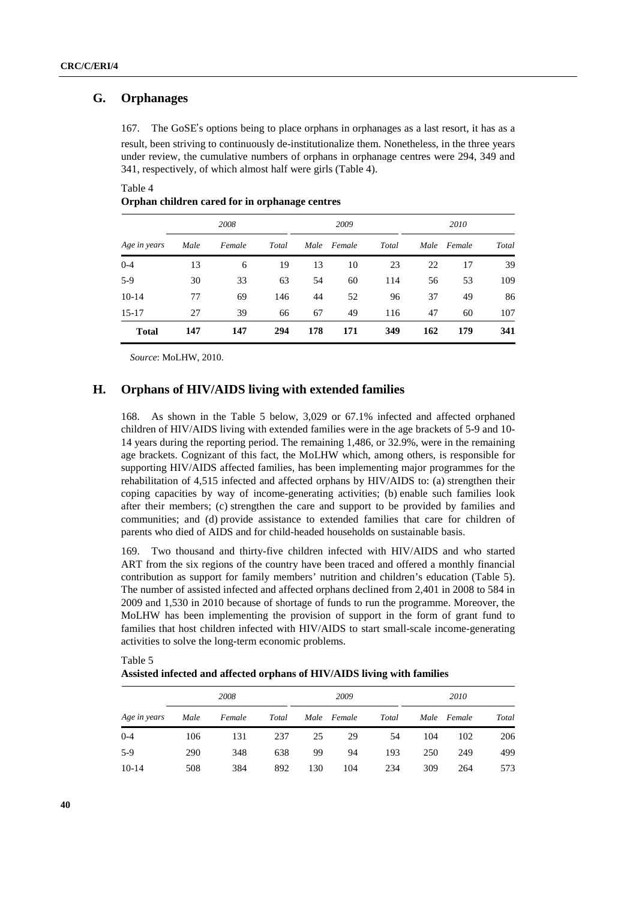## G. Orphanages

167. The GoSE's options being to place orphans in orphanages as a last resort, it has as a result, been striving to continuously de-institutionalize them. Nonetheless, in the three years under review, the cumulative numbers of orphans in orphanage centres were 294, 349 and 341, respectively, of which almost half were girls (Table 4).

Table 4
**Orphan children cared for in orphanage centres**

| Age in years | *2008* | | | *2009* | | | *2010* | | |
|---|---|---|---|---|---|---|---|---|---|
| | *Male* | *Female* | *Total* | *Male* | *Female* | *Total* | *Male* | *Female* | *Total* |
| 0-4 | 13 | 6 | 19 | 13 | 10 | 23 | 22 | 17 | 39 |
| 5-9 | 30 | 33 | 63 | 54 | 60 | 114 | 56 | 53 | 109 |
| 10-14 | 77 | 69 | 146 | 44 | 52 | 96 | 37 | 49 | 86 |
| 15-17 | 27 | 39 | 66 | 67 | 49 | 116 | 47 | 60 | 107 |
| **Total** | **147** | **147** | **294** | **178** | **171** | **349** | **162** | **179** | **341** |

*Source*: MoLHW, 2010.

## H. Orphans of HIV/AIDS living with extended families

168. As shown in the Table 5 below, 3,029 or 67.1% infected and affected orphaned children of HIV/AIDS living with extended families were in the age brackets of 5-9 and 10-14 years during the reporting period. The remaining 1,486, or 32.9%, were in the remaining age brackets. Cognizant of this fact, the MoLHW which, among others, is responsible for supporting HIV/AIDS affected families, has been implementing major programmes for the rehabilitation of 4,515 infected and affected orphans by HIV/AIDS to: (a) strengthen their coping capacities by way of income-generating activities; (b) enable such families look after their members; (c) strengthen the care and support to be provided by families and communities; and (d) provide assistance to extended families that care for children of parents who died of AIDS and for child-headed households on sustainable basis.

169. Two thousand and thirty-five children infected with HIV/AIDS and who started ART from the six regions of the country have been traced and offered a monthly financial contribution as support for family members' nutrition and children's education (Table 5). The number of assisted infected and affected orphans declined from 2,401 in 2008 to 584 in 2009 and 1,530 in 2010 because of shortage of funds to run the programme. Moreover, the MoLHW has been implementing the provision of support in the form of grant fund to families that host children infected with HIV/AIDS to start small-scale income-generating activities to solve the long-term economic problems.

Table 5
**Assisted infected and affected orphans of HIV/AIDS living with families**

| Age in years | *2008* | | | *2009* | | | *2010* | | |
|---|---|---|---|---|---|---|---|---|---|
| | *Male* | *Female* | *Total* | *Male* | *Female* | *Total* | *Male* | *Female* | *Total* |
| 0-4 | 106 | 131 | 237 | 25 | 29 | 54 | 104 | 102 | 206 |
| 5-9 | 290 | 348 | 638 | 99 | 94 | 193 | 250 | 249 | 499 |
| 10-14 | 508 | 384 | 892 | 130 | 104 | 234 | 309 | 264 | 573 |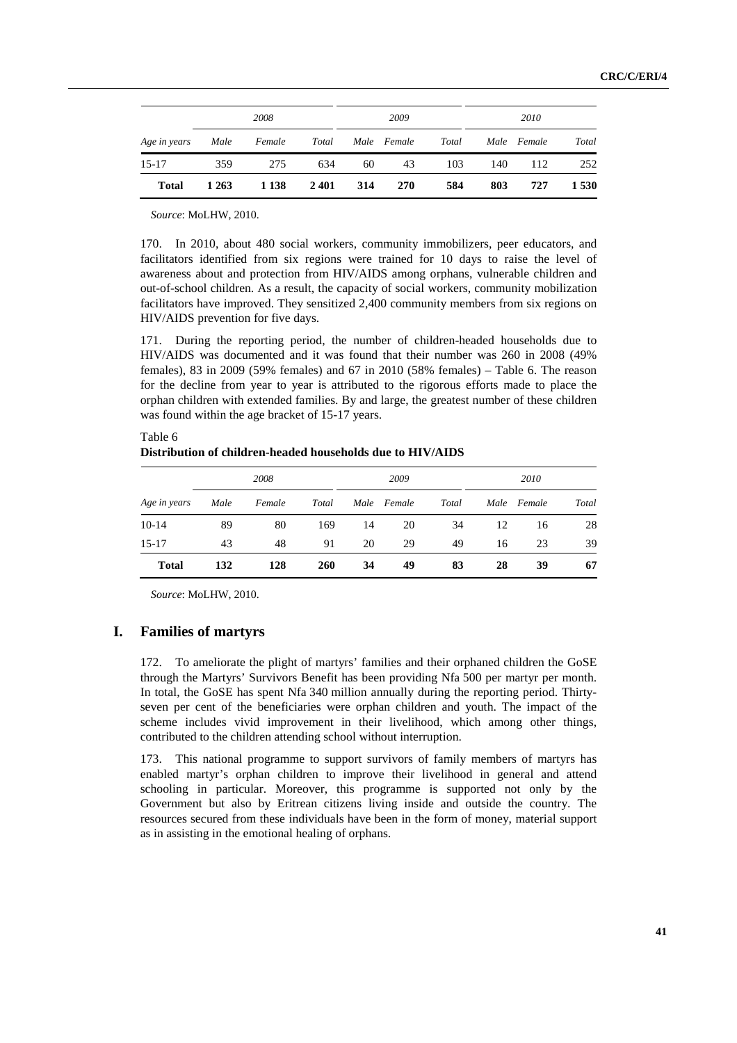| Age in years | 2008 | | | 2009 | | | 2010 | | |
|---|---|---|---|---|---|---|---|---|---|
| | Male | Female | Total | Male | Female | Total | Male | Female | Total |
| 15-17 | 359 | 275 | 634 | 60 | 43 | 103 | 140 | 112 | 252 |
| **Total** | **1 263** | **1 138** | **2 401** | **314** | **270** | **584** | **803** | **727** | **1 530** |

*Source*: MoLHW, 2010.

170. In 2010, about 480 social workers, community immobilizers, peer educators, and facilitators identified from six regions were trained for 10 days to raise the level of awareness about and protection from HIV/AIDS among orphans, vulnerable children and out-of-school children. As a result, the capacity of social workers, community mobilization facilitators have improved. They sensitized 2,400 community members from six regions on HIV/AIDS prevention for five days.

171. During the reporting period, the number of children-headed households due to HIV/AIDS was documented and it was found that their number was 260 in 2008 (49% females), 83 in 2009 (59% females) and 67 in 2010 (58% females) – Table 6. The reason for the decline from year to year is attributed to the rigorous efforts made to place the orphan children with extended families. By and large, the greatest number of these children was found within the age bracket of 15-17 years.

Table 6
**Distribution of children-headed households due to HIV/AIDS**

| Age in years | 2008 | | | 2009 | | | 2010 | | |
|---|---|---|---|---|---|---|---|---|---|
| | Male | Female | Total | Male | Female | Total | Male | Female | Total |
| 10-14 | 89 | 80 | 169 | 14 | 20 | 34 | 12 | 16 | 28 |
| 15-17 | 43 | 48 | 91 | 20 | 29 | 49 | 16 | 23 | 39 |
| **Total** | **132** | **128** | **260** | **34** | **49** | **83** | **28** | **39** | **67** |

*Source*: MoLHW, 2010.

## I. Families of martyrs

172. To ameliorate the plight of martyrs' families and their orphaned children the GoSE through the Martyrs' Survivors Benefit has been providing Nfa 500 per martyr per month. In total, the GoSE has spent Nfa 340 million annually during the reporting period. Thirty-seven per cent of the beneficiaries were orphan children and youth. The impact of the scheme includes vivid improvement in their livelihood, which among other things, contributed to the children attending school without interruption.

173. This national programme to support survivors of family members of martyrs has enabled martyr's orphan children to improve their livelihood in general and attend schooling in particular. Moreover, this programme is supported not only by the Government but also by Eritrean citizens living inside and outside the country. The resources secured from these individuals have been in the form of money, material support as in assisting in the emotional healing of orphans.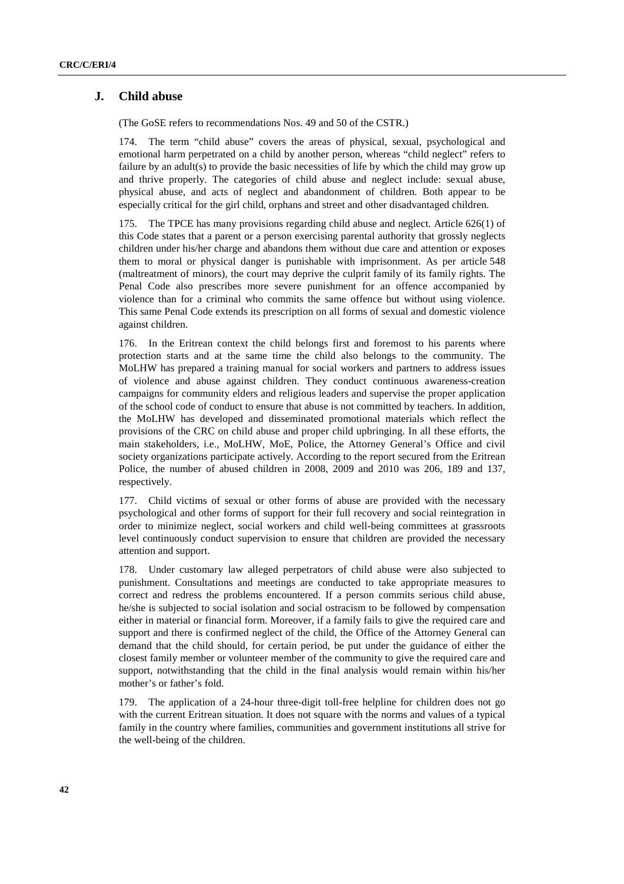## J. Child abuse

(The GoSE refers to recommendations Nos. 49 and 50 of the CSTR.)

174. The term "child abuse" covers the areas of physical, sexual, psychological and emotional harm perpetrated on a child by another person, whereas "child neglect" refers to failure by an adult(s) to provide the basic necessities of life by which the child may grow up and thrive properly. The categories of child abuse and neglect include: sexual abuse, physical abuse, and acts of neglect and abandonment of children. Both appear to be especially critical for the girl child, orphans and street and other disadvantaged children.

175. The TPCE has many provisions regarding child abuse and neglect. Article 626(1) of this Code states that a parent or a person exercising parental authority that grossly neglects children under his/her charge and abandons them without due care and attention or exposes them to moral or physical danger is punishable with imprisonment. As per article 548 (maltreatment of minors), the court may deprive the culprit family of its family rights. The Penal Code also prescribes more severe punishment for an offence accompanied by violence than for a criminal who commits the same offence but without using violence. This same Penal Code extends its prescription on all forms of sexual and domestic violence against children.

176. In the Eritrean context the child belongs first and foremost to his parents where protection starts and at the same time the child also belongs to the community. The MoLHW has prepared a training manual for social workers and partners to address issues of violence and abuse against children. They conduct continuous awareness-creation campaigns for community elders and religious leaders and supervise the proper application of the school code of conduct to ensure that abuse is not committed by teachers. In addition, the MoLHW has developed and disseminated promotional materials which reflect the provisions of the CRC on child abuse and proper child upbringing. In all these efforts, the main stakeholders, i.e., MoLHW, MoE, Police, the Attorney General's Office and civil society organizations participate actively. According to the report secured from the Eritrean Police, the number of abused children in 2008, 2009 and 2010 was 206, 189 and 137, respectively.

177. Child victims of sexual or other forms of abuse are provided with the necessary psychological and other forms of support for their full recovery and social reintegration in order to minimize neglect, social workers and child well-being committees at grassroots level continuously conduct supervision to ensure that children are provided the necessary attention and support.

178. Under customary law alleged perpetrators of child abuse were also subjected to punishment. Consultations and meetings are conducted to take appropriate measures to correct and redress the problems encountered. If a person commits serious child abuse, he/she is subjected to social isolation and social ostracism to be followed by compensation either in material or financial form. Moreover, if a family fails to give the required care and support and there is confirmed neglect of the child, the Office of the Attorney General can demand that the child should, for certain period, be put under the guidance of either the closest family member or volunteer member of the community to give the required care and support, notwithstanding that the child in the final analysis would remain within his/her mother's or father's fold.

179. The application of a 24-hour three-digit toll-free helpline for children does not go with the current Eritrean situation. It does not square with the norms and values of a typical family in the country where families, communities and government institutions all strive for the well-being of the children.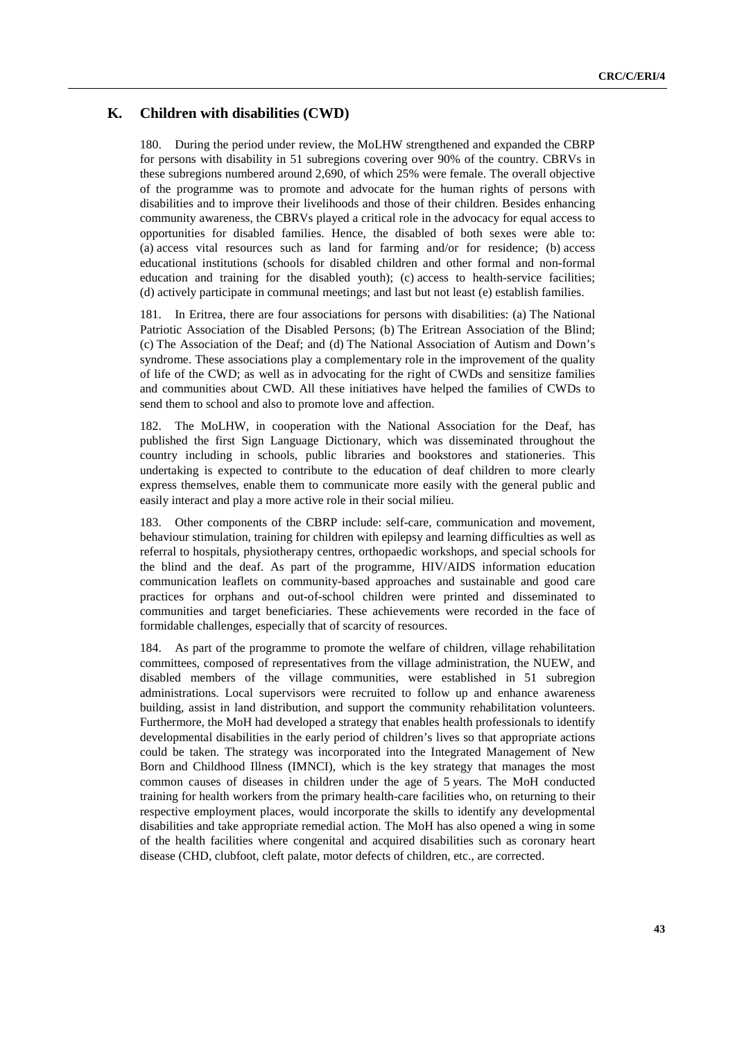## K. Children with disabilities (CWD)

180. During the period under review, the MoLHW strengthened and expanded the CBRP for persons with disability in 51 subregions covering over 90% of the country. CBRVs in these subregions numbered around 2,690, of which 25% were female. The overall objective of the programme was to promote and advocate for the human rights of persons with disabilities and to improve their livelihoods and those of their children. Besides enhancing community awareness, the CBRVs played a critical role in the advocacy for equal access to opportunities for disabled families. Hence, the disabled of both sexes were able to: (a) access vital resources such as land for farming and/or for residence; (b) access educational institutions (schools for disabled children and other formal and non-formal education and training for the disabled youth); (c) access to health-service facilities; (d) actively participate in communal meetings; and last but not least (e) establish families.

181. In Eritrea, there are four associations for persons with disabilities: (a) The National Patriotic Association of the Disabled Persons; (b) The Eritrean Association of the Blind; (c) The Association of the Deaf; and (d) The National Association of Autism and Down's syndrome. These associations play a complementary role in the improvement of the quality of life of the CWD; as well as in advocating for the right of CWDs and sensitize families and communities about CWD. All these initiatives have helped the families of CWDs to send them to school and also to promote love and affection.

182. The MoLHW, in cooperation with the National Association for the Deaf, has published the first Sign Language Dictionary, which was disseminated throughout the country including in schools, public libraries and bookstores and stationeries. This undertaking is expected to contribute to the education of deaf children to more clearly express themselves, enable them to communicate more easily with the general public and easily interact and play a more active role in their social milieu.

183. Other components of the CBRP include: self-care, communication and movement, behaviour stimulation, training for children with epilepsy and learning difficulties as well as referral to hospitals, physiotherapy centres, orthopaedic workshops, and special schools for the blind and the deaf. As part of the programme, HIV/AIDS information education communication leaflets on community-based approaches and sustainable and good care practices for orphans and out-of-school children were printed and disseminated to communities and target beneficiaries. These achievements were recorded in the face of formidable challenges, especially that of scarcity of resources.

184. As part of the programme to promote the welfare of children, village rehabilitation committees, composed of representatives from the village administration, the NUEW, and disabled members of the village communities, were established in 51 subregion administrations. Local supervisors were recruited to follow up and enhance awareness building, assist in land distribution, and support the community rehabilitation volunteers. Furthermore, the MoH had developed a strategy that enables health professionals to identify developmental disabilities in the early period of children's lives so that appropriate actions could be taken. The strategy was incorporated into the Integrated Management of New Born and Childhood Illness (IMNCI), which is the key strategy that manages the most common causes of diseases in children under the age of 5 years. The MoH conducted training for health workers from the primary health-care facilities who, on returning to their respective employment places, would incorporate the skills to identify any developmental disabilities and take appropriate remedial action. The MoH has also opened a wing in some of the health facilities where congenital and acquired disabilities such as coronary heart disease (CHD, clubfoot, cleft palate, motor defects of children, etc., are corrected.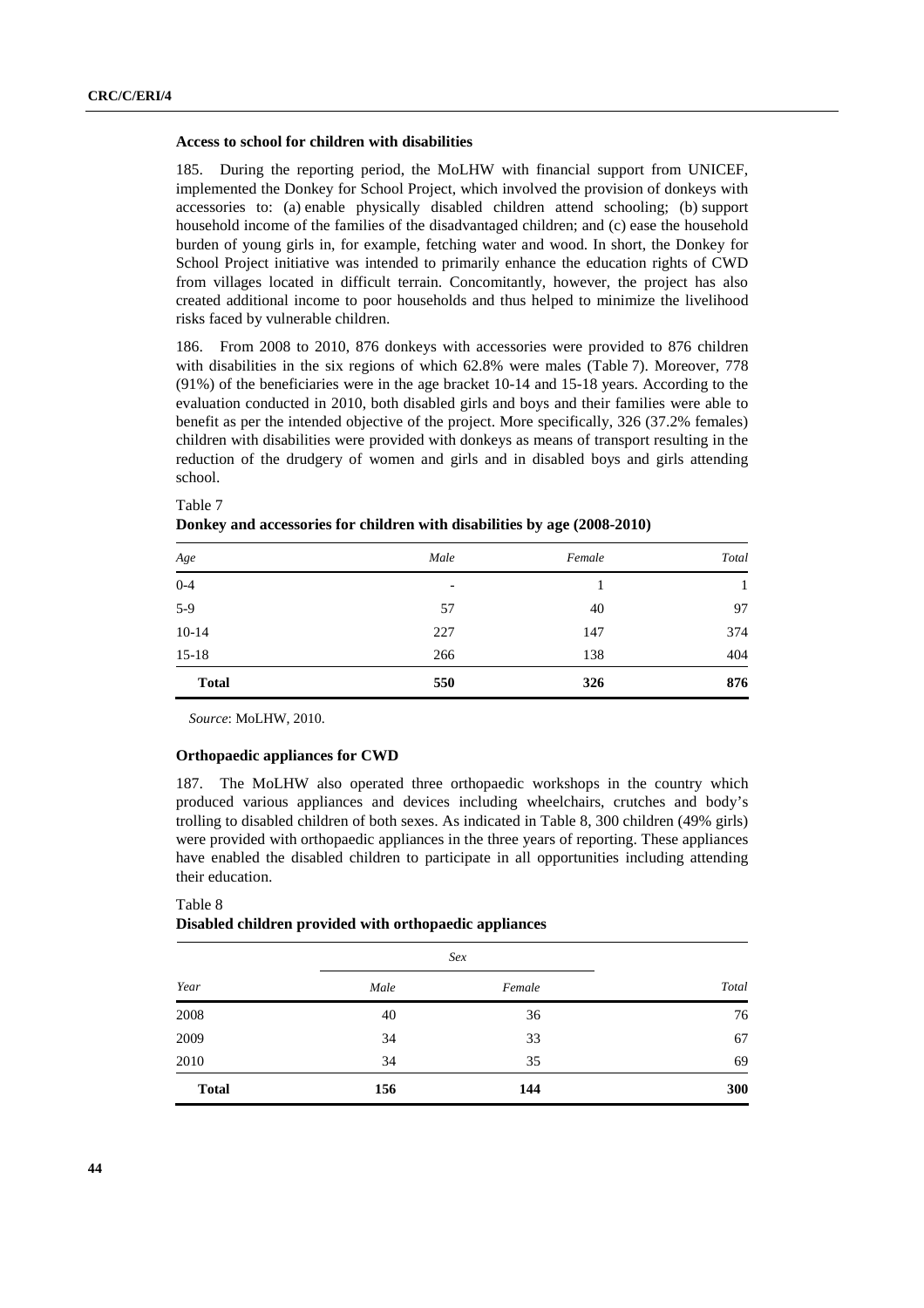### Access to school for children with disabilities

185. During the reporting period, the MoLHW with financial support from UNICEF, implemented the Donkey for School Project, which involved the provision of donkeys with accessories to: (a) enable physically disabled children attend schooling; (b) support household income of the families of the disadvantaged children; and (c) ease the household burden of young girls in, for example, fetching water and wood. In short, the Donkey for School Project initiative was intended to primarily enhance the education rights of CWD from villages located in difficult terrain. Concomitantly, however, the project has also created additional income to poor households and thus helped to minimize the livelihood risks faced by vulnerable children.

186. From 2008 to 2010, 876 donkeys with accessories were provided to 876 children with disabilities in the six regions of which 62.8% were males (Table 7). Moreover, 778 (91%) of the beneficiaries were in the age bracket 10-14 and 15-18 years. According to the evaluation conducted in 2010, both disabled girls and boys and their families were able to benefit as per the intended objective of the project. More specifically, 326 (37.2% females) children with disabilities were provided with donkeys as means of transport resulting in the reduction of the drudgery of women and girls and in disabled boys and girls attending school.

Table 7
**Donkey and accessories for children with disabilities by age (2008-2010)**

| *Age* | *Male* | *Female* | *Total* |
|---|---|---|---|
| 0-4 | - | 1 | 1 |
| 5-9 | 57 | 40 | 97 |
| 10-14 | 227 | 147 | 374 |
| 15-18 | 266 | 138 | 404 |
| **Total** | **550** | **326** | **876** |

*Source*: MoLHW, 2010.

### Orthopaedic appliances for CWD

187. The MoLHW also operated three orthopaedic workshops in the country which produced various appliances and devices including wheelchairs, crutches and body's trolling to disabled children of both sexes. As indicated in Table 8, 300 children (49% girls) were provided with orthopaedic appliances in the three years of reporting. These appliances have enabled the disabled children to participate in all opportunities including attending their education.

Table 8
**Disabled children provided with orthopaedic appliances**

| *Year* | *Sex* | | *Total* |
|---|---|---|---|
| | *Male* | *Female* | |
| 2008 | 40 | 36 | 76 |
| 2009 | 34 | 33 | 67 |
| 2010 | 34 | 35 | 69 |
| **Total** | **156** | **144** | **300** |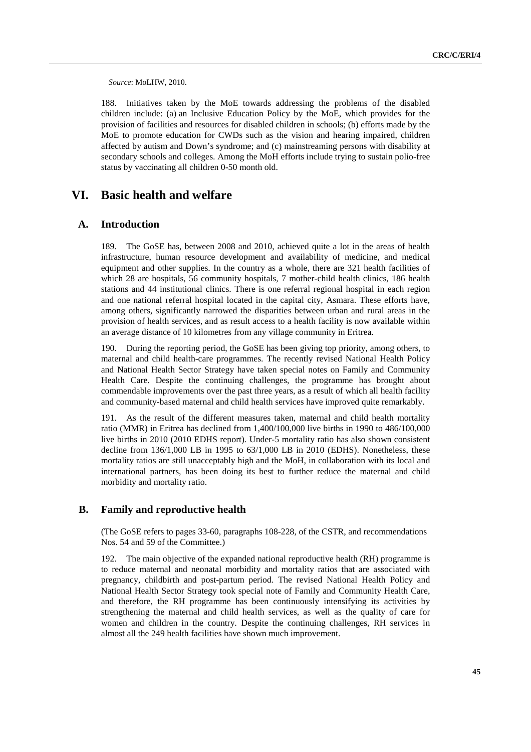*Source*: MoLHW, 2010.

188. Initiatives taken by the MoE towards addressing the problems of the disabled children include: (a) an Inclusive Education Policy by the MoE, which provides for the provision of facilities and resources for disabled children in schools; (b) efforts made by the MoE to promote education for CWDs such as the vision and hearing impaired, children affected by autism and Down's syndrome; and (c) mainstreaming persons with disability at secondary schools and colleges. Among the MoH efforts include trying to sustain polio-free status by vaccinating all children 0-50 month old.

# VI. Basic health and welfare

## A. Introduction

189. The GoSE has, between 2008 and 2010, achieved quite a lot in the areas of health infrastructure, human resource development and availability of medicine, and medical equipment and other supplies. In the country as a whole, there are 321 health facilities of which 28 are hospitals, 56 community hospitals, 7 mother-child health clinics, 186 health stations and 44 institutional clinics. There is one referral regional hospital in each region and one national referral hospital located in the capital city, Asmara. These efforts have, among others, significantly narrowed the disparities between urban and rural areas in the provision of health services, and as result access to a health facility is now available within an average distance of 10 kilometres from any village community in Eritrea.

190. During the reporting period, the GoSE has been giving top priority, among others, to maternal and child health-care programmes. The recently revised National Health Policy and National Health Sector Strategy have taken special notes on Family and Community Health Care. Despite the continuing challenges, the programme has brought about commendable improvements over the past three years, as a result of which all health facility and community-based maternal and child health services have improved quite remarkably.

191. As the result of the different measures taken, maternal and child health mortality ratio (MMR) in Eritrea has declined from 1,400/100,000 live births in 1990 to 486/100,000 live births in 2010 (2010 EDHS report). Under-5 mortality ratio has also shown consistent decline from 136/1,000 LB in 1995 to 63/1,000 LB in 2010 (EDHS). Nonetheless, these mortality ratios are still unacceptably high and the MoH, in collaboration with its local and international partners, has been doing its best to further reduce the maternal and child morbidity and mortality ratio.

## B. Family and reproductive health

(The GoSE refers to pages 33-60, paragraphs 108-228, of the CSTR, and recommendations Nos. 54 and 59 of the Committee.)

192. The main objective of the expanded national reproductive health (RH) programme is to reduce maternal and neonatal morbidity and mortality ratios that are associated with pregnancy, childbirth and post-partum period. The revised National Health Policy and National Health Sector Strategy took special note of Family and Community Health Care, and therefore, the RH programme has been continuously intensifying its activities by strengthening the maternal and child health services, as well as the quality of care for women and children in the country. Despite the continuing challenges, RH services in almost all the 249 health facilities have shown much improvement.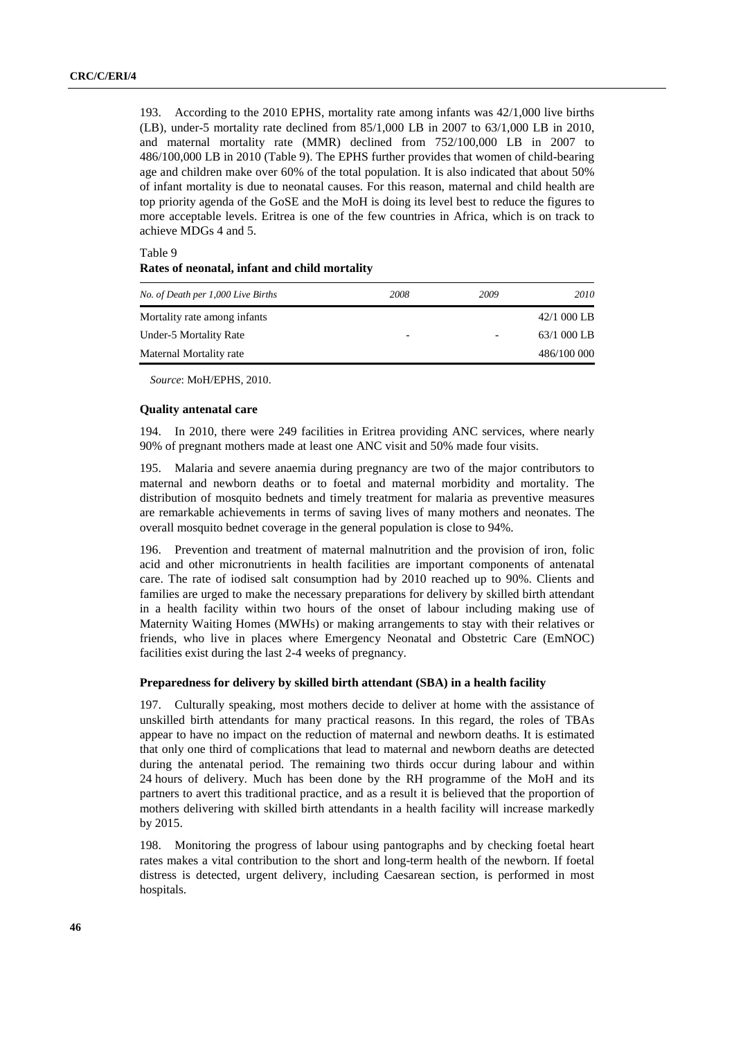193. According to the 2010 EPHS, mortality rate among infants was 42/1,000 live births (LB), under-5 mortality rate declined from 85/1,000 LB in 2007 to 63/1,000 LB in 2010, and maternal mortality rate (MMR) declined from 752/100,000 LB in 2007 to 486/100,000 LB in 2010 (Table 9). The EPHS further provides that women of child-bearing age and children make over 60% of the total population. It is also indicated that about 50% of infant mortality is due to neonatal causes. For this reason, maternal and child health are top priority agenda of the GoSE and the MoH is doing its level best to reduce the figures to more acceptable levels. Eritrea is one of the few countries in Africa, which is on track to achieve MDGs 4 and 5.

Table 9
**Rates of neonatal, infant and child mortality**

| *No. of Death per 1,000 Live Births* | *2008* | *2009* | *2010* |
|---|---|---|---|
| Mortality rate among infants | | | 42/1 000 LB |
| Under-5 Mortality Rate | - | - | 63/1 000 LB |
| Maternal Mortality rate | | | 486/100 000 |

*Source*: MoH/EPHS, 2010.

### Quality antenatal care

194. In 2010, there were 249 facilities in Eritrea providing ANC services, where nearly 90% of pregnant mothers made at least one ANC visit and 50% made four visits.

195. Malaria and severe anaemia during pregnancy are two of the major contributors to maternal and newborn deaths or to foetal and maternal morbidity and mortality. The distribution of mosquito bednets and timely treatment for malaria as preventive measures are remarkable achievements in terms of saving lives of many mothers and neonates. The overall mosquito bednet coverage in the general population is close to 94%.

196. Prevention and treatment of maternal malnutrition and the provision of iron, folic acid and other micronutrients in health facilities are important components of antenatal care. The rate of iodised salt consumption had by 2010 reached up to 90%. Clients and families are urged to make the necessary preparations for delivery by skilled birth attendant in a health facility within two hours of the onset of labour including making use of Maternity Waiting Homes (MWHs) or making arrangements to stay with their relatives or friends, who live in places where Emergency Neonatal and Obstetric Care (EmNOC) facilities exist during the last 2-4 weeks of pregnancy.

### Preparedness for delivery by skilled birth attendant (SBA) in a health facility

197. Culturally speaking, most mothers decide to deliver at home with the assistance of unskilled birth attendants for many practical reasons. In this regard, the roles of TBAs appear to have no impact on the reduction of maternal and newborn deaths. It is estimated that only one third of complications that lead to maternal and newborn deaths are detected during the antenatal period. The remaining two thirds occur during labour and within 24 hours of delivery. Much has been done by the RH programme of the MoH and its partners to avert this traditional practice, and as a result it is believed that the proportion of mothers delivering with skilled birth attendants in a health facility will increase markedly by 2015.

198. Monitoring the progress of labour using pantographs and by checking foetal heart rates makes a vital contribution to the short and long-term health of the newborn. If foetal distress is detected, urgent delivery, including Caesarean section, is performed in most hospitals.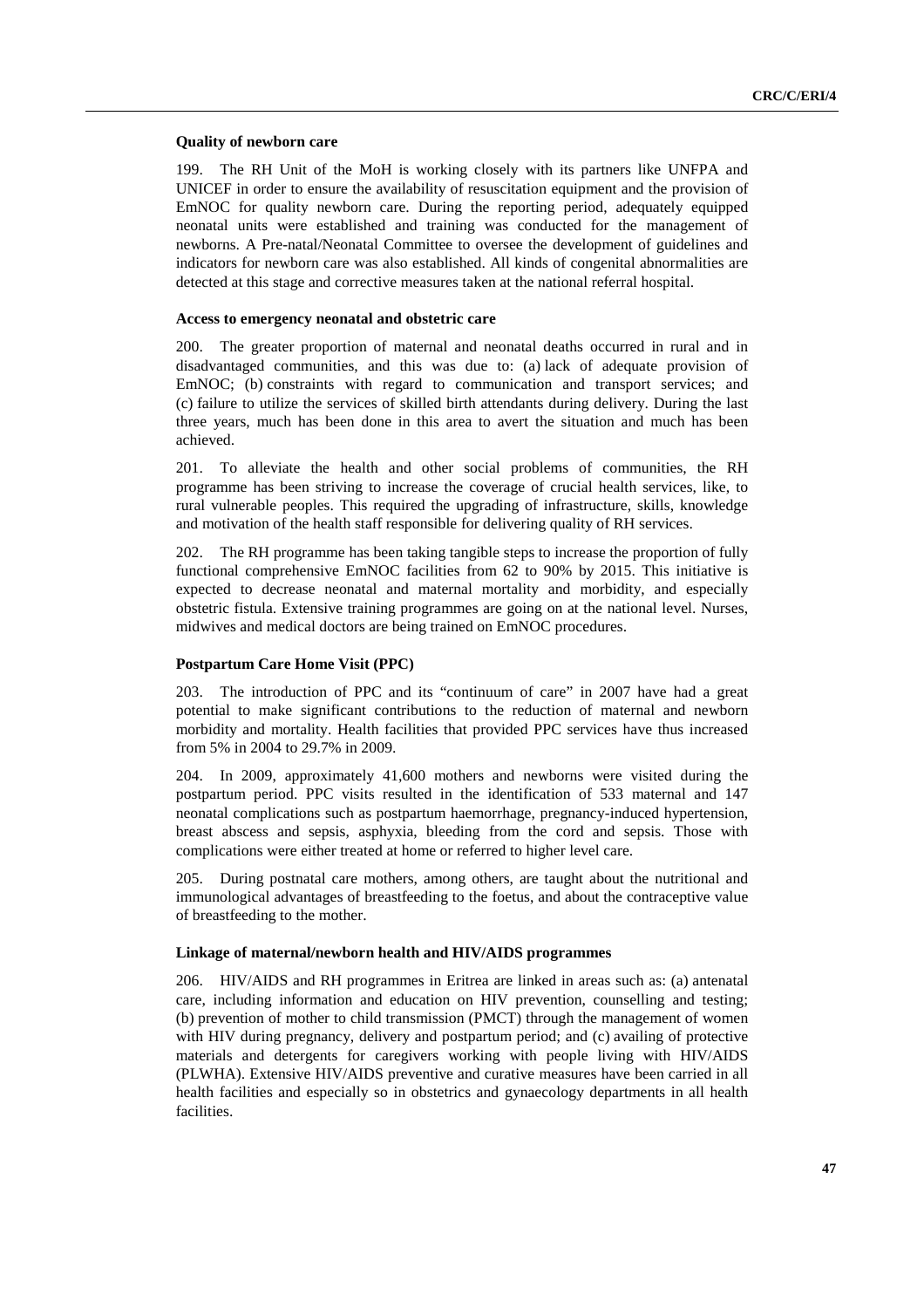#### Quality of newborn care

199. The RH Unit of the MoH is working closely with its partners like UNFPA and UNICEF in order to ensure the availability of resuscitation equipment and the provision of EmNOC for quality newborn care. During the reporting period, adequately equipped neonatal units were established and training was conducted for the management of newborns. A Pre-natal/Neonatal Committee to oversee the development of guidelines and indicators for newborn care was also established. All kinds of congenital abnormalities are detected at this stage and corrective measures taken at the national referral hospital.

#### Access to emergency neonatal and obstetric care

200. The greater proportion of maternal and neonatal deaths occurred in rural and in disadvantaged communities, and this was due to: (a) lack of adequate provision of EmNOC; (b) constraints with regard to communication and transport services; and (c) failure to utilize the services of skilled birth attendants during delivery. During the last three years, much has been done in this area to avert the situation and much has been achieved.

201. To alleviate the health and other social problems of communities, the RH programme has been striving to increase the coverage of crucial health services, like, to rural vulnerable peoples. This required the upgrading of infrastructure, skills, knowledge and motivation of the health staff responsible for delivering quality of RH services.

202. The RH programme has been taking tangible steps to increase the proportion of fully functional comprehensive EmNOC facilities from 62 to 90% by 2015. This initiative is expected to decrease neonatal and maternal mortality and morbidity, and especially obstetric fistula. Extensive training programmes are going on at the national level. Nurses, midwives and medical doctors are being trained on EmNOC procedures.

#### Postpartum Care Home Visit (PPC)

203. The introduction of PPC and its "continuum of care" in 2007 have had a great potential to make significant contributions to the reduction of maternal and newborn morbidity and mortality. Health facilities that provided PPC services have thus increased from 5% in 2004 to 29.7% in 2009.

204. In 2009, approximately 41,600 mothers and newborns were visited during the postpartum period. PPC visits resulted in the identification of 533 maternal and 147 neonatal complications such as postpartum haemorrhage, pregnancy-induced hypertension, breast abscess and sepsis, asphyxia, bleeding from the cord and sepsis. Those with complications were either treated at home or referred to higher level care.

205. During postnatal care mothers, among others, are taught about the nutritional and immunological advantages of breastfeeding to the foetus, and about the contraceptive value of breastfeeding to the mother.

#### Linkage of maternal/newborn health and HIV/AIDS programmes

206. HIV/AIDS and RH programmes in Eritrea are linked in areas such as: (a) antenatal care, including information and education on HIV prevention, counselling and testing; (b) prevention of mother to child transmission (PMCT) through the management of women with HIV during pregnancy, delivery and postpartum period; and (c) availing of protective materials and detergents for caregivers working with people living with HIV/AIDS (PLWHA). Extensive HIV/AIDS preventive and curative measures have been carried in all health facilities and especially so in obstetrics and gynaecology departments in all health facilities.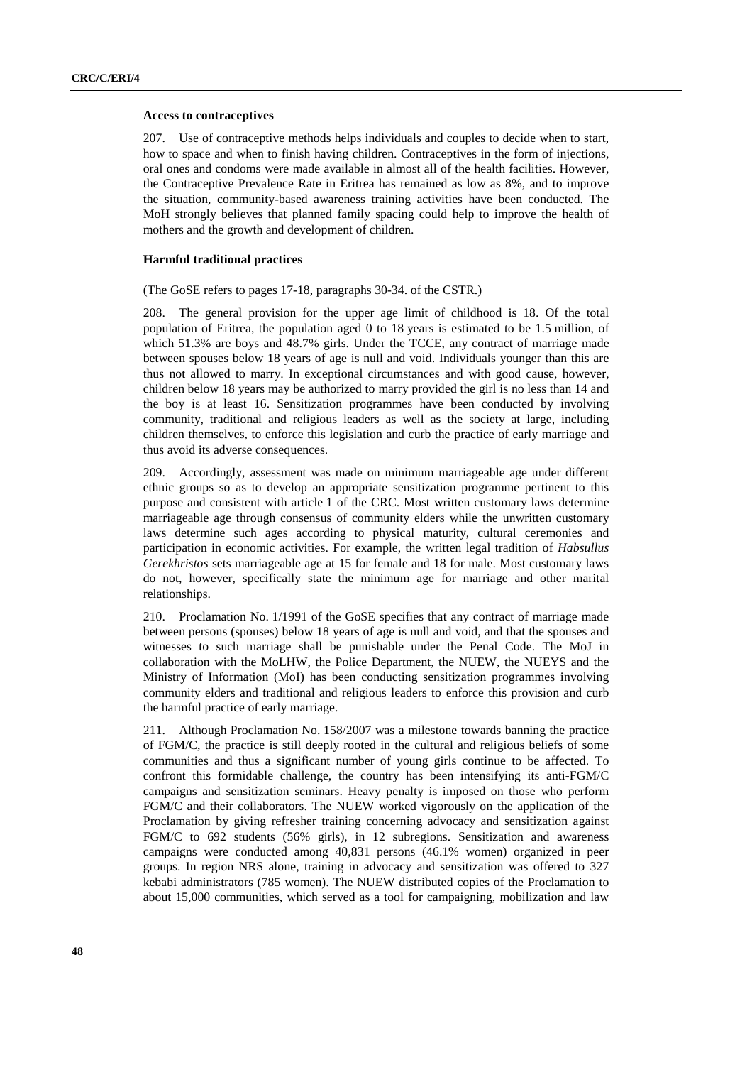### Access to contraceptives

207. Use of contraceptive methods helps individuals and couples to decide when to start, how to space and when to finish having children. Contraceptives in the form of injections, oral ones and condoms were made available in almost all of the health facilities. However, the Contraceptive Prevalence Rate in Eritrea has remained as low as 8%, and to improve the situation, community-based awareness training activities have been conducted. The MoH strongly believes that planned family spacing could help to improve the health of mothers and the growth and development of children.

### Harmful traditional practices

(The GoSE refers to pages 17-18, paragraphs 30-34. of the CSTR.)

208. The general provision for the upper age limit of childhood is 18. Of the total population of Eritrea, the population aged 0 to 18 years is estimated to be 1.5 million, of which 51.3% are boys and 48.7% girls. Under the TCCE, any contract of marriage made between spouses below 18 years of age is null and void. Individuals younger than this are thus not allowed to marry. In exceptional circumstances and with good cause, however, children below 18 years may be authorized to marry provided the girl is no less than 14 and the boy is at least 16. Sensitization programmes have been conducted by involving community, traditional and religious leaders as well as the society at large, including children themselves, to enforce this legislation and curb the practice of early marriage and thus avoid its adverse consequences.

209. Accordingly, assessment was made on minimum marriageable age under different ethnic groups so as to develop an appropriate sensitization programme pertinent to this purpose and consistent with article 1 of the CRC. Most written customary laws determine marriageable age through consensus of community elders while the unwritten customary laws determine such ages according to physical maturity, cultural ceremonies and participation in economic activities. For example, the written legal tradition of *Habsullus Gerekhristos* sets marriageable age at 15 for female and 18 for male. Most customary laws do not, however, specifically state the minimum age for marriage and other marital relationships.

210. Proclamation No. 1/1991 of the GoSE specifies that any contract of marriage made between persons (spouses) below 18 years of age is null and void, and that the spouses and witnesses to such marriage shall be punishable under the Penal Code. The MoJ in collaboration with the MoLHW, the Police Department, the NUEW, the NUEYS and the Ministry of Information (MoI) has been conducting sensitization programmes involving community elders and traditional and religious leaders to enforce this provision and curb the harmful practice of early marriage.

211. Although Proclamation No. 158/2007 was a milestone towards banning the practice of FGM/C, the practice is still deeply rooted in the cultural and religious beliefs of some communities and thus a significant number of young girls continue to be affected. To confront this formidable challenge, the country has been intensifying its anti-FGM/C campaigns and sensitization seminars. Heavy penalty is imposed on those who perform FGM/C and their collaborators. The NUEW worked vigorously on the application of the Proclamation by giving refresher training concerning advocacy and sensitization against FGM/C to 692 students (56% girls), in 12 subregions. Sensitization and awareness campaigns were conducted among 40,831 persons (46.1% women) organized in peer groups. In region NRS alone, training in advocacy and sensitization was offered to 327 kebabi administrators (785 women). The NUEW distributed copies of the Proclamation to about 15,000 communities, which served as a tool for campaigning, mobilization and law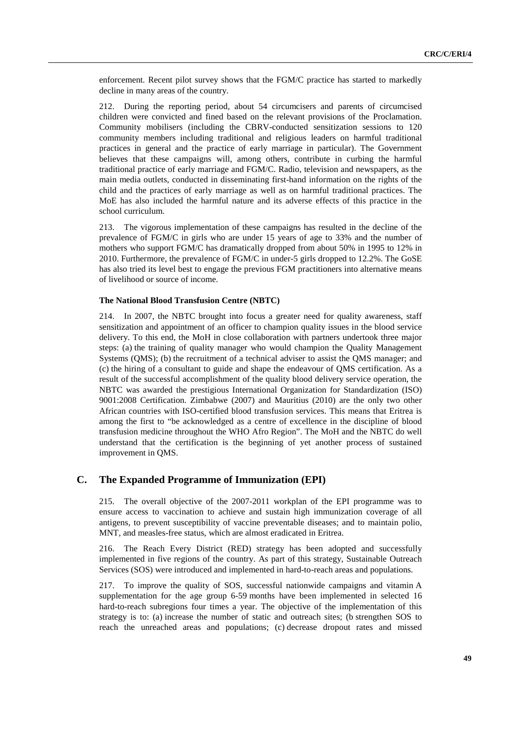enforcement. Recent pilot survey shows that the FGM/C practice has started to markedly decline in many areas of the country.

212. During the reporting period, about 54 circumcisers and parents of circumcised children were convicted and fined based on the relevant provisions of the Proclamation. Community mobilisers (including the CBRV-conducted sensitization sessions to 120 community members including traditional and religious leaders on harmful traditional practices in general and the practice of early marriage in particular). The Government believes that these campaigns will, among others, contribute in curbing the harmful traditional practice of early marriage and FGM/C. Radio, television and newspapers, as the main media outlets, conducted in disseminating first-hand information on the rights of the child and the practices of early marriage as well as on harmful traditional practices. The MoE has also included the harmful nature and its adverse effects of this practice in the school curriculum.

213. The vigorous implementation of these campaigns has resulted in the decline of the prevalence of FGM/C in girls who are under 15 years of age to 33% and the number of mothers who support FGM/C has dramatically dropped from about 50% in 1995 to 12% in 2010. Furthermore, the prevalence of FGM/C in under-5 girls dropped to 12.2%. The GoSE has also tried its level best to engage the previous FGM practitioners into alternative means of livelihood or source of income.

#### The National Blood Transfusion Centre (NBTC)

214. In 2007, the NBTC brought into focus a greater need for quality awareness, staff sensitization and appointment of an officer to champion quality issues in the blood service delivery. To this end, the MoH in close collaboration with partners undertook three major steps: (a) the training of quality manager who would champion the Quality Management Systems (QMS); (b) the recruitment of a technical adviser to assist the QMS manager; and (c) the hiring of a consultant to guide and shape the endeavour of QMS certification. As a result of the successful accomplishment of the quality blood delivery service operation, the NBTC was awarded the prestigious International Organization for Standardization (ISO) 9001:2008 Certification. Zimbabwe (2007) and Mauritius (2010) are the only two other African countries with ISO-certified blood transfusion services. This means that Eritrea is among the first to "be acknowledged as a centre of excellence in the discipline of blood transfusion medicine throughout the WHO Afro Region". The MoH and the NBTC do well understand that the certification is the beginning of yet another process of sustained improvement in QMS.

## C. The Expanded Programme of Immunization (EPI)

215. The overall objective of the 2007-2011 workplan of the EPI programme was to ensure access to vaccination to achieve and sustain high immunization coverage of all antigens, to prevent susceptibility of vaccine preventable diseases; and to maintain polio, MNT, and measles-free status, which are almost eradicated in Eritrea.

216. The Reach Every District (RED) strategy has been adopted and successfully implemented in five regions of the country. As part of this strategy, Sustainable Outreach Services (SOS) were introduced and implemented in hard-to-reach areas and populations.

217. To improve the quality of SOS, successful nationwide campaigns and vitamin A supplementation for the age group 6-59 months have been implemented in selected 16 hard-to-reach subregions four times a year. The objective of the implementation of this strategy is to: (a) increase the number of static and outreach sites; (b strengthen SOS to reach the unreached areas and populations; (c) decrease dropout rates and missed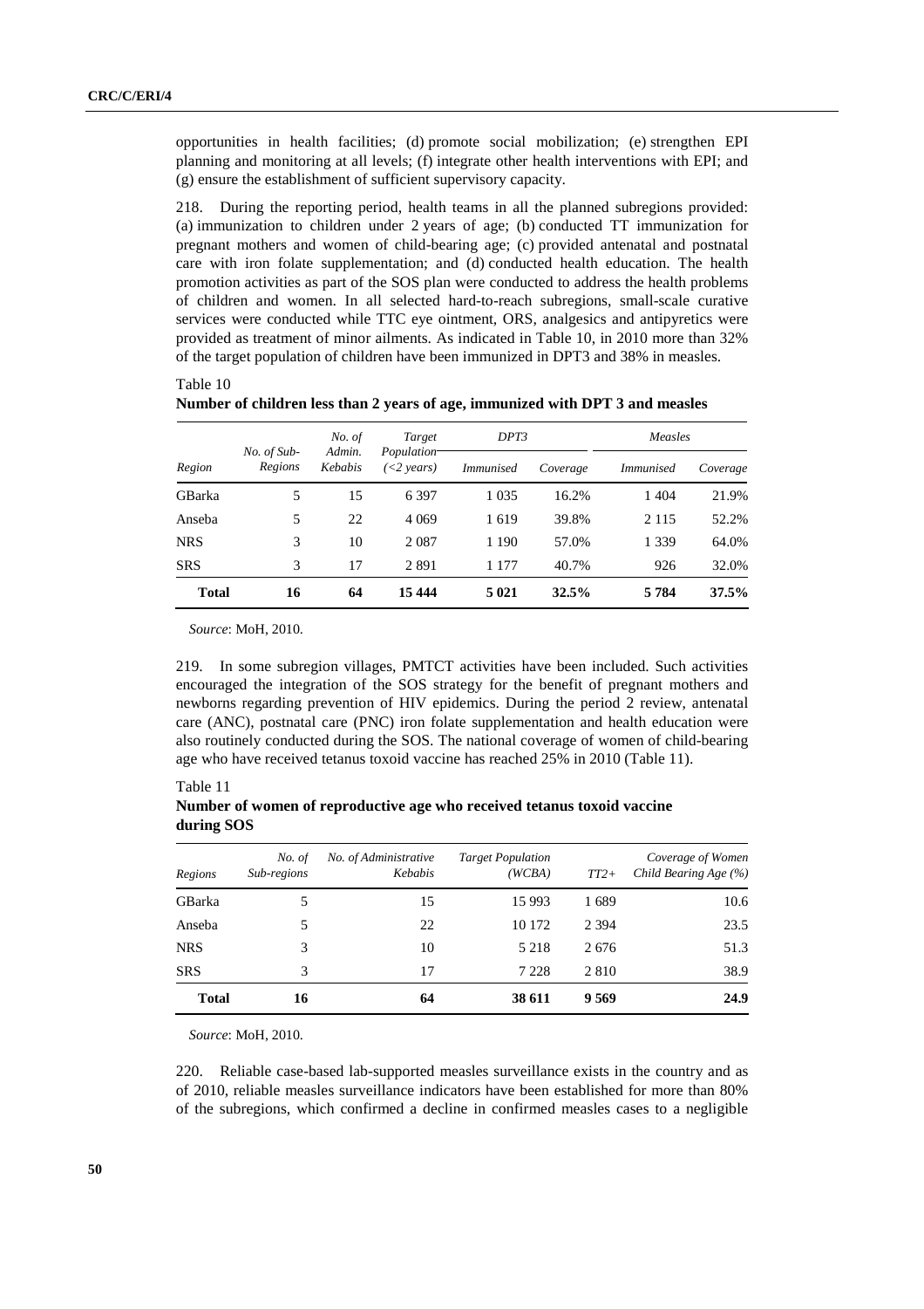opportunities in health facilities; (d) promote social mobilization; (e) strengthen EPI planning and monitoring at all levels; (f) integrate other health interventions with EPI; and (g) ensure the establishment of sufficient supervisory capacity.

218. During the reporting period, health teams in all the planned subregions provided: (a) immunization to children under 2 years of age; (b) conducted TT immunization for pregnant mothers and women of child-bearing age; (c) provided antenatal and postnatal care with iron folate supplementation; and (d) conducted health education. The health promotion activities as part of the SOS plan were conducted to address the health problems of children and women. In all selected hard-to-reach subregions, small-scale curative services were conducted while TTC eye ointment, ORS, analgesics and antipyretics were provided as treatment of minor ailments. As indicated in Table 10, in 2010 more than 32% of the target population of children have been immunized in DPT3 and 38% in measles.

Table 10
**Number of children less than 2 years of age, immunized with DPT 3 and measles**

| *Region* | *No. of Sub-Regions* | *No. of Admin. Kebabis* | *Target Population (<2 years)* | *DPT3* | | *Measles* | |
|---|---|---|---|---|---|---|---|
| | | | | *Immunised* | *Coverage* | *Immunised* | *Coverage* |
| GBarka | 5 | 15 | 6 397 | 1 035 | 16.2% | 1 404 | 21.9% |
| Anseba | 5 | 22 | 4 069 | 1 619 | 39.8% | 2 115 | 52.2% |
| NRS | 3 | 10 | 2 087 | 1 190 | 57.0% | 1 339 | 64.0% |
| SRS | 3 | 17 | 2 891 | 1 177 | 40.7% | 926 | 32.0% |
| **Total** | **16** | **64** | **15 444** | **5 021** | **32.5%** | **5 784** | **37.5%** |

*Source*: MoH, 2010.

219. In some subregion villages, PMTCT activities have been included. Such activities encouraged the integration of the SOS strategy for the benefit of pregnant mothers and newborns regarding prevention of HIV epidemics. During the period 2 review, antenatal care (ANC), postnatal care (PNC) iron folate supplementation and health education were also routinely conducted during the SOS. The national coverage of women of child-bearing age who have received tetanus toxoid vaccine has reached 25% in 2010 (Table 11).

Table 11
**Number of women of reproductive age who received tetanus toxoid vaccine during SOS**

| *Regions* | *No. of Sub-regions* | *No. of Administrative Kebabis* | *Target Population (WCBA)* | *TT2+* | *Coverage of Women Child Bearing Age (%)* |
|---|---|---|---|---|---|
| GBarka | 5 | 15 | 15 993 | 1 689 | 10.6 |
| Anseba | 5 | 22 | 10 172 | 2 394 | 23.5 |
| NRS | 3 | 10 | 5 218 | 2 676 | 51.3 |
| SRS | 3 | 17 | 7 228 | 2 810 | 38.9 |
| **Total** | **16** | **64** | **38 611** | **9 569** | **24.9** |

*Source*: MoH, 2010.

220. Reliable case-based lab-supported measles surveillance exists in the country and as of 2010, reliable measles surveillance indicators have been established for more than 80% of the subregions, which confirmed a decline in confirmed measles cases to a negligible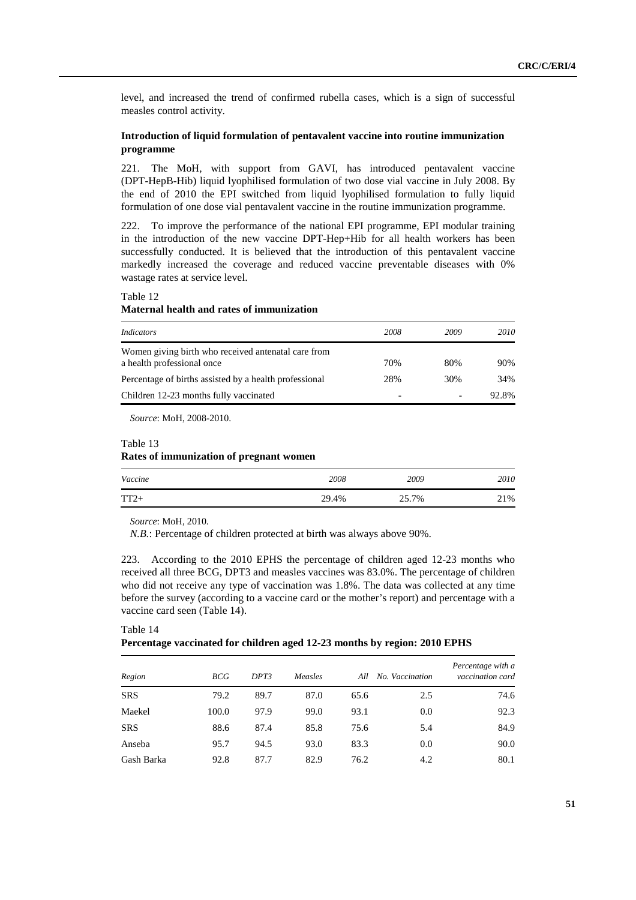level, and increased the trend of confirmed rubella cases, which is a sign of successful measles control activity.

### Introduction of liquid formulation of pentavalent vaccine into routine immunization programme

221. The MoH, with support from GAVI, has introduced pentavalent vaccine (DPT-HepB-Hib) liquid lyophilised formulation of two dose vial vaccine in July 2008. By the end of 2010 the EPI switched from liquid lyophilised formulation to fully liquid formulation of one dose vial pentavalent vaccine in the routine immunization programme.

222. To improve the performance of the national EPI programme, EPI modular training in the introduction of the new vaccine DPT-Hep+Hib for all health workers has been successfully conducted. It is believed that the introduction of this pentavalent vaccine markedly increased the coverage and reduced vaccine preventable diseases with 0% wastage rates at service level.

Table 12
**Maternal health and rates of immunization**

| *Indicators* | *2008* | *2009* | *2010* |
|---|---|---|---|
| Women giving birth who received antenatal care from a health professional once | 70% | 80% | 90% |
| Percentage of births assisted by a health professional | 28% | 30% | 34% |
| Children 12-23 months fully vaccinated | - | - | 92.8% |

*Source*: MoH, 2008-2010.

Table 13
**Rates of immunization of pregnant women**

| *Vaccine* | *2008* | *2009* | *2010* |
|---|---|---|---|
| TT2+ | 29.4% | 25.7% | 21% |

*Source*: MoH, 2010.

*N.B.*: Percentage of children protected at birth was always above 90%.

223. According to the 2010 EPHS the percentage of children aged 12-23 months who received all three BCG, DPT3 and measles vaccines was 83.0%. The percentage of children who did not receive any type of vaccination was 1.8%. The data was collected at any time before the survey (according to a vaccine card or the mother's report) and percentage with a vaccine card seen (Table 14).

Table 14
**Percentage vaccinated for children aged 12-23 months by region: 2010 EPHS**

| *Region* | *BCG* | *DPT3* | *Measles* | *All* | *No. Vaccination* | *Percentage with a vaccination card* |
|---|---|---|---|---|---|---|
| SRS | 79.2 | 89.7 | 87.0 | 65.6 | 2.5 | 74.6 |
| Maekel | 100.0 | 97.9 | 99.0 | 93.1 | 0.0 | 92.3 |
| SRS | 88.6 | 87.4 | 85.8 | 75.6 | 5.4 | 84.9 |
| Anseba | 95.7 | 94.5 | 93.0 | 83.3 | 0.0 | 90.0 |
| Gash Barka | 92.8 | 87.7 | 82.9 | 76.2 | 4.2 | 80.1 |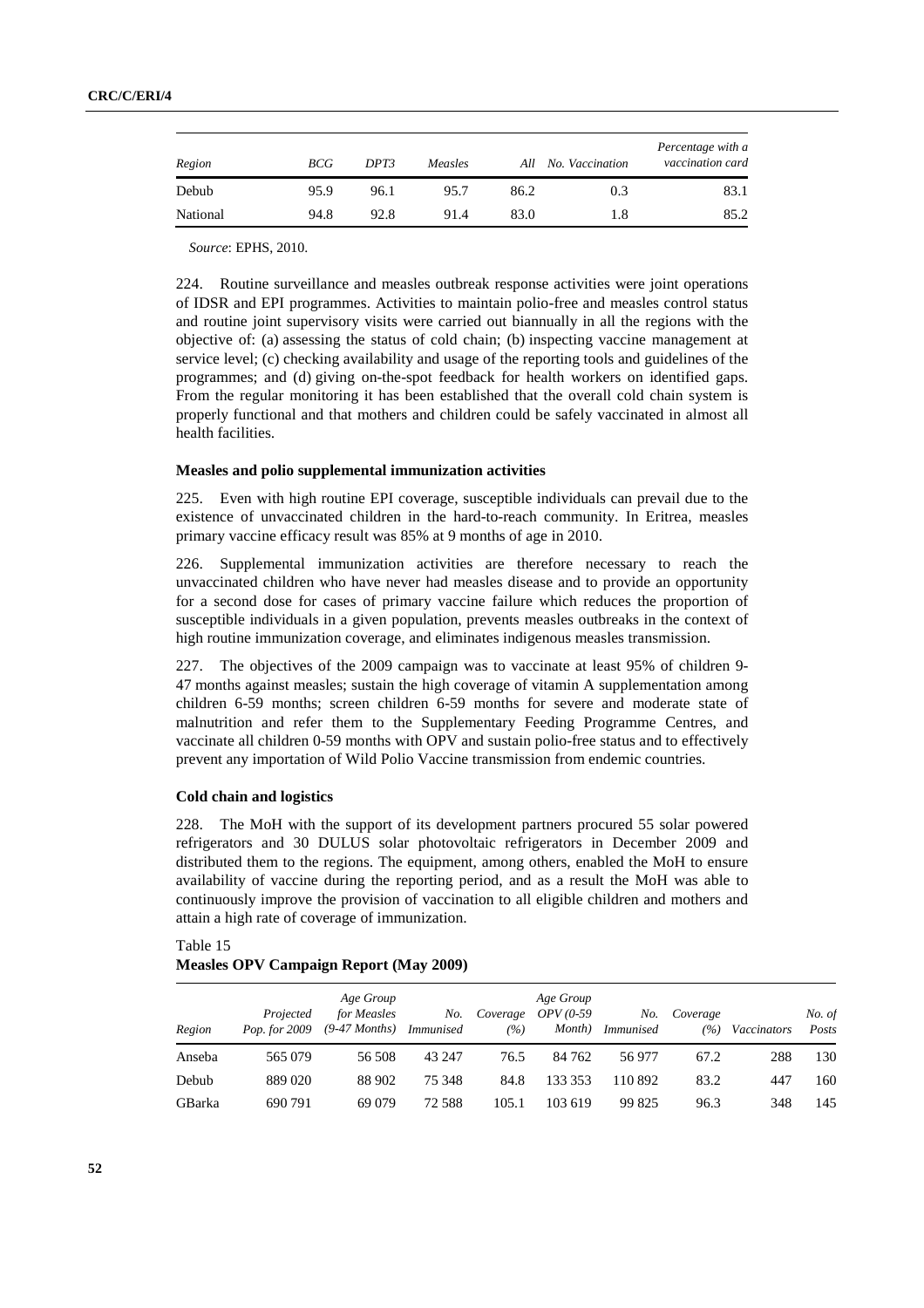| Region | BCG | DPT3 | Measles | All | No. Vaccination | Percentage with a vaccination card |
|---|---|---|---|---|---|---|
| Debub | 95.9 | 96.1 | 95.7 | 86.2 | 0.3 | 83.1 |
| National | 94.8 | 92.8 | 91.4 | 83.0 | 1.8 | 85.2 |

*Source*: EPHS, 2010.

224. Routine surveillance and measles outbreak response activities were joint operations of IDSR and EPI programmes. Activities to maintain polio-free and measles control status and routine joint supervisory visits were carried out biannually in all the regions with the objective of: (a) assessing the status of cold chain; (b) inspecting vaccine management at service level; (c) checking availability and usage of the reporting tools and guidelines of the programmes; and (d) giving on-the-spot feedback for health workers on identified gaps. From the regular monitoring it has been established that the overall cold chain system is properly functional and that mothers and children could be safely vaccinated in almost all health facilities.

**Measles and polio supplemental immunization activities**

225. Even with high routine EPI coverage, susceptible individuals can prevail due to the existence of unvaccinated children in the hard-to-reach community. In Eritrea, measles primary vaccine efficacy result was 85% at 9 months of age in 2010.

226. Supplemental immunization activities are therefore necessary to reach the unvaccinated children who have never had measles disease and to provide an opportunity for a second dose for cases of primary vaccine failure which reduces the proportion of susceptible individuals in a given population, prevents measles outbreaks in the context of high routine immunization coverage, and eliminates indigenous measles transmission.

227. The objectives of the 2009 campaign was to vaccinate at least 95% of children 9-47 months against measles; sustain the high coverage of vitamin A supplementation among children 6-59 months; screen children 6-59 months for severe and moderate state of malnutrition and refer them to the Supplementary Feeding Programme Centres, and vaccinate all children 0-59 months with OPV and sustain polio-free status and to effectively prevent any importation of Wild Polio Vaccine transmission from endemic countries.

**Cold chain and logistics**

228. The MoH with the support of its development partners procured 55 solar powered refrigerators and 30 DULUS solar photovoltaic refrigerators in December 2009 and distributed them to the regions. The equipment, among others, enabled the MoH to ensure availability of vaccine during the reporting period, and as a result the MoH was able to continuously improve the provision of vaccination to all eligible children and mothers and attain a high rate of coverage of immunization.

Table 15
**Measles OPV Campaign Report (May 2009)**

| Region | Projected Pop. for 2009 | Age Group for Measles (9-47 Months) | No. Immunised | Coverage (%) | Age Group OPV (0-59 Month) | No. Immunised | Coverage (%) | Vaccinators | No. of Posts |
|---|---|---|---|---|---|---|---|---|---|
| Anseba | 565 079 | 56 508 | 43 247 | 76.5 | 84 762 | 56 977 | 67.2 | 288 | 130 |
| Debub | 889 020 | 88 902 | 75 348 | 84.8 | 133 353 | 110 892 | 83.2 | 447 | 160 |
| GBarka | 690 791 | 69 079 | 72 588 | 105.1 | 103 619 | 99 825 | 96.3 | 348 | 145 |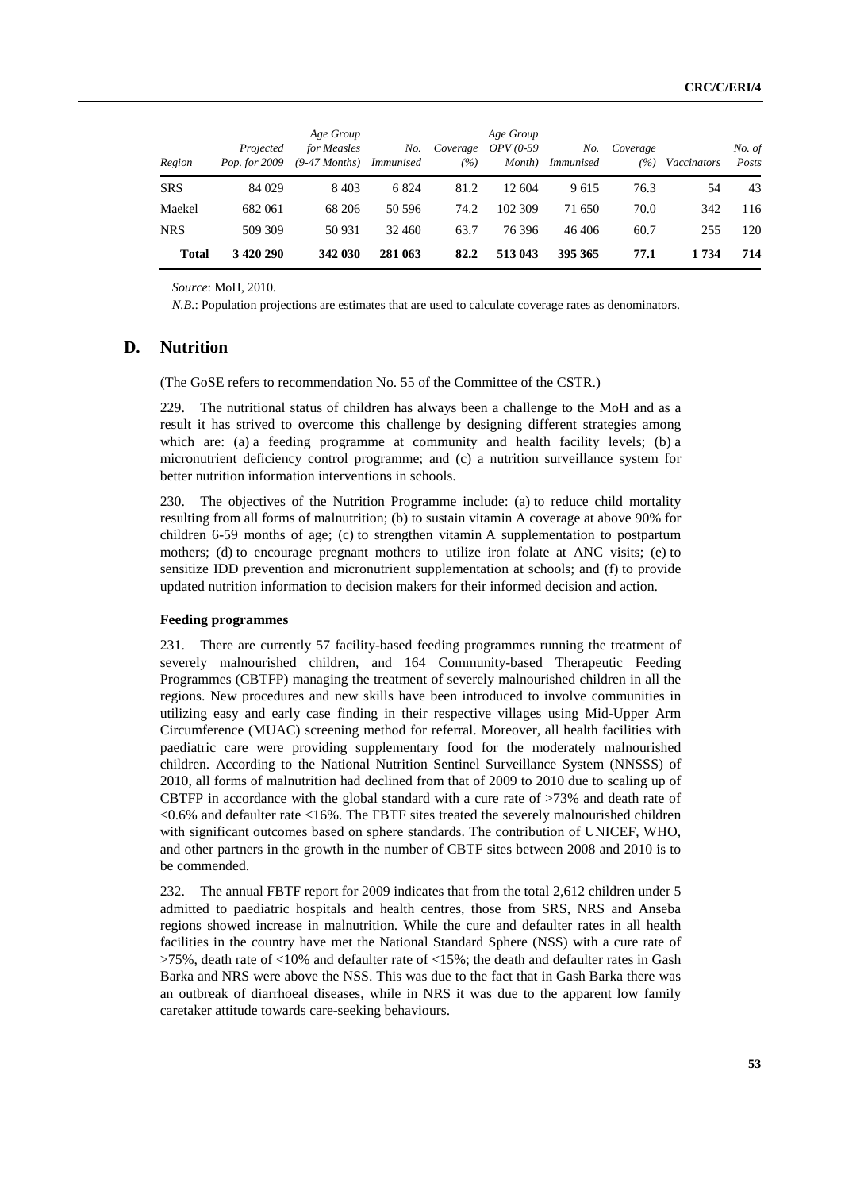| Region | Projected Pop. for 2009 | Age Group for Measles (9-47 Months) | No. Immunised | Coverage (%) | Age Group OPV (0-59 Month) | No. Immunised | Coverage (%) | Vaccinators | No. of Posts |
|---|---|---|---|---|---|---|---|---|---|
| SRS | 84 029 | 8 403 | 6 824 | 81.2 | 12 604 | 9 615 | 76.3 | 54 | 43 |
| Maekel | 682 061 | 68 206 | 50 596 | 74.2 | 102 309 | 71 650 | 70.0 | 342 | 116 |
| NRS | 509 309 | 50 931 | 32 460 | 63.7 | 76 396 | 46 406 | 60.7 | 255 | 120 |
| **Total** | **3 420 290** | **342 030** | **281 063** | **82.2** | **513 043** | **395 365** | **77.1** | **1 734** | **714** |

*Source*: MoH, 2010.

*N.B.*: Population projections are estimates that are used to calculate coverage rates as denominators.

## D. Nutrition

(The GoSE refers to recommendation No. 55 of the Committee of the CSTR.)

229. The nutritional status of children has always been a challenge to the MoH and as a result it has strived to overcome this challenge by designing different strategies among which are: (a) a feeding programme at community and health facility levels; (b) a micronutrient deficiency control programme; and (c) a nutrition surveillance system for better nutrition information interventions in schools.

230. The objectives of the Nutrition Programme include: (a) to reduce child mortality resulting from all forms of malnutrition; (b) to sustain vitamin A coverage at above 90% for children 6-59 months of age; (c) to strengthen vitamin A supplementation to postpartum mothers; (d) to encourage pregnant mothers to utilize iron folate at ANC visits; (e) to sensitize IDD prevention and micronutrient supplementation at schools; and (f) to provide updated nutrition information to decision makers for their informed decision and action.

**Feeding programmes**

231. There are currently 57 facility-based feeding programmes running the treatment of severely malnourished children, and 164 Community-based Therapeutic Feeding Programmes (CBTFP) managing the treatment of severely malnourished children in all the regions. New procedures and new skills have been introduced to involve communities in utilizing easy and early case finding in their respective villages using Mid-Upper Arm Circumference (MUAC) screening method for referral. Moreover, all health facilities with paediatric care were providing supplementary food for the moderately malnourished children. According to the National Nutrition Sentinel Surveillance System (NNSSS) of 2010, all forms of malnutrition had declined from that of 2009 to 2010 due to scaling up of CBTFP in accordance with the global standard with a cure rate of >73% and death rate of <0.6% and defaulter rate <16%. The FBTF sites treated the severely malnourished children with significant outcomes based on sphere standards. The contribution of UNICEF, WHO, and other partners in the growth in the number of CBTF sites between 2008 and 2010 is to be commended.

232. The annual FBTF report for 2009 indicates that from the total 2,612 children under 5 admitted to paediatric hospitals and health centres, those from SRS, NRS and Anseba regions showed increase in malnutrition. While the cure and defaulter rates in all health facilities in the country have met the National Standard Sphere (NSS) with a cure rate of >75%, death rate of <10% and defaulter rate of <15%; the death and defaulter rates in Gash Barka and NRS were above the NSS. This was due to the fact that in Gash Barka there was an outbreak of diarrhoeal diseases, while in NRS it was due to the apparent low family caretaker attitude towards care-seeking behaviours.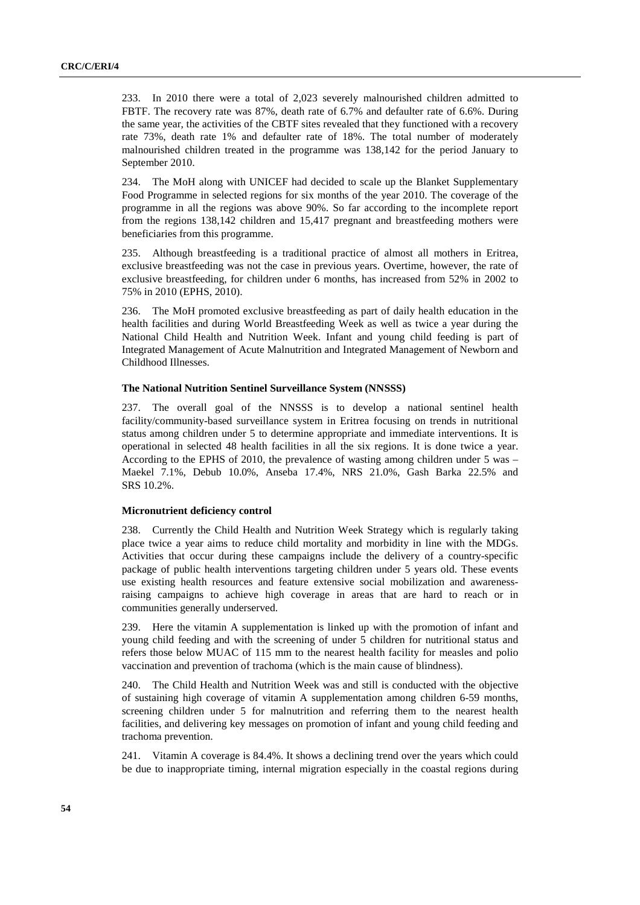233. In 2010 there were a total of 2,023 severely malnourished children admitted to FBTF. The recovery rate was 87%, death rate of 6.7% and defaulter rate of 6.6%. During the same year, the activities of the CBTF sites revealed that they functioned with a recovery rate 73%, death rate 1% and defaulter rate of 18%. The total number of moderately malnourished children treated in the programme was 138,142 for the period January to September 2010.

234. The MoH along with UNICEF had decided to scale up the Blanket Supplementary Food Programme in selected regions for six months of the year 2010. The coverage of the programme in all the regions was above 90%. So far according to the incomplete report from the regions 138,142 children and 15,417 pregnant and breastfeeding mothers were beneficiaries from this programme.

235. Although breastfeeding is a traditional practice of almost all mothers in Eritrea, exclusive breastfeeding was not the case in previous years. Overtime, however, the rate of exclusive breastfeeding, for children under 6 months, has increased from 52% in 2002 to 75% in 2010 (EPHS, 2010).

236. The MoH promoted exclusive breastfeeding as part of daily health education in the health facilities and during World Breastfeeding Week as well as twice a year during the National Child Health and Nutrition Week. Infant and young child feeding is part of Integrated Management of Acute Malnutrition and Integrated Management of Newborn and Childhood Illnesses.

### The National Nutrition Sentinel Surveillance System (NNSSS)

237. The overall goal of the NNSSS is to develop a national sentinel health facility/community-based surveillance system in Eritrea focusing on trends in nutritional status among children under 5 to determine appropriate and immediate interventions. It is operational in selected 48 health facilities in all the six regions. It is done twice a year. According to the EPHS of 2010, the prevalence of wasting among children under 5 was – Maekel 7.1%, Debub 10.0%, Anseba 17.4%, NRS 21.0%, Gash Barka 22.5% and SRS 10.2%.

### Micronutrient deficiency control

238. Currently the Child Health and Nutrition Week Strategy which is regularly taking place twice a year aims to reduce child mortality and morbidity in line with the MDGs. Activities that occur during these campaigns include the delivery of a country-specific package of public health interventions targeting children under 5 years old. These events use existing health resources and feature extensive social mobilization and awareness-raising campaigns to achieve high coverage in areas that are hard to reach or in communities generally underserved.

239. Here the vitamin A supplementation is linked up with the promotion of infant and young child feeding and with the screening of under 5 children for nutritional status and refers those below MUAC of 115 mm to the nearest health facility for measles and polio vaccination and prevention of trachoma (which is the main cause of blindness).

240. The Child Health and Nutrition Week was and still is conducted with the objective of sustaining high coverage of vitamin A supplementation among children 6-59 months, screening children under 5 for malnutrition and referring them to the nearest health facilities, and delivering key messages on promotion of infant and young child feeding and trachoma prevention.

241. Vitamin A coverage is 84.4%. It shows a declining trend over the years which could be due to inappropriate timing, internal migration especially in the coastal regions during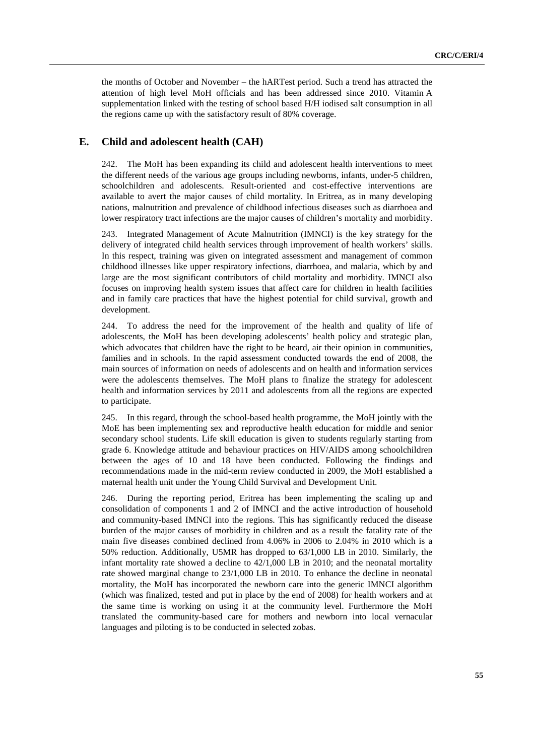the months of October and November – the hARTest period. Such a trend has attracted the attention of high level MoH officials and has been addressed since 2010. Vitamin A supplementation linked with the testing of school based H/H iodised salt consumption in all the regions came up with the satisfactory result of 80% coverage.

## E. Child and adolescent health (CAH)

242. The MoH has been expanding its child and adolescent health interventions to meet the different needs of the various age groups including newborns, infants, under-5 children, schoolchildren and adolescents. Result-oriented and cost-effective interventions are available to avert the major causes of child mortality. In Eritrea, as in many developing nations, malnutrition and prevalence of childhood infectious diseases such as diarrhoea and lower respiratory tract infections are the major causes of children's mortality and morbidity.

243. Integrated Management of Acute Malnutrition (IMNCI) is the key strategy for the delivery of integrated child health services through improvement of health workers' skills. In this respect, training was given on integrated assessment and management of common childhood illnesses like upper respiratory infections, diarrhoea, and malaria, which by and large are the most significant contributors of child mortality and morbidity. IMNCI also focuses on improving health system issues that affect care for children in health facilities and in family care practices that have the highest potential for child survival, growth and development.

244. To address the need for the improvement of the health and quality of life of adolescents, the MoH has been developing adolescents' health policy and strategic plan, which advocates that children have the right to be heard, air their opinion in communities, families and in schools. In the rapid assessment conducted towards the end of 2008, the main sources of information on needs of adolescents and on health and information services were the adolescents themselves. The MoH plans to finalize the strategy for adolescent health and information services by 2011 and adolescents from all the regions are expected to participate.

245. In this regard, through the school-based health programme, the MoH jointly with the MoE has been implementing sex and reproductive health education for middle and senior secondary school students. Life skill education is given to students regularly starting from grade 6. Knowledge attitude and behaviour practices on HIV/AIDS among schoolchildren between the ages of 10 and 18 have been conducted. Following the findings and recommendations made in the mid-term review conducted in 2009, the MoH established a maternal health unit under the Young Child Survival and Development Unit.

246. During the reporting period, Eritrea has been implementing the scaling up and consolidation of components 1 and 2 of IMNCI and the active introduction of household and community-based IMNCI into the regions. This has significantly reduced the disease burden of the major causes of morbidity in children and as a result the fatality rate of the main five diseases combined declined from 4.06% in 2006 to 2.04% in 2010 which is a 50% reduction. Additionally, U5MR has dropped to 63/1,000 LB in 2010. Similarly, the infant mortality rate showed a decline to 42/1,000 LB in 2010; and the neonatal mortality rate showed marginal change to 23/1,000 LB in 2010. To enhance the decline in neonatal mortality, the MoH has incorporated the newborn care into the generic IMNCI algorithm (which was finalized, tested and put in place by the end of 2008) for health workers and at the same time is working on using it at the community level. Furthermore the MoH translated the community-based care for mothers and newborn into local vernacular languages and piloting is to be conducted in selected zobas.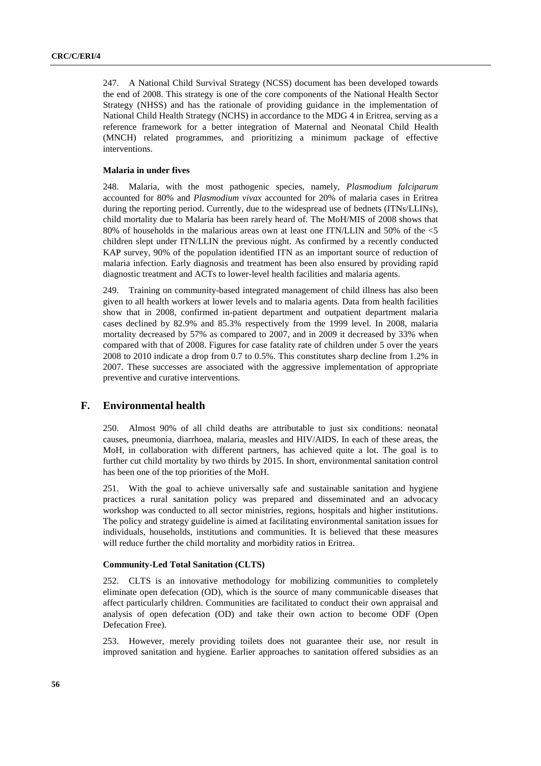247. A National Child Survival Strategy (NCSS) document has been developed towards the end of 2008. This strategy is one of the core components of the National Health Sector Strategy (NHSS) and has the rationale of providing guidance in the implementation of National Child Health Strategy (NCHS) in accordance to the MDG 4 in Eritrea, serving as a reference framework for a better integration of Maternal and Neonatal Child Health (MNCH) related programmes, and prioritizing a minimum package of effective interventions.

#### Malaria in under fives

248. Malaria, with the most pathogenic species, namely, *Plasmodium falciparum* accounted for 80% and *Plasmodium vivax* accounted for 20% of malaria cases in Eritrea during the reporting period. Currently, due to the widespread use of bednets (ITNs/LLINs), child mortality due to Malaria has been rarely heard of. The MoH/MIS of 2008 shows that 80% of households in the malarious areas own at least one ITN/LLIN and 50% of the <5 children slept under ITN/LLIN the previous night. As confirmed by a recently conducted KAP survey, 90% of the population identified ITN as an important source of reduction of malaria infection. Early diagnosis and treatment has been also ensured by providing rapid diagnostic treatment and ACTs to lower-level health facilities and malaria agents.

249. Training on community-based integrated management of child illness has also been given to all health workers at lower levels and to malaria agents. Data from health facilities show that in 2008, confirmed in-patient department and outpatient department malaria cases declined by 82.9% and 85.3% respectively from the 1999 level. In 2008, malaria mortality decreased by 57% as compared to 2007, and in 2009 it decreased by 33% when compared with that of 2008. Figures for case fatality rate of children under 5 over the years 2008 to 2010 indicate a drop from 0.7 to 0.5%. This constitutes sharp decline from 1.2% in 2007. These successes are associated with the aggressive implementation of appropriate preventive and curative interventions.

## F. Environmental health

250. Almost 90% of all child deaths are attributable to just six conditions: neonatal causes, pneumonia, diarrhoea, malaria, measles and HIV/AIDS. In each of these areas, the MoH, in collaboration with different partners, has achieved quite a lot. The goal is to further cut child mortality by two thirds by 2015. In short, environmental sanitation control has been one of the top priorities of the MoH.

251. With the goal to achieve universally safe and sustainable sanitation and hygiene practices a rural sanitation policy was prepared and disseminated and an advocacy workshop was conducted to all sector ministries, regions, hospitals and higher institutions. The policy and strategy guideline is aimed at facilitating environmental sanitation issues for individuals, households, institutions and communities. It is believed that these measures will reduce further the child mortality and morbidity ratios in Eritrea.

#### Community-Led Total Sanitation (CLTS)

252. CLTS is an innovative methodology for mobilizing communities to completely eliminate open defecation (OD), which is the source of many communicable diseases that affect particularly children. Communities are facilitated to conduct their own appraisal and analysis of open defecation (OD) and take their own action to become ODF (Open Defecation Free).

253. However, merely providing toilets does not guarantee their use, nor result in improved sanitation and hygiene. Earlier approaches to sanitation offered subsidies as an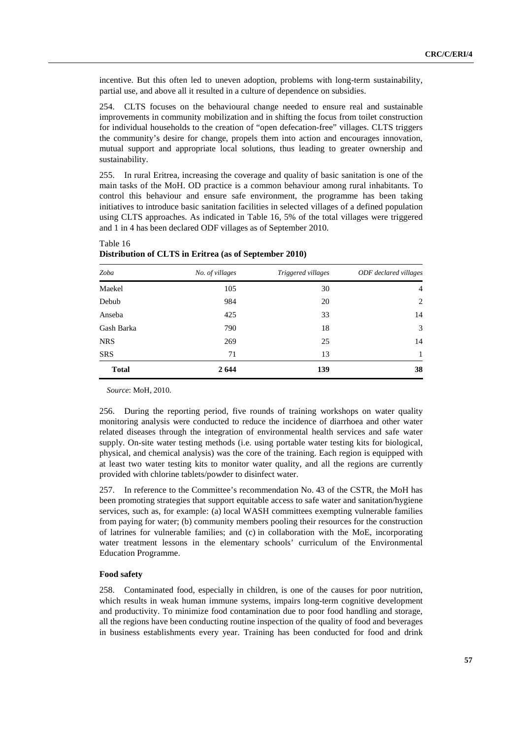incentive. But this often led to uneven adoption, problems with long-term sustainability, partial use, and above all it resulted in a culture of dependence on subsidies.

254. CLTS focuses on the behavioural change needed to ensure real and sustainable improvements in community mobilization and in shifting the focus from toilet construction for individual households to the creation of "open defecation-free" villages. CLTS triggers the community's desire for change, propels them into action and encourages innovation, mutual support and appropriate local solutions, thus leading to greater ownership and sustainability.

255. In rural Eritrea, increasing the coverage and quality of basic sanitation is one of the main tasks of the MoH. OD practice is a common behaviour among rural inhabitants. To control this behaviour and ensure safe environment, the programme has been taking initiatives to introduce basic sanitation facilities in selected villages of a defined population using CLTS approaches. As indicated in Table 16, 5% of the total villages were triggered and 1 in 4 has been declared ODF villages as of September 2010.

Table 16
**Distribution of CLTS in Eritrea (as of September 2010)**

| *Zoba* | *No. of villages* | *Triggered villages* | *ODF declared villages* |
|---|---|---|---|
| Maekel | 105 | 30 | 4 |
| Debub | 984 | 20 | 2 |
| Anseba | 425 | 33 | 14 |
| Gash Barka | 790 | 18 | 3 |
| NRS | 269 | 25 | 14 |
| SRS | 71 | 13 | 1 |
| **Total** | **2 644** | **139** | **38** |

*Source*: MoH, 2010.

256. During the reporting period, five rounds of training workshops on water quality monitoring analysis were conducted to reduce the incidence of diarrhoea and other water related diseases through the integration of environmental health services and safe water supply. On-site water testing methods (i.e. using portable water testing kits for biological, physical, and chemical analysis) was the core of the training. Each region is equipped with at least two water testing kits to monitor water quality, and all the regions are currently provided with chlorine tablets/powder to disinfect water.

257. In reference to the Committee's recommendation No. 43 of the CSTR, the MoH has been promoting strategies that support equitable access to safe water and sanitation/hygiene services, such as, for example: (a) local WASH committees exempting vulnerable families from paying for water; (b) community members pooling their resources for the construction of latrines for vulnerable families; and (c) in collaboration with the MoE, incorporating water treatment lessons in the elementary schools' curriculum of the Environmental Education Programme.

**Food safety**

258. Contaminated food, especially in children, is one of the causes for poor nutrition, which results in weak human immune systems, impairs long-term cognitive development and productivity. To minimize food contamination due to poor food handling and storage, all the regions have been conducting routine inspection of the quality of food and beverages in business establishments every year. Training has been conducted for food and drink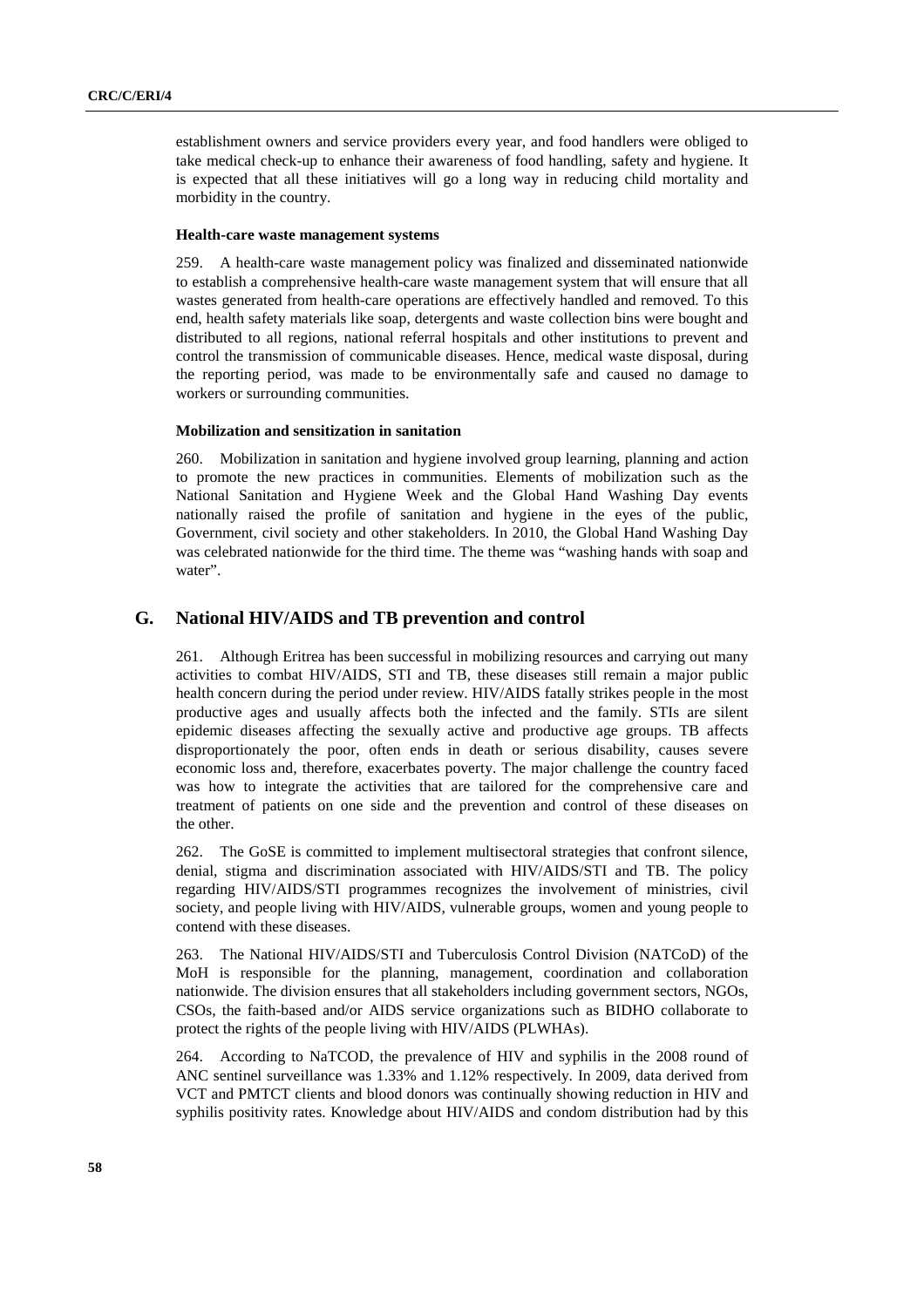establishment owners and service providers every year, and food handlers were obliged to take medical check-up to enhance their awareness of food handling, safety and hygiene. It is expected that all these initiatives will go a long way in reducing child mortality and morbidity in the country.

#### Health-care waste management systems

259. A health-care waste management policy was finalized and disseminated nationwide to establish a comprehensive health-care waste management system that will ensure that all wastes generated from health-care operations are effectively handled and removed. To this end, health safety materials like soap, detergents and waste collection bins were bought and distributed to all regions, national referral hospitals and other institutions to prevent and control the transmission of communicable diseases. Hence, medical waste disposal, during the reporting period, was made to be environmentally safe and caused no damage to workers or surrounding communities.

#### Mobilization and sensitization in sanitation

260. Mobilization in sanitation and hygiene involved group learning, planning and action to promote the new practices in communities. Elements of mobilization such as the National Sanitation and Hygiene Week and the Global Hand Washing Day events nationally raised the profile of sanitation and hygiene in the eyes of the public, Government, civil society and other stakeholders. In 2010, the Global Hand Washing Day was celebrated nationwide for the third time. The theme was "washing hands with soap and water".

## G. National HIV/AIDS and TB prevention and control

261. Although Eritrea has been successful in mobilizing resources and carrying out many activities to combat HIV/AIDS, STI and TB, these diseases still remain a major public health concern during the period under review. HIV/AIDS fatally strikes people in the most productive ages and usually affects both the infected and the family. STIs are silent epidemic diseases affecting the sexually active and productive age groups. TB affects disproportionately the poor, often ends in death or serious disability, causes severe economic loss and, therefore, exacerbates poverty. The major challenge the country faced was how to integrate the activities that are tailored for the comprehensive care and treatment of patients on one side and the prevention and control of these diseases on the other.

262. The GoSE is committed to implement multisectoral strategies that confront silence, denial, stigma and discrimination associated with HIV/AIDS/STI and TB. The policy regarding HIV/AIDS/STI programmes recognizes the involvement of ministries, civil society, and people living with HIV/AIDS, vulnerable groups, women and young people to contend with these diseases.

263. The National HIV/AIDS/STI and Tuberculosis Control Division (NATCoD) of the MoH is responsible for the planning, management, coordination and collaboration nationwide. The division ensures that all stakeholders including government sectors, NGOs, CSOs, the faith-based and/or AIDS service organizations such as BIDHO collaborate to protect the rights of the people living with HIV/AIDS (PLWHAs).

264. According to NaTCOD, the prevalence of HIV and syphilis in the 2008 round of ANC sentinel surveillance was 1.33% and 1.12% respectively. In 2009, data derived from VCT and PMTCT clients and blood donors was continually showing reduction in HIV and syphilis positivity rates. Knowledge about HIV/AIDS and condom distribution had by this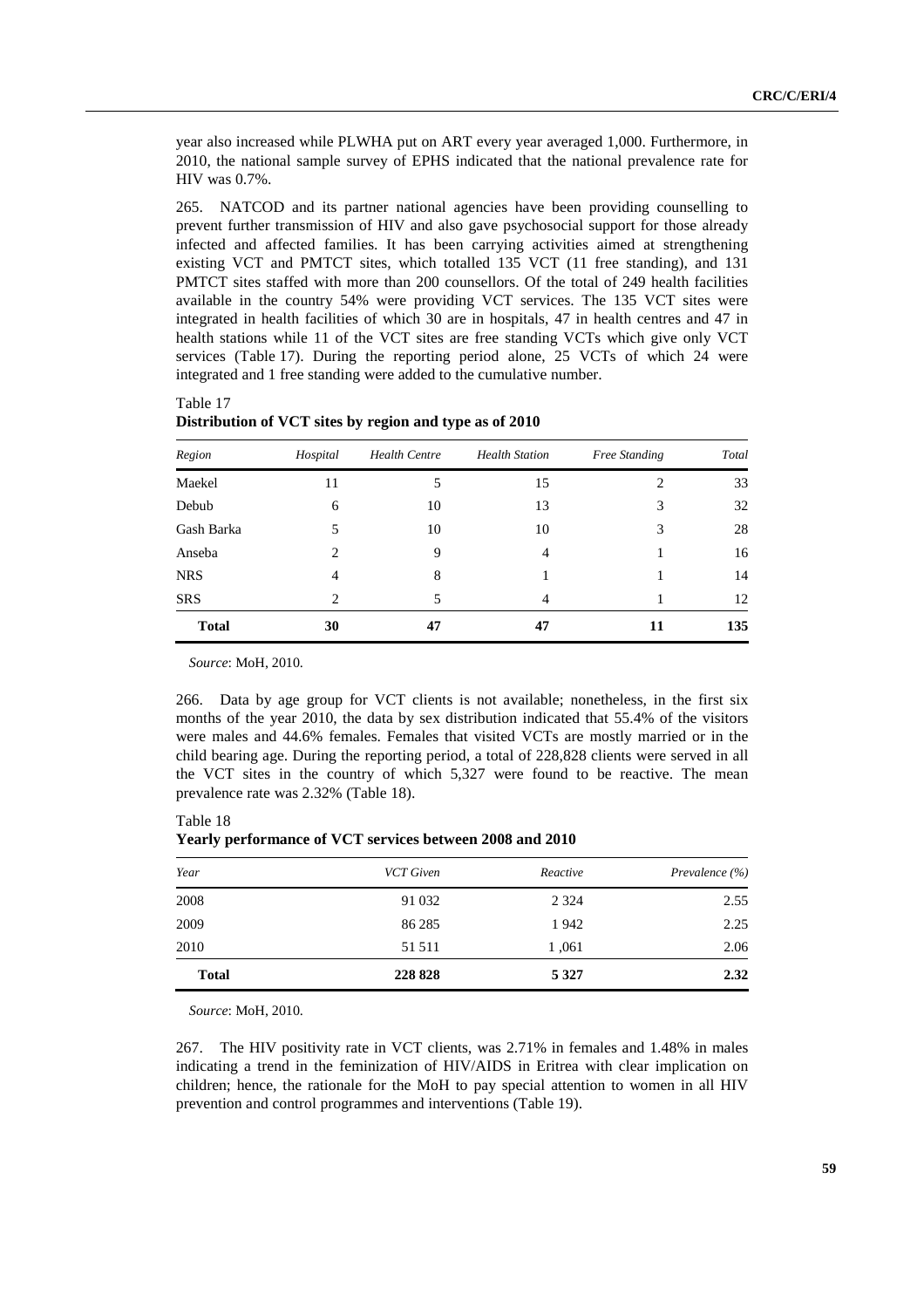year also increased while PLWHA put on ART every year averaged 1,000. Furthermore, in 2010, the national sample survey of EPHS indicated that the national prevalence rate for HIV was 0.7%.

265. NATCOD and its partner national agencies have been providing counselling to prevent further transmission of HIV and also gave psychosocial support for those already infected and affected families. It has been carrying activities aimed at strengthening existing VCT and PMTCT sites, which totalled 135 VCT (11 free standing), and 131 PMTCT sites staffed with more than 200 counsellors. Of the total of 249 health facilities available in the country 54% were providing VCT services. The 135 VCT sites were integrated in health facilities of which 30 are in hospitals, 47 in health centres and 47 in health stations while 11 of the VCT sites are free standing VCTs which give only VCT services (Table 17). During the reporting period alone, 25 VCTs of which 24 were integrated and 1 free standing were added to the cumulative number.

Table 17
**Distribution of VCT sites by region and type as of 2010**

| *Region* | *Hospital* | *Health Centre* | *Health Station* | *Free Standing* | *Total* |
|---|---|---|---|---|---|
| Maekel | 11 | 5 | 15 | 2 | 33 |
| Debub | 6 | 10 | 13 | 3 | 32 |
| Gash Barka | 5 | 10 | 10 | 3 | 28 |
| Anseba | 2 | 9 | 4 | 1 | 16 |
| NRS | 4 | 8 | 1 | 1 | 14 |
| SRS | 2 | 5 | 4 | 1 | 12 |
| **Total** | **30** | **47** | **47** | **11** | **135** |

*Source*: MoH, 2010.

266. Data by age group for VCT clients is not available; nonetheless, in the first six months of the year 2010, the data by sex distribution indicated that 55.4% of the visitors were males and 44.6% females. Females that visited VCTs are mostly married or in the child bearing age. During the reporting period, a total of 228,828 clients were served in all the VCT sites in the country of which 5,327 were found to be reactive. The mean prevalence rate was 2.32% (Table 18).

Table 18
**Yearly performance of VCT services between 2008 and 2010**

| *Year* | *VCT Given* | *Reactive* | *Prevalence (%)* |
|---|---|---|---|
| 2008 | 91 032 | 2 324 | 2.55 |
| 2009 | 86 285 | 1 942 | 2.25 |
| 2010 | 51 511 | 1 ,061 | 2.06 |
| **Total** | **228 828** | **5 327** | **2.32** |

*Source*: MoH, 2010.

267. The HIV positivity rate in VCT clients, was 2.71% in females and 1.48% in males indicating a trend in the feminization of HIV/AIDS in Eritrea with clear implication on children; hence, the rationale for the MoH to pay special attention to women in all HIV prevention and control programmes and interventions (Table 19).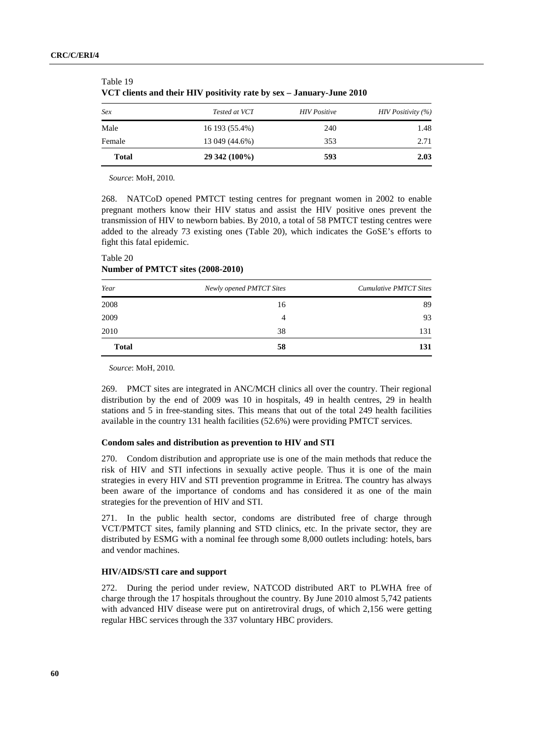Table 19
**VCT clients and their HIV positivity rate by sex – January-June 2010**

| *Sex* | *Tested at VCT* | *HIV Positive* | *HIV Positivity (%)* |
|---|---|---|---|
| Male | 16 193 (55.4%) | 240 | 1.48 |
| Female | 13 049 (44.6%) | 353 | 2.71 |
| **Total** | **29 342 (100%)** | **593** | **2.03** |

*Source*: MoH, 2010.

268. NATCoD opened PMTCT testing centres for pregnant women in 2002 to enable pregnant mothers know their HIV status and assist the HIV positive ones prevent the transmission of HIV to newborn babies. By 2010, a total of 58 PMTCT testing centres were added to the already 73 existing ones (Table 20), which indicates the GoSE's efforts to fight this fatal epidemic.

Table 20
**Number of PMTCT sites (2008-2010)**

| *Year* | *Newly opened PMTCT Sites* | *Cumulative PMTCT Sites* |
|---|---|---|
| 2008 | 16 | 89 |
| 2009 | 4 | 93 |
| 2010 | 38 | 131 |
| **Total** | **58** | **131** |

*Source*: MoH, 2010.

269. PMCT sites are integrated in ANC/MCH clinics all over the country. Their regional distribution by the end of 2009 was 10 in hospitals, 49 in health centres, 29 in health stations and 5 in free-standing sites. This means that out of the total 249 health facilities available in the country 131 health facilities (52.6%) were providing PMTCT services.

**Condom sales and distribution as prevention to HIV and STI**

270. Condom distribution and appropriate use is one of the main methods that reduce the risk of HIV and STI infections in sexually active people. Thus it is one of the main strategies in every HIV and STI prevention programme in Eritrea. The country has always been aware of the importance of condoms and has considered it as one of the main strategies for the prevention of HIV and STI.

271. In the public health sector, condoms are distributed free of charge through VCT/PMTCT sites, family planning and STD clinics, etc. In the private sector, they are distributed by ESMG with a nominal fee through some 8,000 outlets including: hotels, bars and vendor machines.

**HIV/AIDS/STI care and support**

272. During the period under review, NATCOD distributed ART to PLWHA free of charge through the 17 hospitals throughout the country. By June 2010 almost 5,742 patients with advanced HIV disease were put on antiretroviral drugs, of which 2,156 were getting regular HBC services through the 337 voluntary HBC providers.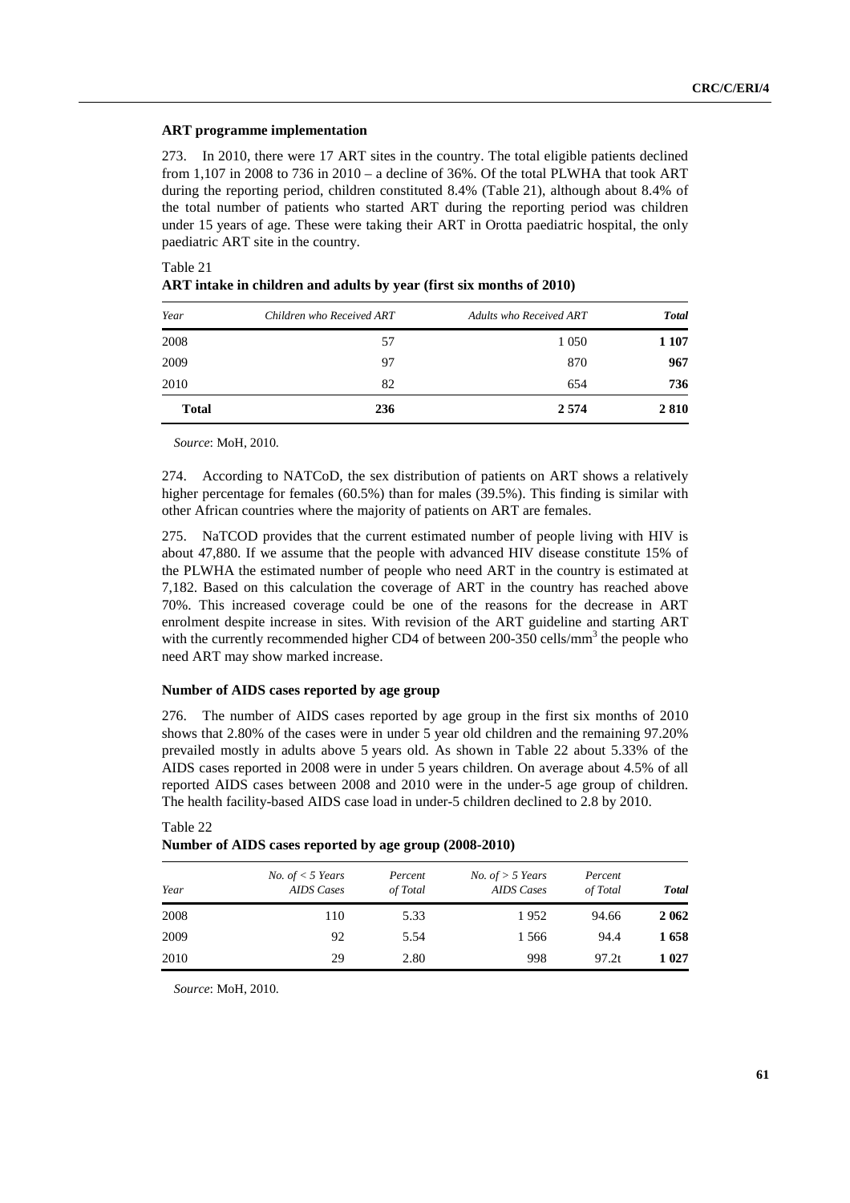**ART programme implementation**

273. In 2010, there were 17 ART sites in the country. The total eligible patients declined from 1,107 in 2008 to 736 in 2010 – a decline of 36%. Of the total PLWHA that took ART during the reporting period, children constituted 8.4% (Table 21), although about 8.4% of the total number of patients who started ART during the reporting period was children under 15 years of age. These were taking their ART in Orotta paediatric hospital, the only paediatric ART site in the country.

Table 21
**ART intake in children and adults by year (first six months of 2010)**

| *Year* | *Children who Received ART* | *Adults who Received ART* | ***Total*** |
|---|---|---|---|
| 2008 | 57 | 1 050 | **1 107** |
| 2009 | 97 | 870 | **967** |
| 2010 | 82 | 654 | **736** |
| **Total** | **236** | **2 574** | **2 810** |

*Source*: MoH, 2010.

274. According to NATCoD, the sex distribution of patients on ART shows a relatively higher percentage for females (60.5%) than for males (39.5%). This finding is similar with other African countries where the majority of patients on ART are females.

275. NaTCOD provides that the current estimated number of people living with HIV is about 47,880. If we assume that the people with advanced HIV disease constitute 15% of the PLWHA the estimated number of people who need ART in the country is estimated at 7,182. Based on this calculation the coverage of ART in the country has reached above 70%. This increased coverage could be one of the reasons for the decrease in ART enrolment despite increase in sites. With revision of the ART guideline and starting ART with the currently recommended higher CD4 of between 200-350 cells/$mm^3$ the people who need ART may show marked increase.

**Number of AIDS cases reported by age group**

276. The number of AIDS cases reported by age group in the first six months of 2010 shows that 2.80% of the cases were in under 5 year old children and the remaining 97.20% prevailed mostly in adults above 5 years old. As shown in Table 22 about 5.33% of the AIDS cases reported in 2008 were in under 5 years children. On average about 4.5% of all reported AIDS cases between 2008 and 2010 were in the under-5 age group of children. The health facility-based AIDS case load in under-5 children declined to 2.8 by 2010.

Table 22
**Number of AIDS cases reported by age group (2008-2010)**

| *Year* | *No. of < 5 Years AIDS Cases* | *Percent of Total* | *No. of > 5 Years AIDS Cases* | *Percent of Total* | ***Total*** |
|---|---|---|---|---|---|
| 2008 | 110 | 5.33 | 1 952 | 94.66 | **2 062** |
| 2009 | 92 | 5.54 | 1 566 | 94.4 | **1 658** |
| 2010 | 29 | 2.80 | 998 | 97.2t | **1 027** |

*Source*: MoH, 2010.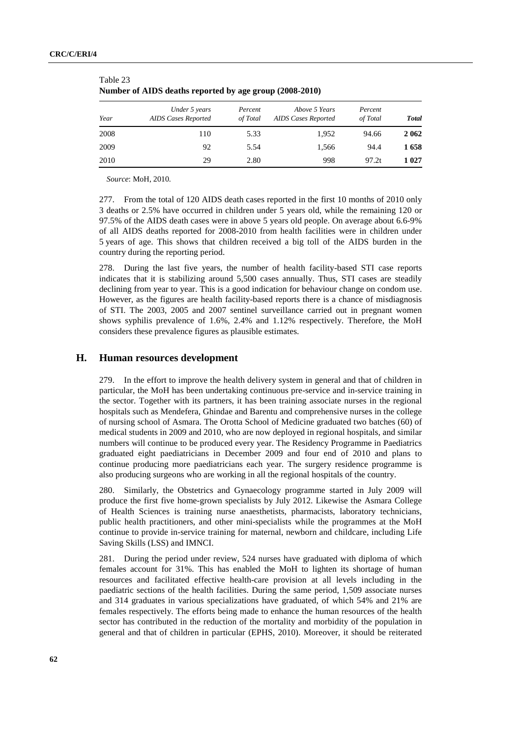Table 23
**Number of AIDS deaths reported by age group (2008-2010)**

| *Year* | *Under 5 years AIDS Cases Reported* | *Percent of Total* | *Above 5 Years AIDS Cases Reported* | *Percent of Total* | ***Total*** |
|---|---|---|---|---|---|
| 2008 | 110 | 5.33 | 1,952 | 94.66 | **2 062** |
| 2009 | 92 | 5.54 | 1,566 | 94.4 | **1 658** |
| 2010 | 29 | 2.80 | 998 | 97.2t | **1 027** |

*Source*: MoH, 2010.

277. From the total of 120 AIDS death cases reported in the first 10 months of 2010 only 3 deaths or 2.5% have occurred in children under 5 years old, while the remaining 120 or 97.5% of the AIDS death cases were in above 5 years old people. On average about 6.6-9% of all AIDS deaths reported for 2008-2010 from health facilities were in children under 5 years of age. This shows that children received a big toll of the AIDS burden in the country during the reporting period.

278. During the last five years, the number of health facility-based STI case reports indicates that it is stabilizing around 5,500 cases annually. Thus, STI cases are steadily declining from year to year. This is a good indication for behaviour change on condom use. However, as the figures are health facility-based reports there is a chance of misdiagnosis of STI. The 2003, 2005 and 2007 sentinel surveillance carried out in pregnant women shows syphilis prevalence of 1.6%, 2.4% and 1.12% respectively. Therefore, the MoH considers these prevalence figures as plausible estimates.

## H. Human resources development

279. In the effort to improve the health delivery system in general and that of children in particular, the MoH has been undertaking continuous pre-service and in-service training in the sector. Together with its partners, it has been training associate nurses in the regional hospitals such as Mendefera, Ghindae and Barentu and comprehensive nurses in the college of nursing school of Asmara. The Orotta School of Medicine graduated two batches (60) of medical students in 2009 and 2010, who are now deployed in regional hospitals, and similar numbers will continue to be produced every year. The Residency Programme in Paediatrics graduated eight paediatricians in December 2009 and four end of 2010 and plans to continue producing more paediatricians each year. The surgery residence programme is also producing surgeons who are working in all the regional hospitals of the country.

280. Similarly, the Obstetrics and Gynaecology programme started in July 2009 will produce the first five home-grown specialists by July 2012. Likewise the Asmara College of Health Sciences is training nurse anaesthetists, pharmacists, laboratory technicians, public health practitioners, and other mini-specialists while the programmes at the MoH continue to provide in-service training for maternal, newborn and childcare, including Life Saving Skills (LSS) and IMNCI.

281. During the period under review, 524 nurses have graduated with diploma of which females account for 31%. This has enabled the MoH to lighten its shortage of human resources and facilitated effective health-care provision at all levels including in the paediatric sections of the health facilities. During the same period, 1,509 associate nurses and 314 graduates in various specializations have graduated, of which 54% and 21% are females respectively. The efforts being made to enhance the human resources of the health sector has contributed in the reduction of the mortality and morbidity of the population in general and that of children in particular (EPHS, 2010). Moreover, it should be reiterated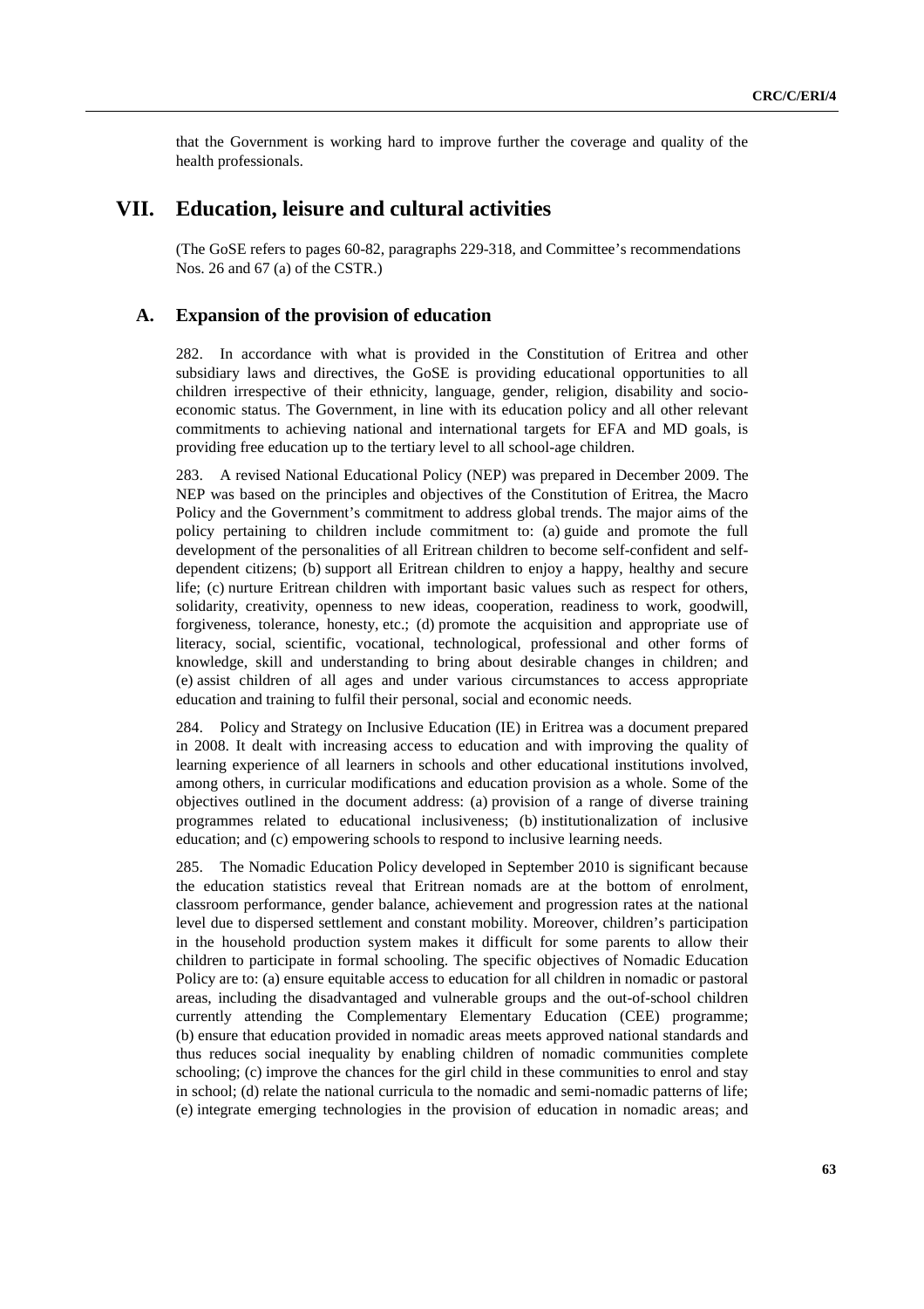that the Government is working hard to improve further the coverage and quality of the health professionals.

# VII. Education, leisure and cultural activities

(The GoSE refers to pages 60-82, paragraphs 229-318, and Committee's recommendations Nos. 26 and 67 (a) of the CSTR.)

## A. Expansion of the provision of education

282. In accordance with what is provided in the Constitution of Eritrea and other subsidiary laws and directives, the GoSE is providing educational opportunities to all children irrespective of their ethnicity, language, gender, religion, disability and socio-economic status. The Government, in line with its education policy and all other relevant commitments to achieving national and international targets for EFA and MD goals, is providing free education up to the tertiary level to all school-age children.

283. A revised National Educational Policy (NEP) was prepared in December 2009. The NEP was based on the principles and objectives of the Constitution of Eritrea, the Macro Policy and the Government's commitment to address global trends. The major aims of the policy pertaining to children include commitment to: (a) guide and promote the full development of the personalities of all Eritrean children to become self-confident and self-dependent citizens; (b) support all Eritrean children to enjoy a happy, healthy and secure life; (c) nurture Eritrean children with important basic values such as respect for others, solidarity, creativity, openness to new ideas, cooperation, readiness to work, goodwill, forgiveness, tolerance, honesty, etc.; (d) promote the acquisition and appropriate use of literacy, social, scientific, vocational, technological, professional and other forms of knowledge, skill and understanding to bring about desirable changes in children; and (e) assist children of all ages and under various circumstances to access appropriate education and training to fulfil their personal, social and economic needs.

284. Policy and Strategy on Inclusive Education (IE) in Eritrea was a document prepared in 2008. It dealt with increasing access to education and with improving the quality of learning experience of all learners in schools and other educational institutions involved, among others, in curricular modifications and education provision as a whole. Some of the objectives outlined in the document address: (a) provision of a range of diverse training programmes related to educational inclusiveness; (b) institutionalization of inclusive education; and (c) empowering schools to respond to inclusive learning needs.

285. The Nomadic Education Policy developed in September 2010 is significant because the education statistics reveal that Eritrean nomads are at the bottom of enrolment, classroom performance, gender balance, achievement and progression rates at the national level due to dispersed settlement and constant mobility. Moreover, children's participation in the household production system makes it difficult for some parents to allow their children to participate in formal schooling. The specific objectives of Nomadic Education Policy are to: (a) ensure equitable access to education for all children in nomadic or pastoral areas, including the disadvantaged and vulnerable groups and the out-of-school children currently attending the Complementary Elementary Education (CEE) programme; (b) ensure that education provided in nomadic areas meets approved national standards and thus reduces social inequality by enabling children of nomadic communities complete schooling; (c) improve the chances for the girl child in these communities to enrol and stay in school; (d) relate the national curricula to the nomadic and semi-nomadic patterns of life; (e) integrate emerging technologies in the provision of education in nomadic areas; and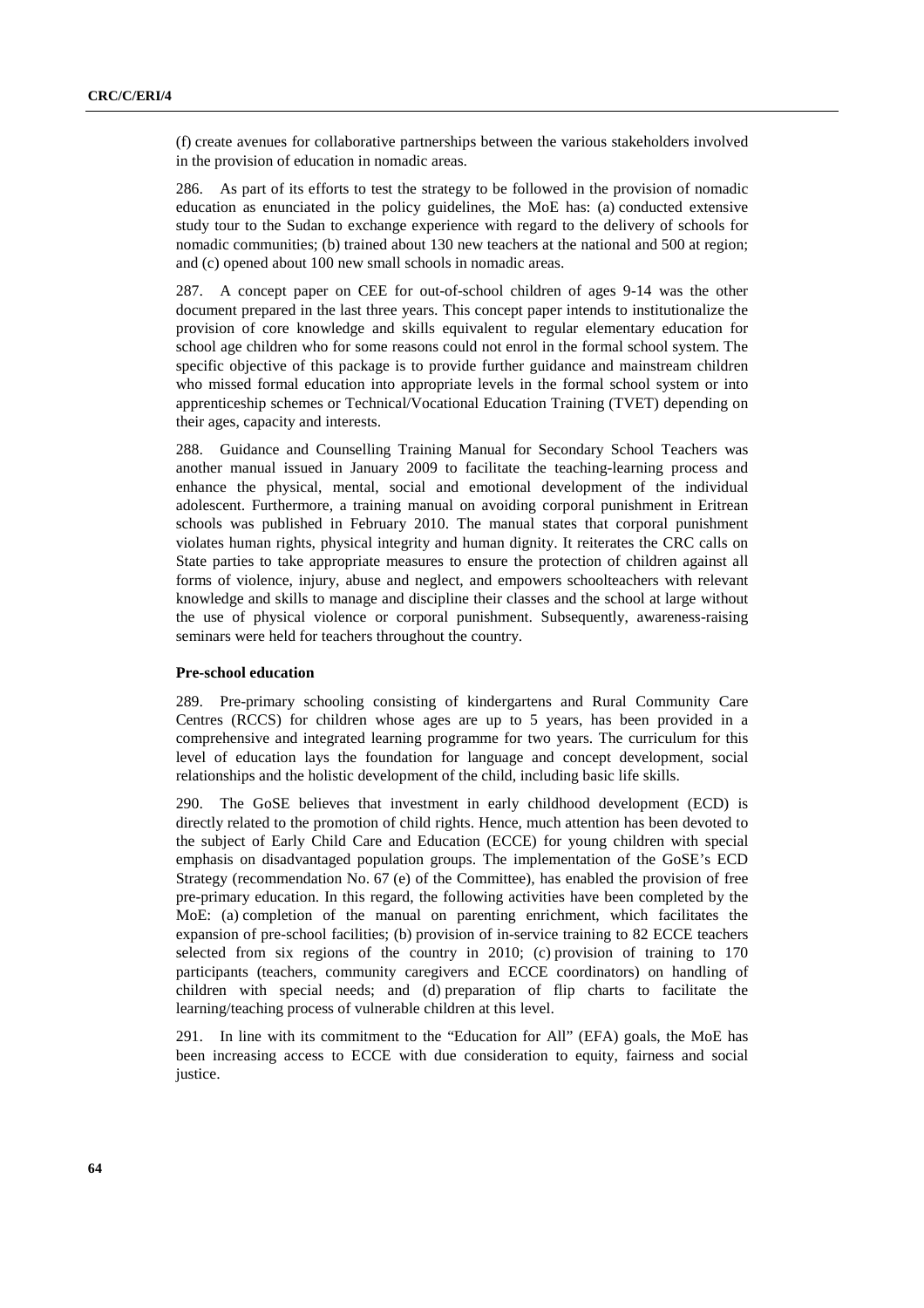(f) create avenues for collaborative partnerships between the various stakeholders involved in the provision of education in nomadic areas.

286. As part of its efforts to test the strategy to be followed in the provision of nomadic education as enunciated in the policy guidelines, the MoE has: (a) conducted extensive study tour to the Sudan to exchange experience with regard to the delivery of schools for nomadic communities; (b) trained about 130 new teachers at the national and 500 at region; and (c) opened about 100 new small schools in nomadic areas.

287. A concept paper on CEE for out-of-school children of ages 9-14 was the other document prepared in the last three years. This concept paper intends to institutionalize the provision of core knowledge and skills equivalent to regular elementary education for school age children who for some reasons could not enrol in the formal school system. The specific objective of this package is to provide further guidance and mainstream children who missed formal education into appropriate levels in the formal school system or into apprenticeship schemes or Technical/Vocational Education Training (TVET) depending on their ages, capacity and interests.

288. Guidance and Counselling Training Manual for Secondary School Teachers was another manual issued in January 2009 to facilitate the teaching-learning process and enhance the physical, mental, social and emotional development of the individual adolescent. Furthermore, a training manual on avoiding corporal punishment in Eritrean schools was published in February 2010. The manual states that corporal punishment violates human rights, physical integrity and human dignity. It reiterates the CRC calls on State parties to take appropriate measures to ensure the protection of children against all forms of violence, injury, abuse and neglect, and empowers schoolteachers with relevant knowledge and skills to manage and discipline their classes and the school at large without the use of physical violence or corporal punishment. Subsequently, awareness-raising seminars were held for teachers throughout the country.

**Pre-school education**

289. Pre-primary schooling consisting of kindergartens and Rural Community Care Centres (RCCS) for children whose ages are up to 5 years, has been provided in a comprehensive and integrated learning programme for two years. The curriculum for this level of education lays the foundation for language and concept development, social relationships and the holistic development of the child, including basic life skills.

290. The GoSE believes that investment in early childhood development (ECD) is directly related to the promotion of child rights. Hence, much attention has been devoted to the subject of Early Child Care and Education (ECCE) for young children with special emphasis on disadvantaged population groups. The implementation of the GoSE's ECD Strategy (recommendation No. 67 (e) of the Committee), has enabled the provision of free pre-primary education. In this regard, the following activities have been completed by the MoE: (a) completion of the manual on parenting enrichment, which facilitates the expansion of pre-school facilities; (b) provision of in-service training to 82 ECCE teachers selected from six regions of the country in 2010; (c) provision of training to 170 participants (teachers, community caregivers and ECCE coordinators) on handling of children with special needs; and (d) preparation of flip charts to facilitate the learning/teaching process of vulnerable children at this level.

291. In line with its commitment to the "Education for All" (EFA) goals, the MoE has been increasing access to ECCE with due consideration to equity, fairness and social justice.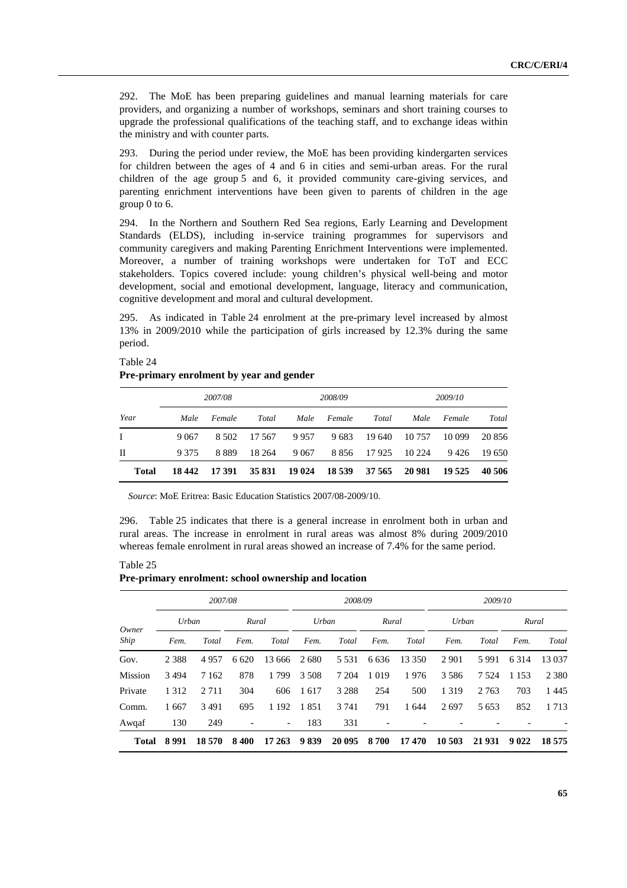292. The MoE has been preparing guidelines and manual learning materials for care providers, and organizing a number of workshops, seminars and short training courses to upgrade the professional qualifications of the teaching staff, and to exchange ideas within the ministry and with counter parts.

293. During the period under review, the MoE has been providing kindergarten services for children between the ages of 4 and 6 in cities and semi-urban areas. For the rural children of the age group 5 and 6, it provided community care-giving services, and parenting enrichment interventions have been given to parents of children in the age group 0 to 6.

294. In the Northern and Southern Red Sea regions, Early Learning and Development Standards (ELDS), including in-service training programmes for supervisors and community caregivers and making Parenting Enrichment Interventions were implemented. Moreover, a number of training workshops were undertaken for ToT and ECC stakeholders. Topics covered include: young children's physical well-being and motor development, social and emotional development, language, literacy and communication, cognitive development and moral and cultural development.

295. As indicated in Table 24 enrolment at the pre-primary level increased by almost 13% in 2009/2010 while the participation of girls increased by 12.3% during the same period.

Table 24
**Pre-primary enrolment by year and gender**

| Year | *2007/08* | | | *2008/09* | | | *2009/10* | | |
|---|---|---|---|---|---|---|---|---|---|
| | *Male* | *Female* | *Total* | *Male* | *Female* | *Total* | *Male* | *Female* | *Total* |
| I | 9 067 | 8 502 | 17 567 | 9 957 | 9 683 | 19 640 | 10 757 | 10 099 | 20 856 |
| II | 9 375 | 8 889 | 18 264 | 9 067 | 8 856 | 17 925 | 10 224 | 9 426 | 19 650 |
| **Total** | **18 442** | **17 391** | **35 831** | **19 024** | **18 539** | **37 565** | **20 981** | **19 525** | **40 506** |

*Source*: MoE Eritrea: Basic Education Statistics 2007/08-2009/10.

296. Table 25 indicates that there is a general increase in enrolment both in urban and rural areas. The increase in enrolment in rural areas was almost 8% during 2009/2010 whereas female enrolment in rural areas showed an increase of 7.4% for the same period.

Table 25
**Pre-primary enrolment: school ownership and location**

| Owner Ship | *2007/08* | | | | *2008/09* | | | | *2009/10* | | | |
|---|---|---|---|---|---|---|---|---|---|---|---|---|
| | *Urban* | | *Rural* | | *Urban* | | *Rural* | | *Urban* | | *Rural* | |
| | *Fem.* | *Total* | *Fem.* | *Total* | *Fem.* | *Total* | *Fem.* | *Total* | *Fem.* | *Total* | *Fem.* | *Total* |
| Gov. | 2 388 | 4 957 | 6 620 | 13 666 | 2 680 | 5 531 | 6 636 | 13 350 | 2 901 | 5 991 | 6 314 | 13 037 |
| Mission | 3 494 | 7 162 | 878 | 1 799 | 3 508 | 7 204 | 1 019 | 1 976 | 3 586 | 7 524 | 1 153 | 2 380 |
| Private | 1 312 | 2 711 | 304 | 606 | 1 617 | 3 288 | 254 | 500 | 1 319 | 2 763 | 703 | 1 445 |
| Comm. | 1 667 | 3 491 | 695 | 1 192 | 1 851 | 3 741 | 791 | 1 644 | 2 697 | 5 653 | 852 | 1 713 |
| Awqaf | 130 | 249 | - | - | 183 | 331 | - | - | - | - | - | - |
| **Total** | **8 991** | **18 570** | **8 400** | **17 263** | **9 839** | **20 095** | **8 700** | **17 470** | **10 503** | **21 931** | **9 022** | **18 575** |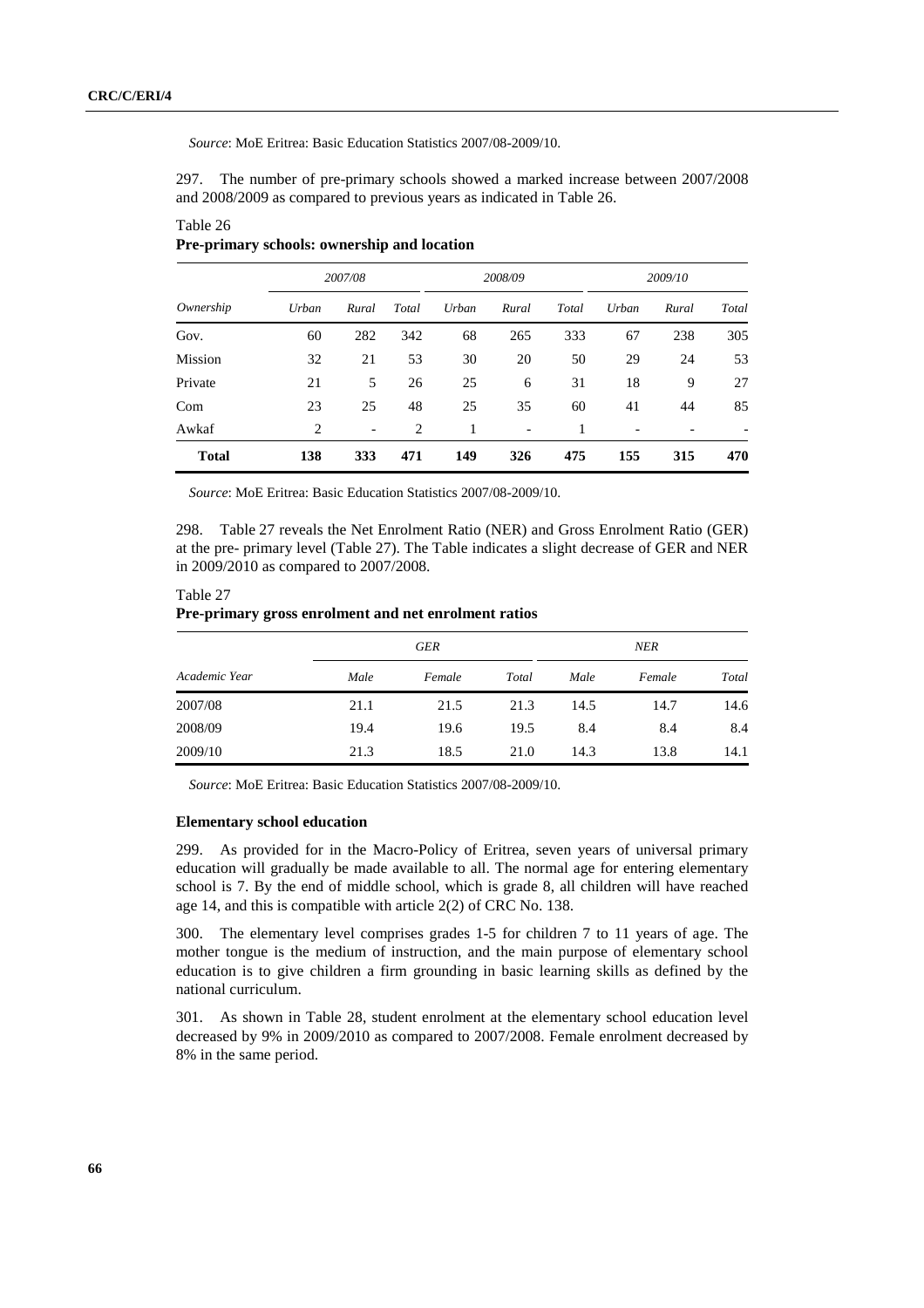*Source*: MoE Eritrea: Basic Education Statistics 2007/08-2009/10.

297. The number of pre-primary schools showed a marked increase between 2007/2008 and 2008/2009 as compared to previous years as indicated in Table 26.

Table 26
**Pre-primary schools: ownership and location**

| Ownership | 2007/08 | | | 2008/09 | | | 2009/10 | | |
|---|---|---|---|---|---|---|---|---|---|
| | *Urban* | *Rural* | *Total* | *Urban* | *Rural* | *Total* | *Urban* | *Rural* | *Total* |
| Gov. | 60 | 282 | 342 | 68 | 265 | 333 | 67 | 238 | 305 |
| Mission | 32 | 21 | 53 | 30 | 20 | 50 | 29 | 24 | 53 |
| Private | 21 | 5 | 26 | 25 | 6 | 31 | 18 | 9 | 27 |
| Com | 23 | 25 | 48 | 25 | 35 | 60 | 41 | 44 | 85 |
| Awkaf | 2 | - | 2 | 1 | - | 1 | - | - | - |
| **Total** | **138** | **333** | **471** | **149** | **326** | **475** | **155** | **315** | **470** |

*Source*: MoE Eritrea: Basic Education Statistics 2007/08-2009/10.

298. Table 27 reveals the Net Enrolment Ratio (NER) and Gross Enrolment Ratio (GER) at the pre- primary level (Table 27). The Table indicates a slight decrease of GER and NER in 2009/2010 as compared to 2007/2008.

Table 27
**Pre-primary gross enrolment and net enrolment ratios**

| Academic Year | GER | | | NER | | |
|---|---|---|---|---|---|---|
| | *Male* | *Female* | *Total* | *Male* | *Female* | *Total* |
| 2007/08 | 21.1 | 21.5 | 21.3 | 14.5 | 14.7 | 14.6 |
| 2008/09 | 19.4 | 19.6 | 19.5 | 8.4 | 8.4 | 8.4 |
| 2009/10 | 21.3 | 18.5 | 21.0 | 14.3 | 13.8 | 14.1 |

*Source*: MoE Eritrea: Basic Education Statistics 2007/08-2009/10.

### Elementary school education

299. As provided for in the Macro-Policy of Eritrea, seven years of universal primary education will gradually be made available to all. The normal age for entering elementary school is 7. By the end of middle school, which is grade 8, all children will have reached age 14, and this is compatible with article 2(2) of CRC No. 138.

300. The elementary level comprises grades 1-5 for children 7 to 11 years of age. The mother tongue is the medium of instruction, and the main purpose of elementary school education is to give children a firm grounding in basic learning skills as defined by the national curriculum.

301. As shown in Table 28, student enrolment at the elementary school education level decreased by 9% in 2009/2010 as compared to 2007/2008. Female enrolment decreased by 8% in the same period.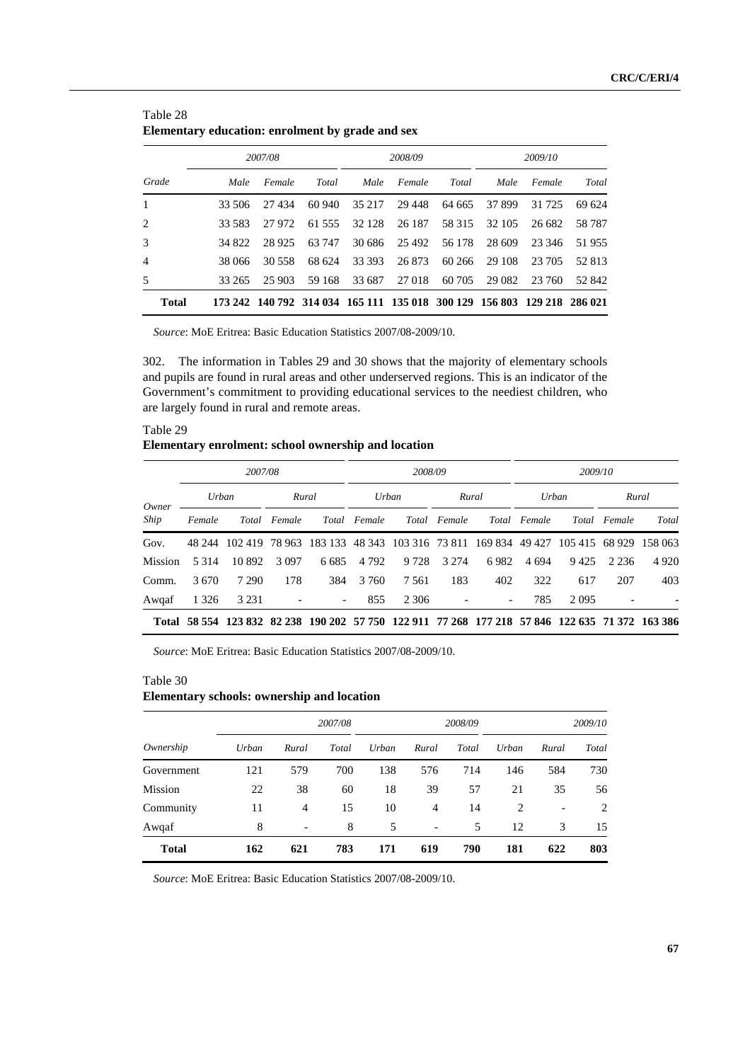Table 28
**Elementary education: enrolment by grade and sex**

| Grade | 2007/08 | | | 2008/09 | | | 2009/10 | | |
|---|---|---|---|---|---|---|---|---|---|
| | *Male* | *Female* | *Total* | *Male* | *Female* | *Total* | *Male* | *Female* | *Total* |
| 1 | 33 506 | 27 434 | 60 940 | 35 217 | 29 448 | 64 665 | 37 899 | 31 725 | 69 624 |
| 2 | 33 583 | 27 972 | 61 555 | 32 128 | 26 187 | 58 315 | 32 105 | 26 682 | 58 787 |
| 3 | 34 822 | 28 925 | 63 747 | 30 686 | 25 492 | 56 178 | 28 609 | 23 346 | 51 955 |
| 4 | 38 066 | 30 558 | 68 624 | 33 393 | 26 873 | 60 266 | 29 108 | 23 705 | 52 813 |
| 5 | 33 265 | 25 903 | 59 168 | 33 687 | 27 018 | 60 705 | 29 082 | 23 760 | 52 842 |
| **Total** | **173 242** | **140 792** | **314 034** | **165 111** | **135 018** | **300 129** | **156 803** | **129 218** | **286 021** |

*Source*: MoE Eritrea: Basic Education Statistics 2007/08-2009/10.

302. The information in Tables 29 and 30 shows that the majority of elementary schools and pupils are found in rural areas and other underserved regions. This is an indicator of the Government's commitment to providing educational services to the neediest children, who are largely found in rural and remote areas.

Table 29
**Elementary enrolment: school ownership and location**

| Owner Ship | 2007/08 | | | | 2008/09 | | | | 2009/10 | | | |
|---|---|---|---|---|---|---|---|---|---|---|---|---|
| | *Urban* | | *Rural* | | *Urban* | | *Rural* | | *Urban* | | *Rural* | |
| | *Female* | *Total* | *Female* | *Total* | *Female* | *Total* | *Female* | *Total* | *Female* | *Total* | *Female* | *Total* |
| Gov. | 48 244 | 102 419 | 78 963 | 183 133 | 48 343 | 103 316 | 73 811 | 169 834 | 49 427 | 105 415 | 68 929 | 158 063 |
| Mission | 5 314 | 10 892 | 3 097 | 6 685 | 4 792 | 9 728 | 3 274 | 6 982 | 4 694 | 9 425 | 2 236 | 4 920 |
| Comm. | 3 670 | 7 290 | 178 | 384 | 3 760 | 7 561 | 183 | 402 | 322 | 617 | 207 | 403 |
| Awqaf | 1 326 | 3 231 | - | - | 855 | 2 306 | - | - | 785 | 2 095 | - | - |
| **Total** | **58 554** | **123 832** | **82 238** | **190 202** | **57 750** | **122 911** | **77 268** | **177 218** | **57 846** | **122 635** | **71 372** | **163 386** |

*Source*: MoE Eritrea: Basic Education Statistics 2007/08-2009/10.

Table 30
**Elementary schools: ownership and location**

| Ownership | 2007/08 | | | 2008/09 | | | 2009/10 | | |
|---|---|---|---|---|---|---|---|---|---|
| | *Urban* | *Rural* | *Total* | *Urban* | *Rural* | *Total* | *Urban* | *Rural* | *Total* |
| Government | 121 | 579 | 700 | 138 | 576 | 714 | 146 | 584 | 730 |
| Mission | 22 | 38 | 60 | 18 | 39 | 57 | 21 | 35 | 56 |
| Community | 11 | 4 | 15 | 10 | 4 | 14 | 2 | - | 2 |
| Awqaf | 8 | - | 8 | 5 | - | 5 | 12 | 3 | 15 |
| **Total** | **162** | **621** | **783** | **171** | **619** | **790** | **181** | **622** | **803** |

*Source*: MoE Eritrea: Basic Education Statistics 2007/08-2009/10.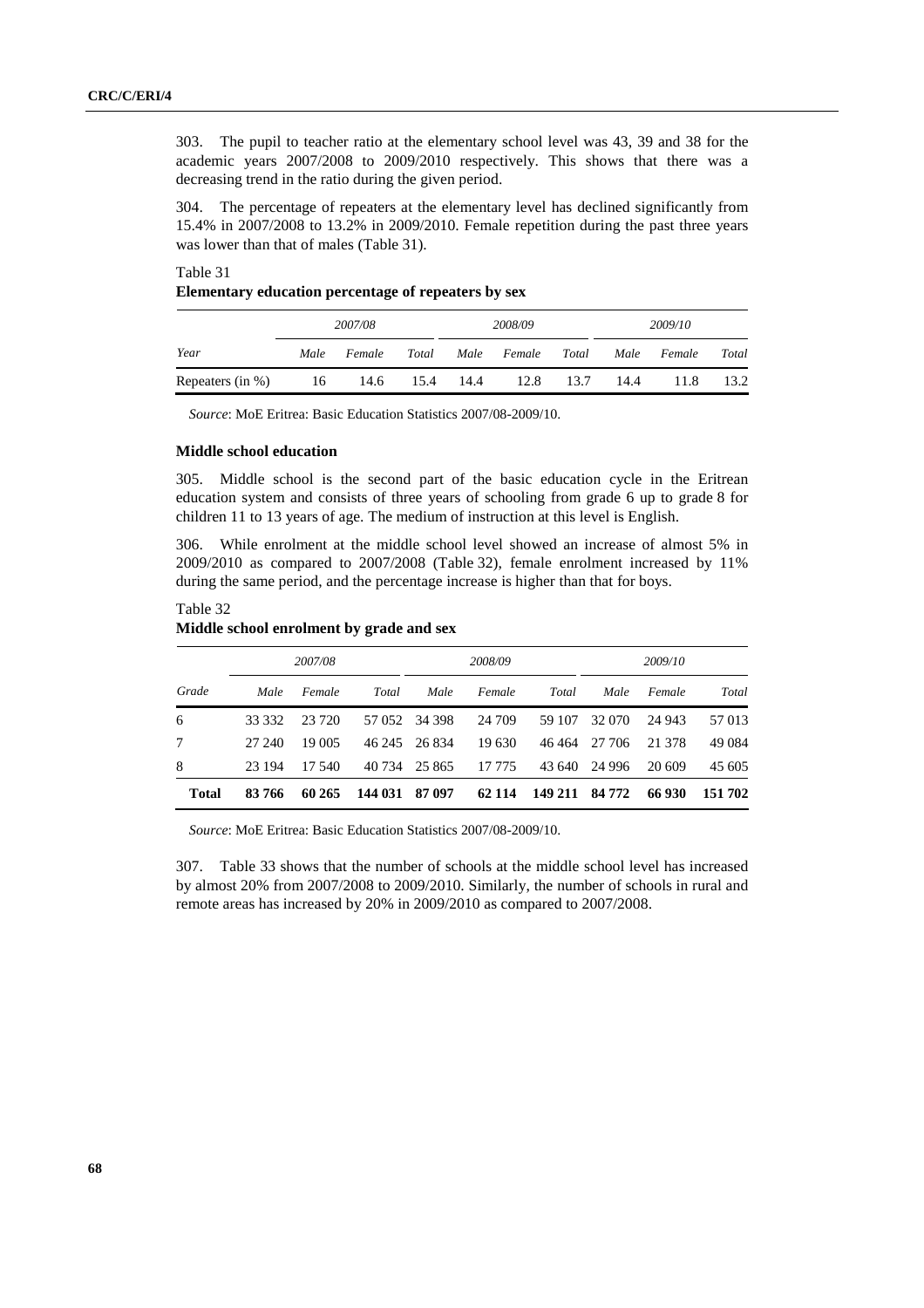303. The pupil to teacher ratio at the elementary school level was 43, 39 and 38 for the academic years 2007/2008 to 2009/2010 respectively. This shows that there was a decreasing trend in the ratio during the given period.

304. The percentage of repeaters at the elementary level has declined significantly from 15.4% in 2007/2008 to 13.2% in 2009/2010. Female repetition during the past three years was lower than that of males (Table 31).

Table 31
**Elementary education percentage of repeaters by sex**

| | *2007/08* | | | *2008/09* | | | *2009/10* | | |
|---|---|---|---|---|---|---|---|---|---|
| *Year* | *Male* | *Female* | *Total* | *Male* | *Female* | *Total* | *Male* | *Female* | *Total* |
| Repeaters (in %) | 16 | 14.6 | 15.4 | 14.4 | 12.8 | 13.7 | 14.4 | 11.8 | 13.2 |

*Source*: MoE Eritrea: Basic Education Statistics 2007/08-2009/10.

**Middle school education**

305. Middle school is the second part of the basic education cycle in the Eritrean education system and consists of three years of schooling from grade 6 up to grade 8 for children 11 to 13 years of age. The medium of instruction at this level is English.

306. While enrolment at the middle school level showed an increase of almost 5% in 2009/2010 as compared to 2007/2008 (Table 32), female enrolment increased by 11% during the same period, and the percentage increase is higher than that for boys.

Table 32
**Middle school enrolment by grade and sex**

| | *2007/08* | | | *2008/09* | | | *2009/10* | | |
|---|---|---|---|---|---|---|---|---|---|
| *Grade* | *Male* | *Female* | *Total* | *Male* | *Female* | *Total* | *Male* | *Female* | *Total* |
| 6 | 33 332 | 23 720 | 57 052 | 34 398 | 24 709 | 59 107 | 32 070 | 24 943 | 57 013 |
| 7 | 27 240 | 19 005 | 46 245 | 26 834 | 19 630 | 46 464 | 27 706 | 21 378 | 49 084 |
| 8 | 23 194 | 17 540 | 40 734 | 25 865 | 17 775 | 43 640 | 24 996 | 20 609 | 45 605 |
| **Total** | **83 766** | **60 265** | **144 031** | **87 097** | **62 114** | **149 211** | **84 772** | **66 930** | **151 702** |

*Source*: MoE Eritrea: Basic Education Statistics 2007/08-2009/10.

307. Table 33 shows that the number of schools at the middle school level has increased by almost 20% from 2007/2008 to 2009/2010. Similarly, the number of schools in rural and remote areas has increased by 20% in 2009/2010 as compared to 2007/2008.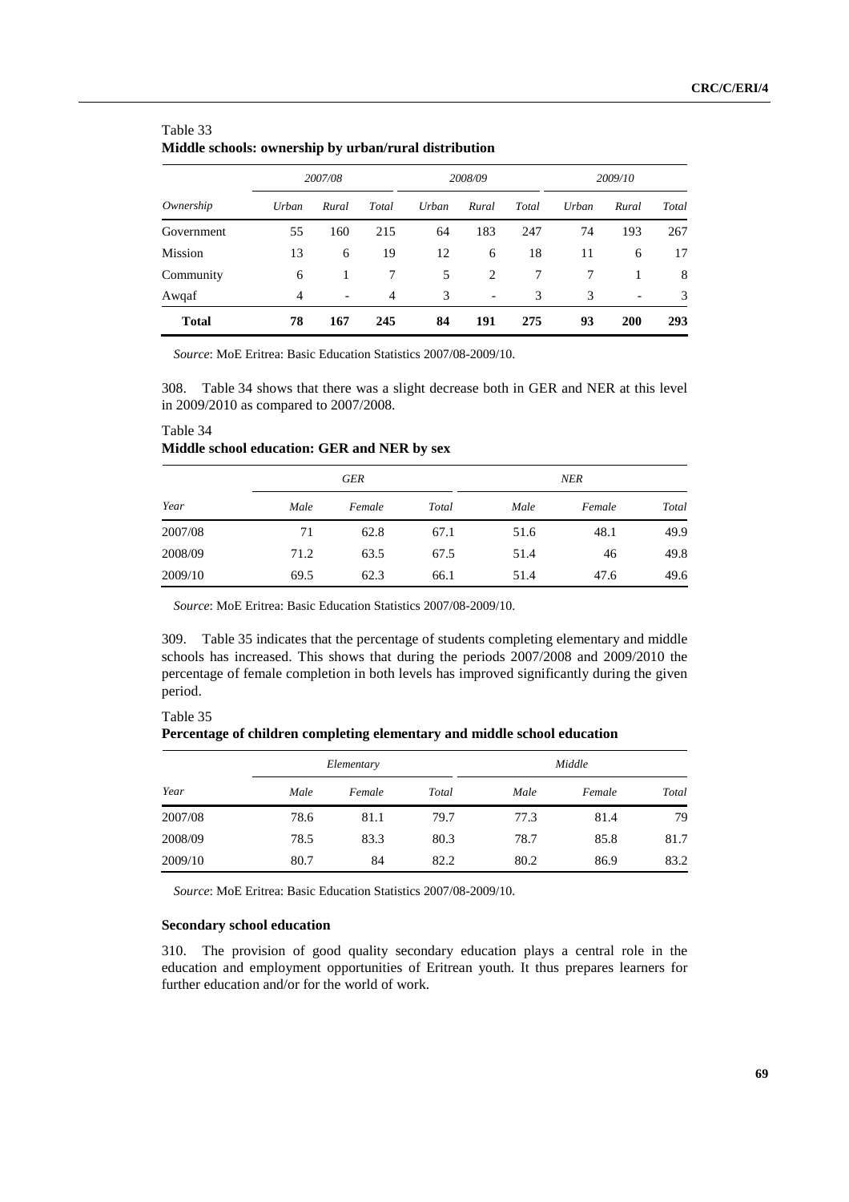Table 33
**Middle schools: ownership by urban/rural distribution**

| *Ownership* | *2007/08* | | | *2008/09* | | | *2009/10* | | |
|---|---|---|---|---|---|---|---|---|---|
| | *Urban* | *Rural* | *Total* | *Urban* | *Rural* | *Total* | *Urban* | *Rural* | *Total* |
| Government | 55 | 160 | 215 | 64 | 183 | 247 | 74 | 193 | 267 |
| Mission | 13 | 6 | 19 | 12 | 6 | 18 | 11 | 6 | 17 |
| Community | 6 | 1 | 7 | 5 | 2 | 7 | 7 | 1 | 8 |
| Awqaf | 4 | - | 4 | 3 | - | 3 | 3 | - | 3 |
| **Total** | **78** | **167** | **245** | **84** | **191** | **275** | **93** | **200** | **293** |

*Source*: MoE Eritrea: Basic Education Statistics 2007/08-2009/10.

308. Table 34 shows that there was a slight decrease both in GER and NER at this level in 2009/2010 as compared to 2007/2008.

Table 34
**Middle school education: GER and NER by sex**

| *Year* | *GER* | | | *NER* | | |
|---|---|---|---|---|---|---|
| | *Male* | *Female* | *Total* | *Male* | *Female* | *Total* |
| 2007/08 | 71 | 62.8 | 67.1 | 51.6 | 48.1 | 49.9 |
| 2008/09 | 71.2 | 63.5 | 67.5 | 51.4 | 46 | 49.8 |
| 2009/10 | 69.5 | 62.3 | 66.1 | 51.4 | 47.6 | 49.6 |

*Source*: MoE Eritrea: Basic Education Statistics 2007/08-2009/10.

309. Table 35 indicates that the percentage of students completing elementary and middle schools has increased. This shows that during the periods 2007/2008 and 2009/2010 the percentage of female completion in both levels has improved significantly during the given period.

Table 35
**Percentage of children completing elementary and middle school education**

| *Year* | *Elementary* | | | *Middle* | | |
|---|---|---|---|---|---|---|
| | *Male* | *Female* | *Total* | *Male* | *Female* | *Total* |
| 2007/08 | 78.6 | 81.1 | 79.7 | 77.3 | 81.4 | 79 |
| 2008/09 | 78.5 | 83.3 | 80.3 | 78.7 | 85.8 | 81.7 |
| 2009/10 | 80.7 | 84 | 82.2 | 80.2 | 86.9 | 83.2 |

*Source*: MoE Eritrea: Basic Education Statistics 2007/08-2009/10.

### Secondary school education

310. The provision of good quality secondary education plays a central role in the education and employment opportunities of Eritrean youth. It thus prepares learners for further education and/or for the world of work.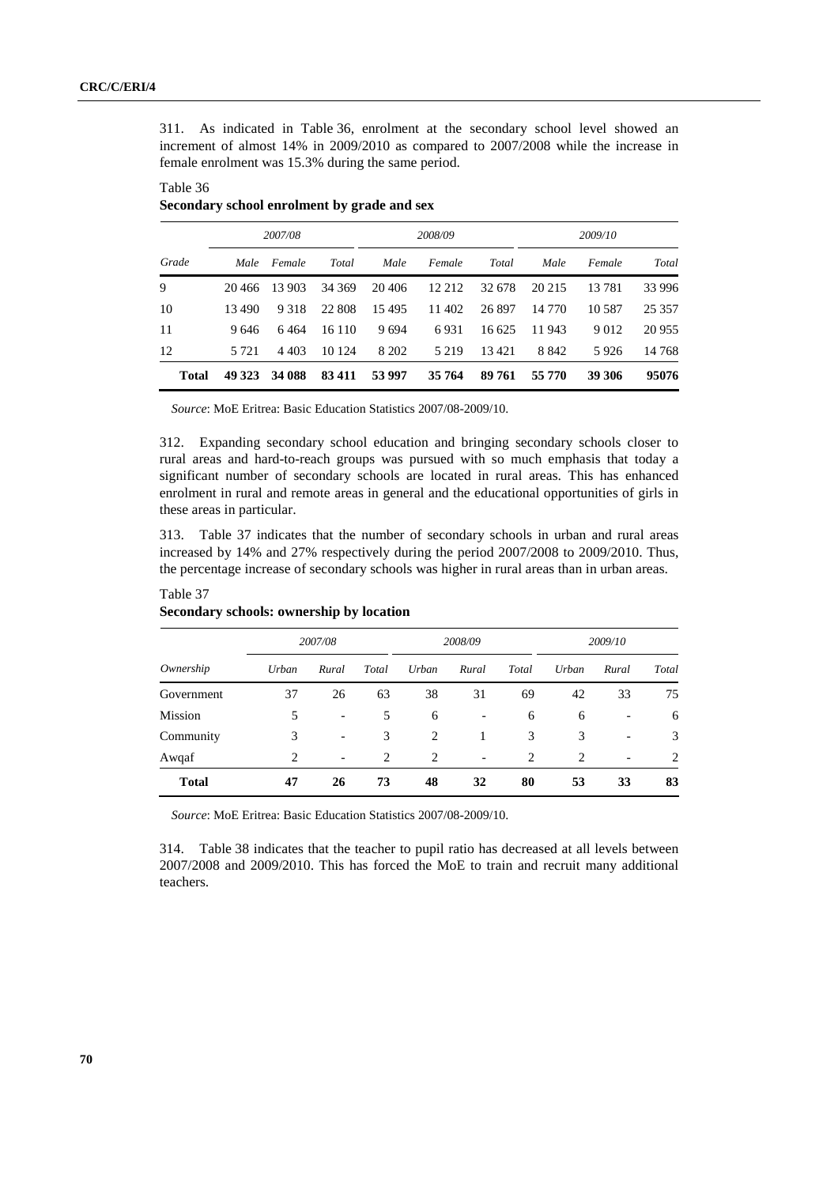311. As indicated in Table 36, enrolment at the secondary school level showed an increment of almost 14% in 2009/2010 as compared to 2007/2008 while the increase in female enrolment was 15.3% during the same period.

Table 36
**Secondary school enrolment by grade and sex**

| Grade | 2007/08 | | | 2008/09 | | | 2009/10 | | |
|---|---|---|---|---|---|---|---|---|---|
| | *Male* | *Female* | *Total* | *Male* | *Female* | *Total* | *Male* | *Female* | *Total* |
| 9 | 20 466 | 13 903 | 34 369 | 20 406 | 12 212 | 32 678 | 20 215 | 13 781 | 33 996 |
| 10 | 13 490 | 9 318 | 22 808 | 15 495 | 11 402 | 26 897 | 14 770 | 10 587 | 25 357 |
| 11 | 9 646 | 6 464 | 16 110 | 9 694 | 6 931 | 16 625 | 11 943 | 9 012 | 20 955 |
| 12 | 5 721 | 4 403 | 10 124 | 8 202 | 5 219 | 13 421 | 8 842 | 5 926 | 14 768 |
| **Total** | **49 323** | **34 088** | **83 411** | **53 997** | **35 764** | **89 761** | **55 770** | **39 306** | **95076** |

*Source*: MoE Eritrea: Basic Education Statistics 2007/08-2009/10.

312. Expanding secondary school education and bringing secondary schools closer to rural areas and hard-to-reach groups was pursued with so much emphasis that today a significant number of secondary schools are located in rural areas. This has enhanced enrolment in rural and remote areas in general and the educational opportunities of girls in these areas in particular.

313. Table 37 indicates that the number of secondary schools in urban and rural areas increased by 14% and 27% respectively during the period 2007/2008 to 2009/2010. Thus, the percentage increase of secondary schools was higher in rural areas than in urban areas.

Table 37
**Secondary schools: ownership by location**

| Ownership | 2007/08 | | | 2008/09 | | | 2009/10 | | |
|---|---|---|---|---|---|---|---|---|---|
| | *Urban* | *Rural* | *Total* | *Urban* | *Rural* | *Total* | *Urban* | *Rural* | *Total* |
| Government | 37 | 26 | 63 | 38 | 31 | 69 | 42 | 33 | 75 |
| Mission | 5 | - | 5 | 6 | - | 6 | 6 | - | 6 |
| Community | 3 | - | 3 | 2 | 1 | 3 | 3 | - | 3 |
| Awqaf | 2 | - | 2 | 2 | - | 2 | 2 | - | 2 |
| **Total** | **47** | **26** | **73** | **48** | **32** | **80** | **53** | **33** | **83** |

*Source*: MoE Eritrea: Basic Education Statistics 2007/08-2009/10.

314. Table 38 indicates that the teacher to pupil ratio has decreased at all levels between 2007/2008 and 2009/2010. This has forced the MoE to train and recruit many additional teachers.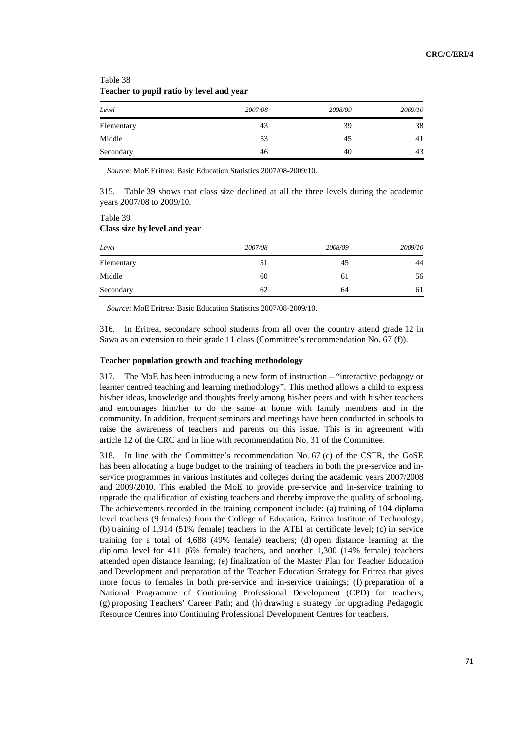Table 38
**Teacher to pupil ratio by level and year**

| *Level* | *2007/08* | *2008/09* | *2009/10* |
|---|---|---|---|
| Elementary | 43 | 39 | 38 |
| Middle | 53 | 45 | 41 |
| Secondary | 46 | 40 | 43 |

*Source*: MoE Eritrea: Basic Education Statistics 2007/08-2009/10.

315. Table 39 shows that class size declined at all the three levels during the academic years 2007/08 to 2009/10.

Table 39
**Class size by level and year**

| *Level* | *2007/08* | *2008/09* | *2009/10* |
|---|---|---|---|
| Elementary | 51 | 45 | 44 |
| Middle | 60 | 61 | 56 |
| Secondary | 62 | 64 | 61 |

*Source*: MoE Eritrea: Basic Education Statistics 2007/08-2009/10.

316. In Eritrea, secondary school students from all over the country attend grade 12 in Sawa as an extension to their grade 11 class (Committee's recommendation No. 67 (f)).

**Teacher population growth and teaching methodology**

317. The MoE has been introducing a new form of instruction – "interactive pedagogy or learner centred teaching and learning methodology". This method allows a child to express his/her ideas, knowledge and thoughts freely among his/her peers and with his/her teachers and encourages him/her to do the same at home with family members and in the community. In addition, frequent seminars and meetings have been conducted in schools to raise the awareness of teachers and parents on this issue. This is in agreement with article 12 of the CRC and in line with recommendation No. 31 of the Committee.

318. In line with the Committee's recommendation No. 67 (c) of the CSTR, the GoSE has been allocating a huge budget to the training of teachers in both the pre-service and in-service programmes in various institutes and colleges during the academic years 2007/2008 and 2009/2010. This enabled the MoE to provide pre-service and in-service training to upgrade the qualification of existing teachers and thereby improve the quality of schooling. The achievements recorded in the training component include: (a) training of 104 diploma level teachers (9 females) from the College of Education, Eritrea Institute of Technology; (b) training of 1,914 (51% female) teachers in the ATEI at certificate level; (c) in service training for a total of 4,688 (49% female) teachers; (d) open distance learning at the diploma level for 411 (6% female) teachers, and another 1,300 (14% female) teachers attended open distance learning; (e) finalization of the Master Plan for Teacher Education and Development and preparation of the Teacher Education Strategy for Eritrea that gives more focus to females in both pre-service and in-service trainings; (f) preparation of a National Programme of Continuing Professional Development (CPD) for teachers; (g) proposing Teachers' Career Path; and (h) drawing a strategy for upgrading Pedagogic Resource Centres into Continuing Professional Development Centres for teachers.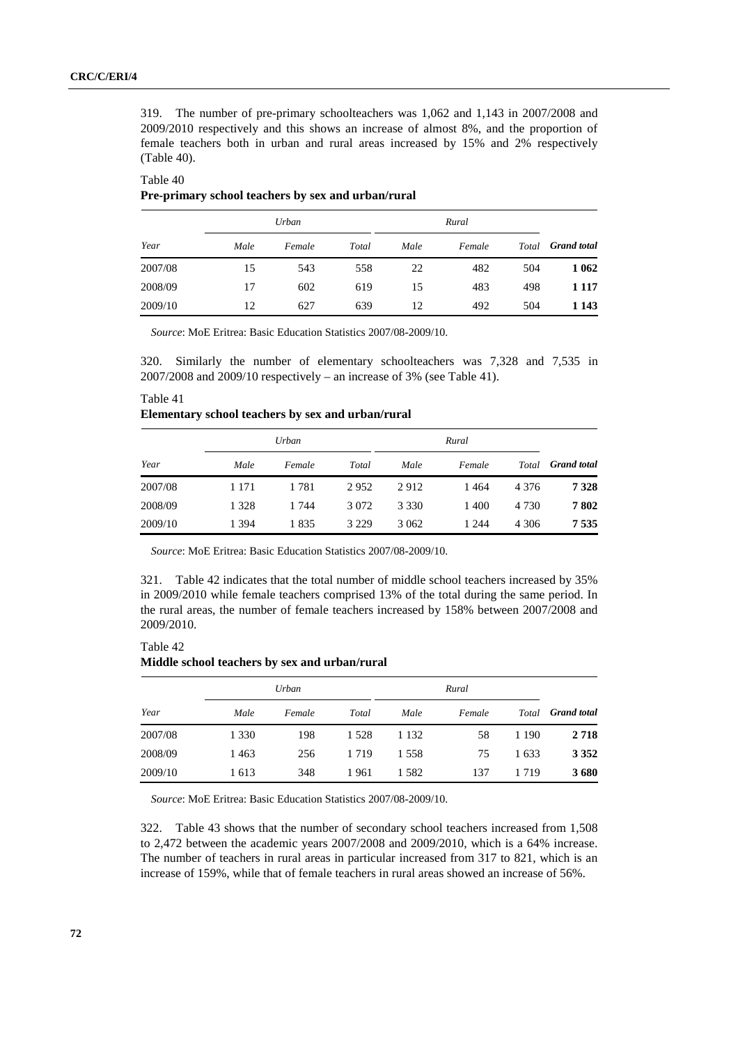319. The number of pre-primary schoolteachers was 1,062 and 1,143 in 2007/2008 and 2009/2010 respectively and this shows an increase of almost 8%, and the proportion of female teachers both in urban and rural areas increased by 15% and 2% respectively (Table 40).

Table 40
**Pre-primary school teachers by sex and urban/rural**

| *Year* | *Urban* | | | *Rural* | | | |
|---|---|---|---|---|---|---|---|
| | *Male* | *Female* | *Total* | *Male* | *Female* | *Total* | ***Grand total*** |
| 2007/08 | 15 | 543 | 558 | 22 | 482 | 504 | **1 062** |
| 2008/09 | 17 | 602 | 619 | 15 | 483 | 498 | **1 117** |
| 2009/10 | 12 | 627 | 639 | 12 | 492 | 504 | **1 143** |

*Source*: MoE Eritrea: Basic Education Statistics 2007/08-2009/10.

320. Similarly the number of elementary schoolteachers was 7,328 and 7,535 in 2007/2008 and 2009/10 respectively – an increase of 3% (see Table 41).

Table 41
**Elementary school teachers by sex and urban/rural**

| *Year* | *Urban* | | | *Rural* | | | |
|---|---|---|---|---|---|---|---|
| | *Male* | *Female* | *Total* | *Male* | *Female* | *Total* | ***Grand total*** |
| 2007/08 | 1 171 | 1 781 | 2 952 | 2 912 | 1 464 | 4 376 | **7 328** |
| 2008/09 | 1 328 | 1 744 | 3 072 | 3 330 | 1 400 | 4 730 | **7 802** |
| 2009/10 | 1 394 | 1 835 | 3 229 | 3 062 | 1 244 | 4 306 | **7 535** |

*Source*: MoE Eritrea: Basic Education Statistics 2007/08-2009/10.

321. Table 42 indicates that the total number of middle school teachers increased by 35% in 2009/2010 while female teachers comprised 13% of the total during the same period. In the rural areas, the number of female teachers increased by 158% between 2007/2008 and 2009/2010.

Table 42
**Middle school teachers by sex and urban/rural**

| *Year* | *Urban* | | | *Rural* | | | |
|---|---|---|---|---|---|---|---|
| | *Male* | *Female* | *Total* | *Male* | *Female* | *Total* | ***Grand total*** |
| 2007/08 | 1 330 | 198 | 1 528 | 1 132 | 58 | 1 190 | **2 718** |
| 2008/09 | 1 463 | 256 | 1 719 | 1 558 | 75 | 1 633 | **3 352** |
| 2009/10 | 1 613 | 348 | 1 961 | 1 582 | 137 | 1 719 | **3 680** |

*Source*: MoE Eritrea: Basic Education Statistics 2007/08-2009/10.

322. Table 43 shows that the number of secondary school teachers increased from 1,508 to 2,472 between the academic years 2007/2008 and 2009/2010, which is a 64% increase. The number of teachers in rural areas in particular increased from 317 to 821, which is an increase of 159%, while that of female teachers in rural areas showed an increase of 56%.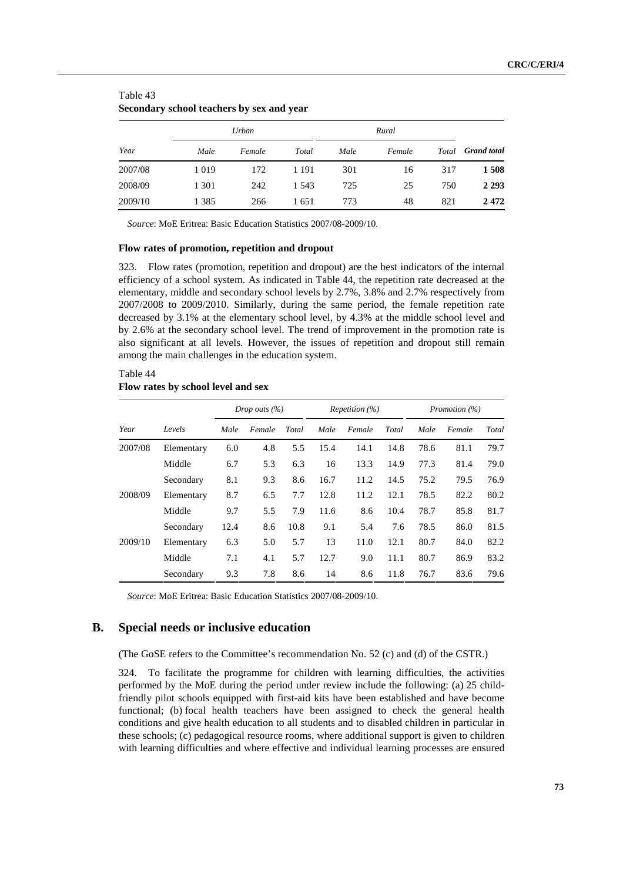Table 43
**Secondary school teachers by sex and year**

| Year | Urban | | | Rural | | | Grand total |
|---|---|---|---|---|---|---|---|
| | Male | Female | Total | Male | Female | Total | |
| 2007/08 | 1 019 | 172 | 1 191 | 301 | 16 | 317 | **1 508** |
| 2008/09 | 1 301 | 242 | 1 543 | 725 | 25 | 750 | **2 293** |
| 2009/10 | 1 385 | 266 | 1 651 | 773 | 48 | 821 | **2 472** |

*Source*: MoE Eritrea: Basic Education Statistics 2007/08-2009/10.

**Flow rates of promotion, repetition and dropout**

323. Flow rates (promotion, repetition and dropout) are the best indicators of the internal efficiency of a school system. As indicated in Table 44, the repetition rate decreased at the elementary, middle and secondary school levels by 2.7%, 3.8% and 2.7% respectively from 2007/2008 to 2009/2010. Similarly, during the same period, the female repetition rate decreased by 3.1% at the elementary school level, by 4.3% at the middle school level and by 2.6% at the secondary school level. The trend of improvement in the promotion rate is also significant at all levels. However, the issues of repetition and dropout still remain among the main challenges in the education system.

Table 44
**Flow rates by school level and sex**

| Year | Levels | Drop outs (%) | | | Repetition (%) | | | Promotion (%) | | |
|---|---|---|---|---|---|---|---|---|---|---|
| | | Male | Female | Total | Male | Female | Total | Male | Female | Total |
| 2007/08 | Elementary | 6.0 | 4.8 | 5.5 | 15.4 | 14.1 | 14.8 | 78.6 | 81.1 | 79.7 |
| | Middle | 6.7 | 5.3 | 6.3 | 16 | 13.3 | 14.9 | 77.3 | 81.4 | 79.0 |
| | Secondary | 8.1 | 9.3 | 8.6 | 16.7 | 11.2 | 14.5 | 75.2 | 79.5 | 76.9 |
| 2008/09 | Elementary | 8.7 | 6.5 | 7.7 | 12.8 | 11.2 | 12.1 | 78.5 | 82.2 | 80.2 |
| | Middle | 9.7 | 5.5 | 7.9 | 11.6 | 8.6 | 10.4 | 78.7 | 85.8 | 81.7 |
| | Secondary | 12.4 | 8.6 | 10.8 | 9.1 | 5.4 | 7.6 | 78.5 | 86.0 | 81.5 |
| 2009/10 | Elementary | 6.3 | 5.0 | 5.7 | 13 | 11.0 | 12.1 | 80.7 | 84.0 | 82.2 |
| | Middle | 7.1 | 4.1 | 5.7 | 12.7 | 9.0 | 11.1 | 80.7 | 86.9 | 83.2 |
| | Secondary | 9.3 | 7.8 | 8.6 | 14 | 8.6 | 11.8 | 76.7 | 83.6 | 79.6 |

*Source*: MoE Eritrea: Basic Education Statistics 2007/08-2009/10.

## B. Special needs or inclusive education

(The GoSE refers to the Committee's recommendation No. 52 (c) and (d) of the CSTR.)

324. To facilitate the programme for children with learning difficulties, the activities performed by the MoE during the period under review include the following: (a) 25 child-friendly pilot schools equipped with first-aid kits have been established and have become functional; (b) focal health teachers have been assigned to check the general health conditions and give health education to all students and to disabled children in particular in these schools; (c) pedagogical resource rooms, where additional support is given to children with learning difficulties and where effective and individual learning processes are ensured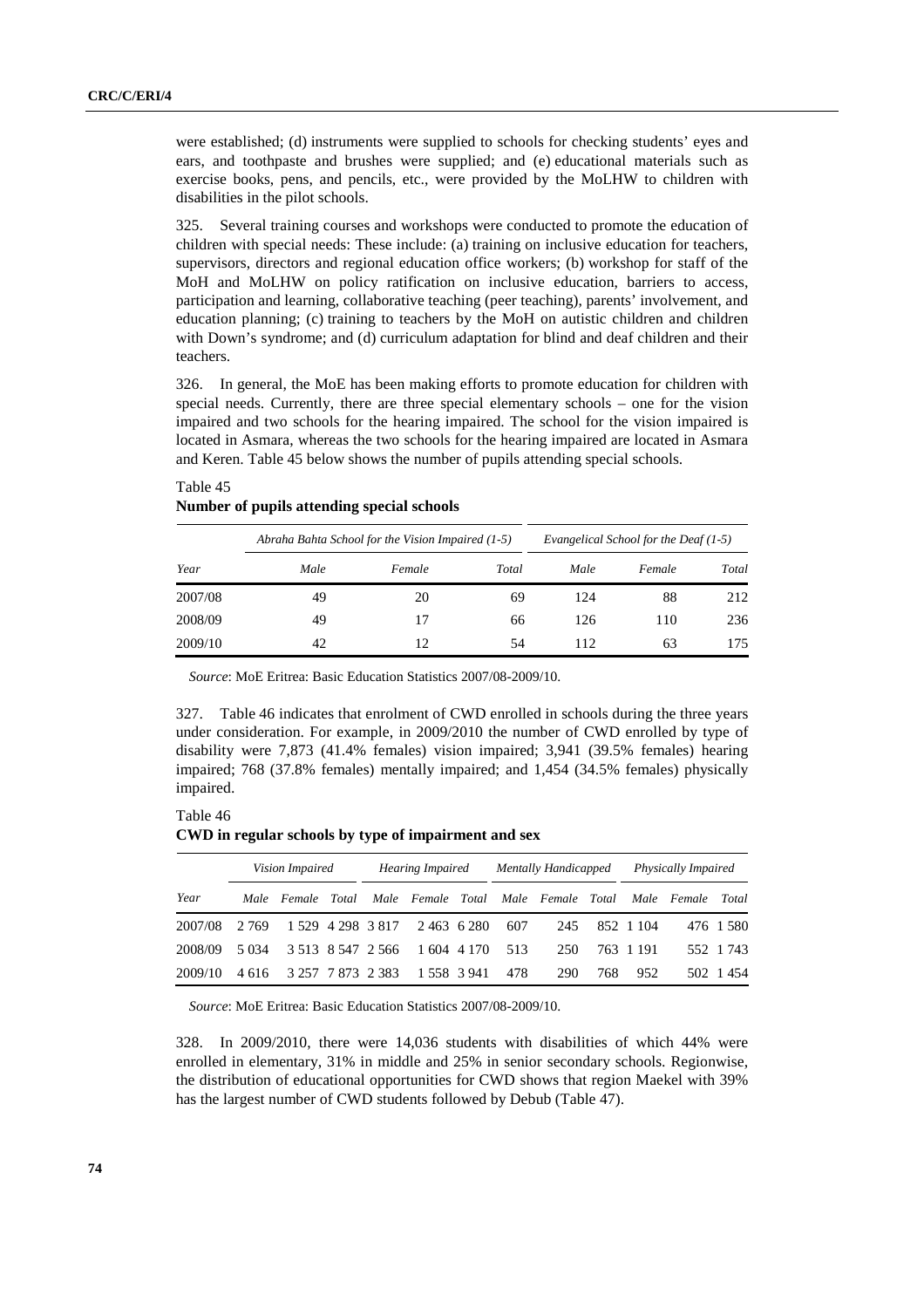were established; (d) instruments were supplied to schools for checking students' eyes and ears, and toothpaste and brushes were supplied; and (e) educational materials such as exercise books, pens, and pencils, etc., were provided by the MoLHW to children with disabilities in the pilot schools.

325. Several training courses and workshops were conducted to promote the education of children with special needs: These include: (a) training on inclusive education for teachers, supervisors, directors and regional education office workers; (b) workshop for staff of the MoH and MoLHW on policy ratification on inclusive education, barriers to access, participation and learning, collaborative teaching (peer teaching), parents' involvement, and education planning; (c) training to teachers by the MoH on autistic children and children with Down's syndrome; and (d) curriculum adaptation for blind and deaf children and their teachers.

326. In general, the MoE has been making efforts to promote education for children with special needs. Currently, there are three special elementary schools – one for the vision impaired and two schools for the hearing impaired. The school for the vision impaired is located in Asmara, whereas the two schools for the hearing impaired are located in Asmara and Keren. Table 45 below shows the number of pupils attending special schools.

Table 45
**Number of pupils attending special schools**

| | *Abraha Bahta School for the Vision Impaired (1-5)* | | | *Evangelical School for the Deaf (1-5)* | | |
|---|---|---|---|---|---|---|
| *Year* | *Male* | *Female* | *Total* | *Male* | *Female* | *Total* |
| 2007/08 | 49 | 20 | 69 | 124 | 88 | 212 |
| 2008/09 | 49 | 17 | 66 | 126 | 110 | 236 |
| 2009/10 | 42 | 12 | 54 | 112 | 63 | 175 |

*Source*: MoE Eritrea: Basic Education Statistics 2007/08-2009/10.

327. Table 46 indicates that enrolment of CWD enrolled in schools during the three years under consideration. For example, in 2009/2010 the number of CWD enrolled by type of disability were 7,873 (41.4% females) vision impaired; 3,941 (39.5% females) hearing impaired; 768 (37.8% females) mentally impaired; and 1,454 (34.5% females) physically impaired.

Table 46
**CWD in regular schools by type of impairment and sex**

| | *Vision Impaired* | | | *Hearing Impaired* | | | *Mentally Handicapped* | | | *Physically Impaired* | | |
|---|---|---|---|---|---|---|---|---|---|---|---|---|
| *Year* | *Male* | *Female* | *Total* | *Male* | *Female* | *Total* | *Male* | *Female* | *Total* | *Male* | *Female* | *Total* |
| 2007/08 | 2 769 | 1 529 | 4 298 | 3 817 | 2 463 | 6 280 | 607 | 245 | 852 | 1 104 | 476 | 1 580 |
| 2008/09 | 5 034 | 3 513 | 8 547 | 2 566 | 1 604 | 4 170 | 513 | 250 | 763 | 1 191 | 552 | 1 743 |
| 2009/10 | 4 616 | 3 257 | 7 873 | 2 383 | 1 558 | 3 941 | 478 | 290 | 768 | 952 | 502 | 1 454 |

*Source*: MoE Eritrea: Basic Education Statistics 2007/08-2009/10.

328. In 2009/2010, there were 14,036 students with disabilities of which 44% were enrolled in elementary, 31% in middle and 25% in senior secondary schools. Regionwise, the distribution of educational opportunities for CWD shows that region Maekel with 39% has the largest number of CWD students followed by Debub (Table 47).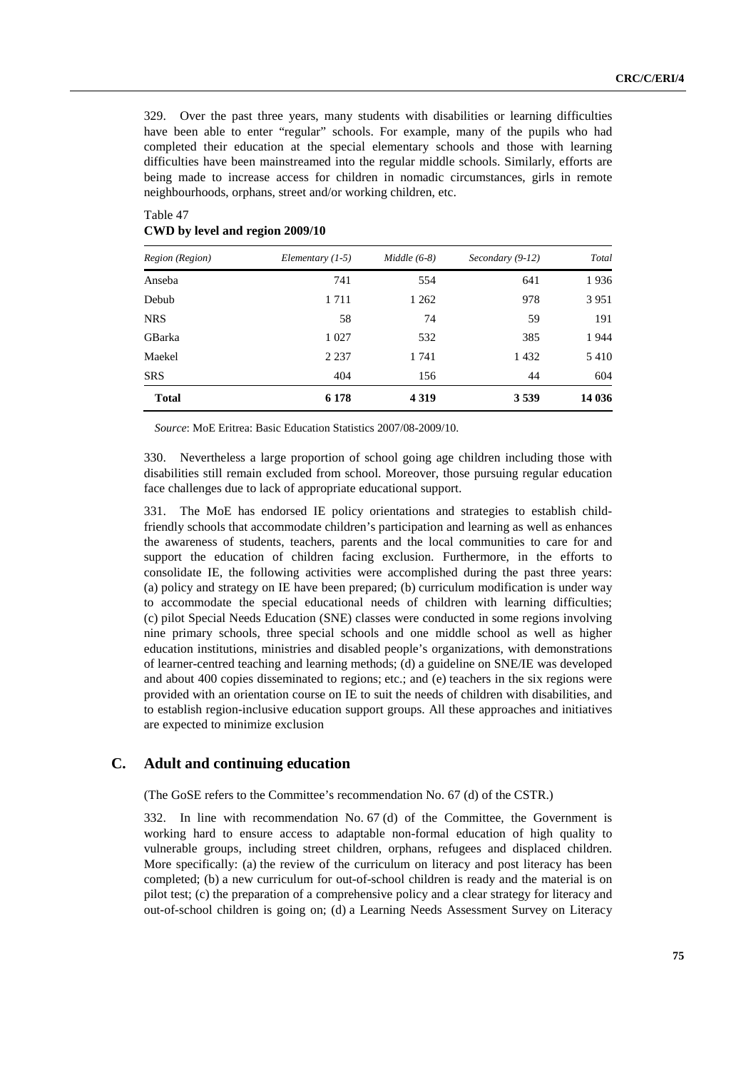329. Over the past three years, many students with disabilities or learning difficulties have been able to enter "regular" schools. For example, many of the pupils who had completed their education at the special elementary schools and those with learning difficulties have been mainstreamed into the regular middle schools. Similarly, efforts are being made to increase access for children in nomadic circumstances, girls in remote neighbourhoods, orphans, street and/or working children, etc.

Table 47
**CWD by level and region 2009/10**

| *Region (Region)* | *Elementary (1-5)* | *Middle (6-8)* | *Secondary (9-12)* | *Total* |
|---|---|---|---|---|
| Anseba | 741 | 554 | 641 | 1 936 |
| Debub | 1 711 | 1 262 | 978 | 3 951 |
| NRS | 58 | 74 | 59 | 191 |
| GBarka | 1 027 | 532 | 385 | 1 944 |
| Maekel | 2 237 | 1 741 | 1 432 | 5 410 |
| SRS | 404 | 156 | 44 | 604 |
| **Total** | **6 178** | **4 319** | **3 539** | **14 036** |

*Source*: MoE Eritrea: Basic Education Statistics 2007/08-2009/10.

330. Nevertheless a large proportion of school going age children including those with disabilities still remain excluded from school. Moreover, those pursuing regular education face challenges due to lack of appropriate educational support.

331. The MoE has endorsed IE policy orientations and strategies to establish child-friendly schools that accommodate children's participation and learning as well as enhances the awareness of students, teachers, parents and the local communities to care for and support the education of children facing exclusion. Furthermore, in the efforts to consolidate IE, the following activities were accomplished during the past three years: (a) policy and strategy on IE have been prepared; (b) curriculum modification is under way to accommodate the special educational needs of children with learning difficulties; (c) pilot Special Needs Education (SNE) classes were conducted in some regions involving nine primary schools, three special schools and one middle school as well as higher education institutions, ministries and disabled people's organizations, with demonstrations of learner-centred teaching and learning methods; (d) a guideline on SNE/IE was developed and about 400 copies disseminated to regions; etc.; and (e) teachers in the six regions were provided with an orientation course on IE to suit the needs of children with disabilities, and to establish region-inclusive education support groups. All these approaches and initiatives are expected to minimize exclusion

## C. Adult and continuing education

(The GoSE refers to the Committee's recommendation No. 67 (d) of the CSTR.)

332. In line with recommendation No. 67 (d) of the Committee, the Government is working hard to ensure access to adaptable non-formal education of high quality to vulnerable groups, including street children, orphans, refugees and displaced children. More specifically: (a) the review of the curriculum on literacy and post literacy has been completed; (b) a new curriculum for out-of-school children is ready and the material is on pilot test; (c) the preparation of a comprehensive policy and a clear strategy for literacy and out-of-school children is going on; (d) a Learning Needs Assessment Survey on Literacy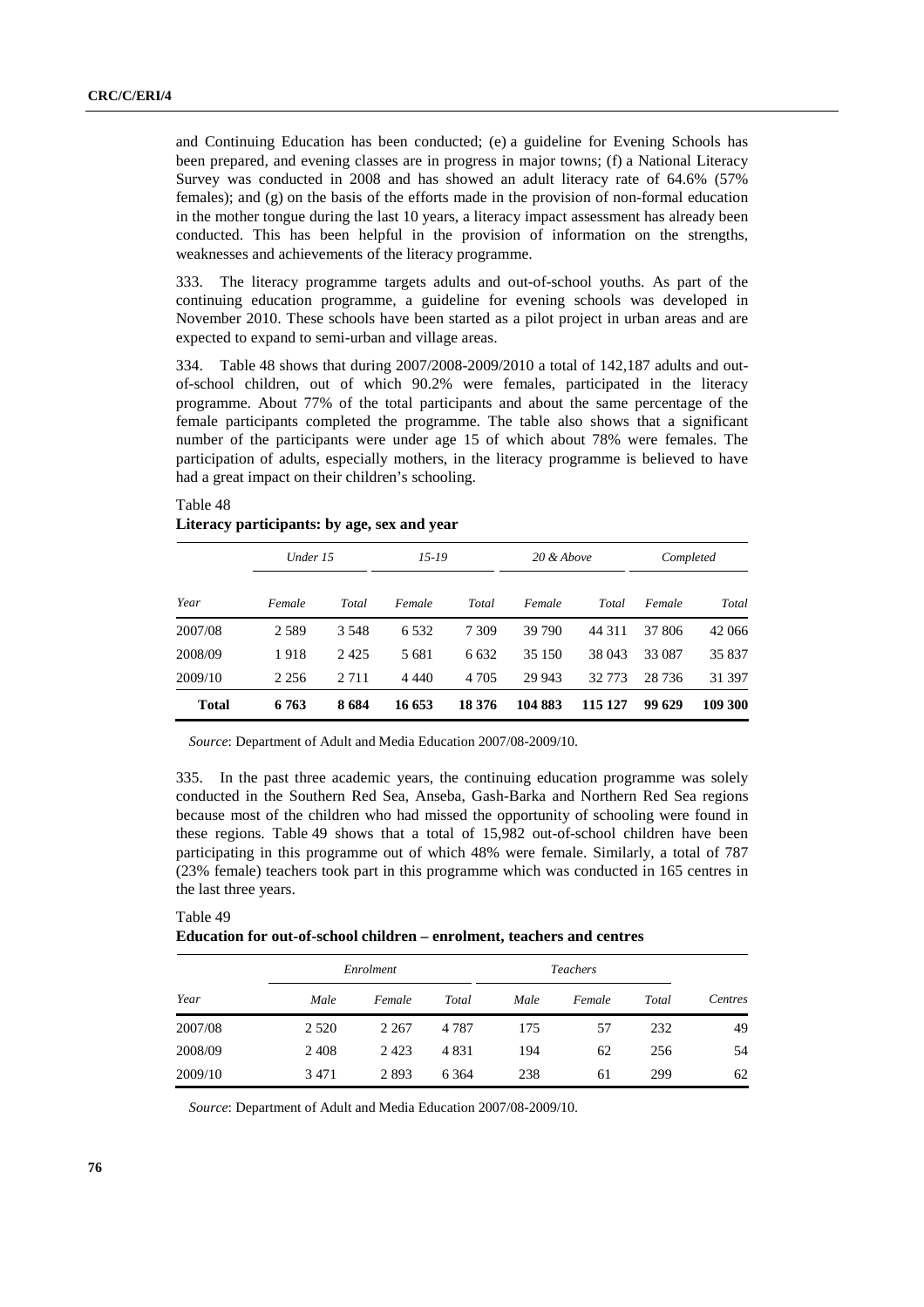and Continuing Education has been conducted; (e) a guideline for Evening Schools has been prepared, and evening classes are in progress in major towns; (f) a National Literacy Survey was conducted in 2008 and has showed an adult literacy rate of 64.6% (57% females); and (g) on the basis of the efforts made in the provision of non-formal education in the mother tongue during the last 10 years, a literacy impact assessment has already been conducted. This has been helpful in the provision of information on the strengths, weaknesses and achievements of the literacy programme.

333. The literacy programme targets adults and out-of-school youths. As part of the continuing education programme, a guideline for evening schools was developed in November 2010. These schools have been started as a pilot project in urban areas and are expected to expand to semi-urban and village areas.

334. Table 48 shows that during 2007/2008-2009/2010 a total of 142,187 adults and out-of-school children, out of which 90.2% were females, participated in the literacy programme. About 77% of the total participants and about the same percentage of the female participants completed the programme. The table also shows that a significant number of the participants were under age 15 of which about 78% were females. The participation of adults, especially mothers, in the literacy programme is believed to have had a great impact on their children's schooling.

Table 48
**Literacy participants: by age, sex and year**

| | *Under 15* | | *15-19* | | *20 & Above* | | *Completed* | |
|---|---|---|---|---|---|---|---|---|
| *Year* | *Female* | *Total* | *Female* | *Total* | *Female* | *Total* | *Female* | *Total* |
| 2007/08 | 2 589 | 3 548 | 6 532 | 7 309 | 39 790 | 44 311 | 37 806 | 42 066 |
| 2008/09 | 1 918 | 2 425 | 5 681 | 6 632 | 35 150 | 38 043 | 33 087 | 35 837 |
| 2009/10 | 2 256 | 2 711 | 4 440 | 4 705 | 29 943 | 32 773 | 28 736 | 31 397 |
| **Total** | **6 763** | **8 684** | **16 653** | **18 376** | **104 883** | **115 127** | **99 629** | **109 300** |

*Source*: Department of Adult and Media Education 2007/08-2009/10.

335. In the past three academic years, the continuing education programme was solely conducted in the Southern Red Sea, Anseba, Gash-Barka and Northern Red Sea regions because most of the children who had missed the opportunity of schooling were found in these regions. Table 49 shows that a total of 15,982 out-of-school children have been participating in this programme out of which 48% were female. Similarly, a total of 787 (23% female) teachers took part in this programme which was conducted in 165 centres in the last three years.

Table 49
**Education for out-of-school children – enrolment, teachers and centres**

| | *Enrolment* | | | *Teachers* | | | |
|---|---|---|---|---|---|---|---|
| *Year* | *Male* | *Female* | *Total* | *Male* | *Female* | *Total* | *Centres* |
| 2007/08 | 2 520 | 2 267 | 4 787 | 175 | 57 | 232 | 49 |
| 2008/09 | 2 408 | 2 423 | 4 831 | 194 | 62 | 256 | 54 |
| 2009/10 | 3 471 | 2 893 | 6 364 | 238 | 61 | 299 | 62 |

*Source*: Department of Adult and Media Education 2007/08-2009/10.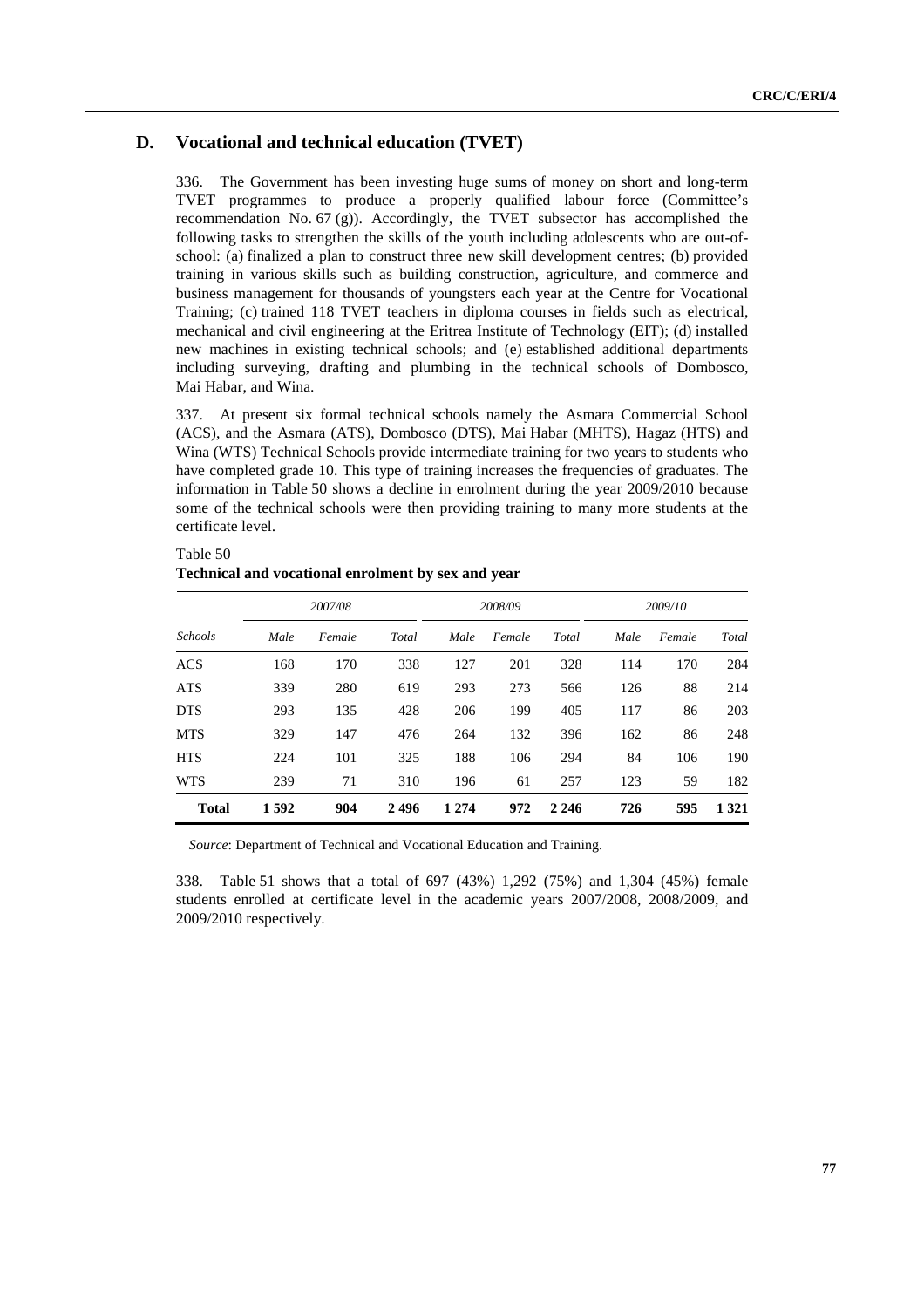## D. Vocational and technical education (TVET)

336. The Government has been investing huge sums of money on short and long-term TVET programmes to produce a properly qualified labour force (Committee's recommendation No. 67 (g)). Accordingly, the TVET subsector has accomplished the following tasks to strengthen the skills of the youth including adolescents who are out-of-school: (a) finalized a plan to construct three new skill development centres; (b) provided training in various skills such as building construction, agriculture, and commerce and business management for thousands of youngsters each year at the Centre for Vocational Training; (c) trained 118 TVET teachers in diploma courses in fields such as electrical, mechanical and civil engineering at the Eritrea Institute of Technology (EIT); (d) installed new machines in existing technical schools; and (e) established additional departments including surveying, drafting and plumbing in the technical schools of Dombosco, Mai Habar, and Wina.

337. At present six formal technical schools namely the Asmara Commercial School (ACS), and the Asmara (ATS), Dombosco (DTS), Mai Habar (MHTS), Hagaz (HTS) and Wina (WTS) Technical Schools provide intermediate training for two years to students who have completed grade 10. This type of training increases the frequencies of graduates. The information in Table 50 shows a decline in enrolment during the year 2009/2010 because some of the technical schools were then providing training to many more students at the certificate level.

Table 50
**Technical and vocational enrolment by sex and year**

| | *2007/08* | | | *2008/09* | | | *2009/10* | | |
|---|---|---|---|---|---|---|---|---|---|
| *Schools* | *Male* | *Female* | *Total* | *Male* | *Female* | *Total* | *Male* | *Female* | *Total* |
| ACS | 168 | 170 | 338 | 127 | 201 | 328 | 114 | 170 | 284 |
| ATS | 339 | 280 | 619 | 293 | 273 | 566 | 126 | 88 | 214 |
| DTS | 293 | 135 | 428 | 206 | 199 | 405 | 117 | 86 | 203 |
| MTS | 329 | 147 | 476 | 264 | 132 | 396 | 162 | 86 | 248 |
| HTS | 224 | 101 | 325 | 188 | 106 | 294 | 84 | 106 | 190 |
| WTS | 239 | 71 | 310 | 196 | 61 | 257 | 123 | 59 | 182 |
| **Total** | **1 592** | **904** | **2 496** | **1 274** | **972** | **2 246** | **726** | **595** | **1 321** |

*Source*: Department of Technical and Vocational Education and Training.

338. Table 51 shows that a total of 697 (43%) 1,292 (75%) and 1,304 (45%) female students enrolled at certificate level in the academic years 2007/2008, 2008/2009, and 2009/2010 respectively.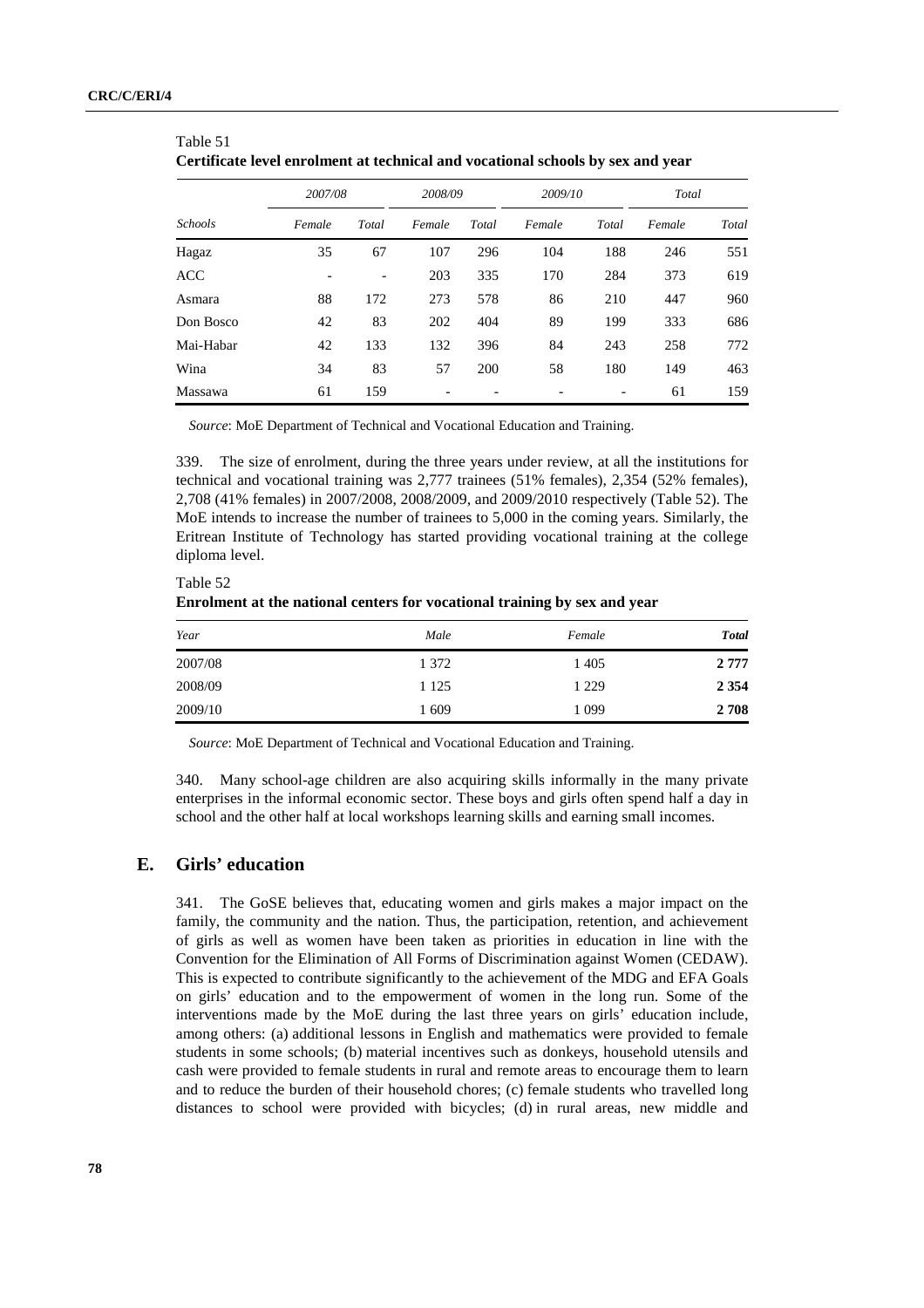Table 51
**Certificate level enrolment at technical and vocational schools by sex and year**

| *Schools* | *2007/08* | | *2008/09* | | *2009/10* | | *Total* | |
|---|---|---|---|---|---|---|---|---|
| | *Female* | *Total* | *Female* | *Total* | *Female* | *Total* | *Female* | *Total* |
| Hagaz | 35 | 67 | 107 | 296 | 104 | 188 | 246 | 551 |
| ACC | - | - | 203 | 335 | 170 | 284 | 373 | 619 |
| Asmara | 88 | 172 | 273 | 578 | 86 | 210 | 447 | 960 |
| Don Bosco | 42 | 83 | 202 | 404 | 89 | 199 | 333 | 686 |
| Mai-Habar | 42 | 133 | 132 | 396 | 84 | 243 | 258 | 772 |
| Wina | 34 | 83 | 57 | 200 | 58 | 180 | 149 | 463 |
| Massawa | 61 | 159 | - | - | - | - | 61 | 159 |

*Source*: MoE Department of Technical and Vocational Education and Training.

339. The size of enrolment, during the three years under review, at all the institutions for technical and vocational training was 2,777 trainees (51% females), 2,354 (52% females), 2,708 (41% females) in 2007/2008, 2008/2009, and 2009/2010 respectively (Table 52). The MoE intends to increase the number of trainees to 5,000 in the coming years. Similarly, the Eritrean Institute of Technology has started providing vocational training at the college diploma level.

Table 52
**Enrolment at the national centers for vocational training by sex and year**

| *Year* | *Male* | *Female* | ***Total*** |
|---|---|---|---|
| 2007/08 | 1 372 | 1 405 | **2 777** |
| 2008/09 | 1 125 | 1 229 | **2 354** |
| 2009/10 | 1 609 | 1 099 | **2 708** |

*Source*: MoE Department of Technical and Vocational Education and Training.

340. Many school-age children are also acquiring skills informally in the many private enterprises in the informal economic sector. These boys and girls often spend half a day in school and the other half at local workshops learning skills and earning small incomes.

## E. Girls' education

341. The GoSE believes that, educating women and girls makes a major impact on the family, the community and the nation. Thus, the participation, retention, and achievement of girls as well as women have been taken as priorities in education in line with the Convention for the Elimination of All Forms of Discrimination against Women (CEDAW). This is expected to contribute significantly to the achievement of the MDG and EFA Goals on girls' education and to the empowerment of women in the long run. Some of the interventions made by the MoE during the last three years on girls' education include, among others: (a) additional lessons in English and mathematics were provided to female students in some schools; (b) material incentives such as donkeys, household utensils and cash were provided to female students in rural and remote areas to encourage them to learn and to reduce the burden of their household chores; (c) female students who travelled long distances to school were provided with bicycles; (d) in rural areas, new middle and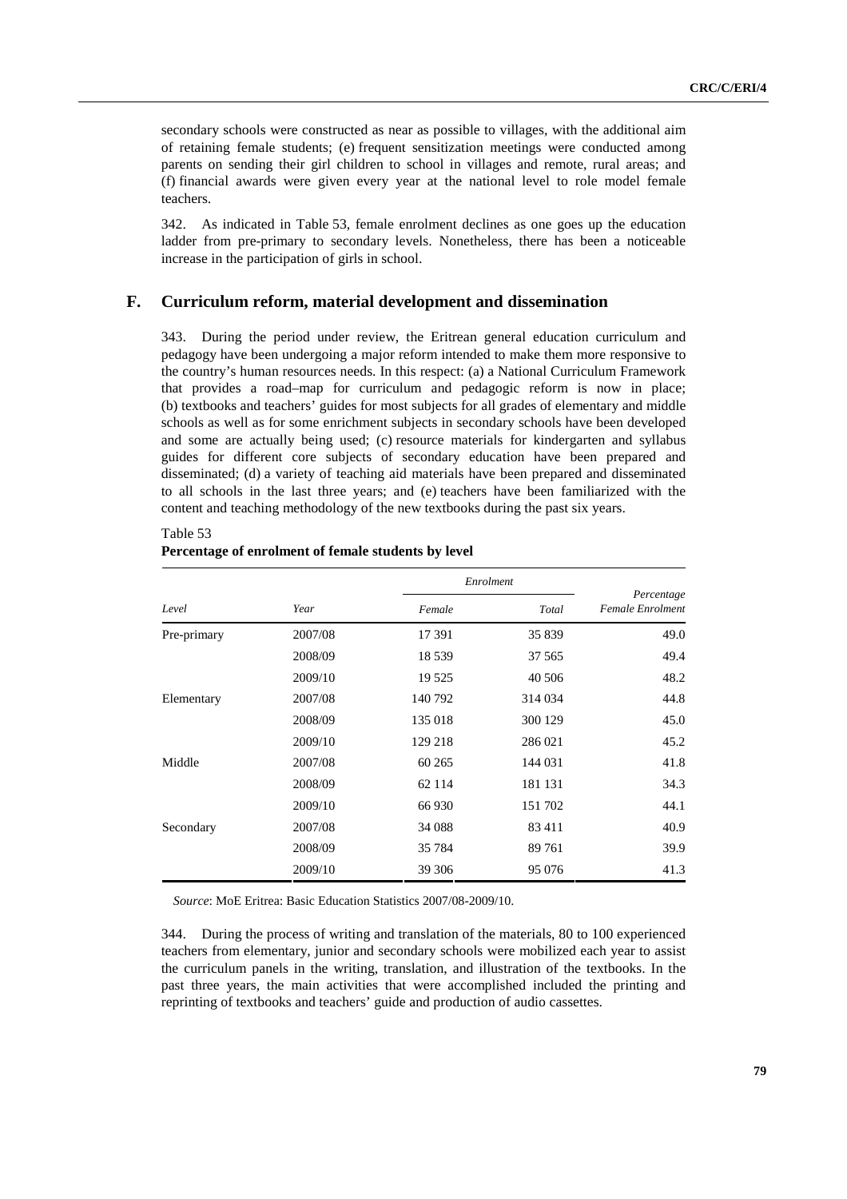secondary schools were constructed as near as possible to villages, with the additional aim of retaining female students; (e) frequent sensitization meetings were conducted among parents on sending their girl children to school in villages and remote, rural areas; and (f) financial awards were given every year at the national level to role model female teachers.

342. As indicated in Table 53, female enrolment declines as one goes up the education ladder from pre-primary to secondary levels. Nonetheless, there has been a noticeable increase in the participation of girls in school.

## F. Curriculum reform, material development and dissemination

343. During the period under review, the Eritrean general education curriculum and pedagogy have been undergoing a major reform intended to make them more responsive to the country's human resources needs. In this respect: (a) a National Curriculum Framework that provides a road–map for curriculum and pedagogic reform is now in place; (b) textbooks and teachers' guides for most subjects for all grades of elementary and middle schools as well as for some enrichment subjects in secondary schools have been developed and some are actually being used; (c) resource materials for kindergarten and syllabus guides for different core subjects of secondary education have been prepared and disseminated; (d) a variety of teaching aid materials have been prepared and disseminated to all schools in the last three years; and (e) teachers have been familiarized with the content and teaching methodology of the new textbooks during the past six years.

Table 53
**Percentage of enrolment of female students by level**

| *Level* | *Year* | *Enrolment* | | *Percentage Female Enrolment* |
|---|---|---|---|---|
| | | *Female* | *Total* | |
| Pre-primary | 2007/08 | 17 391 | 35 839 | 49.0 |
| | 2008/09 | 18 539 | 37 565 | 49.4 |
| | 2009/10 | 19 525 | 40 506 | 48.2 |
| Elementary | 2007/08 | 140 792 | 314 034 | 44.8 |
| | 2008/09 | 135 018 | 300 129 | 45.0 |
| | 2009/10 | 129 218 | 286 021 | 45.2 |
| Middle | 2007/08 | 60 265 | 144 031 | 41.8 |
| | 2008/09 | 62 114 | 181 131 | 34.3 |
| | 2009/10 | 66 930 | 151 702 | 44.1 |
| Secondary | 2007/08 | 34 088 | 83 411 | 40.9 |
| | 2008/09 | 35 784 | 89 761 | 39.9 |
| | 2009/10 | 39 306 | 95 076 | 41.3 |

*Source*: MoE Eritrea: Basic Education Statistics 2007/08-2009/10.

344. During the process of writing and translation of the materials, 80 to 100 experienced teachers from elementary, junior and secondary schools were mobilized each year to assist the curriculum panels in the writing, translation, and illustration of the textbooks. In the past three years, the main activities that were accomplished included the printing and reprinting of textbooks and teachers' guide and production of audio cassettes.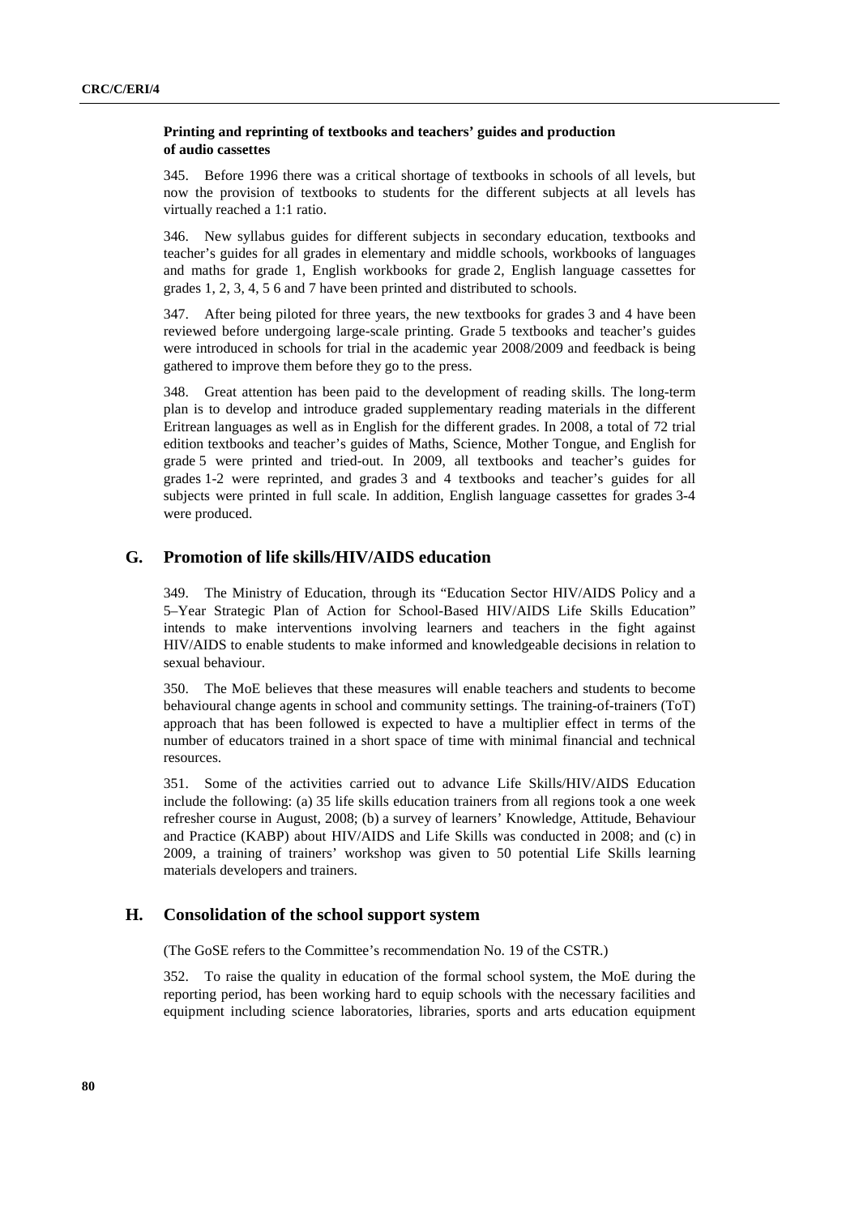**Printing and reprinting of textbooks and teachers' guides and production of audio cassettes**

345. Before 1996 there was a critical shortage of textbooks in schools of all levels, but now the provision of textbooks to students for the different subjects at all levels has virtually reached a 1:1 ratio.

346. New syllabus guides for different subjects in secondary education, textbooks and teacher's guides for all grades in elementary and middle schools, workbooks of languages and maths for grade 1, English workbooks for grade 2, English language cassettes for grades 1, 2, 3, 4, 5 6 and 7 have been printed and distributed to schools.

347. After being piloted for three years, the new textbooks for grades 3 and 4 have been reviewed before undergoing large-scale printing. Grade 5 textbooks and teacher's guides were introduced in schools for trial in the academic year 2008/2009 and feedback is being gathered to improve them before they go to the press.

348. Great attention has been paid to the development of reading skills. The long-term plan is to develop and introduce graded supplementary reading materials in the different Eritrean languages as well as in English for the different grades. In 2008, a total of 72 trial edition textbooks and teacher's guides of Maths, Science, Mother Tongue, and English for grade 5 were printed and tried-out. In 2009, all textbooks and teacher's guides for grades 1-2 were reprinted, and grades 3 and 4 textbooks and teacher's guides for all subjects were printed in full scale. In addition, English language cassettes for grades 3-4 were produced.

## G. Promotion of life skills/HIV/AIDS education

349. The Ministry of Education, through its "Education Sector HIV/AIDS Policy and a 5–Year Strategic Plan of Action for School-Based HIV/AIDS Life Skills Education" intends to make interventions involving learners and teachers in the fight against HIV/AIDS to enable students to make informed and knowledgeable decisions in relation to sexual behaviour.

350. The MoE believes that these measures will enable teachers and students to become behavioural change agents in school and community settings. The training-of-trainers (ToT) approach that has been followed is expected to have a multiplier effect in terms of the number of educators trained in a short space of time with minimal financial and technical resources.

351. Some of the activities carried out to advance Life Skills/HIV/AIDS Education include the following: (a) 35 life skills education trainers from all regions took a one week refresher course in August, 2008; (b) a survey of learners' Knowledge, Attitude, Behaviour and Practice (KABP) about HIV/AIDS and Life Skills was conducted in 2008; and (c) in 2009, a training of trainers' workshop was given to 50 potential Life Skills learning materials developers and trainers.

## H. Consolidation of the school support system

(The GoSE refers to the Committee's recommendation No. 19 of the CSTR.)

352. To raise the quality in education of the formal school system, the MoE during the reporting period, has been working hard to equip schools with the necessary facilities and equipment including science laboratories, libraries, sports and arts education equipment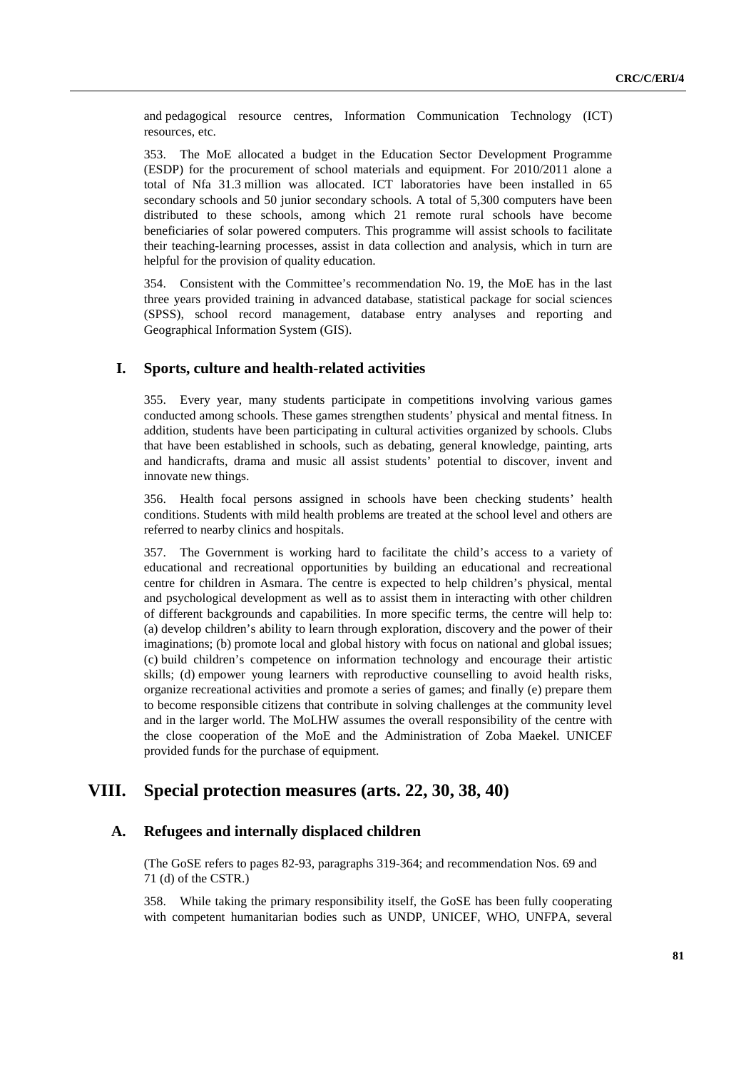and pedagogical resource centres, Information Communication Technology (ICT) resources, etc.

353. The MoE allocated a budget in the Education Sector Development Programme (ESDP) for the procurement of school materials and equipment. For 2010/2011 alone a total of Nfa 31.3 million was allocated. ICT laboratories have been installed in 65 secondary schools and 50 junior secondary schools. A total of 5,300 computers have been distributed to these schools, among which 21 remote rural schools have become beneficiaries of solar powered computers. This programme will assist schools to facilitate their teaching-learning processes, assist in data collection and analysis, which in turn are helpful for the provision of quality education.

354. Consistent with the Committee's recommendation No. 19, the MoE has in the last three years provided training in advanced database, statistical package for social sciences (SPSS), school record management, database entry analyses and reporting and Geographical Information System (GIS).

### I. Sports, culture and health-related activities

355. Every year, many students participate in competitions involving various games conducted among schools. These games strengthen students' physical and mental fitness. In addition, students have been participating in cultural activities organized by schools. Clubs that have been established in schools, such as debating, general knowledge, painting, arts and handicrafts, drama and music all assist students' potential to discover, invent and innovate new things.

356. Health focal persons assigned in schools have been checking students' health conditions. Students with mild health problems are treated at the school level and others are referred to nearby clinics and hospitals.

357. The Government is working hard to facilitate the child's access to a variety of educational and recreational opportunities by building an educational and recreational centre for children in Asmara. The centre is expected to help children's physical, mental and psychological development as well as to assist them in interacting with other children of different backgrounds and capabilities. In more specific terms, the centre will help to: (a) develop children's ability to learn through exploration, discovery and the power of their imaginations; (b) promote local and global history with focus on national and global issues; (c) build children's competence on information technology and encourage their artistic skills; (d) empower young learners with reproductive counselling to avoid health risks, organize recreational activities and promote a series of games; and finally (e) prepare them to become responsible citizens that contribute in solving challenges at the community level and in the larger world. The MoLHW assumes the overall responsibility of the centre with the close cooperation of the MoE and the Administration of Zoba Maekel. UNICEF provided funds for the purchase of equipment.

## VIII. Special protection measures (arts. 22, 30, 38, 40)

### A. Refugees and internally displaced children

(The GoSE refers to pages 82-93, paragraphs 319-364; and recommendation Nos. 69 and 71 (d) of the CSTR.)

358. While taking the primary responsibility itself, the GoSE has been fully cooperating with competent humanitarian bodies such as UNDP, UNICEF, WHO, UNFPA, several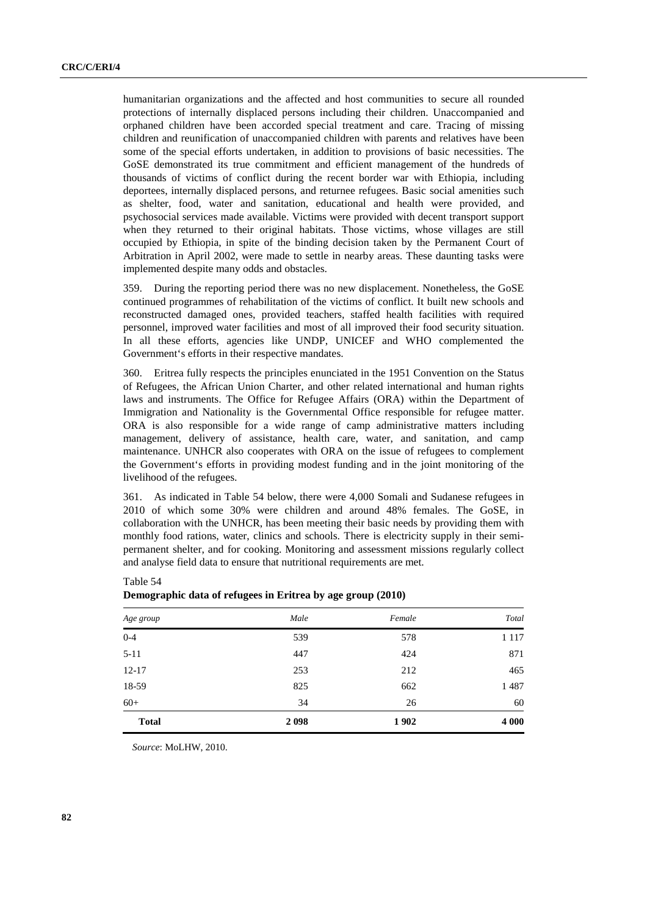humanitarian organizations and the affected and host communities to secure all rounded protections of internally displaced persons including their children. Unaccompanied and orphaned children have been accorded special treatment and care. Tracing of missing children and reunification of unaccompanied children with parents and relatives have been some of the special efforts undertaken, in addition to provisions of basic necessities. The GoSE demonstrated its true commitment and efficient management of the hundreds of thousands of victims of conflict during the recent border war with Ethiopia, including deportees, internally displaced persons, and returnee refugees. Basic social amenities such as shelter, food, water and sanitation, educational and health were provided, and psychosocial services made available. Victims were provided with decent transport support when they returned to their original habitats. Those victims, whose villages are still occupied by Ethiopia, in spite of the binding decision taken by the Permanent Court of Arbitration in April 2002, were made to settle in nearby areas. These daunting tasks were implemented despite many odds and obstacles.

359. During the reporting period there was no new displacement. Nonetheless, the GoSE continued programmes of rehabilitation of the victims of conflict. It built new schools and reconstructed damaged ones, provided teachers, staffed health facilities with required personnel, improved water facilities and most of all improved their food security situation. In all these efforts, agencies like UNDP, UNICEF and WHO complemented the Government's efforts in their respective mandates.

360. Eritrea fully respects the principles enunciated in the 1951 Convention on the Status of Refugees, the African Union Charter, and other related international and human rights laws and instruments. The Office for Refugee Affairs (ORA) within the Department of Immigration and Nationality is the Governmental Office responsible for refugee matter. ORA is also responsible for a wide range of camp administrative matters including management, delivery of assistance, health care, water, and sanitation, and camp maintenance. UNHCR also cooperates with ORA on the issue of refugees to complement the Government's efforts in providing modest funding and in the joint monitoring of the livelihood of the refugees.

361. As indicated in Table 54 below, there were 4,000 Somali and Sudanese refugees in 2010 of which some 30% were children and around 48% females. The GoSE, in collaboration with the UNHCR, has been meeting their basic needs by providing them with monthly food rations, water, clinics and schools. There is electricity supply in their semi-permanent shelter, and for cooking. Monitoring and assessment missions regularly collect and analyse field data to ensure that nutritional requirements are met.

Table 54
**Demographic data of refugees in Eritrea by age group (2010)**

| *Age group* | *Male* | *Female* | *Total* |
|---|---|---|---|
| 0-4 | 539 | 578 | 1 117 |
| 5-11 | 447 | 424 | 871 |
| 12-17 | 253 | 212 | 465 |
| 18-59 | 825 | 662 | 1 487 |
| 60+ | 34 | 26 | 60 |
| **Total** | **2 098** | **1 902** | **4 000** |

*Source*: MoLHW, 2010.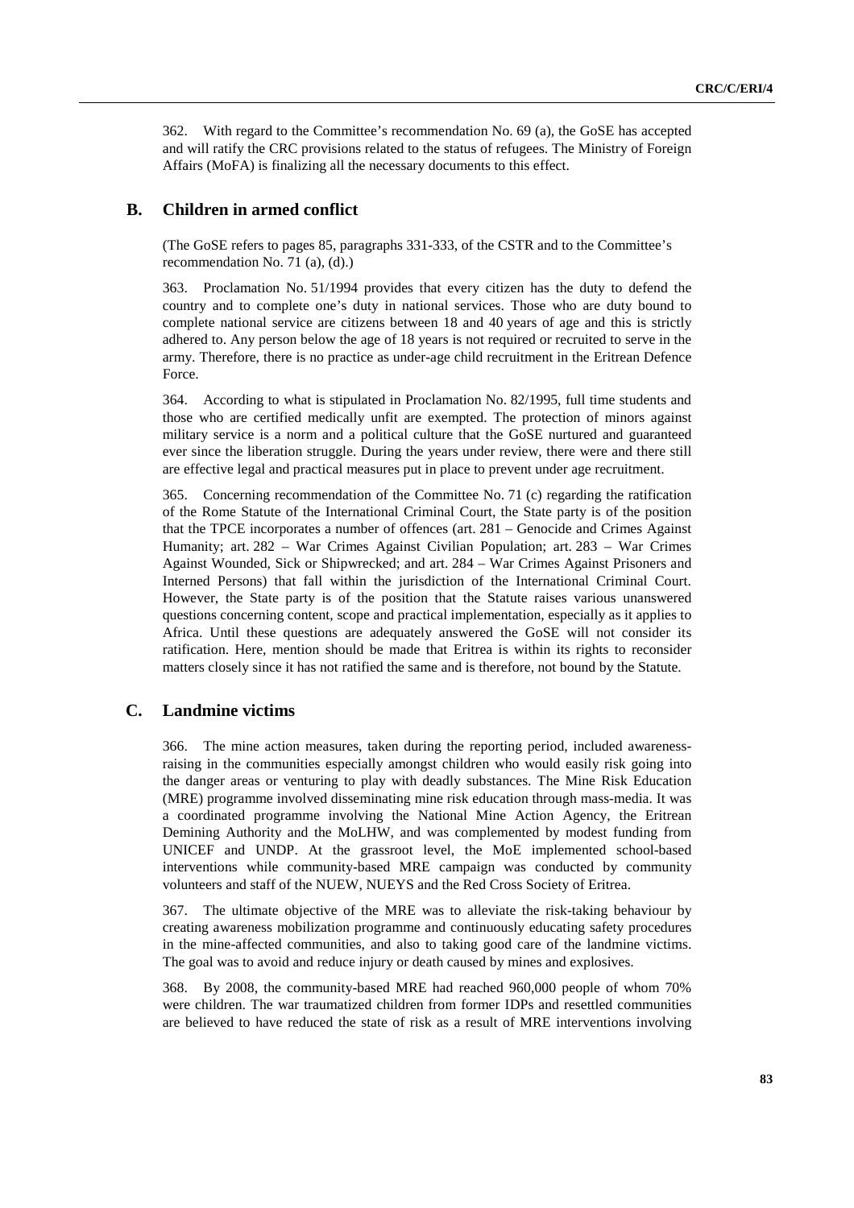362. With regard to the Committee's recommendation No. 69 (a), the GoSE has accepted and will ratify the CRC provisions related to the status of refugees. The Ministry of Foreign Affairs (MoFA) is finalizing all the necessary documents to this effect.

## B. Children in armed conflict

(The GoSE refers to pages 85, paragraphs 331-333, of the CSTR and to the Committee's recommendation No. 71 (a), (d).)

363. Proclamation No. 51/1994 provides that every citizen has the duty to defend the country and to complete one's duty in national services. Those who are duty bound to complete national service are citizens between 18 and 40 years of age and this is strictly adhered to. Any person below the age of 18 years is not required or recruited to serve in the army. Therefore, there is no practice as under-age child recruitment in the Eritrean Defence Force.

364. According to what is stipulated in Proclamation No. 82/1995, full time students and those who are certified medically unfit are exempted. The protection of minors against military service is a norm and a political culture that the GoSE nurtured and guaranteed ever since the liberation struggle. During the years under review, there were and there still are effective legal and practical measures put in place to prevent under age recruitment.

365. Concerning recommendation of the Committee No. 71 (c) regarding the ratification of the Rome Statute of the International Criminal Court, the State party is of the position that the TPCE incorporates a number of offences (art. 281 – Genocide and Crimes Against Humanity; art. 282 – War Crimes Against Civilian Population; art. 283 – War Crimes Against Wounded, Sick or Shipwrecked; and art. 284 – War Crimes Against Prisoners and Interned Persons) that fall within the jurisdiction of the International Criminal Court. However, the State party is of the position that the Statute raises various unanswered questions concerning content, scope and practical implementation, especially as it applies to Africa. Until these questions are adequately answered the GoSE will not consider its ratification. Here, mention should be made that Eritrea is within its rights to reconsider matters closely since it has not ratified the same and is therefore, not bound by the Statute.

## C. Landmine victims

366. The mine action measures, taken during the reporting period, included awareness-raising in the communities especially amongst children who would easily risk going into the danger areas or venturing to play with deadly substances. The Mine Risk Education (MRE) programme involved disseminating mine risk education through mass-media. It was a coordinated programme involving the National Mine Action Agency, the Eritrean Demining Authority and the MoLHW, and was complemented by modest funding from UNICEF and UNDP. At the grassroot level, the MoE implemented school-based interventions while community-based MRE campaign was conducted by community volunteers and staff of the NUEW, NUEYS and the Red Cross Society of Eritrea.

367. The ultimate objective of the MRE was to alleviate the risk-taking behaviour by creating awareness mobilization programme and continuously educating safety procedures in the mine-affected communities, and also to taking good care of the landmine victims. The goal was to avoid and reduce injury or death caused by mines and explosives.

368. By 2008, the community-based MRE had reached 960,000 people of whom 70% were children. The war traumatized children from former IDPs and resettled communities are believed to have reduced the state of risk as a result of MRE interventions involving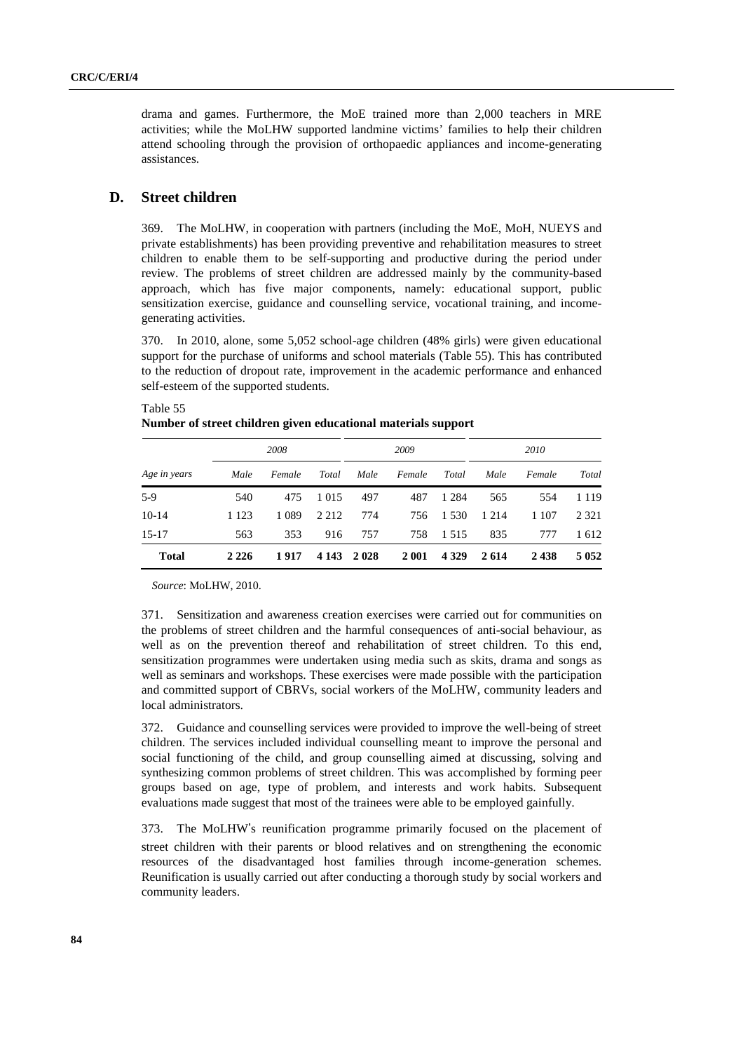drama and games. Furthermore, the MoE trained more than 2,000 teachers in MRE activities; while the MoLHW supported landmine victims' families to help their children attend schooling through the provision of orthopaedic appliances and income-generating assistances.

## D. Street children

369. The MoLHW, in cooperation with partners (including the MoE, MoH, NUEYS and private establishments) has been providing preventive and rehabilitation measures to street children to enable them to be self-supporting and productive during the period under review. The problems of street children are addressed mainly by the community-based approach, which has five major components, namely: educational support, public sensitization exercise, guidance and counselling service, vocational training, and income-generating activities.

370. In 2010, alone, some 5,052 school-age children (48% girls) were given educational support for the purchase of uniforms and school materials (Table 55). This has contributed to the reduction of dropout rate, improvement in the academic performance and enhanced self-esteem of the supported students.

Table 55
**Number of street children given educational materials support**

| Age in years | *2008* | | | *2009* | | | *2010* | | |
|---|---|---|---|---|---|---|---|---|---|
| | *Male* | *Female* | *Total* | *Male* | *Female* | *Total* | *Male* | *Female* | *Total* |
| 5-9 | 540 | 475 | 1 015 | 497 | 487 | 1 284 | 565 | 554 | 1 119 |
| 10-14 | 1 123 | 1 089 | 2 212 | 774 | 756 | 1 530 | 1 214 | 1 107 | 2 321 |
| 15-17 | 563 | 353 | 916 | 757 | 758 | 1 515 | 835 | 777 | 1 612 |
| **Total** | **2 226** | **1 917** | **4 143** | **2 028** | **2 001** | **4 329** | **2 614** | **2 438** | **5 052** |

*Source*: MoLHW, 2010.

371. Sensitization and awareness creation exercises were carried out for communities on the problems of street children and the harmful consequences of anti-social behaviour, as well as on the prevention thereof and rehabilitation of street children. To this end, sensitization programmes were undertaken using media such as skits, drama and songs as well as seminars and workshops. These exercises were made possible with the participation and committed support of CBRVs, social workers of the MoLHW, community leaders and local administrators.

372. Guidance and counselling services were provided to improve the well-being of street children. The services included individual counselling meant to improve the personal and social functioning of the child, and group counselling aimed at discussing, solving and synthesizing common problems of street children. This was accomplished by forming peer groups based on age, type of problem, and interests and work habits. Subsequent evaluations made suggest that most of the trainees were able to be employed gainfully.

373. The MoLHW's reunification programme primarily focused on the placement of street children with their parents or blood relatives and on strengthening the economic resources of the disadvantaged host families through income-generation schemes. Reunification is usually carried out after conducting a thorough study by social workers and community leaders.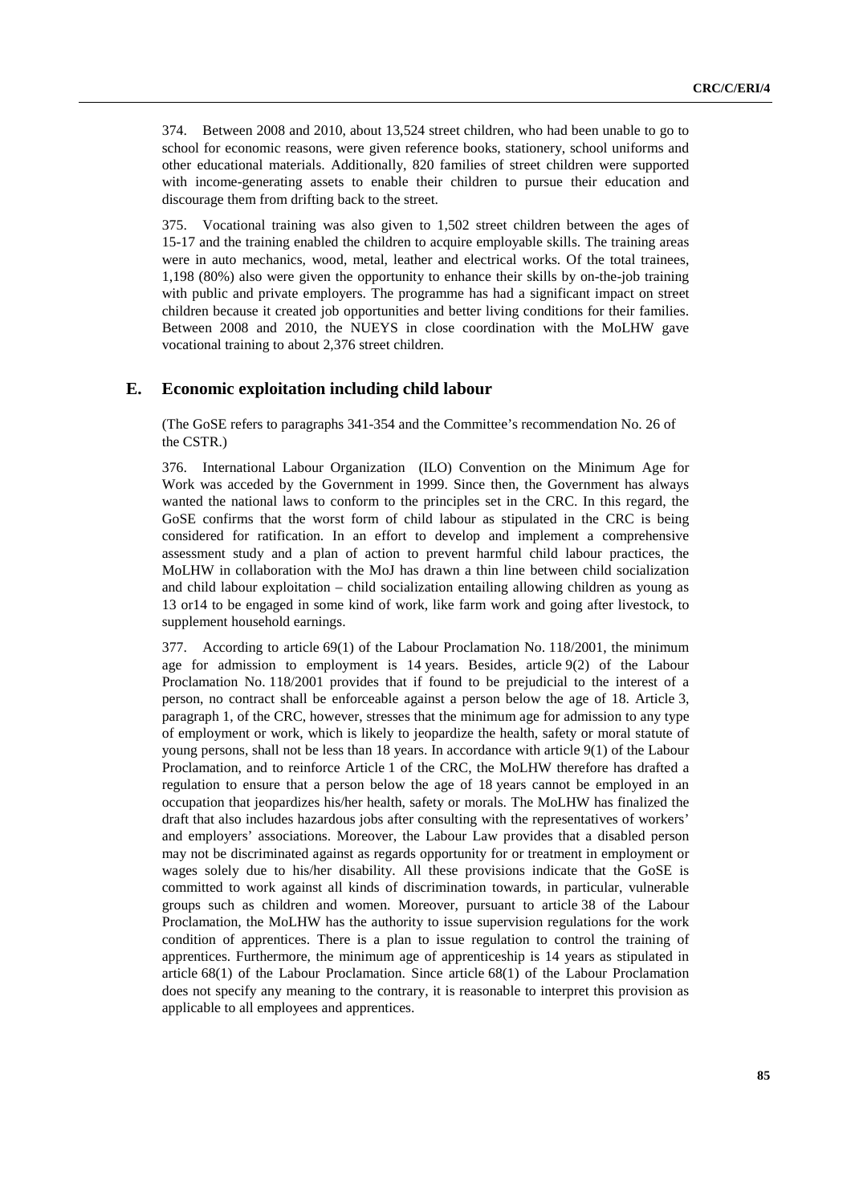374. Between 2008 and 2010, about 13,524 street children, who had been unable to go to school for economic reasons, were given reference books, stationery, school uniforms and other educational materials. Additionally, 820 families of street children were supported with income-generating assets to enable their children to pursue their education and discourage them from drifting back to the street.

375. Vocational training was also given to 1,502 street children between the ages of 15-17 and the training enabled the children to acquire employable skills. The training areas were in auto mechanics, wood, metal, leather and electrical works. Of the total trainees, 1,198 (80%) also were given the opportunity to enhance their skills by on-the-job training with public and private employers. The programme has had a significant impact on street children because it created job opportunities and better living conditions for their families. Between 2008 and 2010, the NUEYS in close coordination with the MoLHW gave vocational training to about 2,376 street children.

## E. Economic exploitation including child labour

(The GoSE refers to paragraphs 341-354 and the Committee's recommendation No. 26 of the CSTR.)

376. International Labour Organization (ILO) Convention on the Minimum Age for Work was acceded by the Government in 1999. Since then, the Government has always wanted the national laws to conform to the principles set in the CRC. In this regard, the GoSE confirms that the worst form of child labour as stipulated in the CRC is being considered for ratification. In an effort to develop and implement a comprehensive assessment study and a plan of action to prevent harmful child labour practices, the MoLHW in collaboration with the MoJ has drawn a thin line between child socialization and child labour exploitation – child socialization entailing allowing children as young as 13 or14 to be engaged in some kind of work, like farm work and going after livestock, to supplement household earnings.

377. According to article 69(1) of the Labour Proclamation No. 118/2001, the minimum age for admission to employment is 14 years. Besides, article 9(2) of the Labour Proclamation No. 118/2001 provides that if found to be prejudicial to the interest of a person, no contract shall be enforceable against a person below the age of 18. Article 3, paragraph 1, of the CRC, however, stresses that the minimum age for admission to any type of employment or work, which is likely to jeopardize the health, safety or moral statute of young persons, shall not be less than 18 years. In accordance with article 9(1) of the Labour Proclamation, and to reinforce Article 1 of the CRC, the MoLHW therefore has drafted a regulation to ensure that a person below the age of 18 years cannot be employed in an occupation that jeopardizes his/her health, safety or morals. The MoLHW has finalized the draft that also includes hazardous jobs after consulting with the representatives of workers' and employers' associations. Moreover, the Labour Law provides that a disabled person may not be discriminated against as regards opportunity for or treatment in employment or wages solely due to his/her disability. All these provisions indicate that the GoSE is committed to work against all kinds of discrimination towards, in particular, vulnerable groups such as children and women. Moreover, pursuant to article 38 of the Labour Proclamation, the MoLHW has the authority to issue supervision regulations for the work condition of apprentices. There is a plan to issue regulation to control the training of apprentices. Furthermore, the minimum age of apprenticeship is 14 years as stipulated in article 68(1) of the Labour Proclamation. Since article 68(1) of the Labour Proclamation does not specify any meaning to the contrary, it is reasonable to interpret this provision as applicable to all employees and apprentices.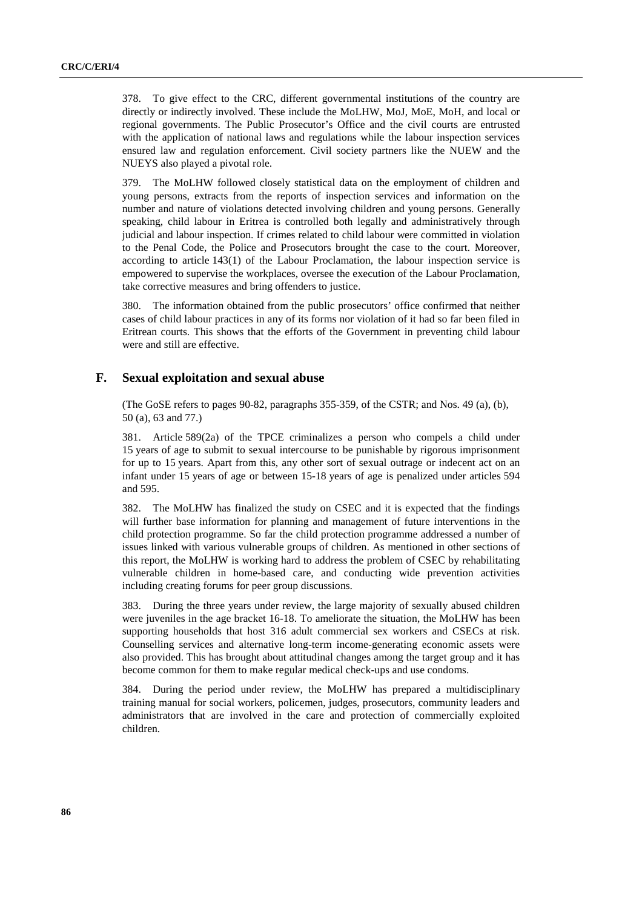378. To give effect to the CRC, different governmental institutions of the country are directly or indirectly involved. These include the MoLHW, MoJ, MoE, MoH, and local or regional governments. The Public Prosecutor's Office and the civil courts are entrusted with the application of national laws and regulations while the labour inspection services ensured law and regulation enforcement. Civil society partners like the NUEW and the NUEYS also played a pivotal role.

379. The MoLHW followed closely statistical data on the employment of children and young persons, extracts from the reports of inspection services and information on the number and nature of violations detected involving children and young persons. Generally speaking, child labour in Eritrea is controlled both legally and administratively through judicial and labour inspection. If crimes related to child labour were committed in violation to the Penal Code, the Police and Prosecutors brought the case to the court. Moreover, according to article 143(1) of the Labour Proclamation, the labour inspection service is empowered to supervise the workplaces, oversee the execution of the Labour Proclamation, take corrective measures and bring offenders to justice.

380. The information obtained from the public prosecutors' office confirmed that neither cases of child labour practices in any of its forms nor violation of it had so far been filed in Eritrean courts. This shows that the efforts of the Government in preventing child labour were and still are effective.

## F. Sexual exploitation and sexual abuse

(The GoSE refers to pages 90-82, paragraphs 355-359, of the CSTR; and Nos. 49 (a), (b), 50 (a), 63 and 77.)

381. Article 589(2a) of the TPCE criminalizes a person who compels a child under 15 years of age to submit to sexual intercourse to be punishable by rigorous imprisonment for up to 15 years. Apart from this, any other sort of sexual outrage or indecent act on an infant under 15 years of age or between 15-18 years of age is penalized under articles 594 and 595.

382. The MoLHW has finalized the study on CSEC and it is expected that the findings will further base information for planning and management of future interventions in the child protection programme. So far the child protection programme addressed a number of issues linked with various vulnerable groups of children. As mentioned in other sections of this report, the MoLHW is working hard to address the problem of CSEC by rehabilitating vulnerable children in home-based care, and conducting wide prevention activities including creating forums for peer group discussions.

383. During the three years under review, the large majority of sexually abused children were juveniles in the age bracket 16-18. To ameliorate the situation, the MoLHW has been supporting households that host 316 adult commercial sex workers and CSECs at risk. Counselling services and alternative long-term income-generating economic assets were also provided. This has brought about attitudinal changes among the target group and it has become common for them to make regular medical check-ups and use condoms.

384. During the period under review, the MoLHW has prepared a multidisciplinary training manual for social workers, policemen, judges, prosecutors, community leaders and administrators that are involved in the care and protection of commercially exploited children.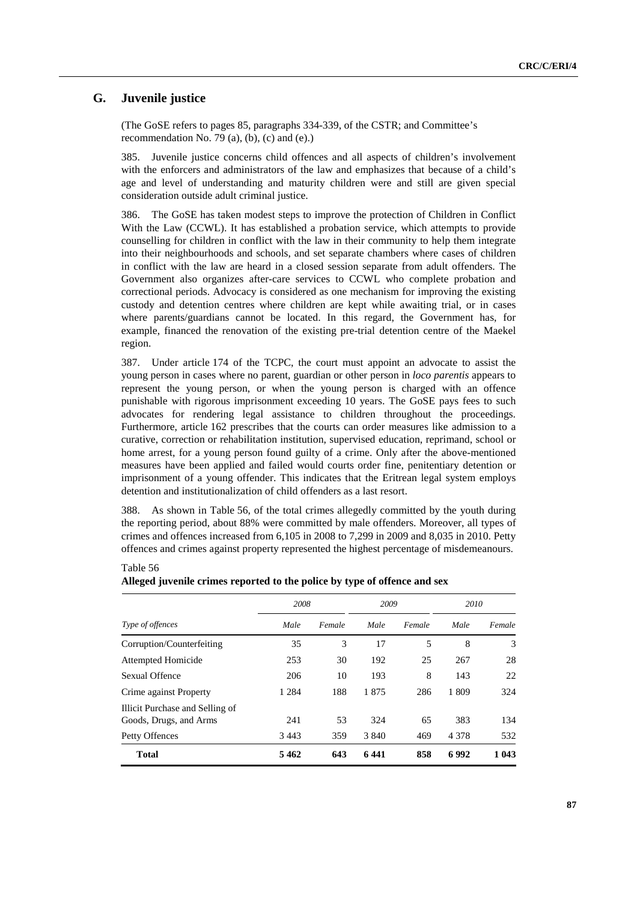## G. Juvenile justice

(The GoSE refers to pages 85, paragraphs 334-339, of the CSTR; and Committee's recommendation No. 79 (a), (b), (c) and (e).)

385. Juvenile justice concerns child offences and all aspects of children's involvement with the enforcers and administrators of the law and emphasizes that because of a child's age and level of understanding and maturity children were and still are given special consideration outside adult criminal justice.

386. The GoSE has taken modest steps to improve the protection of Children in Conflict With the Law (CCWL). It has established a probation service, which attempts to provide counselling for children in conflict with the law in their community to help them integrate into their neighbourhoods and schools, and set separate chambers where cases of children in conflict with the law are heard in a closed session separate from adult offenders. The Government also organizes after-care services to CCWL who complete probation and correctional periods. Advocacy is considered as one mechanism for improving the existing custody and detention centres where children are kept while awaiting trial, or in cases where parents/guardians cannot be located. In this regard, the Government has, for example, financed the renovation of the existing pre-trial detention centre of the Maekel region.

387. Under article 174 of the TCPC, the court must appoint an advocate to assist the young person in cases where no parent, guardian or other person in *loco parentis* appears to represent the young person, or when the young person is charged with an offence punishable with rigorous imprisonment exceeding 10 years. The GoSE pays fees to such advocates for rendering legal assistance to children throughout the proceedings. Furthermore, article 162 prescribes that the courts can order measures like admission to a curative, correction or rehabilitation institution, supervised education, reprimand, school or home arrest, for a young person found guilty of a crime. Only after the above-mentioned measures have been applied and failed would courts order fine, penitentiary detention or imprisonment of a young offender. This indicates that the Eritrean legal system employs detention and institutionalization of child offenders as a last resort.

388. As shown in Table 56, of the total crimes allegedly committed by the youth during the reporting period, about 88% were committed by male offenders. Moreover, all types of crimes and offences increased from 6,105 in 2008 to 7,299 in 2009 and 8,035 in 2010. Petty offences and crimes against property represented the highest percentage of misdemeanours.

Table 56
**Alleged juvenile crimes reported to the police by type of offence and sex**

| | *2008* | | *2009* | | *2010* | |
|---|---|---|---|---|---|---|
| *Type of offences* | *Male* | *Female* | *Male* | *Female* | *Male* | *Female* |
| Corruption/Counterfeiting | 35 | 3 | 17 | 5 | 8 | 3 |
| Attempted Homicide | 253 | 30 | 192 | 25 | 267 | 28 |
| Sexual Offence | 206 | 10 | 193 | 8 | 143 | 22 |
| Crime against Property | 1 284 | 188 | 1 875 | 286 | 1 809 | 324 |
| Illicit Purchase and Selling of Goods, Drugs, and Arms | 241 | 53 | 324 | 65 | 383 | 134 |
| Petty Offences | 3 443 | 359 | 3 840 | 469 | 4 378 | 532 |
| **Total** | **5 462** | **643** | **6 441** | **858** | **6 992** | **1 043** |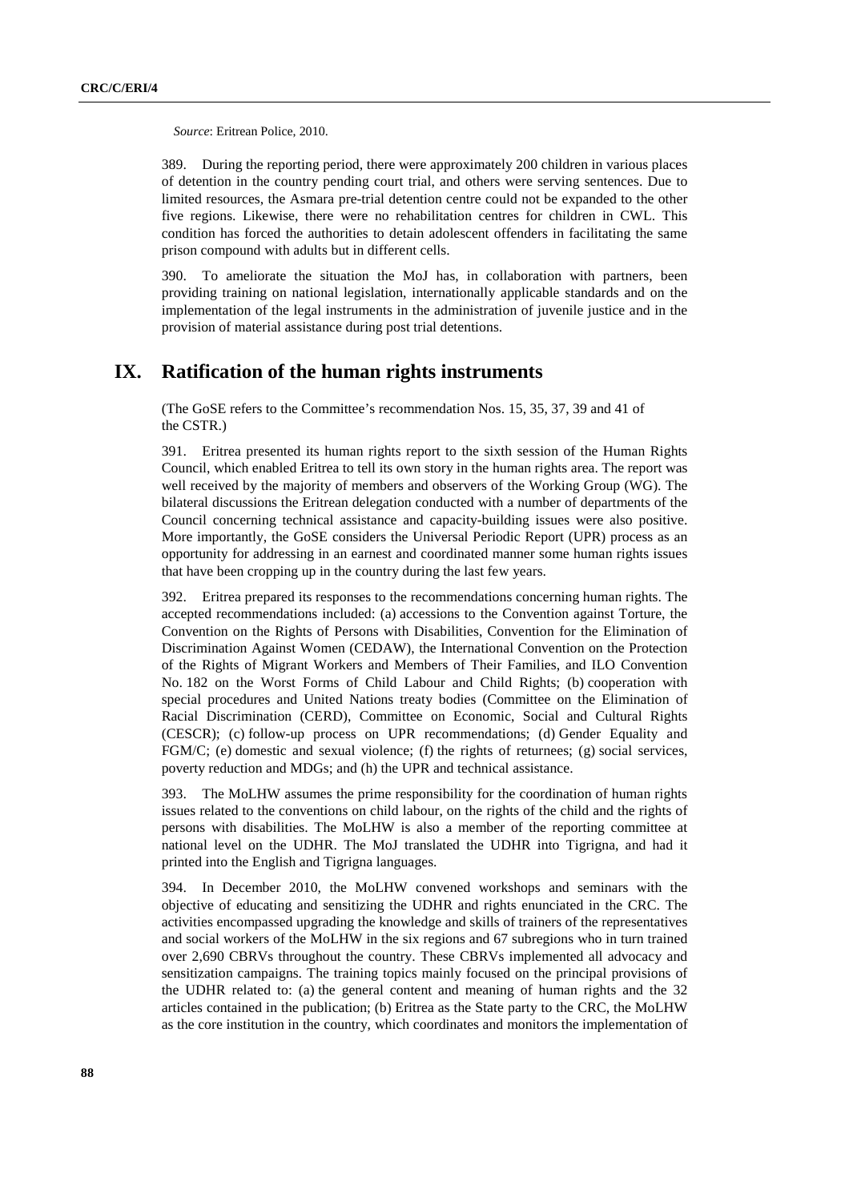*Source*: Eritrean Police, 2010.

389. During the reporting period, there were approximately 200 children in various places of detention in the country pending court trial, and others were serving sentences. Due to limited resources, the Asmara pre-trial detention centre could not be expanded to the other five regions. Likewise, there were no rehabilitation centres for children in CWL. This condition has forced the authorities to detain adolescent offenders in facilitating the same prison compound with adults but in different cells.

390. To ameliorate the situation the MoJ has, in collaboration with partners, been providing training on national legislation, internationally applicable standards and on the implementation of the legal instruments in the administration of juvenile justice and in the provision of material assistance during post trial detentions.

# IX. Ratification of the human rights instruments

(The GoSE refers to the Committee's recommendation Nos. 15, 35, 37, 39 and 41 of the CSTR.)

391. Eritrea presented its human rights report to the sixth session of the Human Rights Council, which enabled Eritrea to tell its own story in the human rights area. The report was well received by the majority of members and observers of the Working Group (WG). The bilateral discussions the Eritrean delegation conducted with a number of departments of the Council concerning technical assistance and capacity-building issues were also positive. More importantly, the GoSE considers the Universal Periodic Report (UPR) process as an opportunity for addressing in an earnest and coordinated manner some human rights issues that have been cropping up in the country during the last few years.

392. Eritrea prepared its responses to the recommendations concerning human rights. The accepted recommendations included: (a) accessions to the Convention against Torture, the Convention on the Rights of Persons with Disabilities, Convention for the Elimination of Discrimination Against Women (CEDAW), the International Convention on the Protection of the Rights of Migrant Workers and Members of Their Families, and ILO Convention No. 182 on the Worst Forms of Child Labour and Child Rights; (b) cooperation with special procedures and United Nations treaty bodies (Committee on the Elimination of Racial Discrimination (CERD), Committee on Economic, Social and Cultural Rights (CESCR); (c) follow-up process on UPR recommendations; (d) Gender Equality and FGM/C; (e) domestic and sexual violence; (f) the rights of returnees; (g) social services, poverty reduction and MDGs; and (h) the UPR and technical assistance.

393. The MoLHW assumes the prime responsibility for the coordination of human rights issues related to the conventions on child labour, on the rights of the child and the rights of persons with disabilities. The MoLHW is also a member of the reporting committee at national level on the UDHR. The MoJ translated the UDHR into Tigrigna, and had it printed into the English and Tigrigna languages.

394. In December 2010, the MoLHW convened workshops and seminars with the objective of educating and sensitizing the UDHR and rights enunciated in the CRC. The activities encompassed upgrading the knowledge and skills of trainers of the representatives and social workers of the MoLHW in the six regions and 67 subregions who in turn trained over 2,690 CBRVs throughout the country. These CBRVs implemented all advocacy and sensitization campaigns. The training topics mainly focused on the principal provisions of the UDHR related to: (a) the general content and meaning of human rights and the 32 articles contained in the publication; (b) Eritrea as the State party to the CRC, the MoLHW as the core institution in the country, which coordinates and monitors the implementation of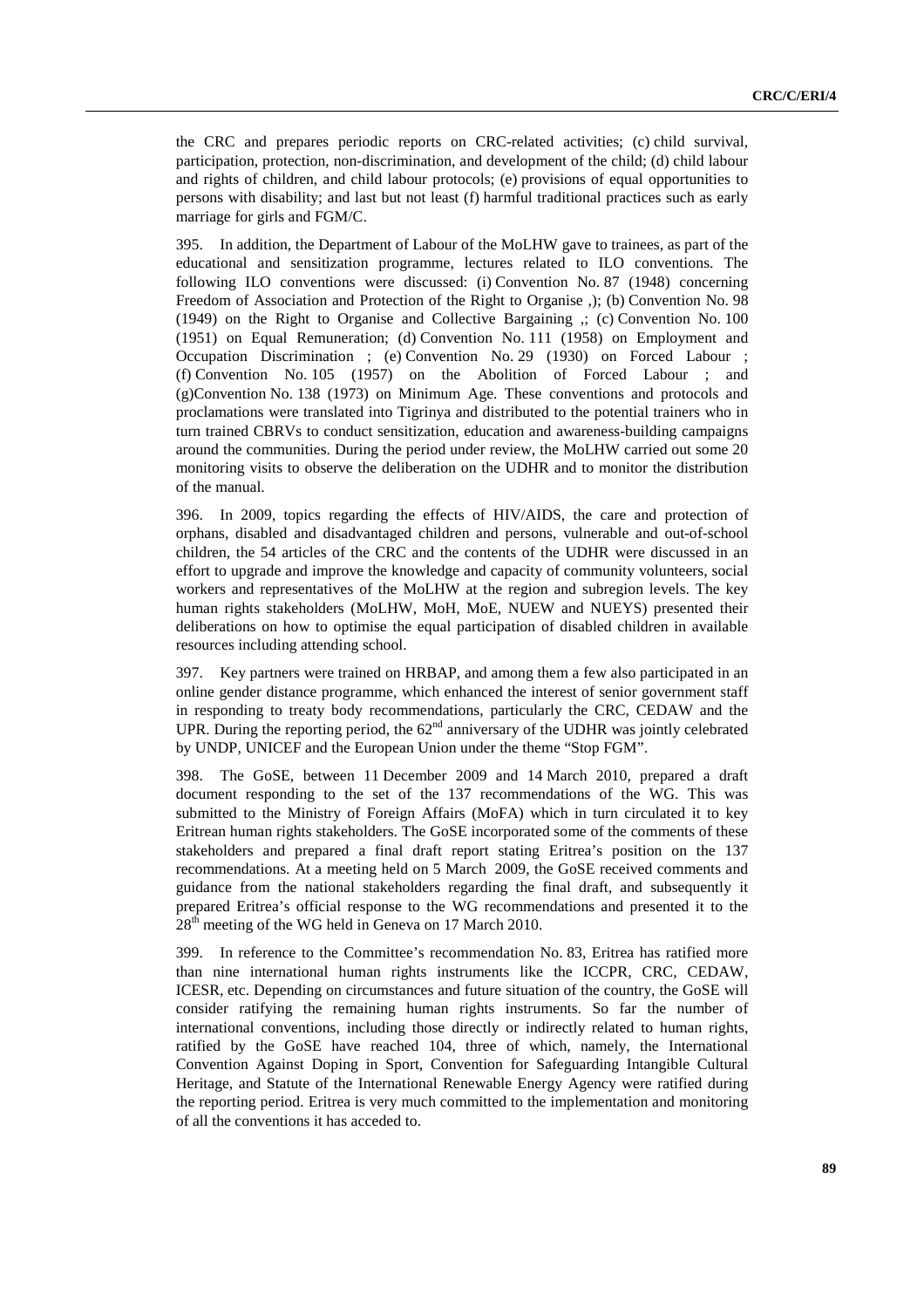the CRC and prepares periodic reports on CRC-related activities; (c) child survival, participation, protection, non-discrimination, and development of the child; (d) child labour and rights of children, and child labour protocols; (e) provisions of equal opportunities to persons with disability; and last but not least (f) harmful traditional practices such as early marriage for girls and FGM/C.

395. In addition, the Department of Labour of the MoLHW gave to trainees, as part of the educational and sensitization programme, lectures related to ILO conventions. The following ILO conventions were discussed: (i) Convention No. 87 (1948) concerning Freedom of Association and Protection of the Right to Organise ,); (b) Convention No. 98 (1949) on the Right to Organise and Collective Bargaining ,; (c) Convention No. 100 (1951) on Equal Remuneration; (d) Convention No. 111 (1958) on Employment and Occupation Discrimination ; (e) Convention No. 29 (1930) on Forced Labour ; (f) Convention No. 105 (1957) on the Abolition of Forced Labour ; and (g)Convention No. 138 (1973) on Minimum Age. These conventions and protocols and proclamations were translated into Tigrinya and distributed to the potential trainers who in turn trained CBRVs to conduct sensitization, education and awareness-building campaigns around the communities. During the period under review, the MoLHW carried out some 20 monitoring visits to observe the deliberation on the UDHR and to monitor the distribution of the manual.

396. In 2009, topics regarding the effects of HIV/AIDS, the care and protection of orphans, disabled and disadvantaged children and persons, vulnerable and out-of-school children, the 54 articles of the CRC and the contents of the UDHR were discussed in an effort to upgrade and improve the knowledge and capacity of community volunteers, social workers and representatives of the MoLHW at the region and subregion levels. The key human rights stakeholders (MoLHW, MoH, MoE, NUEW and NUEYS) presented their deliberations on how to optimise the equal participation of disabled children in available resources including attending school.

397. Key partners were trained on HRBAP, and among them a few also participated in an online gender distance programme, which enhanced the interest of senior government staff in responding to treaty body recommendations, particularly the CRC, CEDAW and the UPR. During the reporting period, the 62nd anniversary of the UDHR was jointly celebrated by UNDP, UNICEF and the European Union under the theme "Stop FGM".

398. The GoSE, between 11 December 2009 and 14 March 2010, prepared a draft document responding to the set of the 137 recommendations of the WG. This was submitted to the Ministry of Foreign Affairs (MoFA) which in turn circulated it to key Eritrean human rights stakeholders. The GoSE incorporated some of the comments of these stakeholders and prepared a final draft report stating Eritrea's position on the 137 recommendations. At a meeting held on 5 March 2009, the GoSE received comments and guidance from the national stakeholders regarding the final draft, and subsequently it prepared Eritrea's official response to the WG recommendations and presented it to the 28th meeting of the WG held in Geneva on 17 March 2010.

399. In reference to the Committee's recommendation No. 83, Eritrea has ratified more than nine international human rights instruments like the ICCPR, CRC, CEDAW, ICESR, etc. Depending on circumstances and future situation of the country, the GoSE will consider ratifying the remaining human rights instruments. So far the number of international conventions, including those directly or indirectly related to human rights, ratified by the GoSE have reached 104, three of which, namely, the International Convention Against Doping in Sport, Convention for Safeguarding Intangible Cultural Heritage, and Statute of the International Renewable Energy Agency were ratified during the reporting period. Eritrea is very much committed to the implementation and monitoring of all the conventions it has acceded to.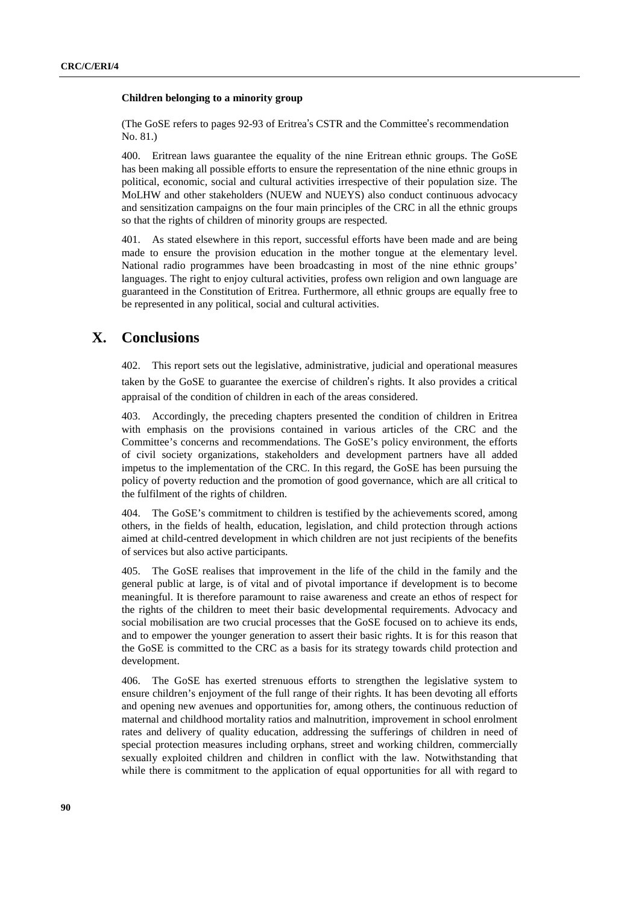**Children belonging to a minority group**

(The GoSE refers to pages 92-93 of Eritrea's CSTR and the Committee's recommendation No. 81.)

400. Eritrean laws guarantee the equality of the nine Eritrean ethnic groups. The GoSE has been making all possible efforts to ensure the representation of the nine ethnic groups in political, economic, social and cultural activities irrespective of their population size. The MoLHW and other stakeholders (NUEW and NUEYS) also conduct continuous advocacy and sensitization campaigns on the four main principles of the CRC in all the ethnic groups so that the rights of children of minority groups are respected.

401. As stated elsewhere in this report, successful efforts have been made and are being made to ensure the provision education in the mother tongue at the elementary level. National radio programmes have been broadcasting in most of the nine ethnic groups' languages. The right to enjoy cultural activities, profess own religion and own language are guaranteed in the Constitution of Eritrea. Furthermore, all ethnic groups are equally free to be represented in any political, social and cultural activities.

# X. Conclusions

402. This report sets out the legislative, administrative, judicial and operational measures taken by the GoSE to guarantee the exercise of children's rights. It also provides a critical appraisal of the condition of children in each of the areas considered.

403. Accordingly, the preceding chapters presented the condition of children in Eritrea with emphasis on the provisions contained in various articles of the CRC and the Committee's concerns and recommendations. The GoSE's policy environment, the efforts of civil society organizations, stakeholders and development partners have all added impetus to the implementation of the CRC. In this regard, the GoSE has been pursuing the policy of poverty reduction and the promotion of good governance, which are all critical to the fulfilment of the rights of children.

404. The GoSE's commitment to children is testified by the achievements scored, among others, in the fields of health, education, legislation, and child protection through actions aimed at child-centred development in which children are not just recipients of the benefits of services but also active participants.

405. The GoSE realises that improvement in the life of the child in the family and the general public at large, is of vital and of pivotal importance if development is to become meaningful. It is therefore paramount to raise awareness and create an ethos of respect for the rights of the children to meet their basic developmental requirements. Advocacy and social mobilisation are two crucial processes that the GoSE focused on to achieve its ends, and to empower the younger generation to assert their basic rights. It is for this reason that the GoSE is committed to the CRC as a basis for its strategy towards child protection and development.

406. The GoSE has exerted strenuous efforts to strengthen the legislative system to ensure children's enjoyment of the full range of their rights. It has been devoting all efforts and opening new avenues and opportunities for, among others, the continuous reduction of maternal and childhood mortality ratios and malnutrition, improvement in school enrolment rates and delivery of quality education, addressing the sufferings of children in need of special protection measures including orphans, street and working children, commercially sexually exploited children and children in conflict with the law. Notwithstanding that while there is commitment to the application of equal opportunities for all with regard to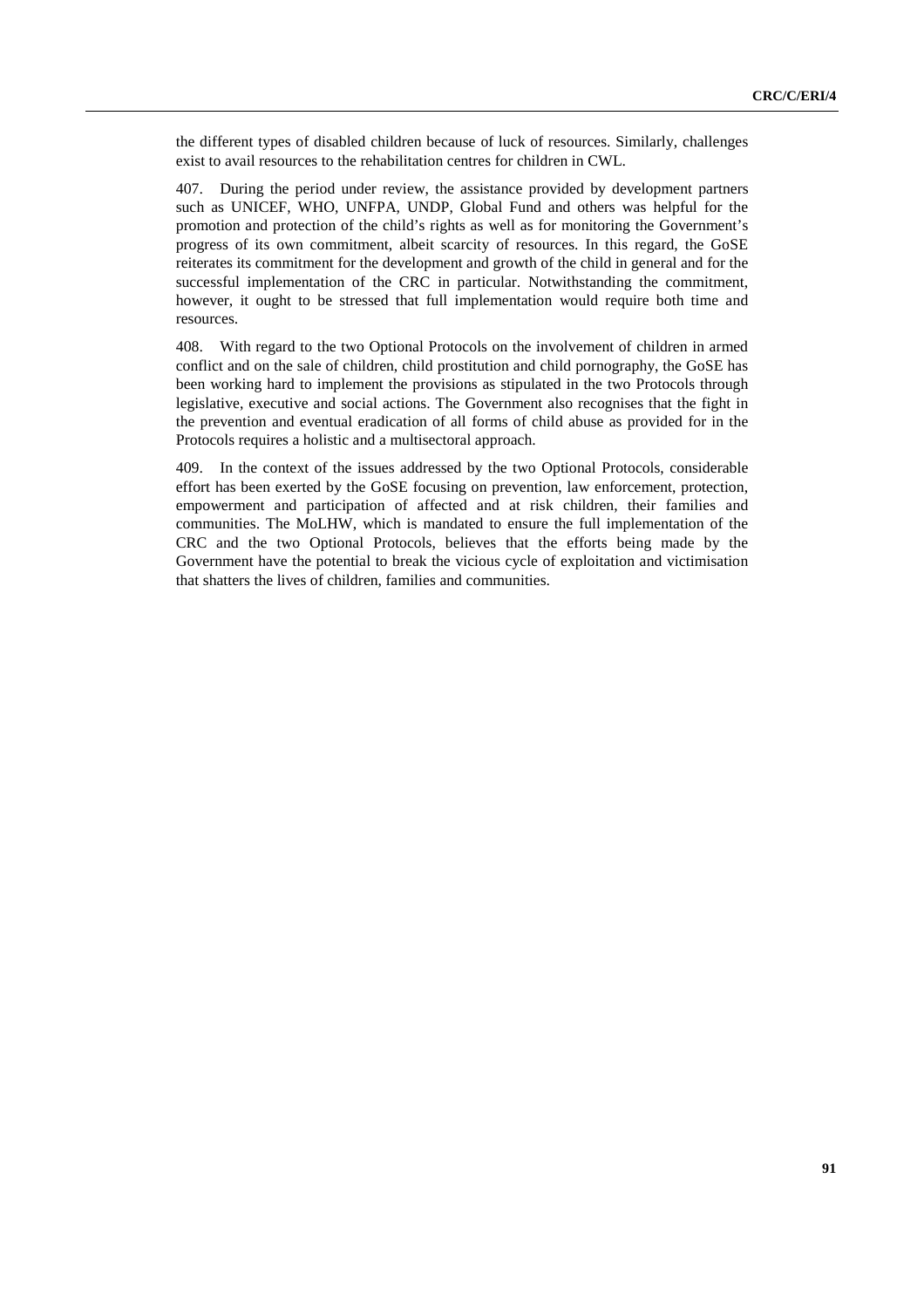the different types of disabled children because of luck of resources. Similarly, challenges exist to avail resources to the rehabilitation centres for children in CWL.

407. During the period under review, the assistance provided by development partners such as UNICEF, WHO, UNFPA, UNDP, Global Fund and others was helpful for the promotion and protection of the child's rights as well as for monitoring the Government's progress of its own commitment, albeit scarcity of resources. In this regard, the GoSE reiterates its commitment for the development and growth of the child in general and for the successful implementation of the CRC in particular. Notwithstanding the commitment, however, it ought to be stressed that full implementation would require both time and resources.

408. With regard to the two Optional Protocols on the involvement of children in armed conflict and on the sale of children, child prostitution and child pornography, the GoSE has been working hard to implement the provisions as stipulated in the two Protocols through legislative, executive and social actions. The Government also recognises that the fight in the prevention and eventual eradication of all forms of child abuse as provided for in the Protocols requires a holistic and a multisectoral approach.

409. In the context of the issues addressed by the two Optional Protocols, considerable effort has been exerted by the GoSE focusing on prevention, law enforcement, protection, empowerment and participation of affected and at risk children, their families and communities. The MoLHW, which is mandated to ensure the full implementation of the CRC and the two Optional Protocols, believes that the efforts being made by the Government have the potential to break the vicious cycle of exploitation and victimisation that shatters the lives of children, families and communities.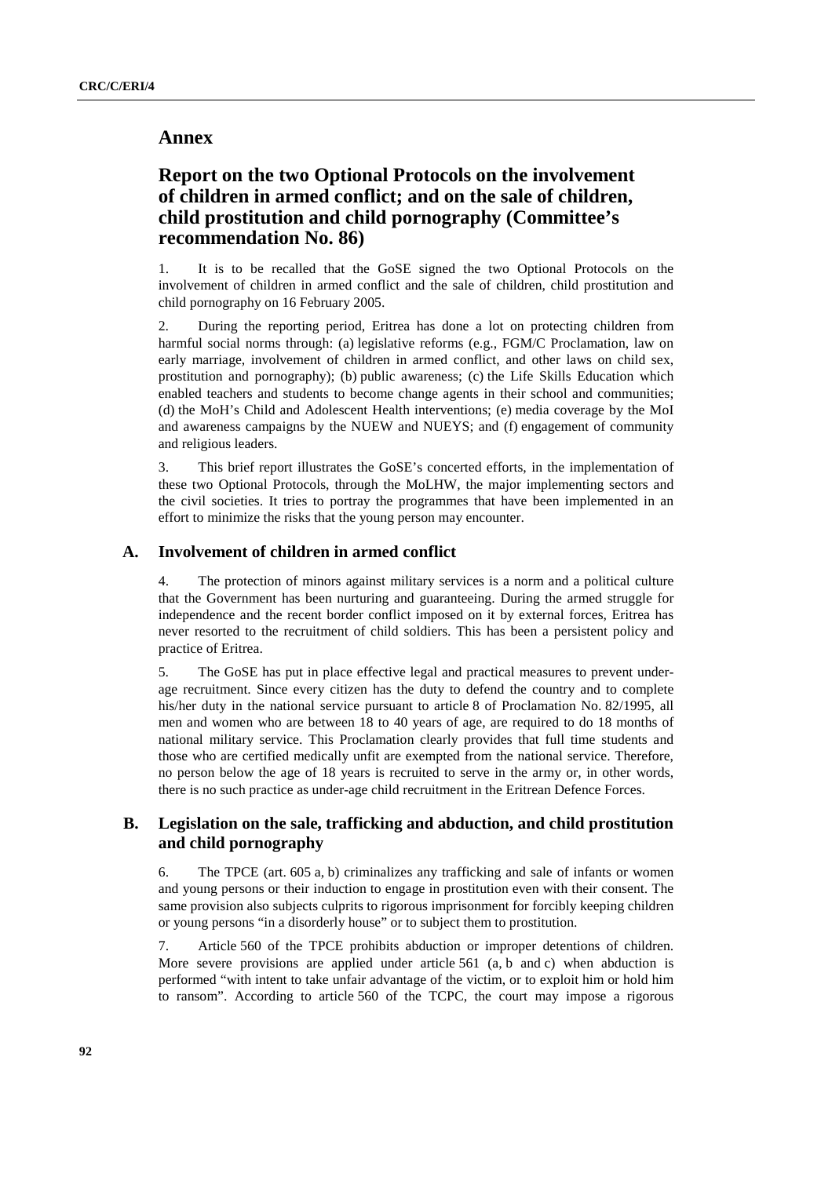# Annex

## Report on the two Optional Protocols on the involvement of children in armed conflict; and on the sale of children, child prostitution and child pornography (Committee's recommendation No. 86)

1. It is to be recalled that the GoSE signed the two Optional Protocols on the involvement of children in armed conflict and the sale of children, child prostitution and child pornography on 16 February 2005.

2. During the reporting period, Eritrea has done a lot on protecting children from harmful social norms through: (a) legislative reforms (e.g., FGM/C Proclamation, law on early marriage, involvement of children in armed conflict, and other laws on child sex, prostitution and pornography); (b) public awareness; (c) the Life Skills Education which enabled teachers and students to become change agents in their school and communities; (d) the MoH's Child and Adolescent Health interventions; (e) media coverage by the MoI and awareness campaigns by the NUEW and NUEYS; and (f) engagement of community and religious leaders.

3. This brief report illustrates the GoSE's concerted efforts, in the implementation of these two Optional Protocols, through the MoLHW, the major implementing sectors and the civil societies. It tries to portray the programmes that have been implemented in an effort to minimize the risks that the young person may encounter.

### A. Involvement of children in armed conflict

4. The protection of minors against military services is a norm and a political culture that the Government has been nurturing and guaranteeing. During the armed struggle for independence and the recent border conflict imposed on it by external forces, Eritrea has never resorted to the recruitment of child soldiers. This has been a persistent policy and practice of Eritrea.

5. The GoSE has put in place effective legal and practical measures to prevent under-age recruitment. Since every citizen has the duty to defend the country and to complete his/her duty in the national service pursuant to article 8 of Proclamation No. 82/1995, all men and women who are between 18 to 40 years of age, are required to do 18 months of national military service. This Proclamation clearly provides that full time students and those who are certified medically unfit are exempted from the national service. Therefore, no person below the age of 18 years is recruited to serve in the army or, in other words, there is no such practice as under-age child recruitment in the Eritrean Defence Forces.

### B. Legislation on the sale, trafficking and abduction, and child prostitution and child pornography

6. The TPCE (art. 605 a, b) criminalizes any trafficking and sale of infants or women and young persons or their induction to engage in prostitution even with their consent. The same provision also subjects culprits to rigorous imprisonment for forcibly keeping children or young persons "in a disorderly house" or to subject them to prostitution.

7. Article 560 of the TPCE prohibits abduction or improper detentions of children. More severe provisions are applied under article 561 (a, b and c) when abduction is performed "with intent to take unfair advantage of the victim, or to exploit him or hold him to ransom". According to article 560 of the TCPC, the court may impose a rigorous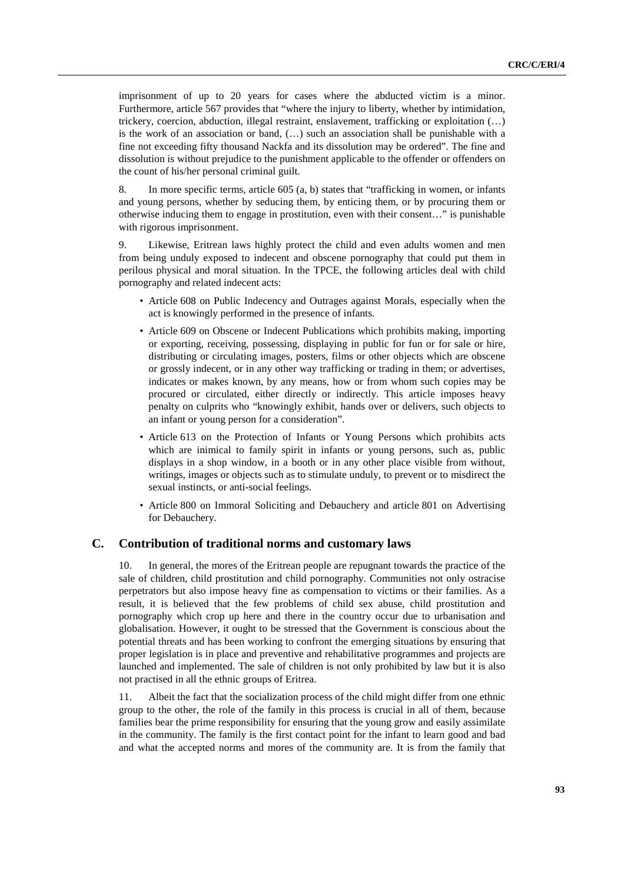imprisonment of up to 20 years for cases where the abducted victim is a minor. Furthermore, article 567 provides that "where the injury to liberty, whether by intimidation, trickery, coercion, abduction, illegal restraint, enslavement, trafficking or exploitation (…) is the work of an association or band, (…) such an association shall be punishable with a fine not exceeding fifty thousand Nackfa and its dissolution may be ordered". The fine and dissolution is without prejudice to the punishment applicable to the offender or offenders on the count of his/her personal criminal guilt.

8. In more specific terms, article 605 (a, b) states that "trafficking in women, or infants and young persons, whether by seducing them, by enticing them, or by procuring them or otherwise inducing them to engage in prostitution, even with their consent…" is punishable with rigorous imprisonment.

9. Likewise, Eritrean laws highly protect the child and even adults women and men from being unduly exposed to indecent and obscene pornography that could put them in perilous physical and moral situation. In the TPCE, the following articles deal with child pornography and related indecent acts:

- Article 608 on Public Indecency and Outrages against Morals, especially when the act is knowingly performed in the presence of infants.
- Article 609 on Obscene or Indecent Publications which prohibits making, importing or exporting, receiving, possessing, displaying in public for fun or for sale or hire, distributing or circulating images, posters, films or other objects which are obscene or grossly indecent, or in any other way trafficking or trading in them; or advertises, indicates or makes known, by any means, how or from whom such copies may be procured or circulated, either directly or indirectly. This article imposes heavy penalty on culprits who "knowingly exhibit, hands over or delivers, such objects to an infant or young person for a consideration".
- Article 613 on the Protection of Infants or Young Persons which prohibits acts which are inimical to family spirit in infants or young persons, such as, public displays in a shop window, in a booth or in any other place visible from without, writings, images or objects such as to stimulate unduly, to prevent or to misdirect the sexual instincts, or anti-social feelings.
- Article 800 on Immoral Soliciting and Debauchery and article 801 on Advertising for Debauchery.

## C. Contribution of traditional norms and customary laws

10. In general, the mores of the Eritrean people are repugnant towards the practice of the sale of children, child prostitution and child pornography. Communities not only ostracise perpetrators but also impose heavy fine as compensation to victims or their families. As a result, it is believed that the few problems of child sex abuse, child prostitution and pornography which crop up here and there in the country occur due to urbanisation and globalisation. However, it ought to be stressed that the Government is conscious about the potential threats and has been working to confront the emerging situations by ensuring that proper legislation is in place and preventive and rehabilitative programmes and projects are launched and implemented. The sale of children is not only prohibited by law but it is also not practised in all the ethnic groups of Eritrea.

11. Albeit the fact that the socialization process of the child might differ from one ethnic group to the other, the role of the family in this process is crucial in all of them, because families bear the prime responsibility for ensuring that the young grow and easily assimilate in the community. The family is the first contact point for the infant to learn good and bad and what the accepted norms and mores of the community are. It is from the family that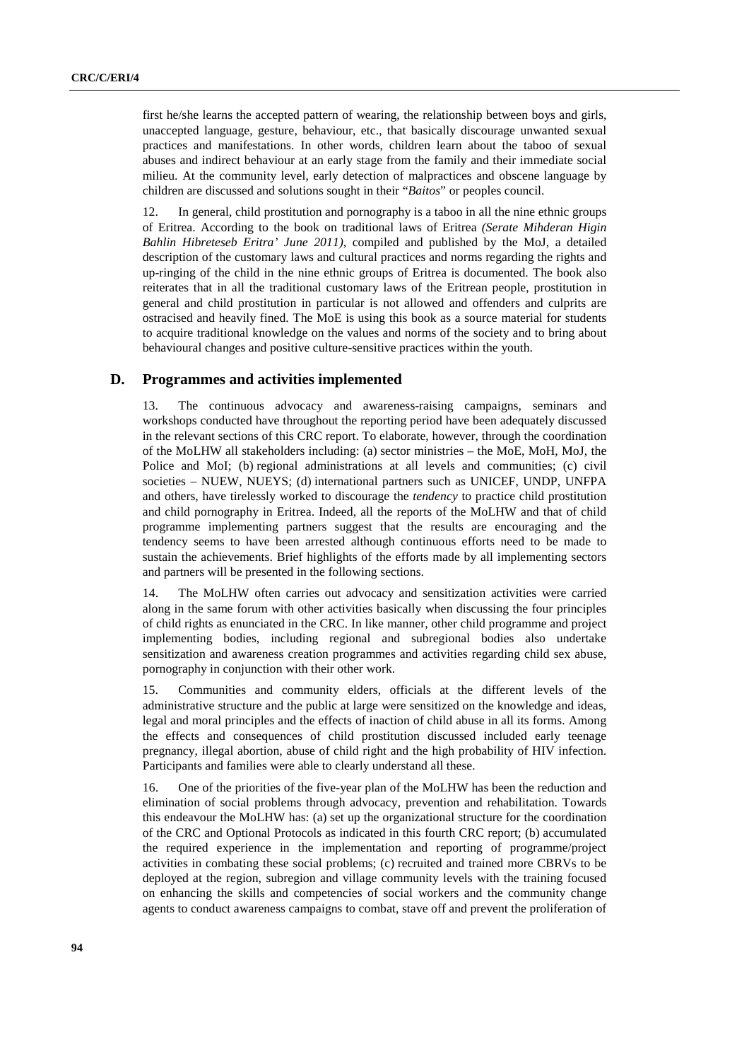first he/she learns the accepted pattern of wearing, the relationship between boys and girls, unaccepted language, gesture, behaviour, etc., that basically discourage unwanted sexual practices and manifestations. In other words, children learn about the taboo of sexual abuses and indirect behaviour at an early stage from the family and their immediate social milieu. At the community level, early detection of malpractices and obscene language by children are discussed and solutions sought in their "*Baitos*" or peoples council.

12. In general, child prostitution and pornography is a taboo in all the nine ethnic groups of Eritrea. According to the book on traditional laws of Eritrea *(Serate Mihderan Higin Bahlin Hibreteseb Eritra' June 2011)*, compiled and published by the MoJ, a detailed description of the customary laws and cultural practices and norms regarding the rights and up-ringing of the child in the nine ethnic groups of Eritrea is documented. The book also reiterates that in all the traditional customary laws of the Eritrean people, prostitution in general and child prostitution in particular is not allowed and offenders and culprits are ostracised and heavily fined. The MoE is using this book as a source material for students to acquire traditional knowledge on the values and norms of the society and to bring about behavioural changes and positive culture-sensitive practices within the youth.

## D. Programmes and activities implemented

13. The continuous advocacy and awareness-raising campaigns, seminars and workshops conducted have throughout the reporting period have been adequately discussed in the relevant sections of this CRC report. To elaborate, however, through the coordination of the MoLHW all stakeholders including: (a) sector ministries – the MoE, MoH, MoJ, the Police and MoI; (b) regional administrations at all levels and communities; (c) civil societies – NUEW, NUEYS; (d) international partners such as UNICEF, UNDP, UNFPA and others, have tirelessly worked to discourage the *tendency* to practice child prostitution and child pornography in Eritrea. Indeed, all the reports of the MoLHW and that of child programme implementing partners suggest that the results are encouraging and the tendency seems to have been arrested although continuous efforts need to be made to sustain the achievements. Brief highlights of the efforts made by all implementing sectors and partners will be presented in the following sections.

14. The MoLHW often carries out advocacy and sensitization activities were carried along in the same forum with other activities basically when discussing the four principles of child rights as enunciated in the CRC. In like manner, other child programme and project implementing bodies, including regional and subregional bodies also undertake sensitization and awareness creation programmes and activities regarding child sex abuse, pornography in conjunction with their other work.

15. Communities and community elders, officials at the different levels of the administrative structure and the public at large were sensitized on the knowledge and ideas, legal and moral principles and the effects of inaction of child abuse in all its forms. Among the effects and consequences of child prostitution discussed included early teenage pregnancy, illegal abortion, abuse of child right and the high probability of HIV infection. Participants and families were able to clearly understand all these.

16. One of the priorities of the five-year plan of the MoLHW has been the reduction and elimination of social problems through advocacy, prevention and rehabilitation. Towards this endeavour the MoLHW has: (a) set up the organizational structure for the coordination of the CRC and Optional Protocols as indicated in this fourth CRC report; (b) accumulated the required experience in the implementation and reporting of programme/project activities in combating these social problems; (c) recruited and trained more CBRVs to be deployed at the region, subregion and village community levels with the training focused on enhancing the skills and competencies of social workers and the community change agents to conduct awareness campaigns to combat, stave off and prevent the proliferation of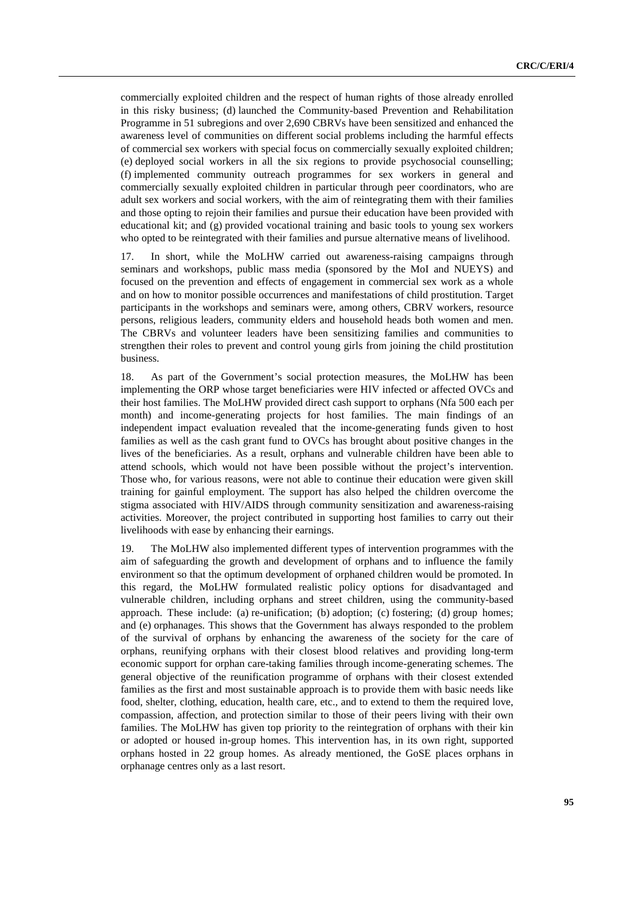commercially exploited children and the respect of human rights of those already enrolled in this risky business; (d) launched the Community-based Prevention and Rehabilitation Programme in 51 subregions and over 2,690 CBRVs have been sensitized and enhanced the awareness level of communities on different social problems including the harmful effects of commercial sex workers with special focus on commercially sexually exploited children; (e) deployed social workers in all the six regions to provide psychosocial counselling; (f) implemented community outreach programmes for sex workers in general and commercially sexually exploited children in particular through peer coordinators, who are adult sex workers and social workers, with the aim of reintegrating them with their families and those opting to rejoin their families and pursue their education have been provided with educational kit; and (g) provided vocational training and basic tools to young sex workers who opted to be reintegrated with their families and pursue alternative means of livelihood.

17. In short, while the MoLHW carried out awareness-raising campaigns through seminars and workshops, public mass media (sponsored by the MoI and NUEYS) and focused on the prevention and effects of engagement in commercial sex work as a whole and on how to monitor possible occurrences and manifestations of child prostitution. Target participants in the workshops and seminars were, among others, CBRV workers, resource persons, religious leaders, community elders and household heads both women and men. The CBRVs and volunteer leaders have been sensitizing families and communities to strengthen their roles to prevent and control young girls from joining the child prostitution business.

18. As part of the Government's social protection measures, the MoLHW has been implementing the ORP whose target beneficiaries were HIV infected or affected OVCs and their host families. The MoLHW provided direct cash support to orphans (Nfa 500 each per month) and income-generating projects for host families. The main findings of an independent impact evaluation revealed that the income-generating funds given to host families as well as the cash grant fund to OVCs has brought about positive changes in the lives of the beneficiaries. As a result, orphans and vulnerable children have been able to attend schools, which would not have been possible without the project's intervention. Those who, for various reasons, were not able to continue their education were given skill training for gainful employment. The support has also helped the children overcome the stigma associated with HIV/AIDS through community sensitization and awareness-raising activities. Moreover, the project contributed in supporting host families to carry out their livelihoods with ease by enhancing their earnings.

19. The MoLHW also implemented different types of intervention programmes with the aim of safeguarding the growth and development of orphans and to influence the family environment so that the optimum development of orphaned children would be promoted. In this regard, the MoLHW formulated realistic policy options for disadvantaged and vulnerable children, including orphans and street children, using the community-based approach. These include: (a) re-unification; (b) adoption; (c) fostering; (d) group homes; and (e) orphanages. This shows that the Government has always responded to the problem of the survival of orphans by enhancing the awareness of the society for the care of orphans, reunifying orphans with their closest blood relatives and providing long-term economic support for orphan care-taking families through income-generating schemes. The general objective of the reunification programme of orphans with their closest extended families as the first and most sustainable approach is to provide them with basic needs like food, shelter, clothing, education, health care, etc., and to extend to them the required love, compassion, affection, and protection similar to those of their peers living with their own families. The MoLHW has given top priority to the reintegration of orphans with their kin or adopted or housed in-group homes. This intervention has, in its own right, supported orphans hosted in 22 group homes. As already mentioned, the GoSE places orphans in orphanage centres only as a last resort.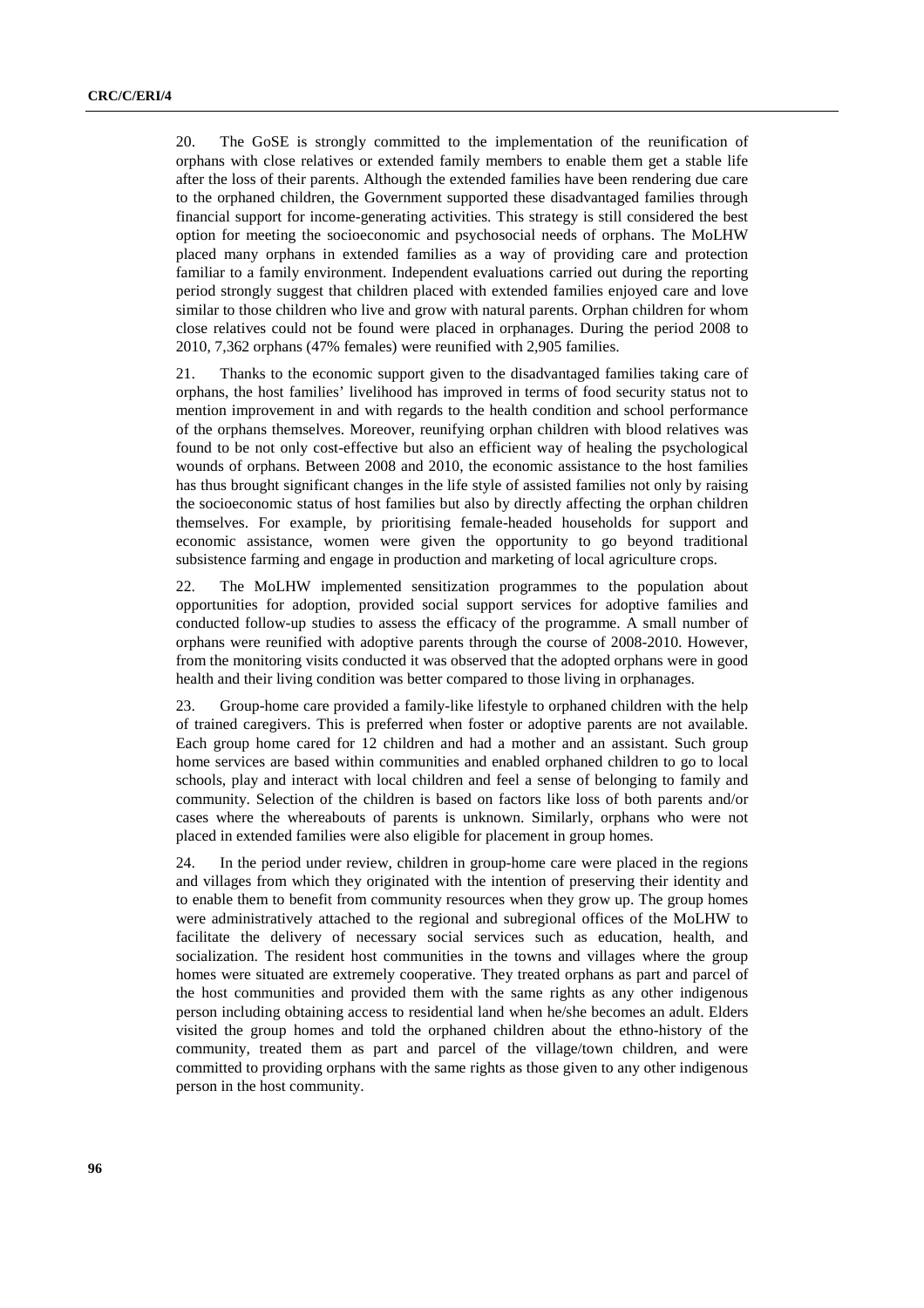20. The GoSE is strongly committed to the implementation of the reunification of orphans with close relatives or extended family members to enable them get a stable life after the loss of their parents. Although the extended families have been rendering due care to the orphaned children, the Government supported these disadvantaged families through financial support for income-generating activities. This strategy is still considered the best option for meeting the socioeconomic and psychosocial needs of orphans. The MoLHW placed many orphans in extended families as a way of providing care and protection familiar to a family environment. Independent evaluations carried out during the reporting period strongly suggest that children placed with extended families enjoyed care and love similar to those children who live and grow with natural parents. Orphan children for whom close relatives could not be found were placed in orphanages. During the period 2008 to 2010, 7,362 orphans (47% females) were reunified with 2,905 families.

21. Thanks to the economic support given to the disadvantaged families taking care of orphans, the host families' livelihood has improved in terms of food security status not to mention improvement in and with regards to the health condition and school performance of the orphans themselves. Moreover, reunifying orphan children with blood relatives was found to be not only cost-effective but also an efficient way of healing the psychological wounds of orphans. Between 2008 and 2010, the economic assistance to the host families has thus brought significant changes in the life style of assisted families not only by raising the socioeconomic status of host families but also by directly affecting the orphan children themselves. For example, by prioritising female-headed households for support and economic assistance, women were given the opportunity to go beyond traditional subsistence farming and engage in production and marketing of local agriculture crops.

22. The MoLHW implemented sensitization programmes to the population about opportunities for adoption, provided social support services for adoptive families and conducted follow-up studies to assess the efficacy of the programme. A small number of orphans were reunified with adoptive parents through the course of 2008-2010. However, from the monitoring visits conducted it was observed that the adopted orphans were in good health and their living condition was better compared to those living in orphanages.

23. Group-home care provided a family-like lifestyle to orphaned children with the help of trained caregivers. This is preferred when foster or adoptive parents are not available. Each group home cared for 12 children and had a mother and an assistant. Such group home services are based within communities and enabled orphaned children to go to local schools, play and interact with local children and feel a sense of belonging to family and community. Selection of the children is based on factors like loss of both parents and/or cases where the whereabouts of parents is unknown. Similarly, orphans who were not placed in extended families were also eligible for placement in group homes.

24. In the period under review, children in group-home care were placed in the regions and villages from which they originated with the intention of preserving their identity and to enable them to benefit from community resources when they grow up. The group homes were administratively attached to the regional and subregional offices of the MoLHW to facilitate the delivery of necessary social services such as education, health, and socialization. The resident host communities in the towns and villages where the group homes were situated are extremely cooperative. They treated orphans as part and parcel of the host communities and provided them with the same rights as any other indigenous person including obtaining access to residential land when he/she becomes an adult. Elders visited the group homes and told the orphaned children about the ethno-history of the community, treated them as part and parcel of the village/town children, and were committed to providing orphans with the same rights as those given to any other indigenous person in the host community.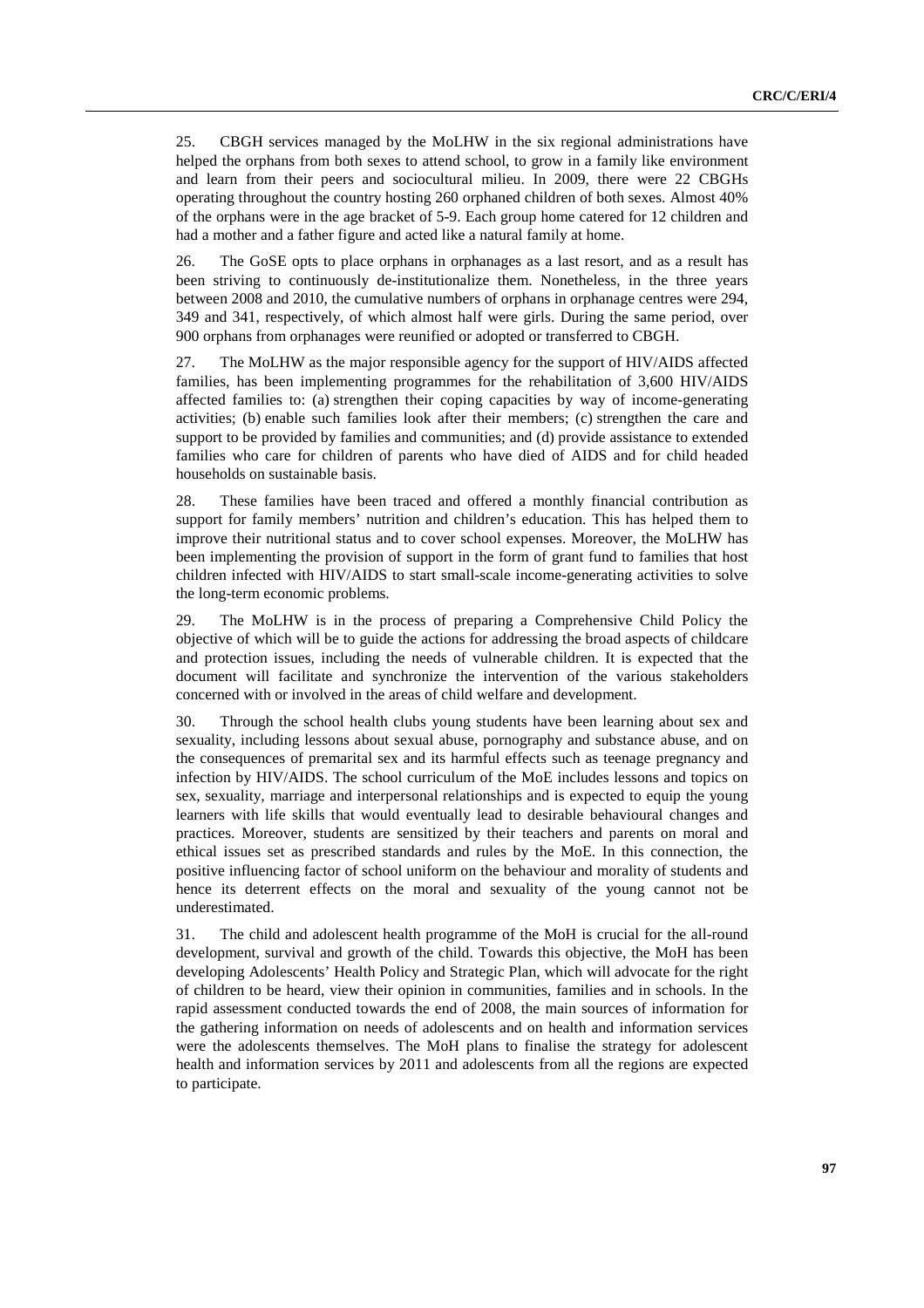25. CBGH services managed by the MoLHW in the six regional administrations have helped the orphans from both sexes to attend school, to grow in a family like environment and learn from their peers and sociocultural milieu. In 2009, there were 22 CBGHs operating throughout the country hosting 260 orphaned children of both sexes. Almost 40% of the orphans were in the age bracket of 5-9. Each group home catered for 12 children and had a mother and a father figure and acted like a natural family at home.

26. The GoSE opts to place orphans in orphanages as a last resort, and as a result has been striving to continuously de-institutionalize them. Nonetheless, in the three years between 2008 and 2010, the cumulative numbers of orphans in orphanage centres were 294, 349 and 341, respectively, of which almost half were girls. During the same period, over 900 orphans from orphanages were reunified or adopted or transferred to CBGH.

27. The MoLHW as the major responsible agency for the support of HIV/AIDS affected families, has been implementing programmes for the rehabilitation of 3,600 HIV/AIDS affected families to: (a) strengthen their coping capacities by way of income-generating activities; (b) enable such families look after their members; (c) strengthen the care and support to be provided by families and communities; and (d) provide assistance to extended families who care for children of parents who have died of AIDS and for child headed households on sustainable basis.

28. These families have been traced and offered a monthly financial contribution as support for family members' nutrition and children's education. This has helped them to improve their nutritional status and to cover school expenses. Moreover, the MoLHW has been implementing the provision of support in the form of grant fund to families that host children infected with HIV/AIDS to start small-scale income-generating activities to solve the long-term economic problems.

29. The MoLHW is in the process of preparing a Comprehensive Child Policy the objective of which will be to guide the actions for addressing the broad aspects of childcare and protection issues, including the needs of vulnerable children. It is expected that the document will facilitate and synchronize the intervention of the various stakeholders concerned with or involved in the areas of child welfare and development.

30. Through the school health clubs young students have been learning about sex and sexuality, including lessons about sexual abuse, pornography and substance abuse, and on the consequences of premarital sex and its harmful effects such as teenage pregnancy and infection by HIV/AIDS. The school curriculum of the MoE includes lessons and topics on sex, sexuality, marriage and interpersonal relationships and is expected to equip the young learners with life skills that would eventually lead to desirable behavioural changes and practices. Moreover, students are sensitized by their teachers and parents on moral and ethical issues set as prescribed standards and rules by the MoE. In this connection, the positive influencing factor of school uniform on the behaviour and morality of students and hence its deterrent effects on the moral and sexuality of the young cannot not be underestimated.

31. The child and adolescent health programme of the MoH is crucial for the all-round development, survival and growth of the child. Towards this objective, the MoH has been developing Adolescents' Health Policy and Strategic Plan, which will advocate for the right of children to be heard, view their opinion in communities, families and in schools. In the rapid assessment conducted towards the end of 2008, the main sources of information for the gathering information on needs of adolescents and on health and information services were the adolescents themselves. The MoH plans to finalise the strategy for adolescent health and information services by 2011 and adolescents from all the regions are expected to participate.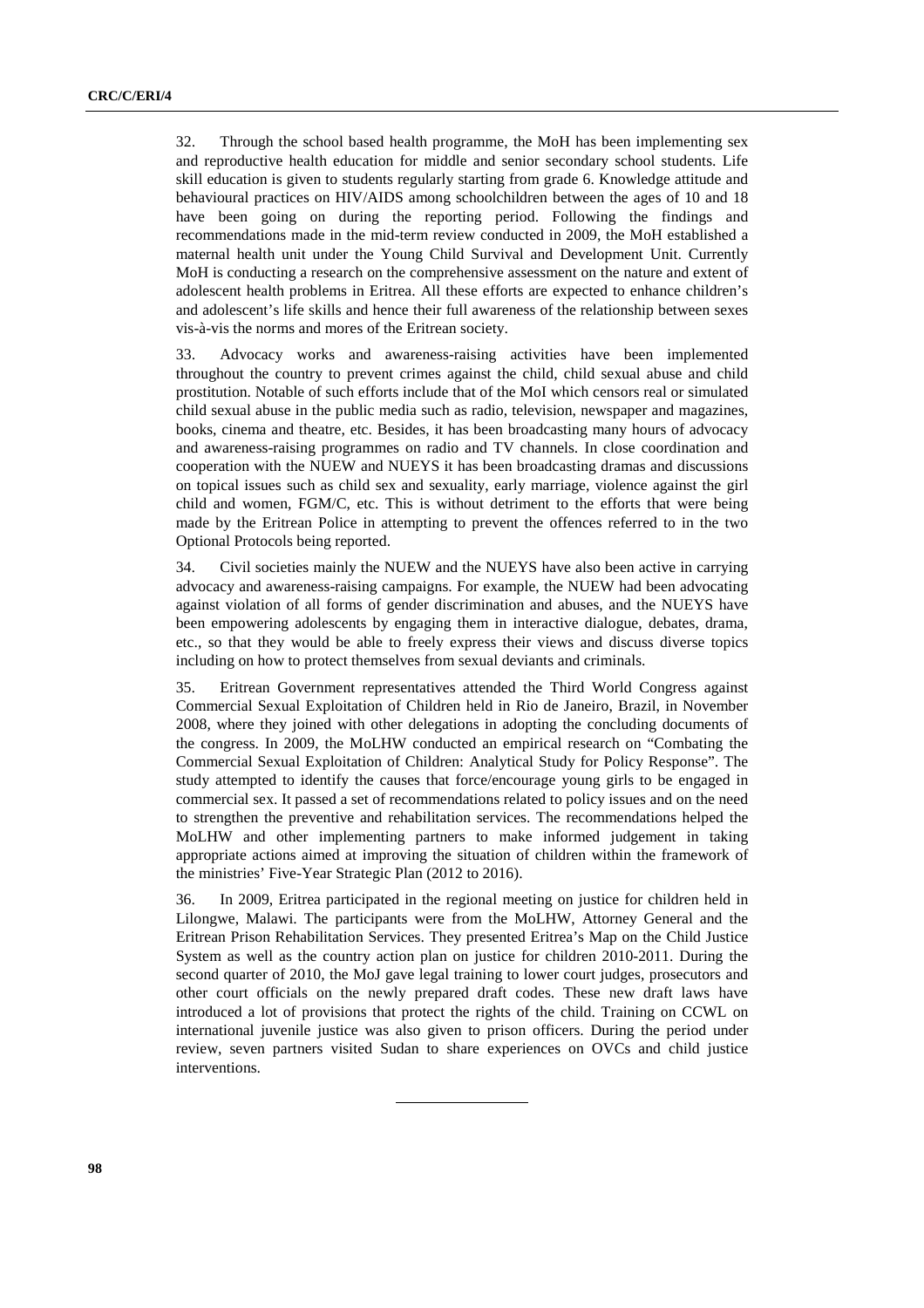32. Through the school based health programme, the MoH has been implementing sex and reproductive health education for middle and senior secondary school students. Life skill education is given to students regularly starting from grade 6. Knowledge attitude and behavioural practices on HIV/AIDS among schoolchildren between the ages of 10 and 18 have been going on during the reporting period. Following the findings and recommendations made in the mid-term review conducted in 2009, the MoH established a maternal health unit under the Young Child Survival and Development Unit. Currently MoH is conducting a research on the comprehensive assessment on the nature and extent of adolescent health problems in Eritrea. All these efforts are expected to enhance children's and adolescent's life skills and hence their full awareness of the relationship between sexes vis-à-vis the norms and mores of the Eritrean society.

33. Advocacy works and awareness-raising activities have been implemented throughout the country to prevent crimes against the child, child sexual abuse and child prostitution. Notable of such efforts include that of the MoI which censors real or simulated child sexual abuse in the public media such as radio, television, newspaper and magazines, books, cinema and theatre, etc. Besides, it has been broadcasting many hours of advocacy and awareness-raising programmes on radio and TV channels. In close coordination and cooperation with the NUEW and NUEYS it has been broadcasting dramas and discussions on topical issues such as child sex and sexuality, early marriage, violence against the girl child and women, FGM/C, etc. This is without detriment to the efforts that were being made by the Eritrean Police in attempting to prevent the offences referred to in the two Optional Protocols being reported.

34. Civil societies mainly the NUEW and the NUEYS have also been active in carrying advocacy and awareness-raising campaigns. For example, the NUEW had been advocating against violation of all forms of gender discrimination and abuses, and the NUEYS have been empowering adolescents by engaging them in interactive dialogue, debates, drama, etc., so that they would be able to freely express their views and discuss diverse topics including on how to protect themselves from sexual deviants and criminals.

35. Eritrean Government representatives attended the Third World Congress against Commercial Sexual Exploitation of Children held in Rio de Janeiro, Brazil, in November 2008, where they joined with other delegations in adopting the concluding documents of the congress. In 2009, the MoLHW conducted an empirical research on "Combating the Commercial Sexual Exploitation of Children: Analytical Study for Policy Response". The study attempted to identify the causes that force/encourage young girls to be engaged in commercial sex. It passed a set of recommendations related to policy issues and on the need to strengthen the preventive and rehabilitation services. The recommendations helped the MoLHW and other implementing partners to make informed judgement in taking appropriate actions aimed at improving the situation of children within the framework of the ministries' Five-Year Strategic Plan (2012 to 2016).

36. In 2009, Eritrea participated in the regional meeting on justice for children held in Lilongwe, Malawi. The participants were from the MoLHW, Attorney General and the Eritrean Prison Rehabilitation Services. They presented Eritrea's Map on the Child Justice System as well as the country action plan on justice for children 2010-2011. During the second quarter of 2010, the MoJ gave legal training to lower court judges, prosecutors and other court officials on the newly prepared draft codes. These new draft laws have introduced a lot of provisions that protect the rights of the child. Training on CCWL on international juvenile justice was also given to prison officers. During the period under review, seven partners visited Sudan to share experiences on OVCs and child justice interventions.